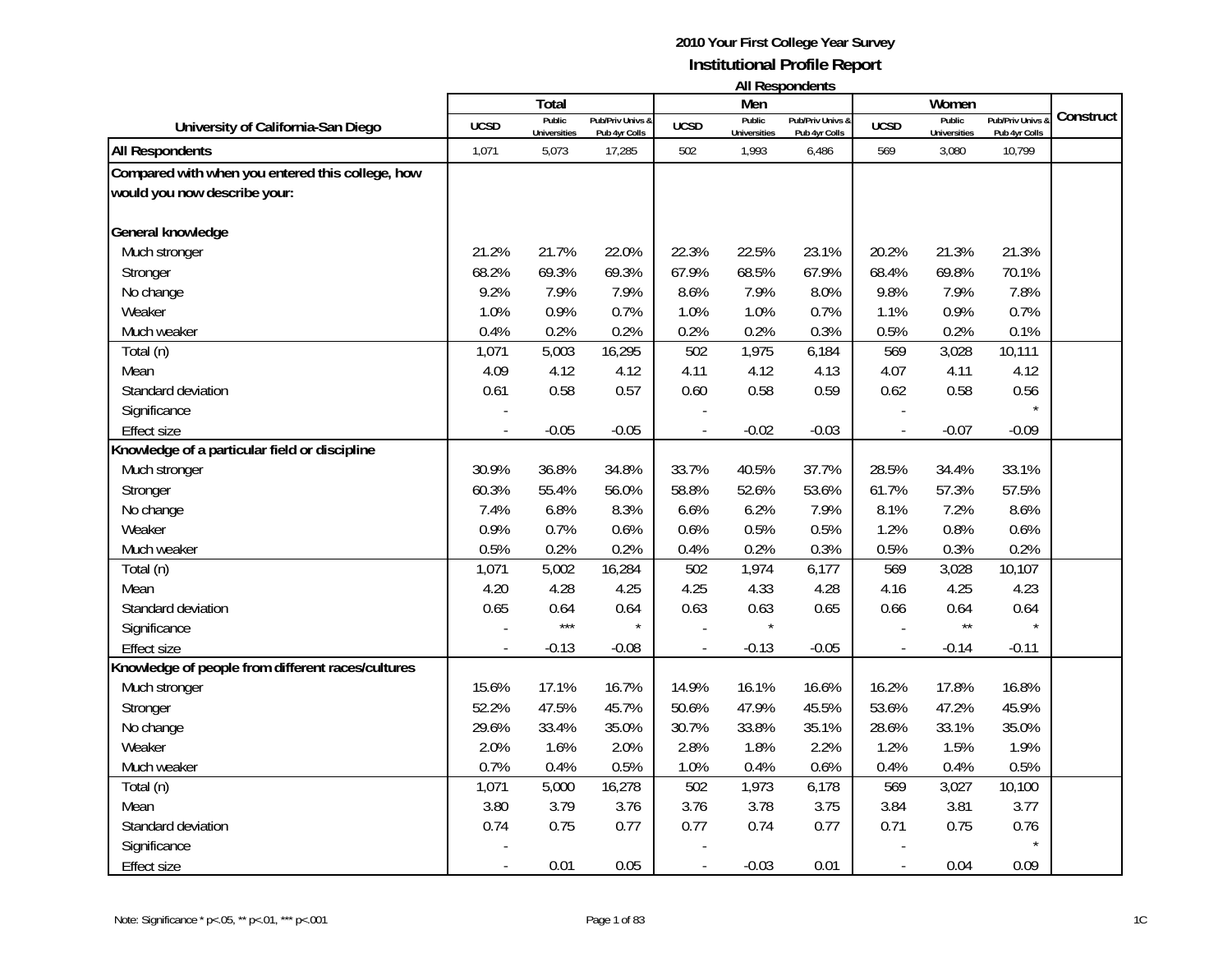**2010 Your First College Year Survey**

**Institutional Profile Report**

**All Respondents**

| University of California-San Diego | Total | | | Men | | | Women | | | Construct |
|---|---|---|---|---|---|---|---|---|---|---|
| | UCSD | Public Universities | Pub/Priv Univs & Pub 4yr Colls | UCSD | Public Universities | Pub/Priv Univs & Pub 4yr Colls | UCSD | Public Universities | Pub/Priv Univs & Pub 4yr Colls | |
| **All Respondents** | 1,071 | 5,073 | 17,285 | 502 | 1,993 | 6,486 | 569 | 3,080 | 10,799 | |
| **Compared with when you entered this college, how would you now describe your:** | | | | | | | | | | |
| **General knowledge** | | | | | | | | | | |
| Much stronger | 21.2% | 21.7% | 22.0% | 22.3% | 22.5% | 23.1% | 20.2% | 21.3% | 21.3% | |
| Stronger | 68.2% | 69.3% | 69.3% | 67.9% | 68.5% | 67.9% | 68.4% | 69.8% | 70.1% | |
| No change | 9.2% | 7.9% | 7.9% | 8.6% | 7.9% | 8.0% | 9.8% | 7.9% | 7.8% | |
| Weaker | 1.0% | 0.9% | 0.7% | 1.0% | 1.0% | 0.7% | 1.1% | 0.9% | 0.7% | |
| Much weaker | 0.4% | 0.2% | 0.2% | 0.2% | 0.2% | 0.3% | 0.5% | 0.2% | 0.1% | |
| Total (n) | 1,071 | 5,003 | 16,295 | 502 | 1,975 | 6,184 | 569 | 3,028 | 10,111 | |
| Mean | 4.09 | 4.12 | 4.12 | 4.11 | 4.12 | 4.13 | 4.07 | 4.11 | 4.12 | |
| Standard deviation | 0.61 | 0.58 | 0.57 | 0.60 | 0.58 | 0.59 | 0.62 | 0.58 | 0.56 | |
| Significance | - | | | - | | | - | | * | |
| Effect size | - | -0.05 | -0.05 | - | -0.02 | -0.03 | - | -0.07 | -0.09 | |
| **Knowledge of a particular field or discipline** | | | | | | | | | | |
| Much stronger | 30.9% | 36.8% | 34.8% | 33.7% | 40.5% | 37.7% | 28.5% | 34.4% | 33.1% | |
| Stronger | 60.3% | 55.4% | 56.0% | 58.8% | 52.6% | 53.6% | 61.7% | 57.3% | 57.5% | |
| No change | 7.4% | 6.8% | 8.3% | 6.6% | 6.2% | 7.9% | 8.1% | 7.2% | 8.6% | |
| Weaker | 0.9% | 0.7% | 0.6% | 0.6% | 0.5% | 0.5% | 1.2% | 0.8% | 0.6% | |
| Much weaker | 0.5% | 0.2% | 0.2% | 0.4% | 0.2% | 0.3% | 0.5% | 0.3% | 0.2% | |
| Total (n) | 1,071 | 5,002 | 16,284 | 502 | 1,974 | 6,177 | 569 | 3,028 | 10,107 | |
| Mean | 4.20 | 4.28 | 4.25 | 4.25 | 4.33 | 4.28 | 4.16 | 4.25 | 4.23 | |
| Standard deviation | 0.65 | 0.64 | 0.64 | 0.63 | 0.63 | 0.65 | 0.66 | 0.64 | 0.64 | |
| Significance | - | *** | * | - | * | | - | ** | * | |
| Effect size | - | -0.13 | -0.08 | - | -0.13 | -0.05 | - | -0.14 | -0.11 | |
| **Knowledge of people from different races/cultures** | | | | | | | | | | |
| Much stronger | 15.6% | 17.1% | 16.7% | 14.9% | 16.1% | 16.6% | 16.2% | 17.8% | 16.8% | |
| Stronger | 52.2% | 47.5% | 45.7% | 50.6% | 47.9% | 45.5% | 53.6% | 47.2% | 45.9% | |
| No change | 29.6% | 33.4% | 35.0% | 30.7% | 33.8% | 35.1% | 28.6% | 33.1% | 35.0% | |
| Weaker | 2.0% | 1.6% | 2.0% | 2.8% | 1.8% | 2.2% | 1.2% | 1.5% | 1.9% | |
| Much weaker | 0.7% | 0.4% | 0.5% | 1.0% | 0.4% | 0.6% | 0.4% | 0.4% | 0.5% | |
| Total (n) | 1,071 | 5,000 | 16,278 | 502 | 1,973 | 6,178 | 569 | 3,027 | 10,100 | |
| Mean | 3.80 | 3.79 | 3.76 | 3.76 | 3.78 | 3.75 | 3.84 | 3.81 | 3.77 | |
| Standard deviation | 0.74 | 0.75 | 0.77 | 0.77 | 0.74 | 0.77 | 0.71 | 0.75 | 0.76 | |
| Significance | - | | | - | | | - | | * | |
| Effect size | - | 0.01 | 0.05 | - | -0.03 | 0.01 | - | 0.04 | 0.09 | |

Note: Significance * p<.05, ** p<.01, *** p<.001

1C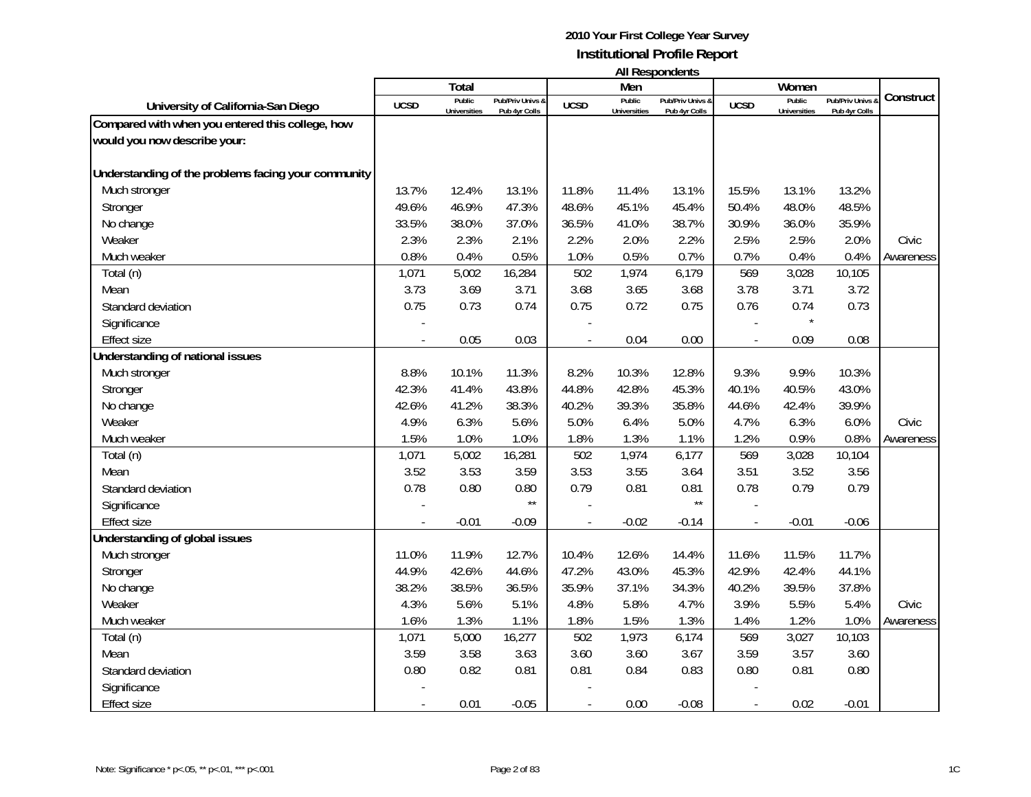**2010 Your First College Year Survey**
**Institutional Profile Report**
**All Respondents**

| University of California-San Diego | Total | | | Men | | | Women | | | Construct |
|---|---|---|---|---|---|---|---|---|---|---|
| | UCSD | Public Universities | Pub/Priv Univs & Pub 4yr Colls | UCSD | Public Universities | Pub/Priv Univs & Pub 4yr Colls | UCSD | Public Universities | Pub/Priv Univs & Pub 4yr Colls | |
| **Compared with when you entered this college, how would you now describe your:** | | | | | | | | | | |
| **Understanding of the problems facing your community** | | | | | | | | | | |
| Much stronger | 13.7% | 12.4% | 13.1% | 11.8% | 11.4% | 13.1% | 15.5% | 13.1% | 13.2% | |
| Stronger | 49.6% | 46.9% | 47.3% | 48.6% | 45.1% | 45.4% | 50.4% | 48.0% | 48.5% | |
| No change | 33.5% | 38.0% | 37.0% | 36.5% | 41.0% | 38.7% | 30.9% | 36.0% | 35.9% | |
| Weaker | 2.3% | 2.3% | 2.1% | 2.2% | 2.0% | 2.2% | 2.5% | 2.5% | 2.0% | Civic |
| Much weaker | 0.8% | 0.4% | 0.5% | 1.0% | 0.5% | 0.7% | 0.7% | 0.4% | 0.4% | Awareness |
| Total (n) | 1,071 | 5,002 | 16,284 | 502 | 1,974 | 6,179 | 569 | 3,028 | 10,105 | |
| Mean | 3.73 | 3.69 | 3.71 | 3.68 | 3.65 | 3.68 | 3.78 | 3.71 | 3.72 | |
| Standard deviation | 0.75 | 0.73 | 0.74 | 0.75 | 0.72 | 0.75 | 0.76 | 0.74 | 0.73 | |
| Significance | - | | | - | | | - | * | | |
| Effect size | - | 0.05 | 0.03 | - | 0.04 | 0.00 | - | 0.09 | 0.08 | |
| **Understanding of national issues** | | | | | | | | | | |
| Much stronger | 8.8% | 10.1% | 11.3% | 8.2% | 10.3% | 12.8% | 9.3% | 9.9% | 10.3% | |
| Stronger | 42.3% | 41.4% | 43.8% | 44.8% | 42.8% | 45.3% | 40.1% | 40.5% | 43.0% | |
| No change | 42.6% | 41.2% | 38.3% | 40.2% | 39.3% | 35.8% | 44.6% | 42.4% | 39.9% | |
| Weaker | 4.9% | 6.3% | 5.6% | 5.0% | 6.4% | 5.0% | 4.7% | 6.3% | 6.0% | Civic |
| Much weaker | 1.5% | 1.0% | 1.0% | 1.8% | 1.3% | 1.1% | 1.2% | 0.9% | 0.8% | Awareness |
| Total (n) | 1,071 | 5,002 | 16,281 | 502 | 1,974 | 6,177 | 569 | 3,028 | 10,104 | |
| Mean | 3.52 | 3.53 | 3.59 | 3.53 | 3.55 | 3.64 | 3.51 | 3.52 | 3.56 | |
| Standard deviation | 0.78 | 0.80 | 0.80 | 0.79 | 0.81 | 0.81 | 0.78 | 0.79 | 0.79 | |
| Significance | - | | ** | - | | ** | - | | | |
| Effect size | - | -0.01 | -0.09 | - | -0.02 | -0.14 | - | -0.01 | -0.06 | |
| **Understanding of global issues** | | | | | | | | | | |
| Much stronger | 11.0% | 11.9% | 12.7% | 10.4% | 12.6% | 14.4% | 11.6% | 11.5% | 11.7% | |
| Stronger | 44.9% | 42.6% | 44.6% | 47.2% | 43.0% | 45.3% | 42.9% | 42.4% | 44.1% | |
| No change | 38.2% | 38.5% | 36.5% | 35.9% | 37.1% | 34.3% | 40.2% | 39.5% | 37.8% | |
| Weaker | 4.3% | 5.6% | 5.1% | 4.8% | 5.8% | 4.7% | 3.9% | 5.5% | 5.4% | Civic |
| Much weaker | 1.6% | 1.3% | 1.1% | 1.8% | 1.5% | 1.3% | 1.4% | 1.2% | 1.0% | Awareness |
| Total (n) | 1,071 | 5,000 | 16,277 | 502 | 1,973 | 6,174 | 569 | 3,027 | 10,103 | |
| Mean | 3.59 | 3.58 | 3.63 | 3.60 | 3.60 | 3.67 | 3.59 | 3.57 | 3.60 | |
| Standard deviation | 0.80 | 0.82 | 0.81 | 0.81 | 0.84 | 0.83 | 0.80 | 0.81 | 0.80 | |
| Significance | - | | | - | | | - | | | |
| Effect size | - | 0.01 | -0.05 | - | 0.00 | -0.08 | - | 0.02 | -0.01 | |

Note: Significance * p<.05, ** p<.01, *** p<.001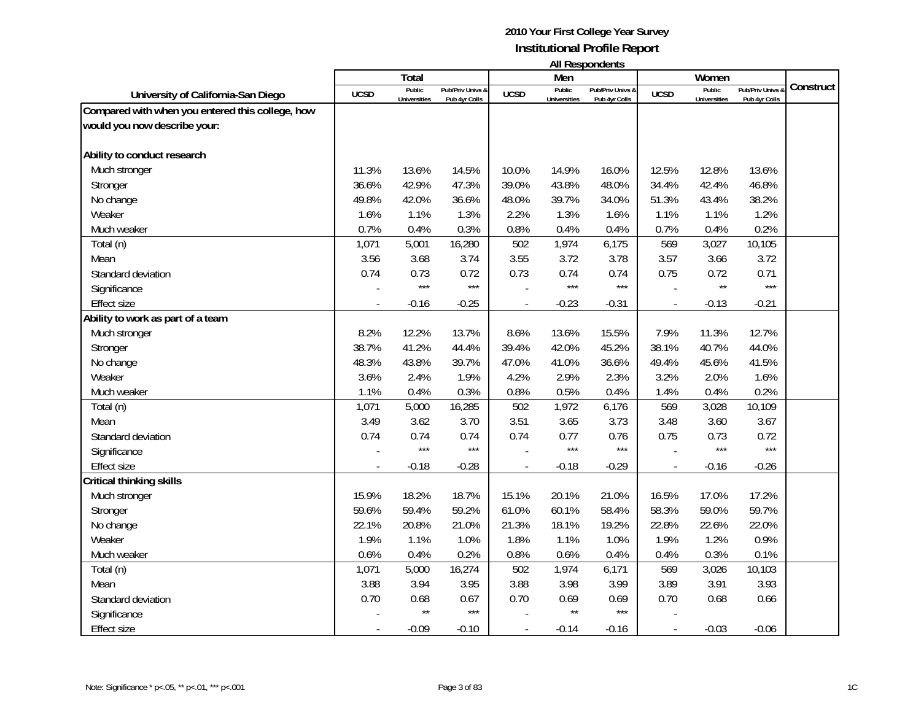# 2010 Your First College Year Survey
## Institutional Profile Report
### All Respondents

| University of California-San Diego | Total | | | Men | | | Women | | | Construct |
|---|---|---|---|---|---|---|---|---|---|---|
| | UCSD | Public Universities | Pub/Priv Univs & Pub 4yr Colls | UCSD | Public Universities | Pub/Priv Univs & Pub 4yr Colls | UCSD | Public Universities | Pub/Priv Univs & Pub 4yr Colls | |
| **Compared with when you entered this college, how would you now describe your:** | | | | | | | | | | |
| **Ability to conduct research** | | | | | | | | | | |
| Much stronger | 11.3% | 13.6% | 14.5% | 10.0% | 14.9% | 16.0% | 12.5% | 12.8% | 13.6% | |
| Stronger | 36.6% | 42.9% | 47.3% | 39.0% | 43.8% | 48.0% | 34.4% | 42.4% | 46.8% | |
| No change | 49.8% | 42.0% | 36.6% | 48.0% | 39.7% | 34.0% | 51.3% | 43.4% | 38.2% | |
| Weaker | 1.6% | 1.1% | 1.3% | 2.2% | 1.3% | 1.6% | 1.1% | 1.1% | 1.2% | |
| Much weaker | 0.7% | 0.4% | 0.3% | 0.8% | 0.4% | 0.4% | 0.7% | 0.4% | 0.2% | |
| Total (n) | 1,071 | 5,001 | 16,280 | 502 | 1,974 | 6,175 | 569 | 3,027 | 10,105 | |
| Mean | 3.56 | 3.68 | 3.74 | 3.55 | 3.72 | 3.78 | 3.57 | 3.66 | 3.72 | |
| Standard deviation | 0.74 | 0.73 | 0.72 | 0.73 | 0.74 | 0.74 | 0.75 | 0.72 | 0.71 | |
| Significance | - | *** | *** | - | *** | *** | - | ** | *** | |
| Effect size | - | -0.16 | -0.25 | - | -0.23 | -0.31 | - | -0.13 | -0.21 | |
| **Ability to work as part of a team** | | | | | | | | | | |
| Much stronger | 8.2% | 12.2% | 13.7% | 8.6% | 13.6% | 15.5% | 7.9% | 11.3% | 12.7% | |
| Stronger | 38.7% | 41.2% | 44.4% | 39.4% | 42.0% | 45.2% | 38.1% | 40.7% | 44.0% | |
| No change | 48.3% | 43.8% | 39.7% | 47.0% | 41.0% | 36.6% | 49.4% | 45.6% | 41.5% | |
| Weaker | 3.6% | 2.4% | 1.9% | 4.2% | 2.9% | 2.3% | 3.2% | 2.0% | 1.6% | |
| Much weaker | 1.1% | 0.4% | 0.3% | 0.8% | 0.5% | 0.4% | 1.4% | 0.4% | 0.2% | |
| Total (n) | 1,071 | 5,000 | 16,285 | 502 | 1,972 | 6,176 | 569 | 3,028 | 10,109 | |
| Mean | 3.49 | 3.62 | 3.70 | 3.51 | 3.65 | 3.73 | 3.48 | 3.60 | 3.67 | |
| Standard deviation | 0.74 | 0.74 | 0.74 | 0.74 | 0.77 | 0.76 | 0.75 | 0.73 | 0.72 | |
| Significance | - | *** | *** | - | *** | *** | - | *** | *** | |
| Effect size | - | -0.18 | -0.28 | - | -0.18 | -0.29 | - | -0.16 | -0.26 | |
| **Critical thinking skills** | | | | | | | | | | |
| Much stronger | 15.9% | 18.2% | 18.7% | 15.1% | 20.1% | 21.0% | 16.5% | 17.0% | 17.2% | |
| Stronger | 59.6% | 59.4% | 59.2% | 61.0% | 60.1% | 58.4% | 58.3% | 59.0% | 59.7% | |
| No change | 22.1% | 20.8% | 21.0% | 21.3% | 18.1% | 19.2% | 22.8% | 22.6% | 22.0% | |
| Weaker | 1.9% | 1.1% | 1.0% | 1.8% | 1.1% | 1.0% | 1.9% | 1.2% | 0.9% | |
| Much weaker | 0.6% | 0.4% | 0.2% | 0.8% | 0.6% | 0.4% | 0.4% | 0.3% | 0.1% | |
| Total (n) | 1,071 | 5,000 | 16,274 | 502 | 1,974 | 6,171 | 569 | 3,026 | 10,103 | |
| Mean | 3.88 | 3.94 | 3.95 | 3.88 | 3.98 | 3.99 | 3.89 | 3.91 | 3.93 | |
| Standard deviation | 0.70 | 0.68 | 0.67 | 0.70 | 0.69 | 0.69 | 0.70 | 0.68 | 0.66 | |
| Significance | - | ** | *** | - | ** | *** | - | | | |
| Effect size | - | -0.09 | -0.10 | - | -0.14 | -0.16 | - | -0.03 | -0.06 | |

Note: Significance * p<.05, ** p<.01, *** p<.001

1C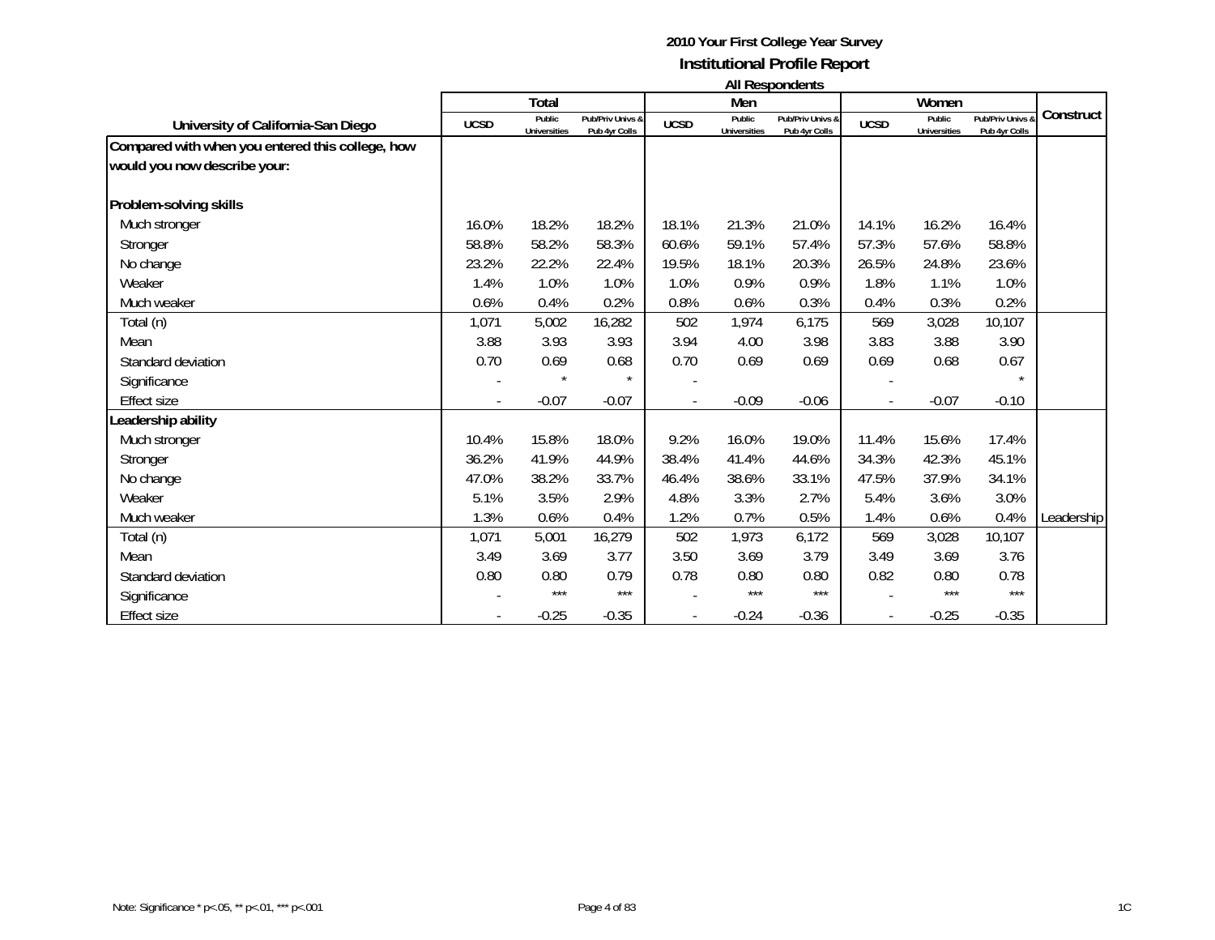**2010 Your First College Year Survey**

**Institutional Profile Report**

**All Respondents**

| University of California-San Diego | Total | | | Men | | | Women | | | Construct |
|---|---|---|---|---|---|---|---|---|---|---|
| | UCSD | Public Universities | Pub/Priv Univs & Pub 4yr Colls | UCSD | Public Universities | Pub/Priv Univs & Pub 4yr Colls | UCSD | Public Universities | Pub/Priv Univs & Pub 4yr Colls | |
| **Compared with when you entered this college, how would you now describe your:** | | | | | | | | | | |
| **Problem-solving skills** | | | | | | | | | | |
| Much stronger | 16.0% | 18.2% | 18.2% | 18.1% | 21.3% | 21.0% | 14.1% | 16.2% | 16.4% | |
| Stronger | 58.8% | 58.2% | 58.3% | 60.6% | 59.1% | 57.4% | 57.3% | 57.6% | 58.8% | |
| No change | 23.2% | 22.2% | 22.4% | 19.5% | 18.1% | 20.3% | 26.5% | 24.8% | 23.6% | |
| Weaker | 1.4% | 1.0% | 1.0% | 1.0% | 0.9% | 0.9% | 1.8% | 1.1% | 1.0% | |
| Much weaker | 0.6% | 0.4% | 0.2% | 0.8% | 0.6% | 0.3% | 0.4% | 0.3% | 0.2% | |
| Total (n) | 1,071 | 5,002 | 16,282 | 502 | 1,974 | 6,175 | 569 | 3,028 | 10,107 | |
| Mean | 3.88 | 3.93 | 3.93 | 3.94 | 4.00 | 3.98 | 3.83 | 3.88 | 3.90 | |
| Standard deviation | 0.70 | 0.69 | 0.68 | 0.70 | 0.69 | 0.69 | 0.69 | 0.68 | 0.67 | |
| Significance | - | * | * | - | | | - | | * | |
| Effect size | - | -0.07 | -0.07 | - | -0.09 | -0.06 | - | -0.07 | -0.10 | |
| **Leadership ability** | | | | | | | | | | |
| Much stronger | 10.4% | 15.8% | 18.0% | 9.2% | 16.0% | 19.0% | 11.4% | 15.6% | 17.4% | |
| Stronger | 36.2% | 41.9% | 44.9% | 38.4% | 41.4% | 44.6% | 34.3% | 42.3% | 45.1% | |
| No change | 47.0% | 38.2% | 33.7% | 46.4% | 38.6% | 33.1% | 47.5% | 37.9% | 34.1% | |
| Weaker | 5.1% | 3.5% | 2.9% | 4.8% | 3.3% | 2.7% | 5.4% | 3.6% | 3.0% | |
| Much weaker | 1.3% | 0.6% | 0.4% | 1.2% | 0.7% | 0.5% | 1.4% | 0.6% | 0.4% | Leadership |
| Total (n) | 1,071 | 5,001 | 16,279 | 502 | 1,973 | 6,172 | 569 | 3,028 | 10,107 | |
| Mean | 3.49 | 3.69 | 3.77 | 3.50 | 3.69 | 3.79 | 3.49 | 3.69 | 3.76 | |
| Standard deviation | 0.80 | 0.80 | 0.79 | 0.78 | 0.80 | 0.80 | 0.82 | 0.80 | 0.78 | |
| Significance | - | *** | *** | - | *** | *** | - | *** | *** | |
| Effect size | - | -0.25 | -0.35 | - | -0.24 | -0.36 | - | -0.25 | -0.35 | |

Note: Significance * $p<.05$, ** $p<.01$, *** $p<.001$

1C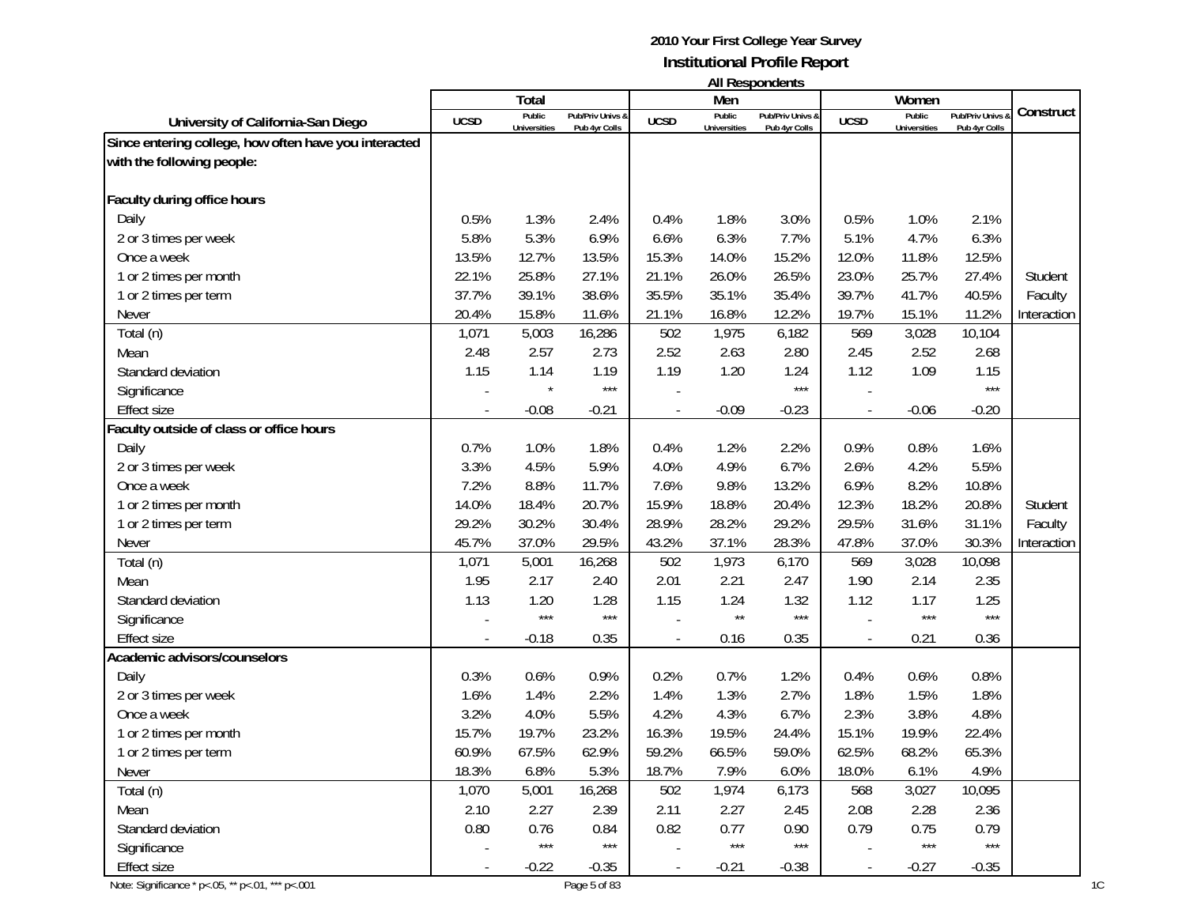**2010 Your First College Year Survey**
**Institutional Profile Report**
**All Respondents**

| University of California-San Diego | Total | | | Men | | | Women | | | Construct |
|---|---|---|---|---|---|---|---|---|---|---|
| | UCSD | Public Universities | Pub/Priv Univs & Pub 4yr Colls | UCSD | Public Universities | Pub/Priv Univs & Pub 4yr Colls | UCSD | Public Universities | Pub/Priv Univs & Pub 4yr Colls | |
| **Since entering college, how often have you interacted with the following people:** | | | | | | | | | | |
| **Faculty during office hours** | | | | | | | | | | |
| Daily | 0.5% | 1.3% | 2.4% | 0.4% | 1.8% | 3.0% | 0.5% | 1.0% | 2.1% | |
| 2 or 3 times per week | 5.8% | 5.3% | 6.9% | 6.6% | 6.3% | 7.7% | 5.1% | 4.7% | 6.3% | |
| Once a week | 13.5% | 12.7% | 13.5% | 15.3% | 14.0% | 15.2% | 12.0% | 11.8% | 12.5% | |
| 1 or 2 times per month | 22.1% | 25.8% | 27.1% | 21.1% | 26.0% | 26.5% | 23.0% | 25.7% | 27.4% | Student |
| 1 or 2 times per term | 37.7% | 39.1% | 38.6% | 35.5% | 35.1% | 35.4% | 39.7% | 41.7% | 40.5% | Faculty |
| Never | 20.4% | 15.8% | 11.6% | 21.1% | 16.8% | 12.2% | 19.7% | 15.1% | 11.2% | Interaction |
| Total (n) | 1,071 | 5,003 | 16,286 | 502 | 1,975 | 6,182 | 569 | 3,028 | 10,104 | |
| Mean | 2.48 | 2.57 | 2.73 | 2.52 | 2.63 | 2.80 | 2.45 | 2.52 | 2.68 | |
| Standard deviation | 1.15 | 1.14 | 1.19 | 1.19 | 1.20 | 1.24 | 1.12 | 1.09 | 1.15 | |
| Significance | - | * | *** | - | | *** | - | | *** | |
| Effect size | - | -0.08 | -0.21 | - | -0.09 | -0.23 | - | -0.06 | -0.20 | |
| **Faculty outside of class or office hours** | | | | | | | | | | |
| Daily | 0.7% | 1.0% | 1.8% | 0.4% | 1.2% | 2.2% | 0.9% | 0.8% | 1.6% | |
| 2 or 3 times per week | 3.3% | 4.5% | 5.9% | 4.0% | 4.9% | 6.7% | 2.6% | 4.2% | 5.5% | |
| Once a week | 7.2% | 8.8% | 11.7% | 7.6% | 9.8% | 13.2% | 6.9% | 8.2% | 10.8% | |
| 1 or 2 times per month | 14.0% | 18.4% | 20.7% | 15.9% | 18.8% | 20.4% | 12.3% | 18.2% | 20.8% | Student |
| 1 or 2 times per term | 29.2% | 30.2% | 30.4% | 28.9% | 28.2% | 29.2% | 29.5% | 31.6% | 31.1% | Faculty |
| Never | 45.7% | 37.0% | 29.5% | 43.2% | 37.1% | 28.3% | 47.8% | 37.0% | 30.3% | Interaction |
| Total (n) | 1,071 | 5,001 | 16,268 | 502 | 1,973 | 6,170 | 569 | 3,028 | 10,098 | |
| Mean | 1.95 | 2.17 | 2.40 | 2.01 | 2.21 | 2.47 | 1.90 | 2.14 | 2.35 | |
| Standard deviation | 1.13 | 1.20 | 1.28 | 1.15 | 1.24 | 1.32 | 1.12 | 1.17 | 1.25 | |
| Significance | - | *** | *** | - | ** | *** | - | *** | *** | |
| Effect size | - | -0.18 | 0.35 | - | 0.16 | 0.35 | - | 0.21 | 0.36 | |
| **Academic advisors/counselors** | | | | | | | | | | |
| Daily | 0.3% | 0.6% | 0.9% | 0.2% | 0.7% | 1.2% | 0.4% | 0.6% | 0.8% | |
| 2 or 3 times per week | 1.6% | 1.4% | 2.2% | 1.4% | 1.3% | 2.7% | 1.8% | 1.5% | 1.8% | |
| Once a week | 3.2% | 4.0% | 5.5% | 4.2% | 4.3% | 6.7% | 2.3% | 3.8% | 4.8% | |
| 1 or 2 times per month | 15.7% | 19.7% | 23.2% | 16.3% | 19.5% | 24.4% | 15.1% | 19.9% | 22.4% | |
| 1 or 2 times per term | 60.9% | 67.5% | 62.9% | 59.2% | 66.5% | 59.0% | 62.5% | 68.2% | 65.3% | |
| Never | 18.3% | 6.8% | 5.3% | 18.7% | 7.9% | 6.0% | 18.0% | 6.1% | 4.9% | |
| Total (n) | 1,070 | 5,001 | 16,268 | 502 | 1,974 | 6,173 | 568 | 3,027 | 10,095 | |
| Mean | 2.10 | 2.27 | 2.39 | 2.11 | 2.27 | 2.45 | 2.08 | 2.28 | 2.36 | |
| Standard deviation | 0.80 | 0.76 | 0.84 | 0.82 | 0.77 | 0.90 | 0.79 | 0.75 | 0.79 | |
| Significance | - | *** | *** | - | *** | *** | - | *** | *** | |
| Effect size | - | -0.22 | -0.35 | - | -0.21 | -0.38 | - | -0.27 | -0.35 | |

Note: Significance * p<.05, ** p<.01, *** p<.001

1C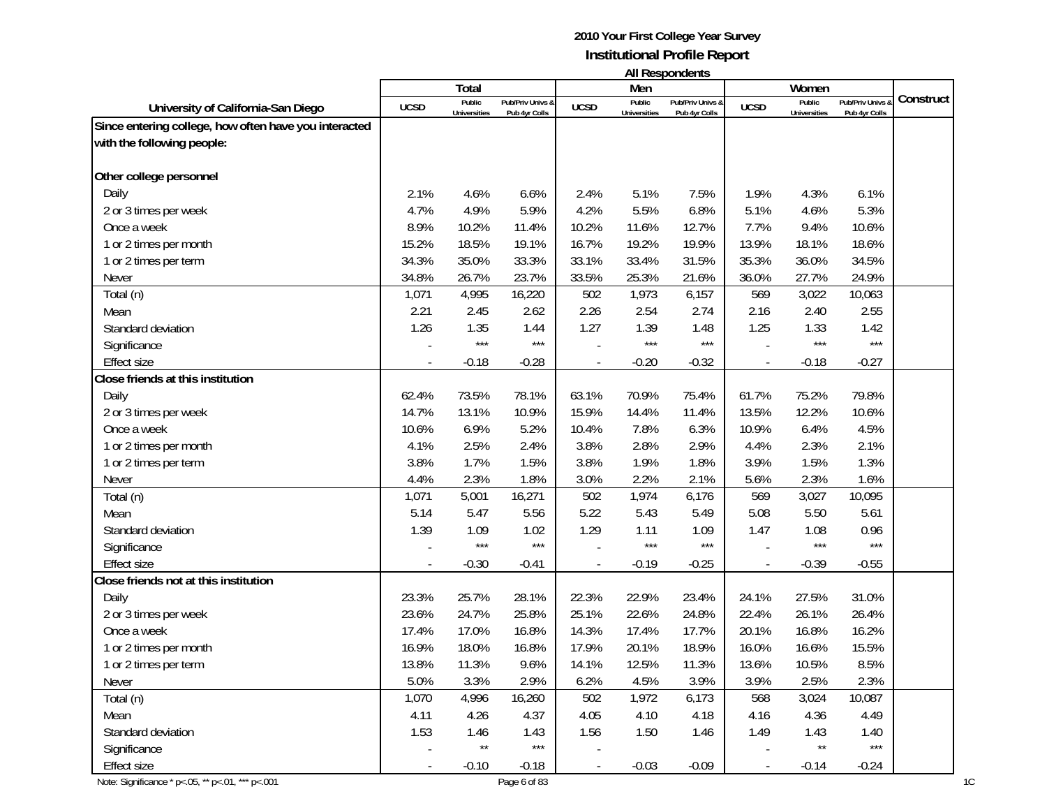**2010 Your First College Year Survey**
**Institutional Profile Report**
**All Respondents**

| University of California-San Diego | Total | | | Men | | | Women | | | Construct |
|---|---|---|---|---|---|---|---|---|---|---|
| | UCSD | Public Universities | Pub/Priv Univs & Pub 4yr Colls | UCSD | Public Universities | Pub/Priv Univs & Pub 4yr Colls | UCSD | Public Universities | Pub/Priv Univs & Pub 4yr Colls | |
| **Since entering college, how often have you interacted with the following people:** | | | | | | | | | | |
| **Other college personnel** | | | | | | | | | | |
| Daily | 2.1% | 4.6% | 6.6% | 2.4% | 5.1% | 7.5% | 1.9% | 4.3% | 6.1% | |
| 2 or 3 times per week | 4.7% | 4.9% | 5.9% | 4.2% | 5.5% | 6.8% | 5.1% | 4.6% | 5.3% | |
| Once a week | 8.9% | 10.2% | 11.4% | 10.2% | 11.6% | 12.7% | 7.7% | 9.4% | 10.6% | |
| 1 or 2 times per month | 15.2% | 18.5% | 19.1% | 16.7% | 19.2% | 19.9% | 13.9% | 18.1% | 18.6% | |
| 1 or 2 times per term | 34.3% | 35.0% | 33.3% | 33.1% | 33.4% | 31.5% | 35.3% | 36.0% | 34.5% | |
| Never | 34.8% | 26.7% | 23.7% | 33.5% | 25.3% | 21.6% | 36.0% | 27.7% | 24.9% | |
| Total (n) | 1,071 | 4,995 | 16,220 | 502 | 1,973 | 6,157 | 569 | 3,022 | 10,063 | |
| Mean | 2.21 | 2.45 | 2.62 | 2.26 | 2.54 | 2.74 | 2.16 | 2.40 | 2.55 | |
| Standard deviation | 1.26 | 1.35 | 1.44 | 1.27 | 1.39 | 1.48 | 1.25 | 1.33 | 1.42 | |
| Significance | - | *** | *** | - | *** | *** | - | *** | *** | |
| Effect size | - | -0.18 | -0.28 | - | -0.20 | -0.32 | - | -0.18 | -0.27 | |
| **Close friends at this institution** | | | | | | | | | | |
| Daily | 62.4% | 73.5% | 78.1% | 63.1% | 70.9% | 75.4% | 61.7% | 75.2% | 79.8% | |
| 2 or 3 times per week | 14.7% | 13.1% | 10.9% | 15.9% | 14.4% | 11.4% | 13.5% | 12.2% | 10.6% | |
| Once a week | 10.6% | 6.9% | 5.2% | 10.4% | 7.8% | 6.3% | 10.9% | 6.4% | 4.5% | |
| 1 or 2 times per month | 4.1% | 2.5% | 2.4% | 3.8% | 2.8% | 2.9% | 4.4% | 2.3% | 2.1% | |
| 1 or 2 times per term | 3.8% | 1.7% | 1.5% | 3.8% | 1.9% | 1.8% | 3.9% | 1.5% | 1.3% | |
| Never | 4.4% | 2.3% | 1.8% | 3.0% | 2.2% | 2.1% | 5.6% | 2.3% | 1.6% | |
| Total (n) | 1,071 | 5,001 | 16,271 | 502 | 1,974 | 6,176 | 569 | 3,027 | 10,095 | |
| Mean | 5.14 | 5.47 | 5.56 | 5.22 | 5.43 | 5.49 | 5.08 | 5.50 | 5.61 | |
| Standard deviation | 1.39 | 1.09 | 1.02 | 1.29 | 1.11 | 1.09 | 1.47 | 1.08 | 0.96 | |
| Significance | - | *** | *** | - | *** | *** | - | *** | *** | |
| Effect size | - | -0.30 | -0.41 | - | -0.19 | -0.25 | - | -0.39 | -0.55 | |
| **Close friends not at this institution** | | | | | | | | | | |
| Daily | 23.3% | 25.7% | 28.1% | 22.3% | 22.9% | 23.4% | 24.1% | 27.5% | 31.0% | |
| 2 or 3 times per week | 23.6% | 24.7% | 25.8% | 25.1% | 22.6% | 24.8% | 22.4% | 26.1% | 26.4% | |
| Once a week | 17.4% | 17.0% | 16.8% | 14.3% | 17.4% | 17.7% | 20.1% | 16.8% | 16.2% | |
| 1 or 2 times per month | 16.9% | 18.0% | 16.8% | 17.9% | 20.1% | 18.9% | 16.0% | 16.6% | 15.5% | |
| 1 or 2 times per term | 13.8% | 11.3% | 9.6% | 14.1% | 12.5% | 11.3% | 13.6% | 10.5% | 8.5% | |
| Never | 5.0% | 3.3% | 2.9% | 6.2% | 4.5% | 3.9% | 3.9% | 2.5% | 2.3% | |
| Total (n) | 1,070 | 4,996 | 16,260 | 502 | 1,972 | 6,173 | 568 | 3,024 | 10,087 | |
| Mean | 4.11 | 4.26 | 4.37 | 4.05 | 4.10 | 4.18 | 4.16 | 4.36 | 4.49 | |
| Standard deviation | 1.53 | 1.46 | 1.43 | 1.56 | 1.50 | 1.46 | 1.49 | 1.43 | 1.40 | |
| Significance | - | ** | *** | - | | | - | ** | *** | |
| Effect size | - | -0.10 | -0.18 | - | -0.03 | -0.09 | - | -0.14 | -0.24 | |

Note: Significance * p<.05, ** p<.01, *** p<.001

1C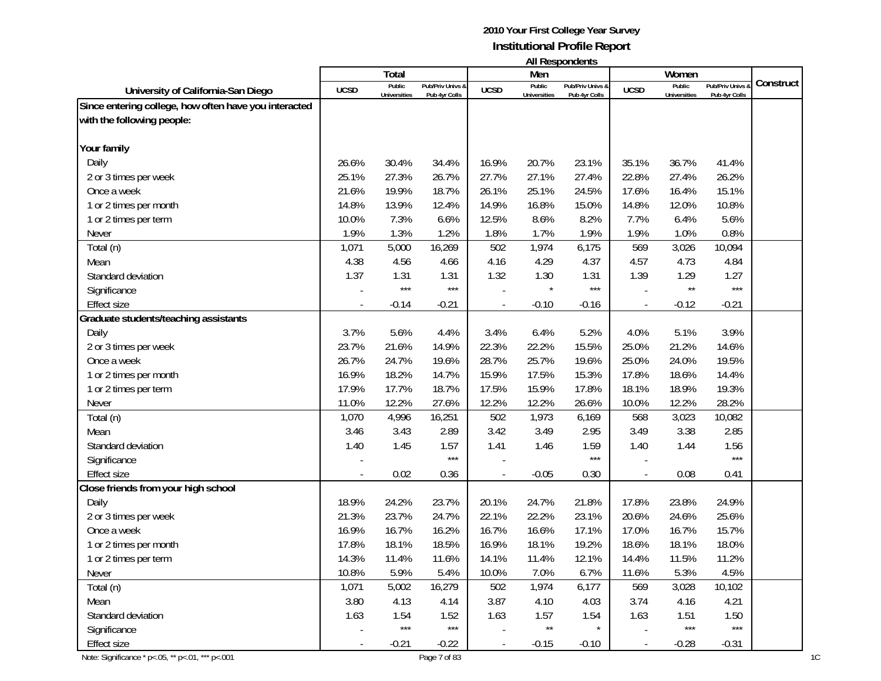# 2010 Your First College Year Survey
## Institutional Profile Report
### All Respondents

| University of California-San Diego | Total | | | Men | | | Women | | | Construct |
|---|---|---|---|---|---|---|---|---|---|---|
| | UCSD | Public Universities | Pub/Priv Univs & Pub 4yr Colls | UCSD | Public Universities | Pub/Priv Univs & Pub 4yr Colls | UCSD | Public Universities | Pub/Priv Univs & Pub 4yr Colls | |
| **Since entering college, how often have you interacted with the following people:** | | | | | | | | | | |
| **Your family** | | | | | | | | | | |
| Daily | 26.6% | 30.4% | 34.4% | 16.9% | 20.7% | 23.1% | 35.1% | 36.7% | 41.4% | |
| 2 or 3 times per week | 25.1% | 27.3% | 26.7% | 27.7% | 27.1% | 27.4% | 22.8% | 27.4% | 26.2% | |
| Once a week | 21.6% | 19.9% | 18.7% | 26.1% | 25.1% | 24.5% | 17.6% | 16.4% | 15.1% | |
| 1 or 2 times per month | 14.8% | 13.9% | 12.4% | 14.9% | 16.8% | 15.0% | 14.8% | 12.0% | 10.8% | |
| 1 or 2 times per term | 10.0% | 7.3% | 6.6% | 12.5% | 8.6% | 8.2% | 7.7% | 6.4% | 5.6% | |
| Never | 1.9% | 1.3% | 1.2% | 1.8% | 1.7% | 1.9% | 1.9% | 1.0% | 0.8% | |
| Total (n) | 1,071 | 5,000 | 16,269 | 502 | 1,974 | 6,175 | 569 | 3,026 | 10,094 | |
| Mean | 4.38 | 4.56 | 4.66 | 4.16 | 4.29 | 4.37 | 4.57 | 4.73 | 4.84 | |
| Standard deviation | 1.37 | 1.31 | 1.31 | 1.32 | 1.30 | 1.31 | 1.39 | 1.29 | 1.27 | |
| Significance | - | *** | *** | - | * | *** | - | ** | *** | |
| Effect size | - | -0.14 | -0.21 | - | -0.10 | -0.16 | - | -0.12 | -0.21 | |
| **Graduate students/teaching assistants** | | | | | | | | | | |
| Daily | 3.7% | 5.6% | 4.4% | 3.4% | 6.4% | 5.2% | 4.0% | 5.1% | 3.9% | |
| 2 or 3 times per week | 23.7% | 21.6% | 14.9% | 22.3% | 22.2% | 15.5% | 25.0% | 21.2% | 14.6% | |
| Once a week | 26.7% | 24.7% | 19.6% | 28.7% | 25.7% | 19.6% | 25.0% | 24.0% | 19.5% | |
| 1 or 2 times per month | 16.9% | 18.2% | 14.7% | 15.9% | 17.5% | 15.3% | 17.8% | 18.6% | 14.4% | |
| 1 or 2 times per term | 17.9% | 17.7% | 18.7% | 17.5% | 15.9% | 17.8% | 18.1% | 18.9% | 19.3% | |
| Never | 11.0% | 12.2% | 27.6% | 12.2% | 12.2% | 26.6% | 10.0% | 12.2% | 28.2% | |
| Total (n) | 1,070 | 4,996 | 16,251 | 502 | 1,973 | 6,169 | 568 | 3,023 | 10,082 | |
| Mean | 3.46 | 3.43 | 2.89 | 3.42 | 3.49 | 2.95 | 3.49 | 3.38 | 2.85 | |
| Standard deviation | 1.40 | 1.45 | 1.57 | 1.41 | 1.46 | 1.59 | 1.40 | 1.44 | 1.56 | |
| Significance | - | | *** | - | | *** | - | | *** | |
| Effect size | - | 0.02 | 0.36 | - | -0.05 | 0.30 | - | 0.08 | 0.41 | |
| **Close friends from your high school** | | | | | | | | | | |
| Daily | 18.9% | 24.2% | 23.7% | 20.1% | 24.7% | 21.8% | 17.8% | 23.8% | 24.9% | |
| 2 or 3 times per week | 21.3% | 23.7% | 24.7% | 22.1% | 22.2% | 23.1% | 20.6% | 24.6% | 25.6% | |
| Once a week | 16.9% | 16.7% | 16.2% | 16.7% | 16.6% | 17.1% | 17.0% | 16.7% | 15.7% | |
| 1 or 2 times per month | 17.8% | 18.1% | 18.5% | 16.9% | 18.1% | 19.2% | 18.6% | 18.1% | 18.0% | |
| 1 or 2 times per term | 14.3% | 11.4% | 11.6% | 14.1% | 11.4% | 12.1% | 14.4% | 11.5% | 11.2% | |
| Never | 10.8% | 5.9% | 5.4% | 10.0% | 7.0% | 6.7% | 11.6% | 5.3% | 4.5% | |
| Total (n) | 1,071 | 5,002 | 16,279 | 502 | 1,974 | 6,177 | 569 | 3,028 | 10,102 | |
| Mean | 3.80 | 4.13 | 4.14 | 3.87 | 4.10 | 4.03 | 3.74 | 4.16 | 4.21 | |
| Standard deviation | 1.63 | 1.54 | 1.52 | 1.63 | 1.57 | 1.54 | 1.63 | 1.51 | 1.50 | |
| Significance | - | *** | *** | - | ** | * | - | *** | *** | |
| Effect size | - | -0.21 | -0.22 | - | -0.15 | -0.10 | - | -0.28 | -0.31 | |

Note: Significance * p<.05, ** p<.01, *** p<.001

1C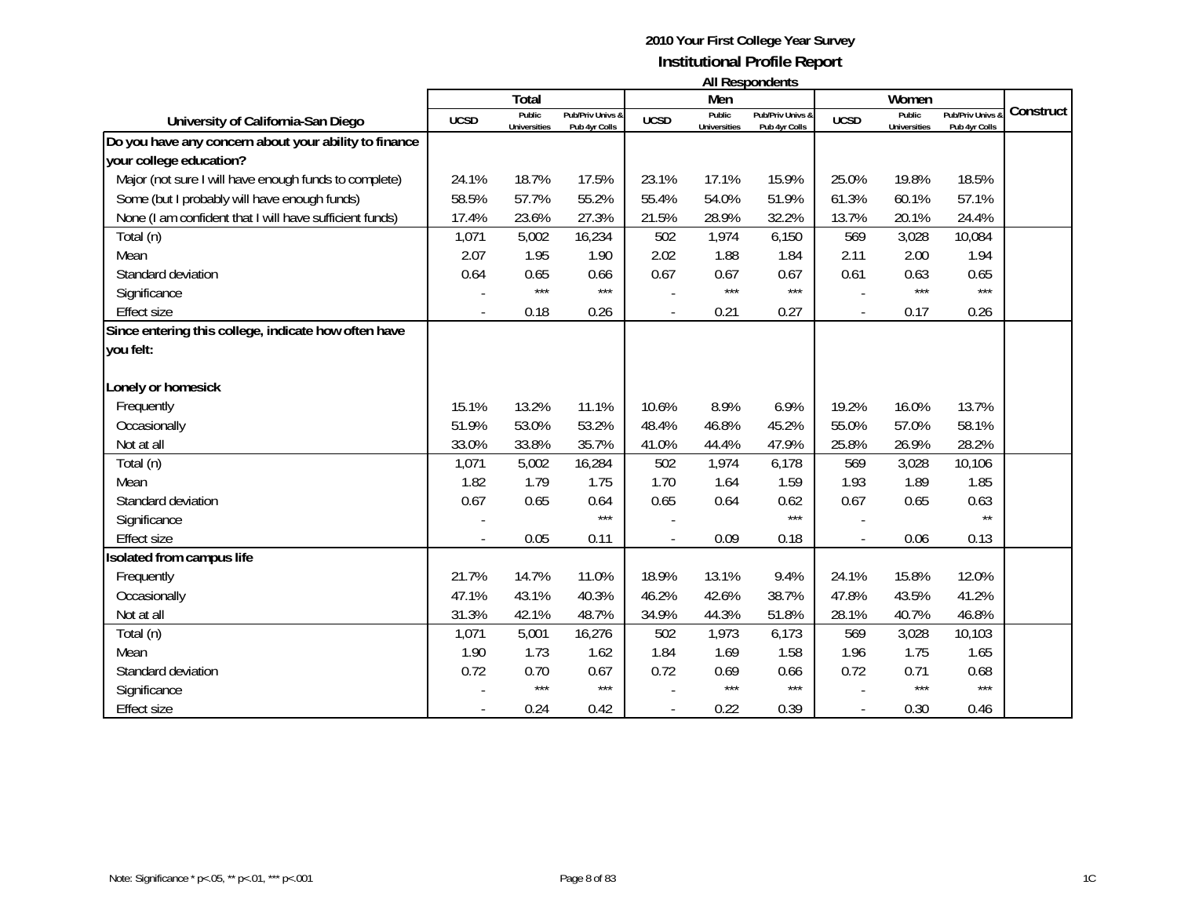**2010 Your First College Year Survey**

**Institutional Profile Report**

**All Respondents**

| University of California-San Diego | Total | | | Men | | | Women | | | Construct |
|---|---|---|---|---|---|---|---|---|---|---|
| | UCSD | Public Universities | Pub/Priv Univs & Pub 4yr Colls | UCSD | Public Universities | Pub/Priv Univs & Pub 4yr Colls | UCSD | Public Universities | Pub/Priv Univs & Pub 4yr Colls | |
| **Do you have any concern about your ability to finance your college education?** | | | | | | | | | | |
| Major (not sure I will have enough funds to complete) | 24.1% | 18.7% | 17.5% | 23.1% | 17.1% | 15.9% | 25.0% | 19.8% | 18.5% | |
| Some (but I probably will have enough funds) | 58.5% | 57.7% | 55.2% | 55.4% | 54.0% | 51.9% | 61.3% | 60.1% | 57.1% | |
| None (I am confident that I will have sufficient funds) | 17.4% | 23.6% | 27.3% | 21.5% | 28.9% | 32.2% | 13.7% | 20.1% | 24.4% | |
| Total (n) | 1,071 | 5,002 | 16,234 | 502 | 1,974 | 6,150 | 569 | 3,028 | 10,084 | |
| Mean | 2.07 | 1.95 | 1.90 | 2.02 | 1.88 | 1.84 | 2.11 | 2.00 | 1.94 | |
| Standard deviation | 0.64 | 0.65 | 0.66 | 0.67 | 0.67 | 0.67 | 0.61 | 0.63 | 0.65 | |
| Significance | - | *** | *** | - | *** | *** | - | *** | *** | |
| Effect size | - | 0.18 | 0.26 | - | 0.21 | 0.27 | - | 0.17 | 0.26 | |
| **Since entering this college, indicate how often have you felt:** | | | | | | | | | | |
| **Lonely or homesick** | | | | | | | | | | |
| Frequently | 15.1% | 13.2% | 11.1% | 10.6% | 8.9% | 6.9% | 19.2% | 16.0% | 13.7% | |
| Occasionally | 51.9% | 53.0% | 53.2% | 48.4% | 46.8% | 45.2% | 55.0% | 57.0% | 58.1% | |
| Not at all | 33.0% | 33.8% | 35.7% | 41.0% | 44.4% | 47.9% | 25.8% | 26.9% | 28.2% | |
| Total (n) | 1,071 | 5,002 | 16,284 | 502 | 1,974 | 6,178 | 569 | 3,028 | 10,106 | |
| Mean | 1.82 | 1.79 | 1.75 | 1.70 | 1.64 | 1.59 | 1.93 | 1.89 | 1.85 | |
| Standard deviation | 0.67 | 0.65 | 0.64 | 0.65 | 0.64 | 0.62 | 0.67 | 0.65 | 0.63 | |
| Significance | - | | *** | - | | *** | - | | ** | |
| Effect size | - | 0.05 | 0.11 | - | 0.09 | 0.18 | - | 0.06 | 0.13 | |
| **Isolated from campus life** | | | | | | | | | | |
| Frequently | 21.7% | 14.7% | 11.0% | 18.9% | 13.1% | 9.4% | 24.1% | 15.8% | 12.0% | |
| Occasionally | 47.1% | 43.1% | 40.3% | 46.2% | 42.6% | 38.7% | 47.8% | 43.5% | 41.2% | |
| Not at all | 31.3% | 42.1% | 48.7% | 34.9% | 44.3% | 51.8% | 28.1% | 40.7% | 46.8% | |
| Total (n) | 1,071 | 5,001 | 16,276 | 502 | 1,973 | 6,173 | 569 | 3,028 | 10,103 | |
| Mean | 1.90 | 1.73 | 1.62 | 1.84 | 1.69 | 1.58 | 1.96 | 1.75 | 1.65 | |
| Standard deviation | 0.72 | 0.70 | 0.67 | 0.72 | 0.69 | 0.66 | 0.72 | 0.71 | 0.68 | |
| Significance | - | *** | *** | - | *** | *** | - | *** | *** | |
| Effect size | - | 0.24 | 0.42 | - | 0.22 | 0.39 | - | 0.30 | 0.46 | |

Note: Significance * p<.05, ** p<.01, *** p<.001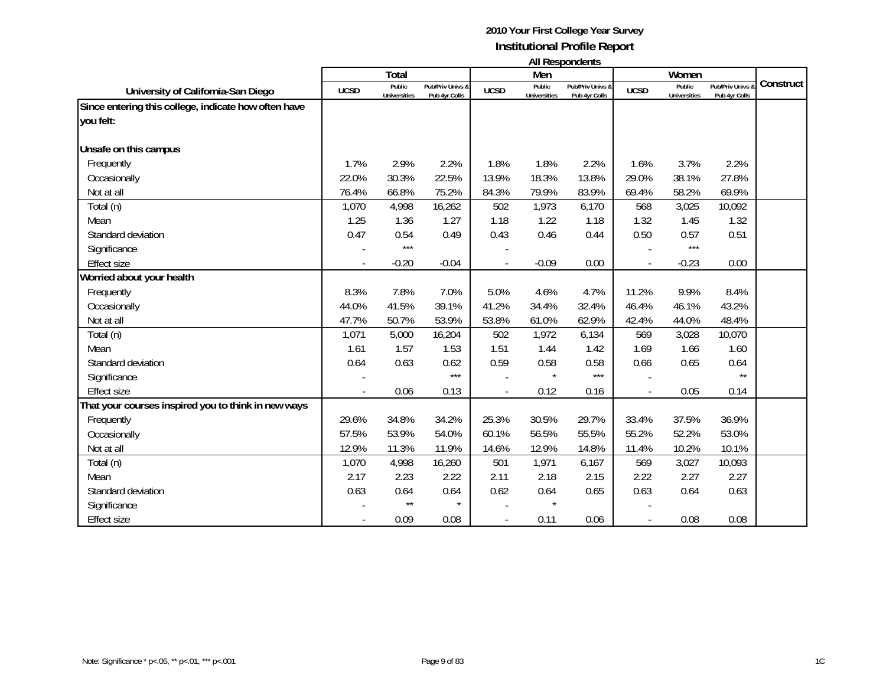**2010 Your First College Year Survey**
**Institutional Profile Report**
**All Respondents**

| University of California-San Diego | Total | | | Men | | | Women | | | Construct |
|---|---|---|---|---|---|---|---|---|---|---|
| | UCSD | Public Universities | Pub/Priv Univs & Pub 4yr Colls | UCSD | Public Universities | Pub/Priv Univs & Pub 4yr Colls | UCSD | Public Universities | Pub/Priv Univs & Pub 4yr Colls | |
| **Since entering this college, indicate how often have you felt:** | | | | | | | | | | |
| **Unsafe on this campus** | | | | | | | | | | |
| Frequently | 1.7% | 2.9% | 2.2% | 1.8% | 1.8% | 2.2% | 1.6% | 3.7% | 2.2% | |
| Occasionally | 22.0% | 30.3% | 22.5% | 13.9% | 18.3% | 13.8% | 29.0% | 38.1% | 27.8% | |
| Not at all | 76.4% | 66.8% | 75.2% | 84.3% | 79.9% | 83.9% | 69.4% | 58.2% | 69.9% | |
| Total (n) | 1,070 | 4,998 | 16,262 | 502 | 1,973 | 6,170 | 568 | 3,025 | 10,092 | |
| Mean | 1.25 | 1.36 | 1.27 | 1.18 | 1.22 | 1.18 | 1.32 | 1.45 | 1.32 | |
| Standard deviation | 0.47 | 0.54 | 0.49 | 0.43 | 0.46 | 0.44 | 0.50 | 0.57 | 0.51 | |
| Significance | - | *** | | - | | | - | *** | | |
| Effect size | - | -0.20 | -0.04 | - | -0.09 | 0.00 | - | -0.23 | 0.00 | |
| **Worried about your health** | | | | | | | | | | |
| Frequently | 8.3% | 7.8% | 7.0% | 5.0% | 4.6% | 4.7% | 11.2% | 9.9% | 8.4% | |
| Occasionally | 44.0% | 41.5% | 39.1% | 41.2% | 34.4% | 32.4% | 46.4% | 46.1% | 43.2% | |
| Not at all | 47.7% | 50.7% | 53.9% | 53.8% | 61.0% | 62.9% | 42.4% | 44.0% | 48.4% | |
| Total (n) | 1,071 | 5,000 | 16,204 | 502 | 1,972 | 6,134 | 569 | 3,028 | 10,070 | |
| Mean | 1.61 | 1.57 | 1.53 | 1.51 | 1.44 | 1.42 | 1.69 | 1.66 | 1.60 | |
| Standard deviation | 0.64 | 0.63 | 0.62 | 0.59 | 0.58 | 0.58 | 0.66 | 0.65 | 0.64 | |
| Significance | - | | *** | - | * | *** | - | | ** | |
| Effect size | - | 0.06 | 0.13 | - | 0.12 | 0.16 | - | 0.05 | 0.14 | |
| **That your courses inspired you to think in new ways** | | | | | | | | | | |
| Frequently | 29.6% | 34.8% | 34.2% | 25.3% | 30.5% | 29.7% | 33.4% | 37.5% | 36.9% | |
| Occasionally | 57.5% | 53.9% | 54.0% | 60.1% | 56.5% | 55.5% | 55.2% | 52.2% | 53.0% | |
| Not at all | 12.9% | 11.3% | 11.9% | 14.6% | 12.9% | 14.8% | 11.4% | 10.2% | 10.1% | |
| Total (n) | 1,070 | 4,998 | 16,260 | 501 | 1,971 | 6,167 | 569 | 3,027 | 10,093 | |
| Mean | 2.17 | 2.23 | 2.22 | 2.11 | 2.18 | 2.15 | 2.22 | 2.27 | 2.27 | |
| Standard deviation | 0.63 | 0.64 | 0.64 | 0.62 | 0.64 | 0.65 | 0.63 | 0.64 | 0.63 | |
| Significance | - | ** | * | - | * | | - | | | |
| Effect size | - | 0.09 | 0.08 | - | 0.11 | 0.06 | - | 0.08 | 0.08 | |

Note: Significance * p<.05, ** p<.01, *** p<.001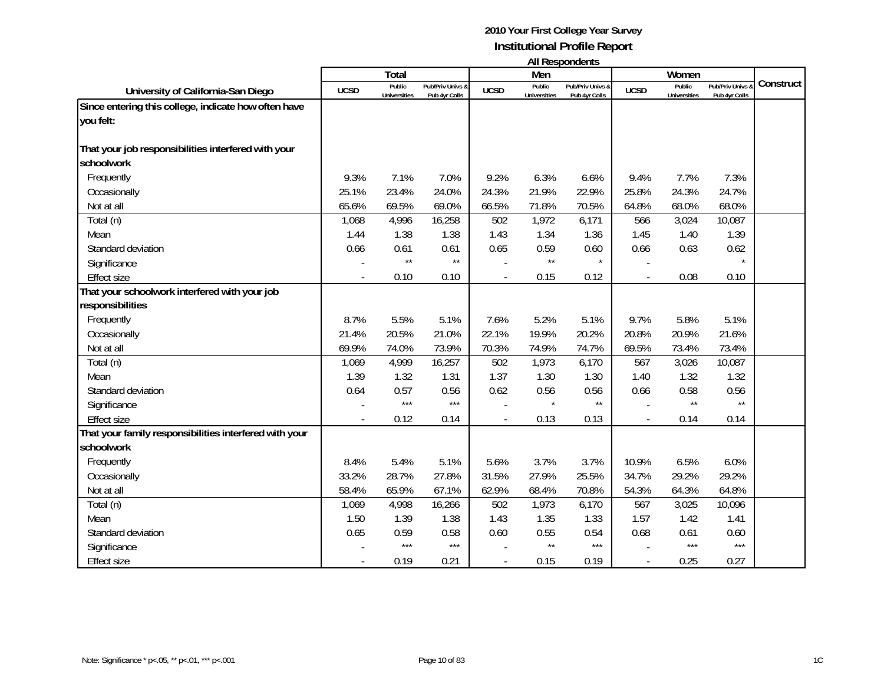**2010 Your First College Year Survey**
**Institutional Profile Report**
**All Respondents**

| University of California-San Diego | Total | | | Men | | | Women | | | Construct |
|---|---|---|---|---|---|---|---|---|---|---|
| | UCSD | Public Universities | Pub/Priv Univs & Pub 4yr Colls | UCSD | Public Universities | Pub/Priv Univs & Pub 4yr Colls | UCSD | Public Universities | Pub/Priv Univs & Pub 4yr Colls | |
| **Since entering this college, indicate how often have you felt:** | | | | | | | | | | |
| **That your job responsibilities interfered with your schoolwork** | | | | | | | | | | |
| Frequently | 9.3% | 7.1% | 7.0% | 9.2% | 6.3% | 6.6% | 9.4% | 7.7% | 7.3% | |
| Occasionally | 25.1% | 23.4% | 24.0% | 24.3% | 21.9% | 22.9% | 25.8% | 24.3% | 24.7% | |
| Not at all | 65.6% | 69.5% | 69.0% | 66.5% | 71.8% | 70.5% | 64.8% | 68.0% | 68.0% | |
| Total (n) | 1,068 | 4,996 | 16,258 | 502 | 1,972 | 6,171 | 566 | 3,024 | 10,087 | |
| Mean | 1.44 | 1.38 | 1.38 | 1.43 | 1.34 | 1.36 | 1.45 | 1.40 | 1.39 | |
| Standard deviation | 0.66 | 0.61 | 0.61 | 0.65 | 0.59 | 0.60 | 0.66 | 0.63 | 0.62 | |
| Significance | - | ** | ** | - | ** | * | - | | * | |
| Effect size | - | 0.10 | 0.10 | - | 0.15 | 0.12 | - | 0.08 | 0.10 | |
| **That your schoolwork interfered with your job responsibilities** | | | | | | | | | | |
| Frequently | 8.7% | 5.5% | 5.1% | 7.6% | 5.2% | 5.1% | 9.7% | 5.8% | 5.1% | |
| Occasionally | 21.4% | 20.5% | 21.0% | 22.1% | 19.9% | 20.2% | 20.8% | 20.9% | 21.6% | |
| Not at all | 69.9% | 74.0% | 73.9% | 70.3% | 74.9% | 74.7% | 69.5% | 73.4% | 73.4% | |
| Total (n) | 1,069 | 4,999 | 16,257 | 502 | 1,973 | 6,170 | 567 | 3,026 | 10,087 | |
| Mean | 1.39 | 1.32 | 1.31 | 1.37 | 1.30 | 1.30 | 1.40 | 1.32 | 1.32 | |
| Standard deviation | 0.64 | 0.57 | 0.56 | 0.62 | 0.56 | 0.56 | 0.66 | 0.58 | 0.56 | |
| Significance | - | *** | *** | - | * | ** | - | ** | ** | |
| Effect size | - | 0.12 | 0.14 | - | 0.13 | 0.13 | - | 0.14 | 0.14 | |
| **That your family responsibilities interfered with your schoolwork** | | | | | | | | | | |
| Frequently | 8.4% | 5.4% | 5.1% | 5.6% | 3.7% | 3.7% | 10.9% | 6.5% | 6.0% | |
| Occasionally | 33.2% | 28.7% | 27.8% | 31.5% | 27.9% | 25.5% | 34.7% | 29.2% | 29.2% | |
| Not at all | 58.4% | 65.9% | 67.1% | 62.9% | 68.4% | 70.8% | 54.3% | 64.3% | 64.8% | |
| Total (n) | 1,069 | 4,998 | 16,266 | 502 | 1,973 | 6,170 | 567 | 3,025 | 10,096 | |
| Mean | 1.50 | 1.39 | 1.38 | 1.43 | 1.35 | 1.33 | 1.57 | 1.42 | 1.41 | |
| Standard deviation | 0.65 | 0.59 | 0.58 | 0.60 | 0.55 | 0.54 | 0.68 | 0.61 | 0.60 | |
| Significance | - | *** | *** | - | ** | *** | - | *** | *** | |
| Effect size | - | 0.19 | 0.21 | - | 0.15 | 0.19 | - | 0.25 | 0.27 | |

Note: Significance * p<.05, ** p<.01, *** p<.001

1C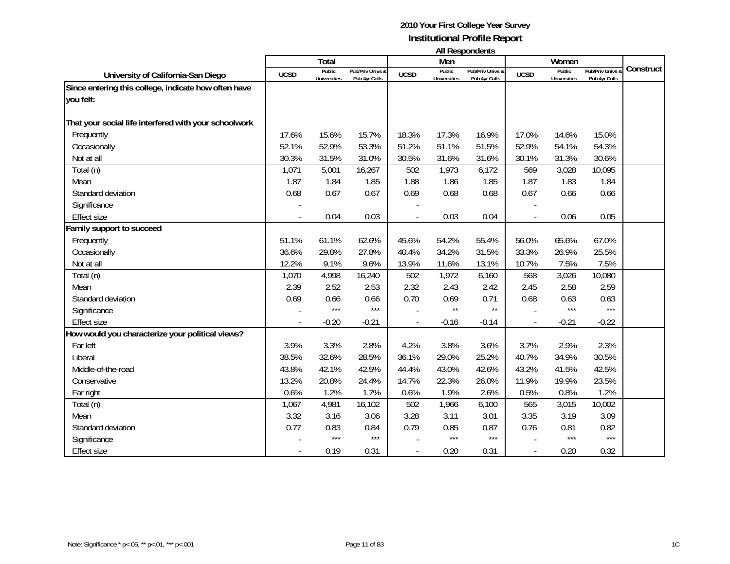# 2010 Your First College Year Survey
## Institutional Profile Report
### All Respondents

| University of California-San Diego | Total | | | Men | | | Women | | | Construct |
|---|---|---|---|---|---|---|---|---|---|---|
| | UCSD | Public Universities | Pub/Priv Univs & Pub 4yr Colls | UCSD | Public Universities | Pub/Priv Univs & Pub 4yr Colls | UCSD | Public Universities | Pub/Priv Univs & Pub 4yr Colls | |
| **Since entering this college, indicate how often have you felt:** | | | | | | | | | | |
| **That your social life interfered with your schoolwork** | | | | | | | | | | |
| Frequently | 17.6% | 15.6% | 15.7% | 18.3% | 17.3% | 16.9% | 17.0% | 14.6% | 15.0% | |
| Occasionally | 52.1% | 52.9% | 53.3% | 51.2% | 51.1% | 51.5% | 52.9% | 54.1% | 54.3% | |
| Not at all | 30.3% | 31.5% | 31.0% | 30.5% | 31.6% | 31.6% | 30.1% | 31.3% | 30.6% | |
| Total (n) | 1,071 | 5,001 | 16,267 | 502 | 1,973 | 6,172 | 569 | 3,028 | 10,095 | |
| Mean | 1.87 | 1.84 | 1.85 | 1.88 | 1.86 | 1.85 | 1.87 | 1.83 | 1.84 | |
| Standard deviation | 0.68 | 0.67 | 0.67 | 0.69 | 0.68 | 0.68 | 0.67 | 0.66 | 0.66 | |
| Significance | - | | | - | | | - | | | |
| Effect size | - | 0.04 | 0.03 | - | 0.03 | 0.04 | - | 0.06 | 0.05 | |
| **Family support to succeed** | | | | | | | | | | |
| Frequently | 51.1% | 61.1% | 62.6% | 45.6% | 54.2% | 55.4% | 56.0% | 65.6% | 67.0% | |
| Occasionally | 36.6% | 29.8% | 27.8% | 40.4% | 34.2% | 31.5% | 33.3% | 26.9% | 25.5% | |
| Not at all | 12.2% | 9.1% | 9.6% | 13.9% | 11.6% | 13.1% | 10.7% | 7.5% | 7.5% | |
| Total (n) | 1,070 | 4,998 | 16,240 | 502 | 1,972 | 6,160 | 568 | 3,026 | 10,080 | |
| Mean | 2.39 | 2.52 | 2.53 | 2.32 | 2.43 | 2.42 | 2.45 | 2.58 | 2.59 | |
| Standard deviation | 0.69 | 0.66 | 0.66 | 0.70 | 0.69 | 0.71 | 0.68 | 0.63 | 0.63 | |
| Significance | - | *** | *** | - | ** | ** | - | *** | *** | |
| Effect size | - | -0.20 | -0.21 | - | -0.16 | -0.14 | - | -0.21 | -0.22 | |
| **How would you characterize your political views?** | | | | | | | | | | |
| Far left | 3.9% | 3.3% | 2.8% | 4.2% | 3.8% | 3.6% | 3.7% | 2.9% | 2.3% | |
| Liberal | 38.5% | 32.6% | 28.5% | 36.1% | 29.0% | 25.2% | 40.7% | 34.9% | 30.5% | |
| Middle-of-the-road | 43.8% | 42.1% | 42.5% | 44.4% | 43.0% | 42.6% | 43.2% | 41.5% | 42.5% | |
| Conservative | 13.2% | 20.8% | 24.4% | 14.7% | 22.3% | 26.0% | 11.9% | 19.9% | 23.5% | |
| Far right | 0.6% | 1.2% | 1.7% | 0.6% | 1.9% | 2.6% | 0.5% | 0.8% | 1.2% | |
| Total (n) | 1,067 | 4,981 | 16,102 | 502 | 1,966 | 6,100 | 565 | 3,015 | 10,002 | |
| Mean | 3.32 | 3.16 | 3.06 | 3.28 | 3.11 | 3.01 | 3.35 | 3.19 | 3.09 | |
| Standard deviation | 0.77 | 0.83 | 0.84 | 0.79 | 0.85 | 0.87 | 0.76 | 0.81 | 0.82 | |
| Significance | - | *** | *** | - | *** | *** | - | *** | *** | |
| Effect size | - | 0.19 | 0.31 | - | 0.20 | 0.31 | - | 0.20 | 0.32 | |

Note: Significance * p<.05, ** p<.01, *** p<.001

1C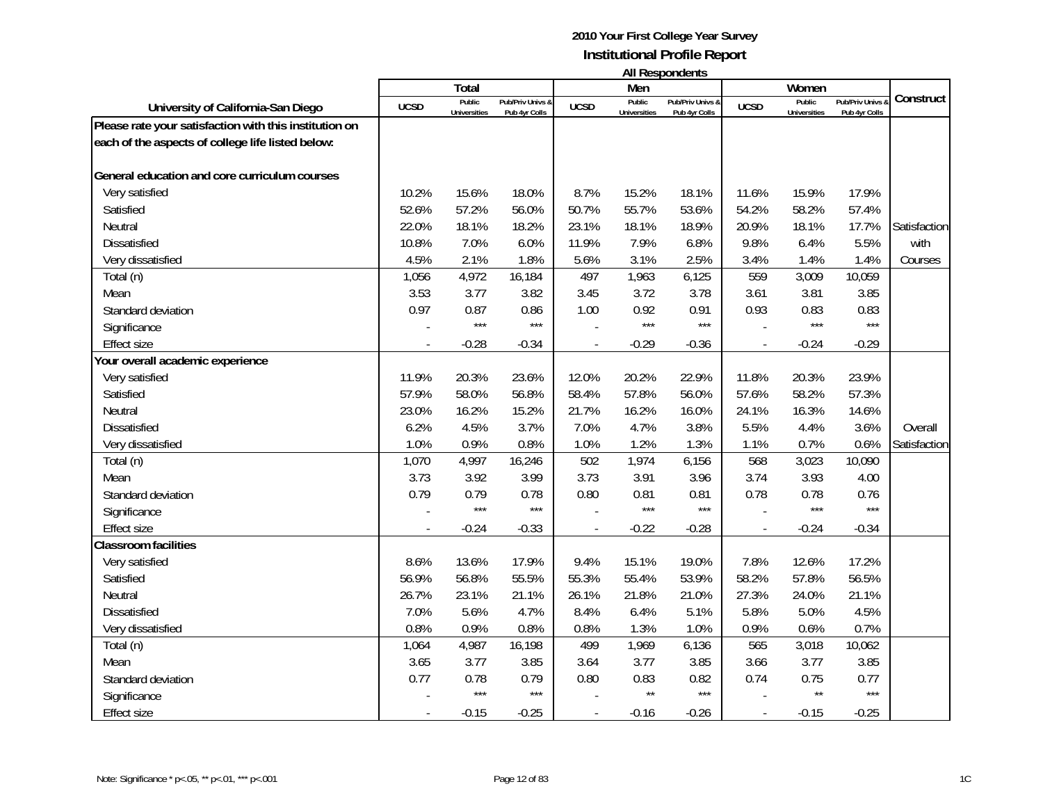**2010 Your First College Year Survey**
**Institutional Profile Report**
**All Respondents**

| University of California-San Diego | Total | | | Men | | | Women | | | Construct |
|---|---|---|---|---|---|---|---|---|---|---|
| | UCSD | Public Universities | Pub/Priv Univs & Pub 4yr Colls | UCSD | Public Universities | Pub/Priv Univs & Pub 4yr Colls | UCSD | Public Universities | Pub/Priv Univs & Pub 4yr Colls | |
| **Please rate your satisfaction with this institution on each of the aspects of college life listed below:** | | | | | | | | | | |
| **General education and core curriculum courses** | | | | | | | | | | |
| Very satisfied | 10.2% | 15.6% | 18.0% | 8.7% | 15.2% | 18.1% | 11.6% | 15.9% | 17.9% | |
| Satisfied | 52.6% | 57.2% | 56.0% | 50.7% | 55.7% | 53.6% | 54.2% | 58.2% | 57.4% | |
| Neutral | 22.0% | 18.1% | 18.2% | 23.1% | 18.1% | 18.9% | 20.9% | 18.1% | 17.7% | Satisfaction |
| Dissatisfied | 10.8% | 7.0% | 6.0% | 11.9% | 7.9% | 6.8% | 9.8% | 6.4% | 5.5% | with |
| Very dissatisfied | 4.5% | 2.1% | 1.8% | 5.6% | 3.1% | 2.5% | 3.4% | 1.4% | 1.4% | Courses |
| Total (n) | 1,056 | 4,972 | 16,184 | 497 | 1,963 | 6,125 | 559 | 3,009 | 10,059 | |
| Mean | 3.53 | 3.77 | 3.82 | 3.45 | 3.72 | 3.78 | 3.61 | 3.81 | 3.85 | |
| Standard deviation | 0.97 | 0.87 | 0.86 | 1.00 | 0.92 | 0.91 | 0.93 | 0.83 | 0.83 | |
| Significance | - | *** | *** | - | *** | *** | - | *** | *** | |
| Effect size | - | -0.28 | -0.34 | - | -0.29 | -0.36 | - | -0.24 | -0.29 | |
| **Your overall academic experience** | | | | | | | | | | |
| Very satisfied | 11.9% | 20.3% | 23.6% | 12.0% | 20.2% | 22.9% | 11.8% | 20.3% | 23.9% | |
| Satisfied | 57.9% | 58.0% | 56.8% | 58.4% | 57.8% | 56.0% | 57.6% | 58.2% | 57.3% | |
| Neutral | 23.0% | 16.2% | 15.2% | 21.7% | 16.2% | 16.0% | 24.1% | 16.3% | 14.6% | |
| Dissatisfied | 6.2% | 4.5% | 3.7% | 7.0% | 4.7% | 3.8% | 5.5% | 4.4% | 3.6% | Overall |
| Very dissatisfied | 1.0% | 0.9% | 0.8% | 1.0% | 1.2% | 1.3% | 1.1% | 0.7% | 0.6% | Satisfaction |
| Total (n) | 1,070 | 4,997 | 16,246 | 502 | 1,974 | 6,156 | 568 | 3,023 | 10,090 | |
| Mean | 3.73 | 3.92 | 3.99 | 3.73 | 3.91 | 3.96 | 3.74 | 3.93 | 4.00 | |
| Standard deviation | 0.79 | 0.79 | 0.78 | 0.80 | 0.81 | 0.81 | 0.78 | 0.78 | 0.76 | |
| Significance | - | *** | *** | - | *** | *** | - | *** | *** | |
| Effect size | - | -0.24 | -0.33 | - | -0.22 | -0.28 | - | -0.24 | -0.34 | |
| **Classroom facilities** | | | | | | | | | | |
| Very satisfied | 8.6% | 13.6% | 17.9% | 9.4% | 15.1% | 19.0% | 7.8% | 12.6% | 17.2% | |
| Satisfied | 56.9% | 56.8% | 55.5% | 55.3% | 55.4% | 53.9% | 58.2% | 57.8% | 56.5% | |
| Neutral | 26.7% | 23.1% | 21.1% | 26.1% | 21.8% | 21.0% | 27.3% | 24.0% | 21.1% | |
| Dissatisfied | 7.0% | 5.6% | 4.7% | 8.4% | 6.4% | 5.1% | 5.8% | 5.0% | 4.5% | |
| Very dissatisfied | 0.8% | 0.9% | 0.8% | 0.8% | 1.3% | 1.0% | 0.9% | 0.6% | 0.7% | |
| Total (n) | 1,064 | 4,987 | 16,198 | 499 | 1,969 | 6,136 | 565 | 3,018 | 10,062 | |
| Mean | 3.65 | 3.77 | 3.85 | 3.64 | 3.77 | 3.85 | 3.66 | 3.77 | 3.85 | |
| Standard deviation | 0.77 | 0.78 | 0.79 | 0.80 | 0.83 | 0.82 | 0.74 | 0.75 | 0.77 | |
| Significance | - | *** | *** | - | ** | *** | - | ** | *** | |
| Effect size | - | -0.15 | -0.25 | - | -0.16 | -0.26 | - | -0.15 | -0.25 | |

Note: Significance * p<.05, ** p<.01, *** p<.001

1C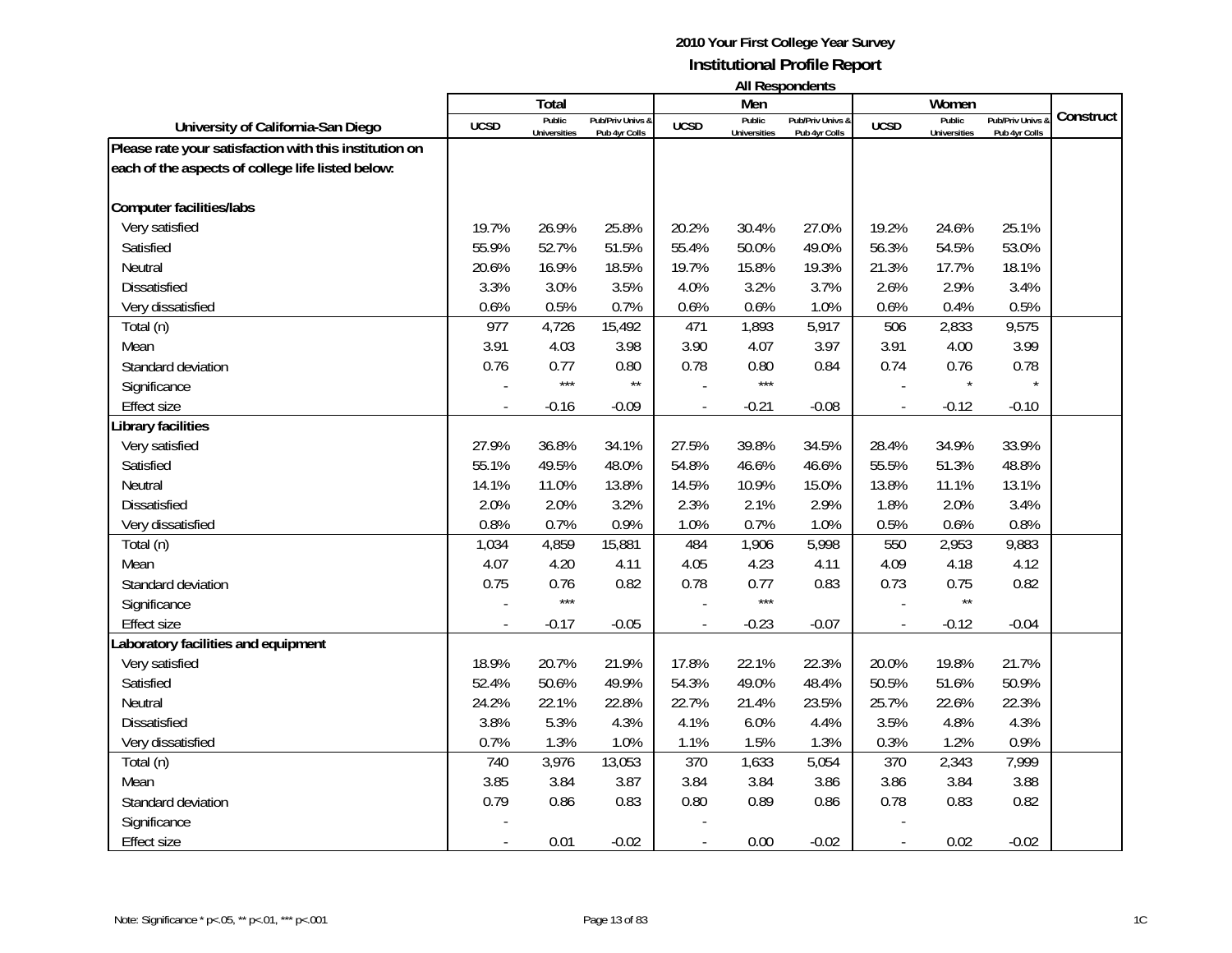**2010 Your First College Year Survey**

**Institutional Profile Report**

**All Respondents**

| University of California-San Diego | Total | | | Men | | | Women | | | Construct |
|---|---|---|---|---|---|---|---|---|---|---|
| | UCSD | Public Universities | Pub/Priv Univs & Pub 4yr Colls | UCSD | Public Universities | Pub/Priv Univs & Pub 4yr Colls | UCSD | Public Universities | Pub/Priv Univs & Pub 4yr Colls | |
| **Please rate your satisfaction with this institution on each of the aspects of college life listed below:** | | | | | | | | | | |
| **Computer facilities/labs** | | | | | | | | | | |
| Very satisfied | 19.7% | 26.9% | 25.8% | 20.2% | 30.4% | 27.0% | 19.2% | 24.6% | 25.1% | |
| Satisfied | 55.9% | 52.7% | 51.5% | 55.4% | 50.0% | 49.0% | 56.3% | 54.5% | 53.0% | |
| Neutral | 20.6% | 16.9% | 18.5% | 19.7% | 15.8% | 19.3% | 21.3% | 17.7% | 18.1% | |
| Dissatisfied | 3.3% | 3.0% | 3.5% | 4.0% | 3.2% | 3.7% | 2.6% | 2.9% | 3.4% | |
| Very dissatisfied | 0.6% | 0.5% | 0.7% | 0.6% | 0.6% | 1.0% | 0.6% | 0.4% | 0.5% | |
| Total (n) | 977 | 4,726 | 15,492 | 471 | 1,893 | 5,917 | 506 | 2,833 | 9,575 | |
| Mean | 3.91 | 4.03 | 3.98 | 3.90 | 4.07 | 3.97 | 3.91 | 4.00 | 3.99 | |
| Standard deviation | 0.76 | 0.77 | 0.80 | 0.78 | 0.80 | 0.84 | 0.74 | 0.76 | 0.78 | |
| Significance | - | *** | ** | - | *** | | - | * | * | |
| Effect size | - | -0.16 | -0.09 | - | -0.21 | -0.08 | - | -0.12 | -0.10 | |
| **Library facilities** | | | | | | | | | | |
| Very satisfied | 27.9% | 36.8% | 34.1% | 27.5% | 39.8% | 34.5% | 28.4% | 34.9% | 33.9% | |
| Satisfied | 55.1% | 49.5% | 48.0% | 54.8% | 46.6% | 46.6% | 55.5% | 51.3% | 48.8% | |
| Neutral | 14.1% | 11.0% | 13.8% | 14.5% | 10.9% | 15.0% | 13.8% | 11.1% | 13.1% | |
| Dissatisfied | 2.0% | 2.0% | 3.2% | 2.3% | 2.1% | 2.9% | 1.8% | 2.0% | 3.4% | |
| Very dissatisfied | 0.8% | 0.7% | 0.9% | 1.0% | 0.7% | 1.0% | 0.5% | 0.6% | 0.8% | |
| Total (n) | 1,034 | 4,859 | 15,881 | 484 | 1,906 | 5,998 | 550 | 2,953 | 9,883 | |
| Mean | 4.07 | 4.20 | 4.11 | 4.05 | 4.23 | 4.11 | 4.09 | 4.18 | 4.12 | |
| Standard deviation | 0.75 | 0.76 | 0.82 | 0.78 | 0.77 | 0.83 | 0.73 | 0.75 | 0.82 | |
| Significance | - | *** | | - | *** | | - | ** | | |
| Effect size | - | -0.17 | -0.05 | - | -0.23 | -0.07 | - | -0.12 | -0.04 | |
| **Laboratory facilities and equipment** | | | | | | | | | | |
| Very satisfied | 18.9% | 20.7% | 21.9% | 17.8% | 22.1% | 22.3% | 20.0% | 19.8% | 21.7% | |
| Satisfied | 52.4% | 50.6% | 49.9% | 54.3% | 49.0% | 48.4% | 50.5% | 51.6% | 50.9% | |
| Neutral | 24.2% | 22.1% | 22.8% | 22.7% | 21.4% | 23.5% | 25.7% | 22.6% | 22.3% | |
| Dissatisfied | 3.8% | 5.3% | 4.3% | 4.1% | 6.0% | 4.4% | 3.5% | 4.8% | 4.3% | |
| Very dissatisfied | 0.7% | 1.3% | 1.0% | 1.1% | 1.5% | 1.3% | 0.3% | 1.2% | 0.9% | |
| Total (n) | 740 | 3,976 | 13,053 | 370 | 1,633 | 5,054 | 370 | 2,343 | 7,999 | |
| Mean | 3.85 | 3.84 | 3.87 | 3.84 | 3.84 | 3.86 | 3.86 | 3.84 | 3.88 | |
| Standard deviation | 0.79 | 0.86 | 0.83 | 0.80 | 0.89 | 0.86 | 0.78 | 0.83 | 0.82 | |
| Significance | - | | | - | | | - | | | |
| Effect size | - | 0.01 | -0.02 | - | 0.00 | -0.02 | - | 0.02 | -0.02 | |

Note: Significance * p<.05, ** p<.01, *** p<.001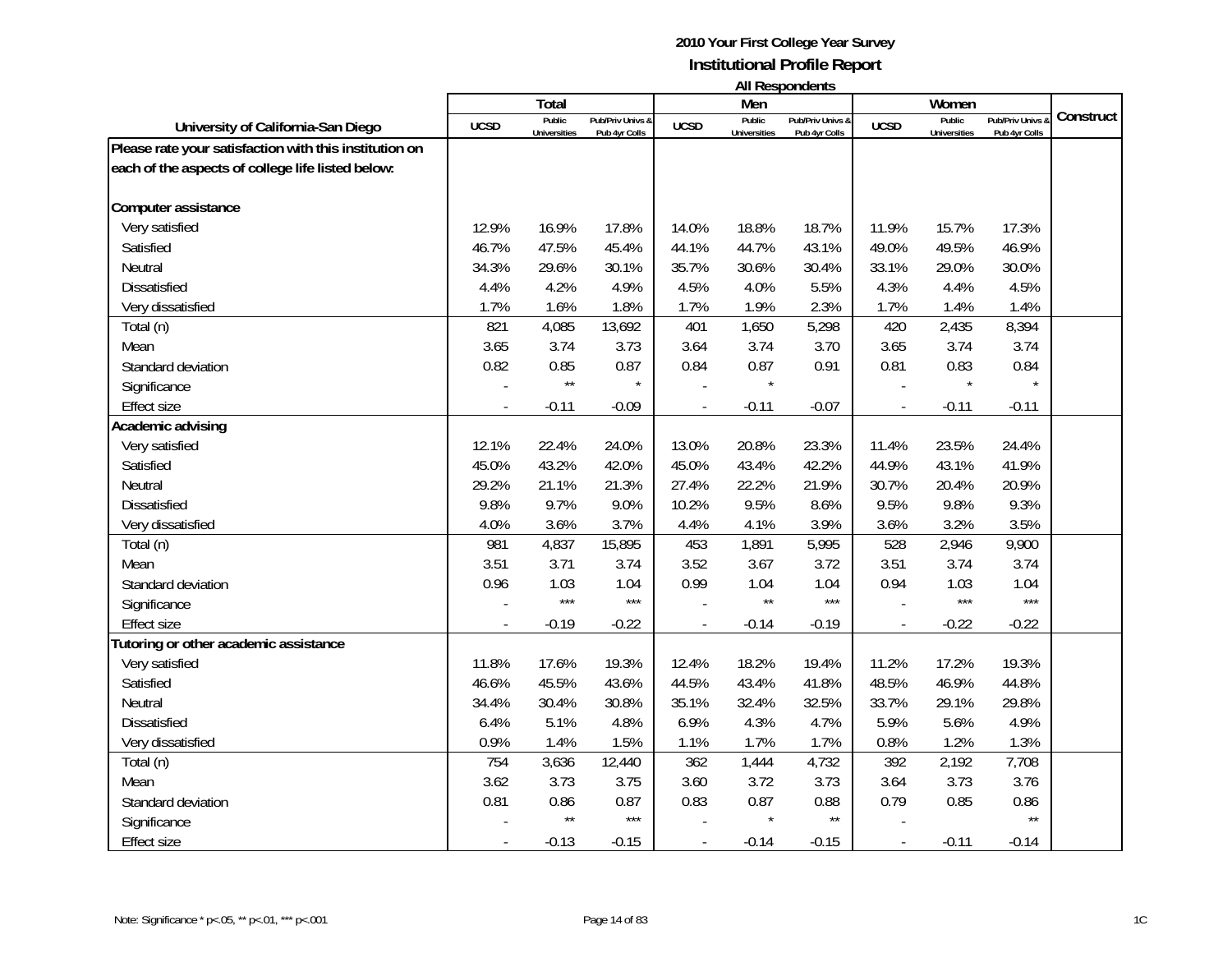**2010 Your First College Year Survey**
**Institutional Profile Report**
**All Respondents**

| University of California-San Diego | Total | | | Men | | | Women | | | Construct |
|---|---|---|---|---|---|---|---|---|---|---|
| | UCSD | Public Universities | Pub/Priv Univs & Pub 4yr Colls | UCSD | Public Universities | Pub/Priv Univs & Pub 4yr Colls | UCSD | Public Universities | Pub/Priv Univs & Pub 4yr Colls | |
| **Please rate your satisfaction with this institution on each of the aspects of college life listed below:** | | | | | | | | | | |
| **Computer assistance** | | | | | | | | | | |
| Very satisfied | 12.9% | 16.9% | 17.8% | 14.0% | 18.8% | 18.7% | 11.9% | 15.7% | 17.3% | |
| Satisfied | 46.7% | 47.5% | 45.4% | 44.1% | 44.7% | 43.1% | 49.0% | 49.5% | 46.9% | |
| Neutral | 34.3% | 29.6% | 30.1% | 35.7% | 30.6% | 30.4% | 33.1% | 29.0% | 30.0% | |
| Dissatisfied | 4.4% | 4.2% | 4.9% | 4.5% | 4.0% | 5.5% | 4.3% | 4.4% | 4.5% | |
| Very dissatisfied | 1.7% | 1.6% | 1.8% | 1.7% | 1.9% | 2.3% | 1.7% | 1.4% | 1.4% | |
| Total (n) | 821 | 4,085 | 13,692 | 401 | 1,650 | 5,298 | 420 | 2,435 | 8,394 | |
| Mean | 3.65 | 3.74 | 3.73 | 3.64 | 3.74 | 3.70 | 3.65 | 3.74 | 3.74 | |
| Standard deviation | 0.82 | 0.85 | 0.87 | 0.84 | 0.87 | 0.91 | 0.81 | 0.83 | 0.84 | |
| Significance | - | ** | * | - | * | | - | * | * | |
| Effect size | - | -0.11 | -0.09 | - | -0.11 | -0.07 | - | -0.11 | -0.11 | |
| **Academic advising** | | | | | | | | | | |
| Very satisfied | 12.1% | 22.4% | 24.0% | 13.0% | 20.8% | 23.3% | 11.4% | 23.5% | 24.4% | |
| Satisfied | 45.0% | 43.2% | 42.0% | 45.0% | 43.4% | 42.2% | 44.9% | 43.1% | 41.9% | |
| Neutral | 29.2% | 21.1% | 21.3% | 27.4% | 22.2% | 21.9% | 30.7% | 20.4% | 20.9% | |
| Dissatisfied | 9.8% | 9.7% | 9.0% | 10.2% | 9.5% | 8.6% | 9.5% | 9.8% | 9.3% | |
| Very dissatisfied | 4.0% | 3.6% | 3.7% | 4.4% | 4.1% | 3.9% | 3.6% | 3.2% | 3.5% | |
| Total (n) | 981 | 4,837 | 15,895 | 453 | 1,891 | 5,995 | 528 | 2,946 | 9,900 | |
| Mean | 3.51 | 3.71 | 3.74 | 3.52 | 3.67 | 3.72 | 3.51 | 3.74 | 3.74 | |
| Standard deviation | 0.96 | 1.03 | 1.04 | 0.99 | 1.04 | 1.04 | 0.94 | 1.03 | 1.04 | |
| Significance | - | *** | *** | - | ** | *** | - | *** | *** | |
| Effect size | - | -0.19 | -0.22 | - | -0.14 | -0.19 | - | -0.22 | -0.22 | |
| **Tutoring or other academic assistance** | | | | | | | | | | |
| Very satisfied | 11.8% | 17.6% | 19.3% | 12.4% | 18.2% | 19.4% | 11.2% | 17.2% | 19.3% | |
| Satisfied | 46.6% | 45.5% | 43.6% | 44.5% | 43.4% | 41.8% | 48.5% | 46.9% | 44.8% | |
| Neutral | 34.4% | 30.4% | 30.8% | 35.1% | 32.4% | 32.5% | 33.7% | 29.1% | 29.8% | |
| Dissatisfied | 6.4% | 5.1% | 4.8% | 6.9% | 4.3% | 4.7% | 5.9% | 5.6% | 4.9% | |
| Very dissatisfied | 0.9% | 1.4% | 1.5% | 1.1% | 1.7% | 1.7% | 0.8% | 1.2% | 1.3% | |
| Total (n) | 754 | 3,636 | 12,440 | 362 | 1,444 | 4,732 | 392 | 2,192 | 7,708 | |
| Mean | 3.62 | 3.73 | 3.75 | 3.60 | 3.72 | 3.73 | 3.64 | 3.73 | 3.76 | |
| Standard deviation | 0.81 | 0.86 | 0.87 | 0.83 | 0.87 | 0.88 | 0.79 | 0.85 | 0.86 | |
| Significance | - | ** | *** | - | * | ** | - | | ** | |
| Effect size | - | -0.13 | -0.15 | - | -0.14 | -0.15 | - | -0.11 | -0.14 | |

Note: Significance * p<.05, ** p<.01, *** p<.001

1C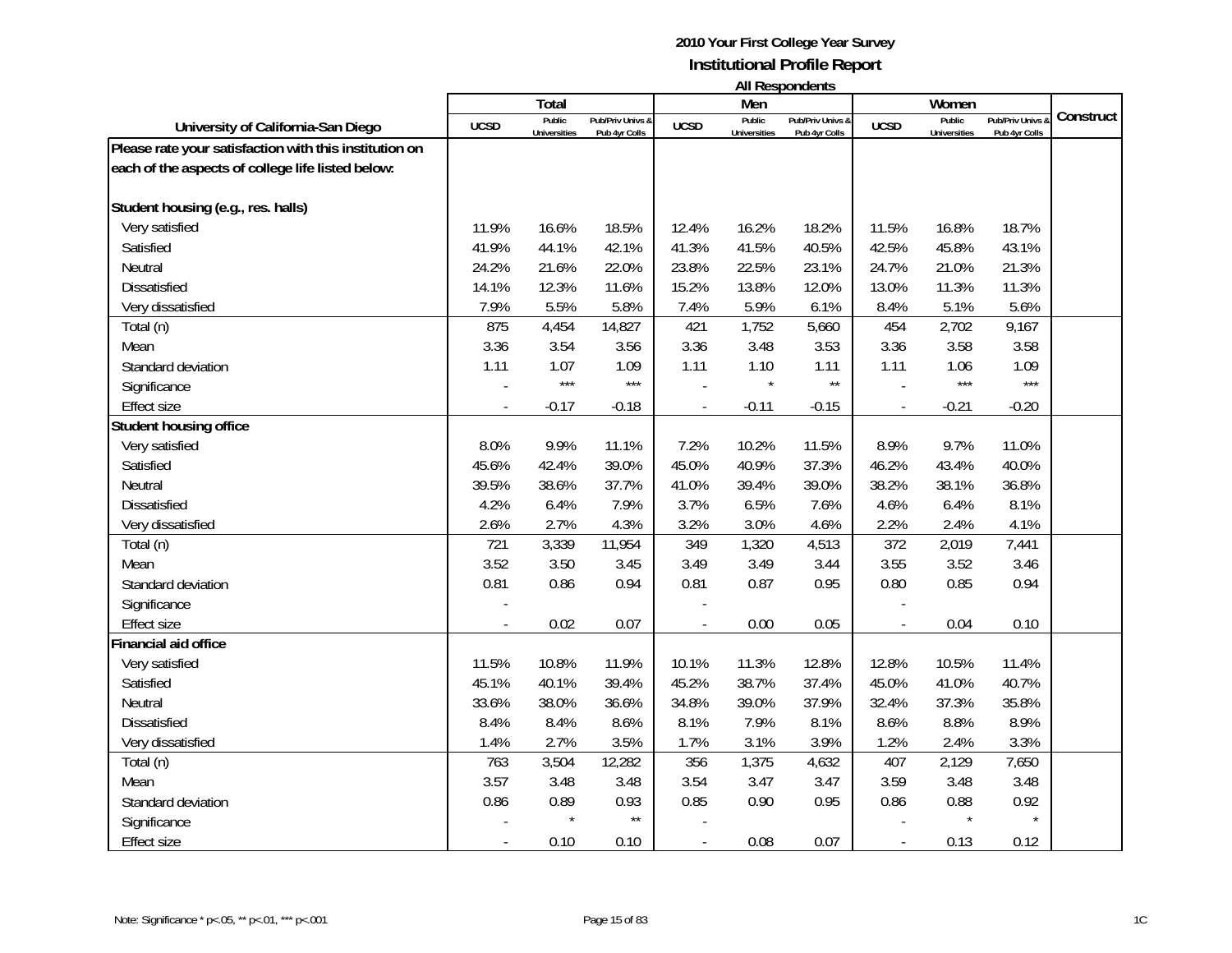**2010 Your First College Year Survey**
**Institutional Profile Report**
**All Respondents**

| University of California-San Diego | Total | | | Men | | | Women | | | Construct |
|---|---|---|---|---|---|---|---|---|---|---|
| | UCSD | Public Universities | Pub/Priv Univs & Pub 4yr Colls | UCSD | Public Universities | Pub/Priv Univs & Pub 4yr Colls | UCSD | Public Universities | Pub/Priv Univs & Pub 4yr Colls | |
| **Please rate your satisfaction with this institution on each of the aspects of college life listed below:** | | | | | | | | | | |
| **Student housing (e.g., res. halls)** | | | | | | | | | | |
| Very satisfied | 11.9% | 16.6% | 18.5% | 12.4% | 16.2% | 18.2% | 11.5% | 16.8% | 18.7% | |
| Satisfied | 41.9% | 44.1% | 42.1% | 41.3% | 41.5% | 40.5% | 42.5% | 45.8% | 43.1% | |
| Neutral | 24.2% | 21.6% | 22.0% | 23.8% | 22.5% | 23.1% | 24.7% | 21.0% | 21.3% | |
| Dissatisfied | 14.1% | 12.3% | 11.6% | 15.2% | 13.8% | 12.0% | 13.0% | 11.3% | 11.3% | |
| Very dissatisfied | 7.9% | 5.5% | 5.8% | 7.4% | 5.9% | 6.1% | 8.4% | 5.1% | 5.6% | |
| Total (n) | 875 | 4,454 | 14,827 | 421 | 1,752 | 5,660 | 454 | 2,702 | 9,167 | |
| Mean | 3.36 | 3.54 | 3.56 | 3.36 | 3.48 | 3.53 | 3.36 | 3.58 | 3.58 | |
| Standard deviation | 1.11 | 1.07 | 1.09 | 1.11 | 1.10 | 1.11 | 1.11 | 1.06 | 1.09 | |
| Significance | - | *** | *** | - | * | ** | - | *** | *** | |
| Effect size | - | -0.17 | -0.18 | - | -0.11 | -0.15 | - | -0.21 | -0.20 | |
| **Student housing office** | | | | | | | | | | |
| Very satisfied | 8.0% | 9.9% | 11.1% | 7.2% | 10.2% | 11.5% | 8.9% | 9.7% | 11.0% | |
| Satisfied | 45.6% | 42.4% | 39.0% | 45.0% | 40.9% | 37.3% | 46.2% | 43.4% | 40.0% | |
| Neutral | 39.5% | 38.6% | 37.7% | 41.0% | 39.4% | 39.0% | 38.2% | 38.1% | 36.8% | |
| Dissatisfied | 4.2% | 6.4% | 7.9% | 3.7% | 6.5% | 7.6% | 4.6% | 6.4% | 8.1% | |
| Very dissatisfied | 2.6% | 2.7% | 4.3% | 3.2% | 3.0% | 4.6% | 2.2% | 2.4% | 4.1% | |
| Total (n) | 721 | 3,339 | 11,954 | 349 | 1,320 | 4,513 | 372 | 2,019 | 7,441 | |
| Mean | 3.52 | 3.50 | 3.45 | 3.49 | 3.49 | 3.44 | 3.55 | 3.52 | 3.46 | |
| Standard deviation | 0.81 | 0.86 | 0.94 | 0.81 | 0.87 | 0.95 | 0.80 | 0.85 | 0.94 | |
| Significance | - | | | - | | | - | | | |
| Effect size | - | 0.02 | 0.07 | - | 0.00 | 0.05 | - | 0.04 | 0.10 | |
| **Financial aid office** | | | | | | | | | | |
| Very satisfied | 11.5% | 10.8% | 11.9% | 10.1% | 11.3% | 12.8% | 12.8% | 10.5% | 11.4% | |
| Satisfied | 45.1% | 40.1% | 39.4% | 45.2% | 38.7% | 37.4% | 45.0% | 41.0% | 40.7% | |
| Neutral | 33.6% | 38.0% | 36.6% | 34.8% | 39.0% | 37.9% | 32.4% | 37.3% | 35.8% | |
| Dissatisfied | 8.4% | 8.4% | 8.6% | 8.1% | 7.9% | 8.1% | 8.6% | 8.8% | 8.9% | |
| Very dissatisfied | 1.4% | 2.7% | 3.5% | 1.7% | 3.1% | 3.9% | 1.2% | 2.4% | 3.3% | |
| Total (n) | 763 | 3,504 | 12,282 | 356 | 1,375 | 4,632 | 407 | 2,129 | 7,650 | |
| Mean | 3.57 | 3.48 | 3.48 | 3.54 | 3.47 | 3.47 | 3.59 | 3.48 | 3.48 | |
| Standard deviation | 0.86 | 0.89 | 0.93 | 0.85 | 0.90 | 0.95 | 0.86 | 0.88 | 0.92 | |
| Significance | - | * | ** | - | | | - | * | * | |
| Effect size | - | 0.10 | 0.10 | - | 0.08 | 0.07 | - | 0.13 | 0.12 | |

Note: Significance * p<.05, ** p<.01, *** p<.001

1C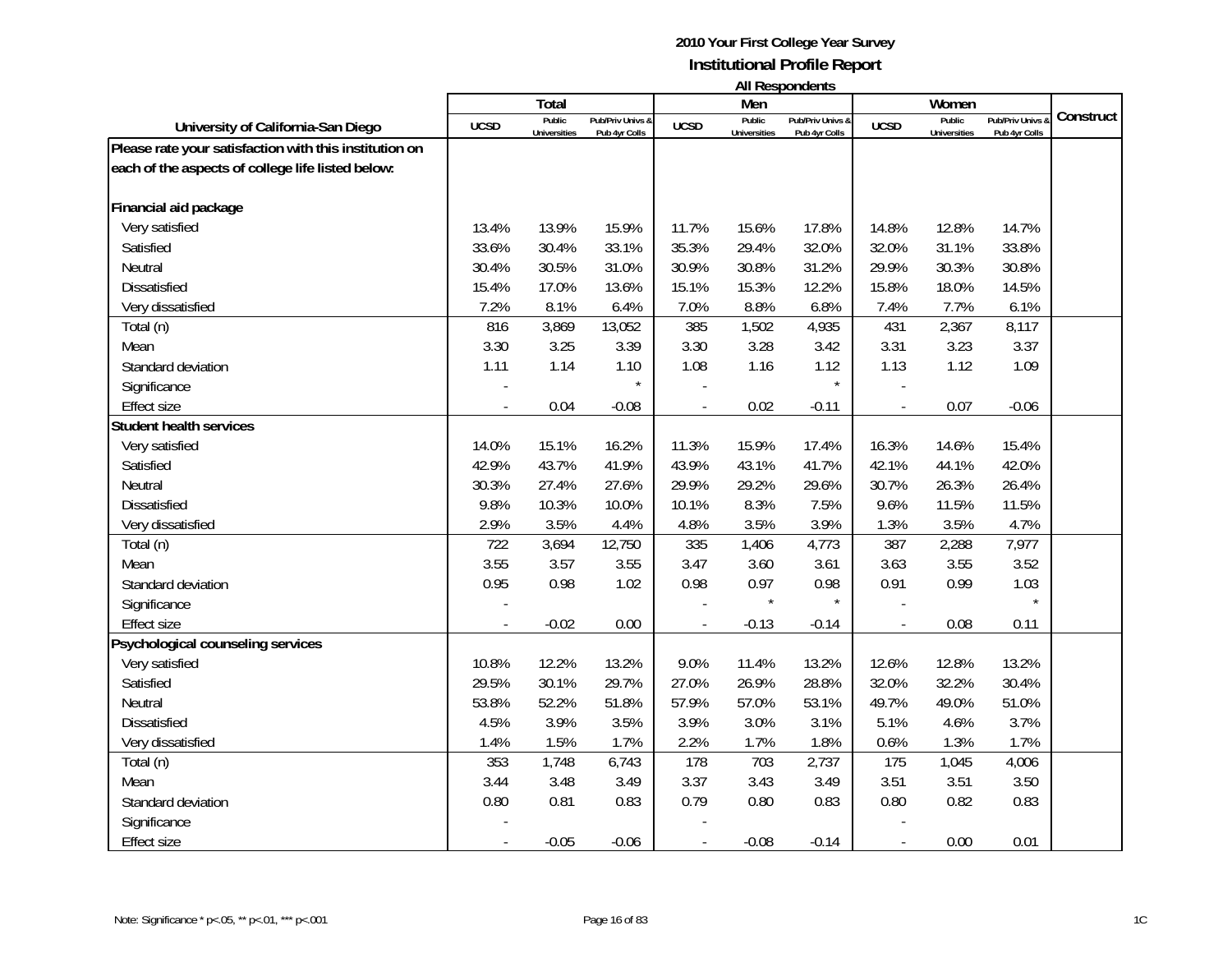**2010 Your First College Year Survey**
**Institutional Profile Report**
**All Respondents**

| University of California-San Diego | Total | | | Men | | | Women | | | Construct |
|---|---|---|---|---|---|---|---|---|---|---|
| | UCSD | Public Universities | Pub/Priv Univs & Pub 4yr Colls | UCSD | Public Universities | Pub/Priv Univs & Pub 4yr Colls | UCSD | Public Universities | Pub/Priv Univs & Pub 4yr Colls | |
| **Please rate your satisfaction with this institution on each of the aspects of college life listed below:** | | | | | | | | | | |
| **Financial aid package** | | | | | | | | | | |
| Very satisfied | 13.4% | 13.9% | 15.9% | 11.7% | 15.6% | 17.8% | 14.8% | 12.8% | 14.7% | |
| Satisfied | 33.6% | 30.4% | 33.1% | 35.3% | 29.4% | 32.0% | 32.0% | 31.1% | 33.8% | |
| Neutral | 30.4% | 30.5% | 31.0% | 30.9% | 30.8% | 31.2% | 29.9% | 30.3% | 30.8% | |
| Dissatisfied | 15.4% | 17.0% | 13.6% | 15.1% | 15.3% | 12.2% | 15.8% | 18.0% | 14.5% | |
| Very dissatisfied | 7.2% | 8.1% | 6.4% | 7.0% | 8.8% | 6.8% | 7.4% | 7.7% | 6.1% | |
| Total (n) | 816 | 3,869 | 13,052 | 385 | 1,502 | 4,935 | 431 | 2,367 | 8,117 | |
| Mean | 3.30 | 3.25 | 3.39 | 3.30 | 3.28 | 3.42 | 3.31 | 3.23 | 3.37 | |
| Standard deviation | 1.11 | 1.14 | 1.10 | 1.08 | 1.16 | 1.12 | 1.13 | 1.12 | 1.09 | |
| Significance | - | | * | - | | * | - | | | |
| Effect size | - | 0.04 | -0.08 | - | 0.02 | -0.11 | - | 0.07 | -0.06 | |
| **Student health services** | | | | | | | | | | |
| Very satisfied | 14.0% | 15.1% | 16.2% | 11.3% | 15.9% | 17.4% | 16.3% | 14.6% | 15.4% | |
| Satisfied | 42.9% | 43.7% | 41.9% | 43.9% | 43.1% | 41.7% | 42.1% | 44.1% | 42.0% | |
| Neutral | 30.3% | 27.4% | 27.6% | 29.9% | 29.2% | 29.6% | 30.7% | 26.3% | 26.4% | |
| Dissatisfied | 9.8% | 10.3% | 10.0% | 10.1% | 8.3% | 7.5% | 9.6% | 11.5% | 11.5% | |
| Very dissatisfied | 2.9% | 3.5% | 4.4% | 4.8% | 3.5% | 3.9% | 1.3% | 3.5% | 4.7% | |
| Total (n) | 722 | 3,694 | 12,750 | 335 | 1,406 | 4,773 | 387 | 2,288 | 7,977 | |
| Mean | 3.55 | 3.57 | 3.55 | 3.47 | 3.60 | 3.61 | 3.63 | 3.55 | 3.52 | |
| Standard deviation | 0.95 | 0.98 | 1.02 | 0.98 | 0.97 | 0.98 | 0.91 | 0.99 | 1.03 | |
| Significance | - | | | - | * | * | - | | * | |
| Effect size | - | -0.02 | 0.00 | - | -0.13 | -0.14 | - | 0.08 | 0.11 | |
| **Psychological counseling services** | | | | | | | | | | |
| Very satisfied | 10.8% | 12.2% | 13.2% | 9.0% | 11.4% | 13.2% | 12.6% | 12.8% | 13.2% | |
| Satisfied | 29.5% | 30.1% | 29.7% | 27.0% | 26.9% | 28.8% | 32.0% | 32.2% | 30.4% | |
| Neutral | 53.8% | 52.2% | 51.8% | 57.9% | 57.0% | 53.1% | 49.7% | 49.0% | 51.0% | |
| Dissatisfied | 4.5% | 3.9% | 3.5% | 3.9% | 3.0% | 3.1% | 5.1% | 4.6% | 3.7% | |
| Very dissatisfied | 1.4% | 1.5% | 1.7% | 2.2% | 1.7% | 1.8% | 0.6% | 1.3% | 1.7% | |
| Total (n) | 353 | 1,748 | 6,743 | 178 | 703 | 2,737 | 175 | 1,045 | 4,006 | |
| Mean | 3.44 | 3.48 | 3.49 | 3.37 | 3.43 | 3.49 | 3.51 | 3.51 | 3.50 | |
| Standard deviation | 0.80 | 0.81 | 0.83 | 0.79 | 0.80 | 0.83 | 0.80 | 0.82 | 0.83 | |
| Significance | - | | | - | | | - | | | |
| Effect size | - | -0.05 | -0.06 | - | -0.08 | -0.14 | - | 0.00 | 0.01 | |

Note: Significance * p<.05, ** p<.01, *** p<.001

1C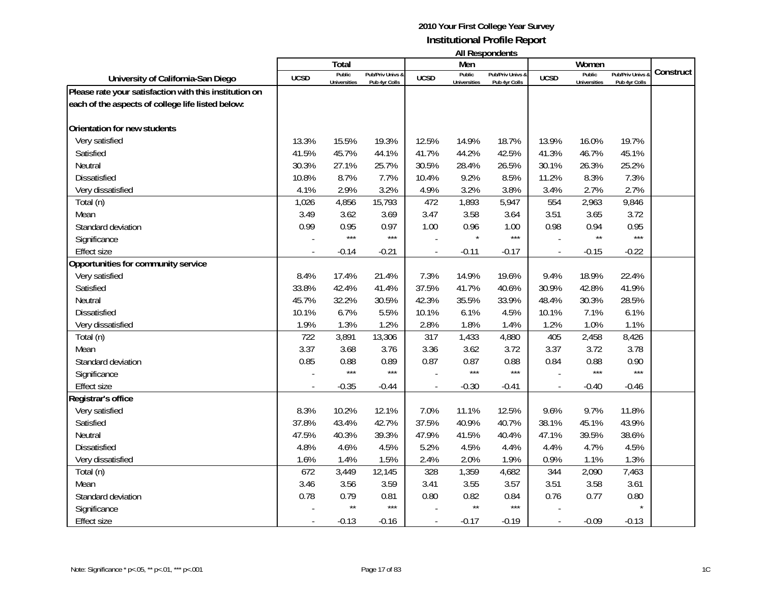**2010 Your First College Year Survey**
**Institutional Profile Report**
**All Respondents**

| University of California-San Diego | Total | | | Men | | | Women | | | Construct |
|---|---|---|---|---|---|---|---|---|---|---|
| | UCSD | Public Universities | Pub/Priv Univs & Pub 4yr Colls | UCSD | Public Universities | Pub/Priv Univs & Pub 4yr Colls | UCSD | Public Universities | Pub/Priv Univs & Pub 4yr Colls | |
| **Please rate your satisfaction with this institution on each of the aspects of college life listed below:** | | | | | | | | | | |
| **Orientation for new students** | | | | | | | | | | |
| Very satisfied | 13.3% | 15.5% | 19.3% | 12.5% | 14.9% | 18.7% | 13.9% | 16.0% | 19.7% | |
| Satisfied | 41.5% | 45.7% | 44.1% | 41.7% | 44.2% | 42.5% | 41.3% | 46.7% | 45.1% | |
| Neutral | 30.3% | 27.1% | 25.7% | 30.5% | 28.4% | 26.5% | 30.1% | 26.3% | 25.2% | |
| Dissatisfied | 10.8% | 8.7% | 7.7% | 10.4% | 9.2% | 8.5% | 11.2% | 8.3% | 7.3% | |
| Very dissatisfied | 4.1% | 2.9% | 3.2% | 4.9% | 3.2% | 3.8% | 3.4% | 2.7% | 2.7% | |
| Total (n) | 1,026 | 4,856 | 15,793 | 472 | 1,893 | 5,947 | 554 | 2,963 | 9,846 | |
| Mean | 3.49 | 3.62 | 3.69 | 3.47 | 3.58 | 3.64 | 3.51 | 3.65 | 3.72 | |
| Standard deviation | 0.99 | 0.95 | 0.97 | 1.00 | 0.96 | 1.00 | 0.98 | 0.94 | 0.95 | |
| Significance | - | *** | *** | - | * | *** | - | ** | *** | |
| Effect size | - | -0.14 | -0.21 | - | -0.11 | -0.17 | - | -0.15 | -0.22 | |
| **Opportunities for community service** | | | | | | | | | | |
| Very satisfied | 8.4% | 17.4% | 21.4% | 7.3% | 14.9% | 19.6% | 9.4% | 18.9% | 22.4% | |
| Satisfied | 33.8% | 42.4% | 41.4% | 37.5% | 41.7% | 40.6% | 30.9% | 42.8% | 41.9% | |
| Neutral | 45.7% | 32.2% | 30.5% | 42.3% | 35.5% | 33.9% | 48.4% | 30.3% | 28.5% | |
| Dissatisfied | 10.1% | 6.7% | 5.5% | 10.1% | 6.1% | 4.5% | 10.1% | 7.1% | 6.1% | |
| Very dissatisfied | 1.9% | 1.3% | 1.2% | 2.8% | 1.8% | 1.4% | 1.2% | 1.0% | 1.1% | |
| Total (n) | 722 | 3,891 | 13,306 | 317 | 1,433 | 4,880 | 405 | 2,458 | 8,426 | |
| Mean | 3.37 | 3.68 | 3.76 | 3.36 | 3.62 | 3.72 | 3.37 | 3.72 | 3.78 | |
| Standard deviation | 0.85 | 0.88 | 0.89 | 0.87 | 0.87 | 0.88 | 0.84 | 0.88 | 0.90 | |
| Significance | - | *** | *** | - | *** | *** | - | *** | *** | |
| Effect size | - | -0.35 | -0.44 | - | -0.30 | -0.41 | - | -0.40 | -0.46 | |
| **Registrar's office** | | | | | | | | | | |
| Very satisfied | 8.3% | 10.2% | 12.1% | 7.0% | 11.1% | 12.5% | 9.6% | 9.7% | 11.8% | |
| Satisfied | 37.8% | 43.4% | 42.7% | 37.5% | 40.9% | 40.7% | 38.1% | 45.1% | 43.9% | |
| Neutral | 47.5% | 40.3% | 39.3% | 47.9% | 41.5% | 40.4% | 47.1% | 39.5% | 38.6% | |
| Dissatisfied | 4.8% | 4.6% | 4.5% | 5.2% | 4.5% | 4.4% | 4.4% | 4.7% | 4.5% | |
| Very dissatisfied | 1.6% | 1.4% | 1.5% | 2.4% | 2.0% | 1.9% | 0.9% | 1.1% | 1.3% | |
| Total (n) | 672 | 3,449 | 12,145 | 328 | 1,359 | 4,682 | 344 | 2,090 | 7,463 | |
| Mean | 3.46 | 3.56 | 3.59 | 3.41 | 3.55 | 3.57 | 3.51 | 3.58 | 3.61 | |
| Standard deviation | 0.78 | 0.79 | 0.81 | 0.80 | 0.82 | 0.84 | 0.76 | 0.77 | 0.80 | |
| Significance | - | ** | *** | - | ** | *** | - | | * | |
| Effect size | - | -0.13 | -0.16 | - | -0.17 | -0.19 | - | -0.09 | -0.13 | |

Note: Significance * p<.05, ** p<.01, *** p<.001

1C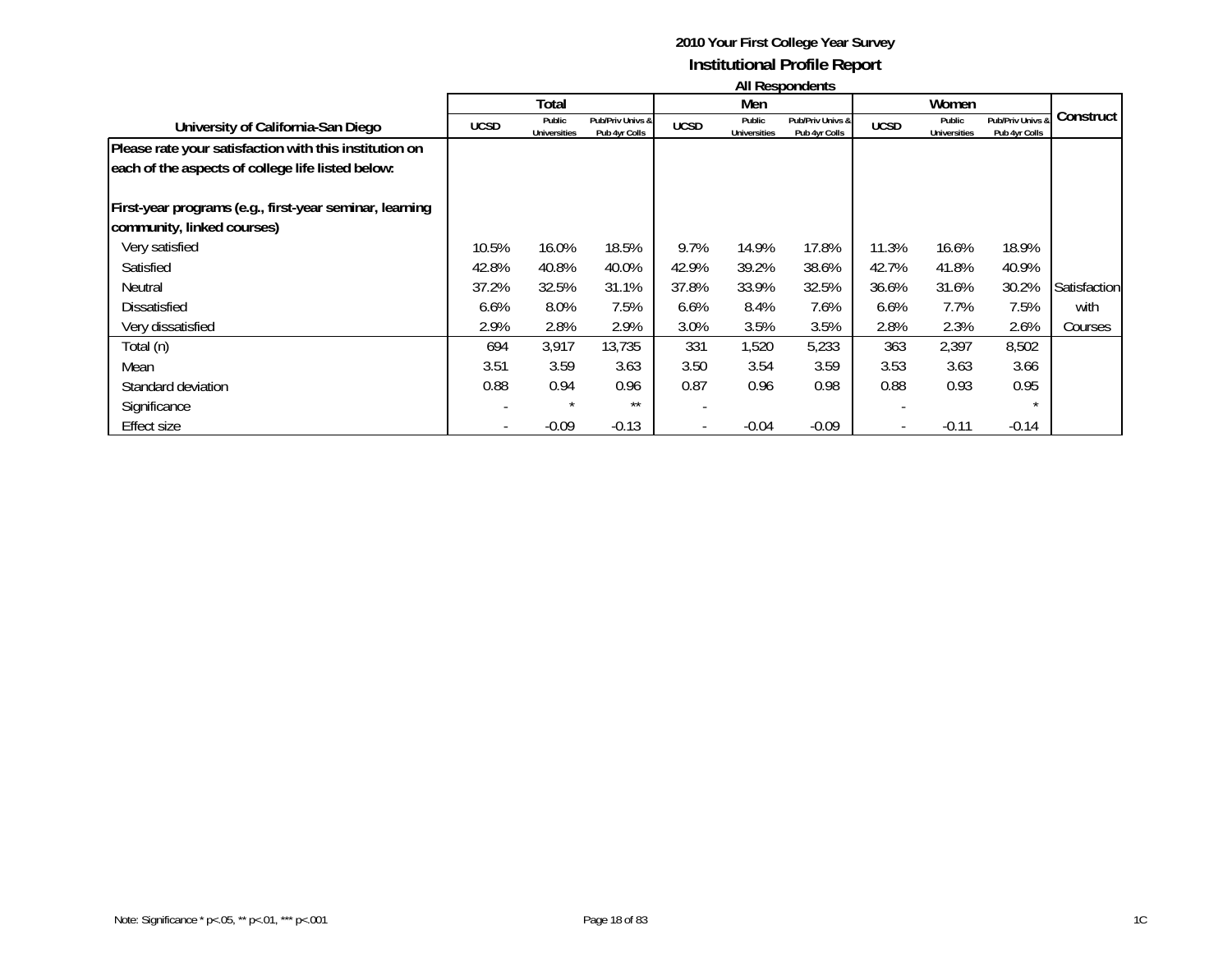**2010 Your First College Year Survey**

**Institutional Profile Report**

**All Respondents**

| University of California-San Diego | Total | | | Men | | | Women | | | Construct |
|---|---|---|---|---|---|---|---|---|---|---|
| | UCSD | Public Universities | Pub/Priv Univs & Pub 4yr Colls | UCSD | Public Universities | Pub/Priv Univs & Pub 4yr Colls | UCSD | Public Universities | Pub/Priv Univs & Pub 4yr Colls | |
| **Please rate your satisfaction with this institution on each of the aspects of college life listed below:** | | | | | | | | | | |
| **First-year programs (e.g., first-year seminar, learning community, linked courses)** | | | | | | | | | | |
| Very satisfied | 10.5% | 16.0% | 18.5% | 9.7% | 14.9% | 17.8% | 11.3% | 16.6% | 18.9% | |
| Satisfied | 42.8% | 40.8% | 40.0% | 42.9% | 39.2% | 38.6% | 42.7% | 41.8% | 40.9% | |
| Neutral | 37.2% | 32.5% | 31.1% | 37.8% | 33.9% | 32.5% | 36.6% | 31.6% | 30.2% | Satisfaction |
| Dissatisfied | 6.6% | 8.0% | 7.5% | 6.6% | 8.4% | 7.6% | 6.6% | 7.7% | 7.5% | with |
| Very dissatisfied | 2.9% | 2.8% | 2.9% | 3.0% | 3.5% | 3.5% | 2.8% | 2.3% | 2.6% | Courses |
| Total (n) | 694 | 3,917 | 13,735 | 331 | 1,520 | 5,233 | 363 | 2,397 | 8,502 | |
| Mean | 3.51 | 3.59 | 3.63 | 3.50 | 3.54 | 3.59 | 3.53 | 3.63 | 3.66 | |
| Standard deviation | 0.88 | 0.94 | 0.96 | 0.87 | 0.96 | 0.98 | 0.88 | 0.93 | 0.95 | |
| Significance | - | * | ** | - | | | - | | * | |
| Effect size | - | -0.09 | -0.13 | - | -0.04 | -0.09 | - | -0.11 | -0.14 | |

Note: Significance * p<.05, ** p<.01, *** p<.001

1C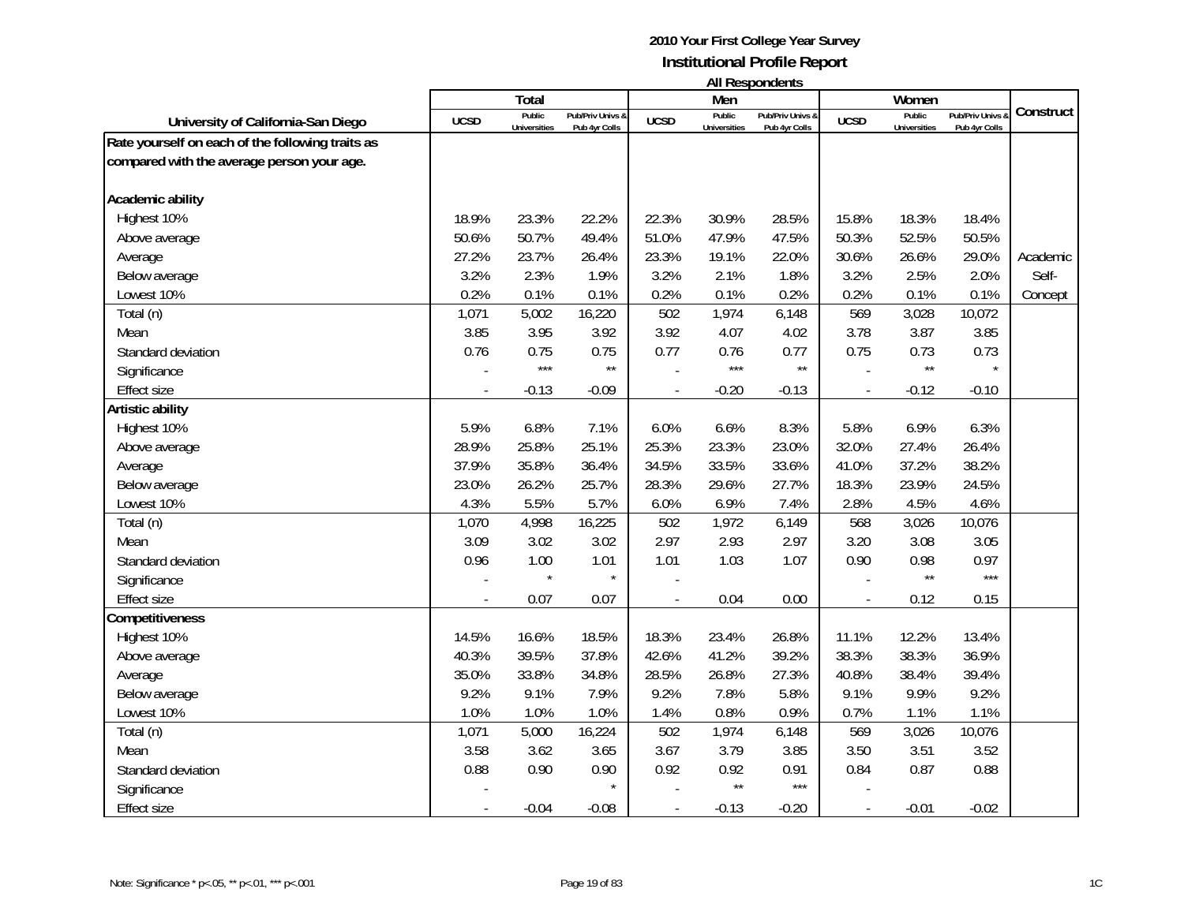**2010 Your First College Year Survey**
**Institutional Profile Report**
**All Respondents**

| University of California-San Diego | Total | | | Men | | | Women | | | Construct |
|---|---|---|---|---|---|---|---|---|---|---|
| | UCSD | Public Universities | Pub/Priv Univs & Pub 4yr Colls | UCSD | Public Universities | Pub/Priv Univs & Pub 4yr Colls | UCSD | Public Universities | Pub/Priv Univs & Pub 4yr Colls | |
| **Rate yourself on each of the following traits as compared with the average person your age.** | | | | | | | | | | |
| **Academic ability** | | | | | | | | | | |
| Highest 10% | 18.9% | 23.3% | 22.2% | 22.3% | 30.9% | 28.5% | 15.8% | 18.3% | 18.4% | |
| Above average | 50.6% | 50.7% | 49.4% | 51.0% | 47.9% | 47.5% | 50.3% | 52.5% | 50.5% | |
| Average | 27.2% | 23.7% | 26.4% | 23.3% | 19.1% | 22.0% | 30.6% | 26.6% | 29.0% | Academic |
| Below average | 3.2% | 2.3% | 1.9% | 3.2% | 2.1% | 1.8% | 3.2% | 2.5% | 2.0% | Self- |
| Lowest 10% | 0.2% | 0.1% | 0.1% | 0.2% | 0.1% | 0.2% | 0.2% | 0.1% | 0.1% | Concept |
| Total (n) | 1,071 | 5,002 | 16,220 | 502 | 1,974 | 6,148 | 569 | 3,028 | 10,072 | |
| Mean | 3.85 | 3.95 | 3.92 | 3.92 | 4.07 | 4.02 | 3.78 | 3.87 | 3.85 | |
| Standard deviation | 0.76 | 0.75 | 0.75 | 0.77 | 0.76 | 0.77 | 0.75 | 0.73 | 0.73 | |
| Significance | - | *** | ** | - | *** | ** | - | ** | * | |
| Effect size | - | -0.13 | -0.09 | - | -0.20 | -0.13 | - | -0.12 | -0.10 | |
| **Artistic ability** | | | | | | | | | | |
| Highest 10% | 5.9% | 6.8% | 7.1% | 6.0% | 6.6% | 8.3% | 5.8% | 6.9% | 6.3% | |
| Above average | 28.9% | 25.8% | 25.1% | 25.3% | 23.3% | 23.0% | 32.0% | 27.4% | 26.4% | |
| Average | 37.9% | 35.8% | 36.4% | 34.5% | 33.5% | 33.6% | 41.0% | 37.2% | 38.2% | |
| Below average | 23.0% | 26.2% | 25.7% | 28.3% | 29.6% | 27.7% | 18.3% | 23.9% | 24.5% | |
| Lowest 10% | 4.3% | 5.5% | 5.7% | 6.0% | 6.9% | 7.4% | 2.8% | 4.5% | 4.6% | |
| Total (n) | 1,070 | 4,998 | 16,225 | 502 | 1,972 | 6,149 | 568 | 3,026 | 10,076 | |
| Mean | 3.09 | 3.02 | 3.02 | 2.97 | 2.93 | 2.97 | 3.20 | 3.08 | 3.05 | |
| Standard deviation | 0.96 | 1.00 | 1.01 | 1.01 | 1.03 | 1.07 | 0.90 | 0.98 | 0.97 | |
| Significance | - | * | * | - | | | - | ** | *** | |
| Effect size | - | 0.07 | 0.07 | - | 0.04 | 0.00 | - | 0.12 | 0.15 | |
| **Competitiveness** | | | | | | | | | | |
| Highest 10% | 14.5% | 16.6% | 18.5% | 18.3% | 23.4% | 26.8% | 11.1% | 12.2% | 13.4% | |
| Above average | 40.3% | 39.5% | 37.8% | 42.6% | 41.2% | 39.2% | 38.3% | 38.3% | 36.9% | |
| Average | 35.0% | 33.8% | 34.8% | 28.5% | 26.8% | 27.3% | 40.8% | 38.4% | 39.4% | |
| Below average | 9.2% | 9.1% | 7.9% | 9.2% | 7.8% | 5.8% | 9.1% | 9.9% | 9.2% | |
| Lowest 10% | 1.0% | 1.0% | 1.0% | 1.4% | 0.8% | 0.9% | 0.7% | 1.1% | 1.1% | |
| Total (n) | 1,071 | 5,000 | 16,224 | 502 | 1,974 | 6,148 | 569 | 3,026 | 10,076 | |
| Mean | 3.58 | 3.62 | 3.65 | 3.67 | 3.79 | 3.85 | 3.50 | 3.51 | 3.52 | |
| Standard deviation | 0.88 | 0.90 | 0.90 | 0.92 | 0.92 | 0.91 | 0.84 | 0.87 | 0.88 | |
| Significance | - | | * | - | ** | *** | - | | | |
| Effect size | - | -0.04 | -0.08 | - | -0.13 | -0.20 | - | -0.01 | -0.02 | |

Note: Significance * p<.05, ** p<.01, *** p<.001

1C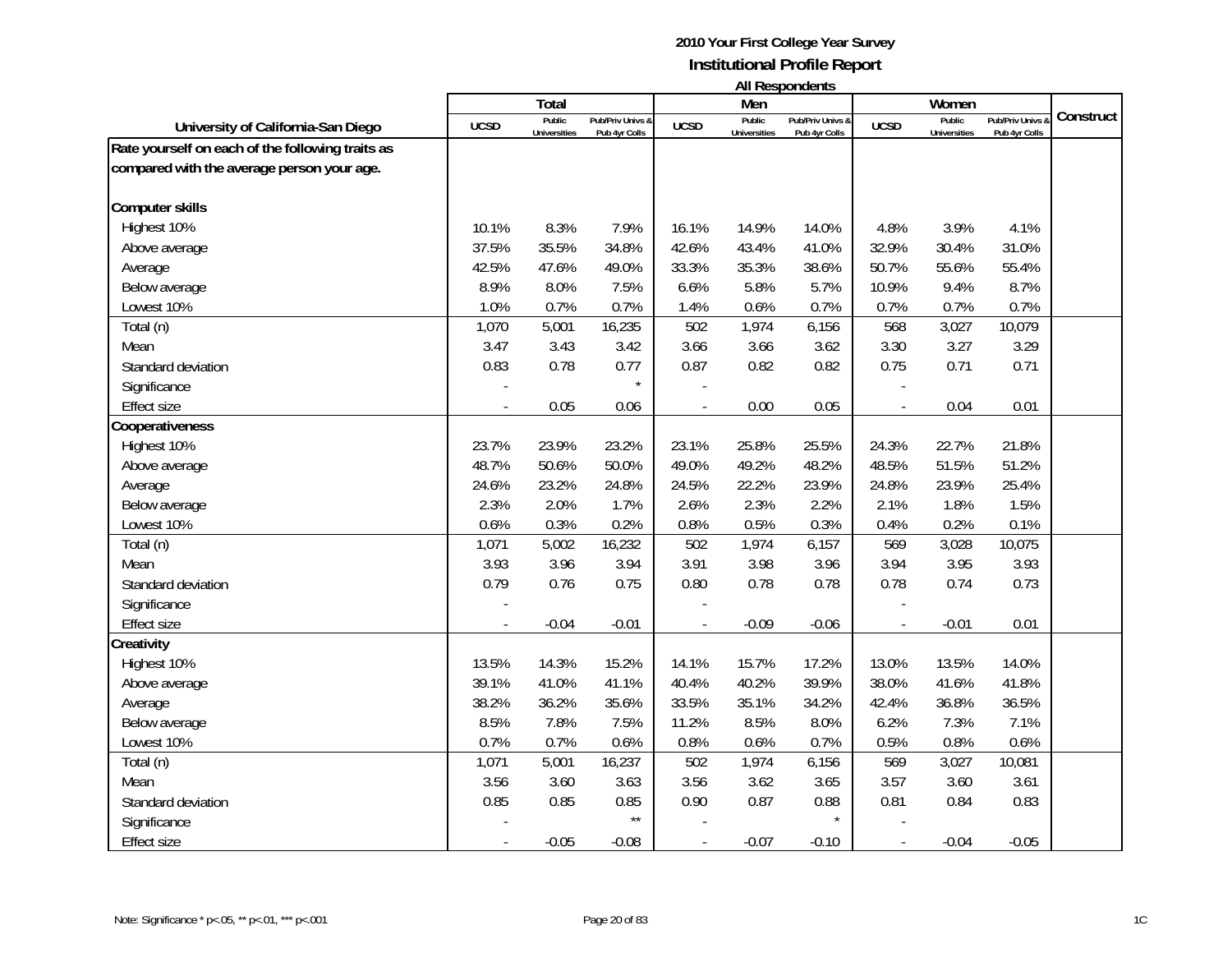**2010 Your First College Year Survey**
**Institutional Profile Report**
**All Respondents**

| University of California-San Diego | Total | | | Men | | | Women | | | Construct |
|---|---|---|---|---|---|---|---|---|---|---|
| | UCSD | Public Universities | Pub/Priv Univs & Pub 4yr Colls | UCSD | Public Universities | Pub/Priv Univs & Pub 4yr Colls | UCSD | Public Universities | Pub/Priv Univs & Pub 4yr Colls | |
| **Rate yourself on each of the following traits as compared with the average person your age.** | | | | | | | | | | |
| **Computer skills** | | | | | | | | | | |
| Highest 10% | 10.1% | 8.3% | 7.9% | 16.1% | 14.9% | 14.0% | 4.8% | 3.9% | 4.1% | |
| Above average | 37.5% | 35.5% | 34.8% | 42.6% | 43.4% | 41.0% | 32.9% | 30.4% | 31.0% | |
| Average | 42.5% | 47.6% | 49.0% | 33.3% | 35.3% | 38.6% | 50.7% | 55.6% | 55.4% | |
| Below average | 8.9% | 8.0% | 7.5% | 6.6% | 5.8% | 5.7% | 10.9% | 9.4% | 8.7% | |
| Lowest 10% | 1.0% | 0.7% | 0.7% | 1.4% | 0.6% | 0.7% | 0.7% | 0.7% | 0.7% | |
| Total (n) | 1,070 | 5,001 | 16,235 | 502 | 1,974 | 6,156 | 568 | 3,027 | 10,079 | |
| Mean | 3.47 | 3.43 | 3.42 | 3.66 | 3.66 | 3.62 | 3.30 | 3.27 | 3.29 | |
| Standard deviation | 0.83 | 0.78 | 0.77 | 0.87 | 0.82 | 0.82 | 0.75 | 0.71 | 0.71 | |
| Significance | - | | * | - | | | - | | | |
| Effect size | - | 0.05 | 0.06 | - | 0.00 | 0.05 | - | 0.04 | 0.01 | |
| **Cooperativeness** | | | | | | | | | | |
| Highest 10% | 23.7% | 23.9% | 23.2% | 23.1% | 25.8% | 25.5% | 24.3% | 22.7% | 21.8% | |
| Above average | 48.7% | 50.6% | 50.0% | 49.0% | 49.2% | 48.2% | 48.5% | 51.5% | 51.2% | |
| Average | 24.6% | 23.2% | 24.8% | 24.5% | 22.2% | 23.9% | 24.8% | 23.9% | 25.4% | |
| Below average | 2.3% | 2.0% | 1.7% | 2.6% | 2.3% | 2.2% | 2.1% | 1.8% | 1.5% | |
| Lowest 10% | 0.6% | 0.3% | 0.2% | 0.8% | 0.5% | 0.3% | 0.4% | 0.2% | 0.1% | |
| Total (n) | 1,071 | 5,002 | 16,232 | 502 | 1,974 | 6,157 | 569 | 3,028 | 10,075 | |
| Mean | 3.93 | 3.96 | 3.94 | 3.91 | 3.98 | 3.96 | 3.94 | 3.95 | 3.93 | |
| Standard deviation | 0.79 | 0.76 | 0.75 | 0.80 | 0.78 | 0.78 | 0.78 | 0.74 | 0.73 | |
| Significance | - | | | - | | | - | | | |
| Effect size | - | -0.04 | -0.01 | - | -0.09 | -0.06 | - | -0.01 | 0.01 | |
| **Creativity** | | | | | | | | | | |
| Highest 10% | 13.5% | 14.3% | 15.2% | 14.1% | 15.7% | 17.2% | 13.0% | 13.5% | 14.0% | |
| Above average | 39.1% | 41.0% | 41.1% | 40.4% | 40.2% | 39.9% | 38.0% | 41.6% | 41.8% | |
| Average | 38.2% | 36.2% | 35.6% | 33.5% | 35.1% | 34.2% | 42.4% | 36.8% | 36.5% | |
| Below average | 8.5% | 7.8% | 7.5% | 11.2% | 8.5% | 8.0% | 6.2% | 7.3% | 7.1% | |
| Lowest 10% | 0.7% | 0.7% | 0.6% | 0.8% | 0.6% | 0.7% | 0.5% | 0.8% | 0.6% | |
| Total (n) | 1,071 | 5,001 | 16,237 | 502 | 1,974 | 6,156 | 569 | 3,027 | 10,081 | |
| Mean | 3.56 | 3.60 | 3.63 | 3.56 | 3.62 | 3.65 | 3.57 | 3.60 | 3.61 | |
| Standard deviation | 0.85 | 0.85 | 0.85 | 0.90 | 0.87 | 0.88 | 0.81 | 0.84 | 0.83 | |
| Significance | - | | ** | - | | * | - | | | |
| Effect size | - | -0.05 | -0.08 | - | -0.07 | -0.10 | - | -0.04 | -0.05 | |

Note: Significance * p<.05, ** p<.01, *** p<.001

1C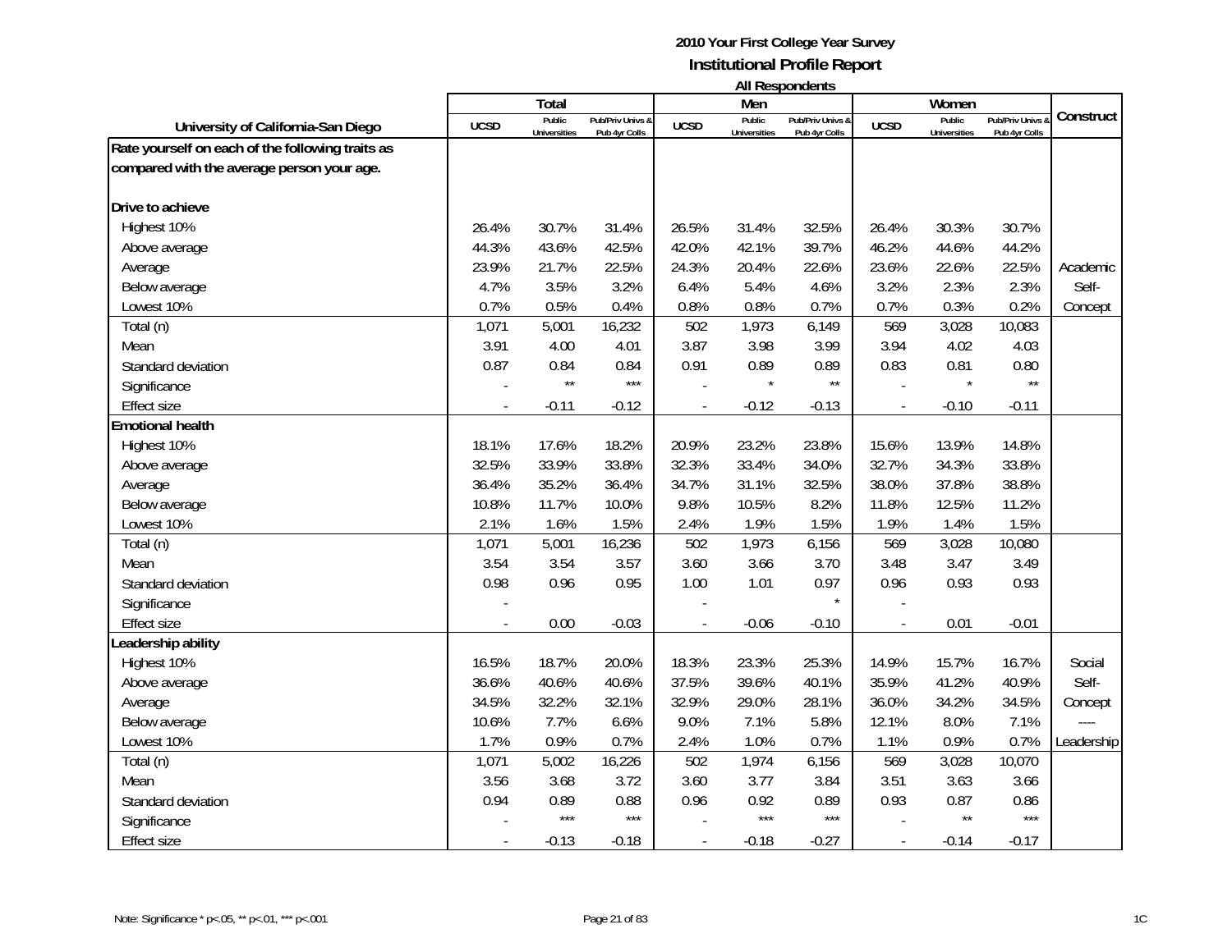# 2010 Your First College Year Survey
## Institutional Profile Report
### All Respondents

| University of California-San Diego | Total | | | Men | | | Women | | | Construct |
|---|---|---|---|---|---|---|---|---|---|---|
| | UCSD | Public Universities | Pub/Priv Univs & Pub 4yr Colls | UCSD | Public Universities | Pub/Priv Univs & Pub 4yr Colls | UCSD | Public Universities | Pub/Priv Univs & Pub 4yr Colls | |
| **Rate yourself on each of the following traits as compared with the average person your age.** | | | | | | | | | | |
| **Drive to achieve** | | | | | | | | | | |
| Highest 10% | 26.4% | 30.7% | 31.4% | 26.5% | 31.4% | 32.5% | 26.4% | 30.3% | 30.7% | |
| Above average | 44.3% | 43.6% | 42.5% | 42.0% | 42.1% | 39.7% | 46.2% | 44.6% | 44.2% | |
| Average | 23.9% | 21.7% | 22.5% | 24.3% | 20.4% | 22.6% | 23.6% | 22.6% | 22.5% | Academic |
| Below average | 4.7% | 3.5% | 3.2% | 6.4% | 5.4% | 4.6% | 3.2% | 2.3% | 2.3% | Self- |
| Lowest 10% | 0.7% | 0.5% | 0.4% | 0.8% | 0.8% | 0.7% | 0.7% | 0.3% | 0.2% | Concept |
| Total (n) | 1,071 | 5,001 | 16,232 | 502 | 1,973 | 6,149 | 569 | 3,028 | 10,083 | |
| Mean | 3.91 | 4.00 | 4.01 | 3.87 | 3.98 | 3.99 | 3.94 | 4.02 | 4.03 | |
| Standard deviation | 0.87 | 0.84 | 0.84 | 0.91 | 0.89 | 0.89 | 0.83 | 0.81 | 0.80 | |
| Significance | - | ** | *** | - | * | ** | - | * | ** | |
| Effect size | - | -0.11 | -0.12 | - | -0.12 | -0.13 | - | -0.10 | -0.11 | |
| **Emotional health** | | | | | | | | | | |
| Highest 10% | 18.1% | 17.6% | 18.2% | 20.9% | 23.2% | 23.8% | 15.6% | 13.9% | 14.8% | |
| Above average | 32.5% | 33.9% | 33.8% | 32.3% | 33.4% | 34.0% | 32.7% | 34.3% | 33.8% | |
| Average | 36.4% | 35.2% | 36.4% | 34.7% | 31.1% | 32.5% | 38.0% | 37.8% | 38.8% | |
| Below average | 10.8% | 11.7% | 10.0% | 9.8% | 10.5% | 8.2% | 11.8% | 12.5% | 11.2% | |
| Lowest 10% | 2.1% | 1.6% | 1.5% | 2.4% | 1.9% | 1.5% | 1.9% | 1.4% | 1.5% | |
| Total (n) | 1,071 | 5,001 | 16,236 | 502 | 1,973 | 6,156 | 569 | 3,028 | 10,080 | |
| Mean | 3.54 | 3.54 | 3.57 | 3.60 | 3.66 | 3.70 | 3.48 | 3.47 | 3.49 | |
| Standard deviation | 0.98 | 0.96 | 0.95 | 1.00 | 1.01 | 0.97 | 0.96 | 0.93 | 0.93 | |
| Significance | - | | | - | | * | - | | | |
| Effect size | - | 0.00 | -0.03 | - | -0.06 | -0.10 | - | 0.01 | -0.01 | |
| **Leadership ability** | | | | | | | | | | |
| Highest 10% | 16.5% | 18.7% | 20.0% | 18.3% | 23.3% | 25.3% | 14.9% | 15.7% | 16.7% | Social |
| Above average | 36.6% | 40.6% | 40.6% | 37.5% | 39.6% | 40.1% | 35.9% | 41.2% | 40.9% | Self- |
| Average | 34.5% | 32.2% | 32.1% | 32.9% | 29.0% | 28.1% | 36.0% | 34.2% | 34.5% | Concept |
| Below average | 10.6% | 7.7% | 6.6% | 9.0% | 7.1% | 5.8% | 12.1% | 8.0% | 7.1% | ---- |
| Lowest 10% | 1.7% | 0.9% | 0.7% | 2.4% | 1.0% | 0.7% | 1.1% | 0.9% | 0.7% | Leadership |
| Total (n) | 1,071 | 5,002 | 16,226 | 502 | 1,974 | 6,156 | 569 | 3,028 | 10,070 | |
| Mean | 3.56 | 3.68 | 3.72 | 3.60 | 3.77 | 3.84 | 3.51 | 3.63 | 3.66 | |
| Standard deviation | 0.94 | 0.89 | 0.88 | 0.96 | 0.92 | 0.89 | 0.93 | 0.87 | 0.86 | |
| Significance | - | *** | *** | - | *** | *** | - | ** | *** | |
| Effect size | - | -0.13 | -0.18 | - | -0.18 | -0.27 | - | -0.14 | -0.17 | |

Note: Significance * p<.05, ** p<.01, *** p<.001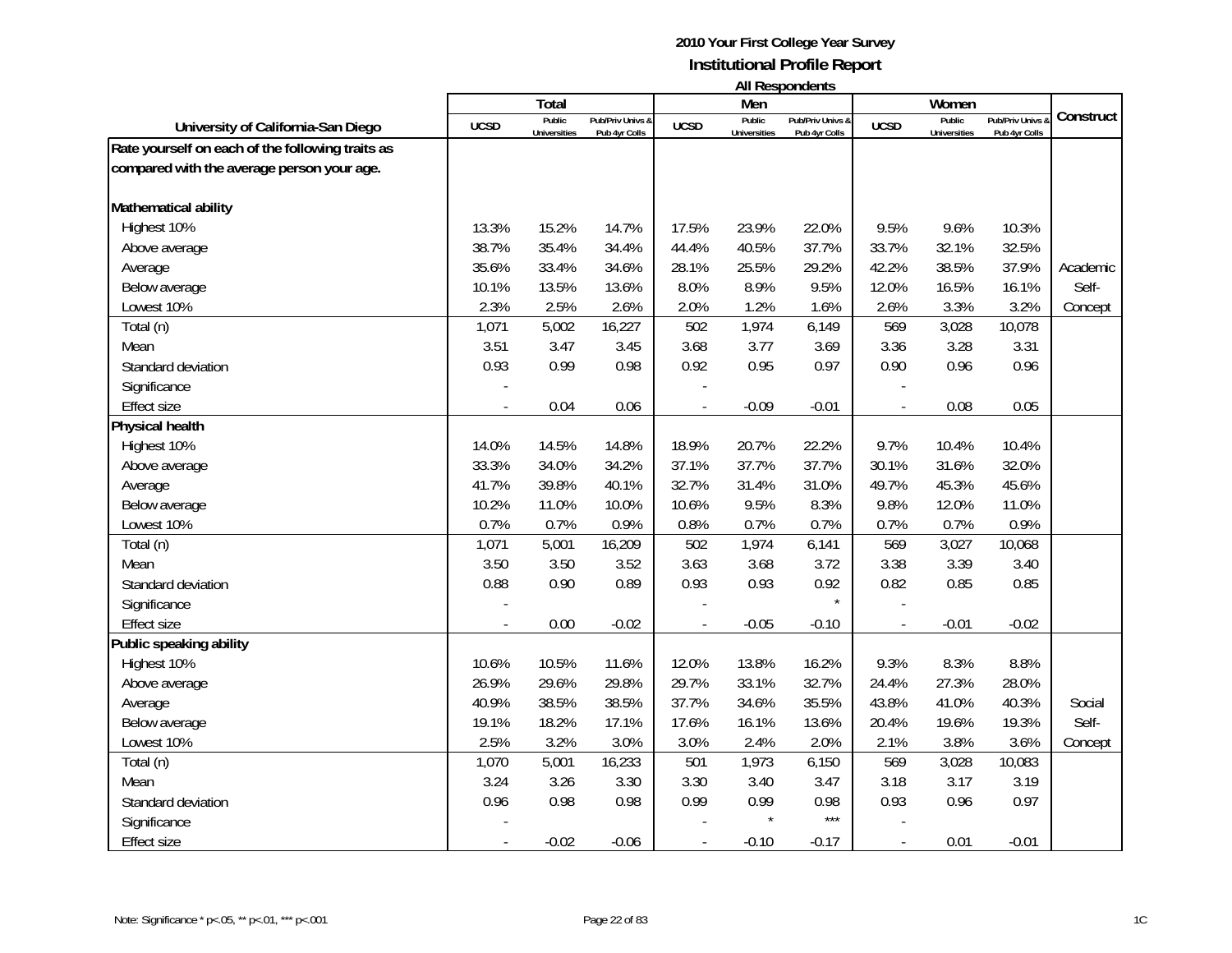**2010 Your First College Year Survey**
**Institutional Profile Report**
**All Respondents**

| University of California-San Diego | Total | | | Men | | | Women | | | Construct |
|---|---|---|---|---|---|---|---|---|---|---|
| | UCSD | Public Universities | Pub/Priv Univs & Pub 4yr Colls | UCSD | Public Universities | Pub/Priv Univs & Pub 4yr Colls | UCSD | Public Universities | Pub/Priv Univs & Pub 4yr Colls | |
| **Rate yourself on each of the following traits as compared with the average person your age.** | | | | | | | | | | |
| **Mathematical ability** | | | | | | | | | | |
| Highest 10% | 13.3% | 15.2% | 14.7% | 17.5% | 23.9% | 22.0% | 9.5% | 9.6% | 10.3% | |
| Above average | 38.7% | 35.4% | 34.4% | 44.4% | 40.5% | 37.7% | 33.7% | 32.1% | 32.5% | |
| Average | 35.6% | 33.4% | 34.6% | 28.1% | 25.5% | 29.2% | 42.2% | 38.5% | 37.9% | Academic |
| Below average | 10.1% | 13.5% | 13.6% | 8.0% | 8.9% | 9.5% | 12.0% | 16.5% | 16.1% | Self- |
| Lowest 10% | 2.3% | 2.5% | 2.6% | 2.0% | 1.2% | 1.6% | 2.6% | 3.3% | 3.2% | Concept |
| Total (n) | 1,071 | 5,002 | 16,227 | 502 | 1,974 | 6,149 | 569 | 3,028 | 10,078 | |
| Mean | 3.51 | 3.47 | 3.45 | 3.68 | 3.77 | 3.69 | 3.36 | 3.28 | 3.31 | |
| Standard deviation | 0.93 | 0.99 | 0.98 | 0.92 | 0.95 | 0.97 | 0.90 | 0.96 | 0.96 | |
| Significance | - | | | - | | | - | | | |
| Effect size | - | 0.04 | 0.06 | - | -0.09 | -0.01 | - | 0.08 | 0.05 | |
| **Physical health** | | | | | | | | | | |
| Highest 10% | 14.0% | 14.5% | 14.8% | 18.9% | 20.7% | 22.2% | 9.7% | 10.4% | 10.4% | |
| Above average | 33.3% | 34.0% | 34.2% | 37.1% | 37.7% | 37.7% | 30.1% | 31.6% | 32.0% | |
| Average | 41.7% | 39.8% | 40.1% | 32.7% | 31.4% | 31.0% | 49.7% | 45.3% | 45.6% | |
| Below average | 10.2% | 11.0% | 10.0% | 10.6% | 9.5% | 8.3% | 9.8% | 12.0% | 11.0% | |
| Lowest 10% | 0.7% | 0.7% | 0.9% | 0.8% | 0.7% | 0.7% | 0.7% | 0.7% | 0.9% | |
| Total (n) | 1,071 | 5,001 | 16,209 | 502 | 1,974 | 6,141 | 569 | 3,027 | 10,068 | |
| Mean | 3.50 | 3.50 | 3.52 | 3.63 | 3.68 | 3.72 | 3.38 | 3.39 | 3.40 | |
| Standard deviation | 0.88 | 0.90 | 0.89 | 0.93 | 0.93 | 0.92 | 0.82 | 0.85 | 0.85 | |
| Significance | - | | | - | | * | - | | | |
| Effect size | - | 0.00 | -0.02 | - | -0.05 | -0.10 | - | -0.01 | -0.02 | |
| **Public speaking ability** | | | | | | | | | | |
| Highest 10% | 10.6% | 10.5% | 11.6% | 12.0% | 13.8% | 16.2% | 9.3% | 8.3% | 8.8% | |
| Above average | 26.9% | 29.6% | 29.8% | 29.7% | 33.1% | 32.7% | 24.4% | 27.3% | 28.0% | |
| Average | 40.9% | 38.5% | 38.5% | 37.7% | 34.6% | 35.5% | 43.8% | 41.0% | 40.3% | Social |
| Below average | 19.1% | 18.2% | 17.1% | 17.6% | 16.1% | 13.6% | 20.4% | 19.6% | 19.3% | Self- |
| Lowest 10% | 2.5% | 3.2% | 3.0% | 3.0% | 2.4% | 2.0% | 2.1% | 3.8% | 3.6% | Concept |
| Total (n) | 1,070 | 5,001 | 16,233 | 501 | 1,973 | 6,150 | 569 | 3,028 | 10,083 | |
| Mean | 3.24 | 3.26 | 3.30 | 3.30 | 3.40 | 3.47 | 3.18 | 3.17 | 3.19 | |
| Standard deviation | 0.96 | 0.98 | 0.98 | 0.99 | 0.99 | 0.98 | 0.93 | 0.96 | 0.97 | |
| Significance | - | | | - | * | *** | - | | | |
| Effect size | - | -0.02 | -0.06 | - | -0.10 | -0.17 | - | 0.01 | -0.01 | |

Note: Significance * p<.05, ** p<.01, *** p<.001

1C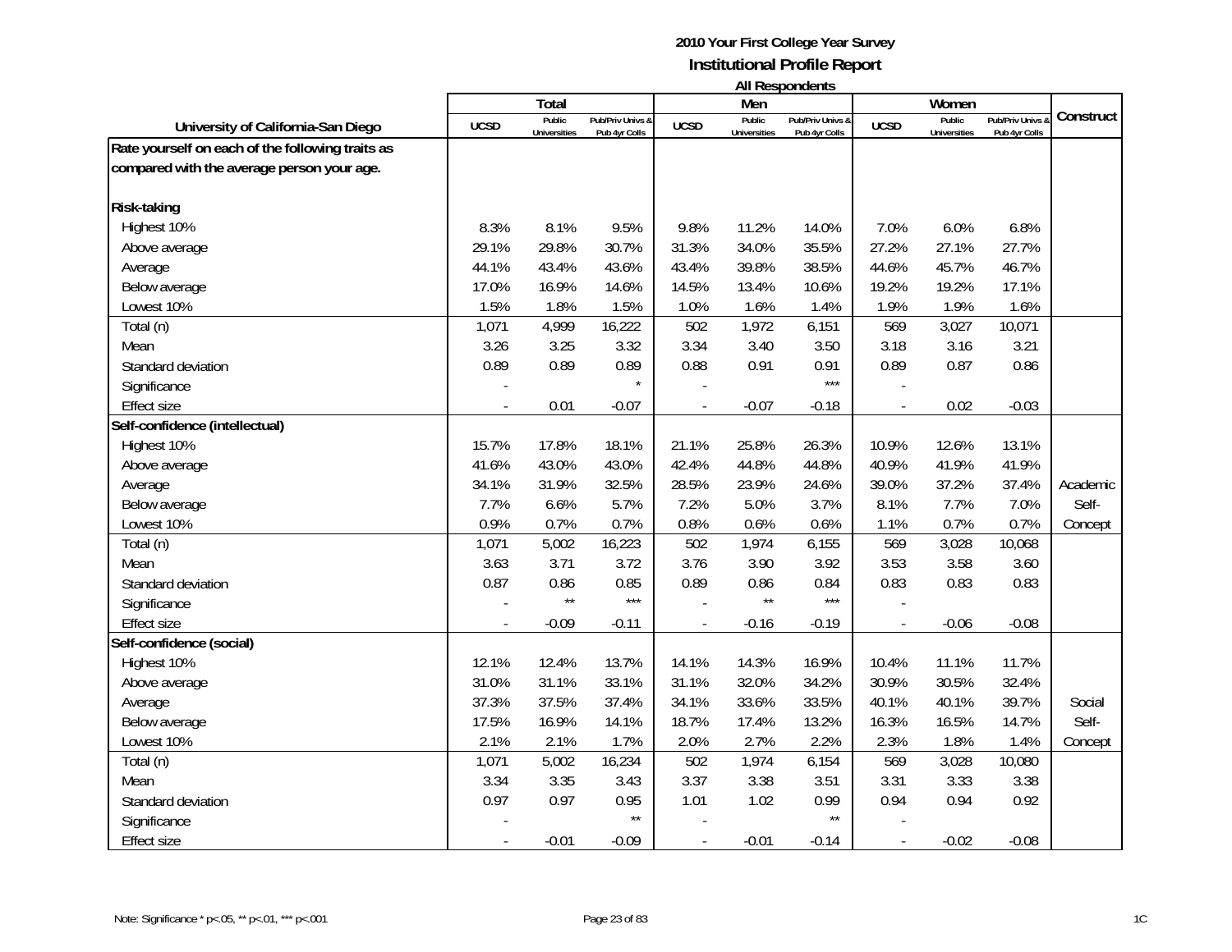# 2010 Your First College Year Survey
## Institutional Profile Report
### All Respondents

| University of California-San Diego | Total | | | Men | | | Women | | | Construct |
|---|---|---|---|---|---|---|---|---|---|---|
| | UCSD | Public Universities | Pub/Priv Univs & Pub 4yr Colls | UCSD | Public Universities | Pub/Priv Univs & Pub 4yr Colls | UCSD | Public Universities | Pub/Priv Univs & Pub 4yr Colls | |
| **Rate yourself on each of the following traits as compared with the average person your age.** | | | | | | | | | | |
| **Risk-taking** | | | | | | | | | | |
| Highest 10% | 8.3% | 8.1% | 9.5% | 9.8% | 11.2% | 14.0% | 7.0% | 6.0% | 6.8% | |
| Above average | 29.1% | 29.8% | 30.7% | 31.3% | 34.0% | 35.5% | 27.2% | 27.1% | 27.7% | |
| Average | 44.1% | 43.4% | 43.6% | 43.4% | 39.8% | 38.5% | 44.6% | 45.7% | 46.7% | |
| Below average | 17.0% | 16.9% | 14.6% | 14.5% | 13.4% | 10.6% | 19.2% | 19.2% | 17.1% | |
| Lowest 10% | 1.5% | 1.8% | 1.5% | 1.0% | 1.6% | 1.4% | 1.9% | 1.9% | 1.6% | |
| Total (n) | 1,071 | 4,999 | 16,222 | 502 | 1,972 | 6,151 | 569 | 3,027 | 10,071 | |
| Mean | 3.26 | 3.25 | 3.32 | 3.34 | 3.40 | 3.50 | 3.18 | 3.16 | 3.21 | |
| Standard deviation | 0.89 | 0.89 | 0.89 | 0.88 | 0.91 | 0.91 | 0.89 | 0.87 | 0.86 | |
| Significance | - | | * | - | | *** | - | | | |
| Effect size | - | 0.01 | -0.07 | - | -0.07 | -0.18 | - | 0.02 | -0.03 | |
| **Self-confidence (intellectual)** | | | | | | | | | | |
| Highest 10% | 15.7% | 17.8% | 18.1% | 21.1% | 25.8% | 26.3% | 10.9% | 12.6% | 13.1% | |
| Above average | 41.6% | 43.0% | 43.0% | 42.4% | 44.8% | 44.8% | 40.9% | 41.9% | 41.9% | |
| Average | 34.1% | 31.9% | 32.5% | 28.5% | 23.9% | 24.6% | 39.0% | 37.2% | 37.4% | Academic |
| Below average | 7.7% | 6.6% | 5.7% | 7.2% | 5.0% | 3.7% | 8.1% | 7.7% | 7.0% | Self- |
| Lowest 10% | 0.9% | 0.7% | 0.7% | 0.8% | 0.6% | 0.6% | 1.1% | 0.7% | 0.7% | Concept |
| Total (n) | 1,071 | 5,002 | 16,223 | 502 | 1,974 | 6,155 | 569 | 3,028 | 10,068 | |
| Mean | 3.63 | 3.71 | 3.72 | 3.76 | 3.90 | 3.92 | 3.53 | 3.58 | 3.60 | |
| Standard deviation | 0.87 | 0.86 | 0.85 | 0.89 | 0.86 | 0.84 | 0.83 | 0.83 | 0.83 | |
| Significance | - | ** | *** | - | ** | *** | - | | | |
| Effect size | - | -0.09 | -0.11 | - | -0.16 | -0.19 | - | -0.06 | -0.08 | |
| **Self-confidence (social)** | | | | | | | | | | |
| Highest 10% | 12.1% | 12.4% | 13.7% | 14.1% | 14.3% | 16.9% | 10.4% | 11.1% | 11.7% | |
| Above average | 31.0% | 31.1% | 33.1% | 31.1% | 32.0% | 34.2% | 30.9% | 30.5% | 32.4% | |
| Average | 37.3% | 37.5% | 37.4% | 34.1% | 33.6% | 33.5% | 40.1% | 40.1% | 39.7% | Social |
| Below average | 17.5% | 16.9% | 14.1% | 18.7% | 17.4% | 13.2% | 16.3% | 16.5% | 14.7% | Self- |
| Lowest 10% | 2.1% | 2.1% | 1.7% | 2.0% | 2.7% | 2.2% | 2.3% | 1.8% | 1.4% | Concept |
| Total (n) | 1,071 | 5,002 | 16,234 | 502 | 1,974 | 6,154 | 569 | 3,028 | 10,080 | |
| Mean | 3.34 | 3.35 | 3.43 | 3.37 | 3.38 | 3.51 | 3.31 | 3.33 | 3.38 | |
| Standard deviation | 0.97 | 0.97 | 0.95 | 1.01 | 1.02 | 0.99 | 0.94 | 0.94 | 0.92 | |
| Significance | - | | ** | - | | ** | - | | | |
| Effect size | - | -0.01 | -0.09 | - | -0.01 | -0.14 | - | -0.02 | -0.08 | |

Note: Significance * p<.05, ** p<.01, *** p<.001

1C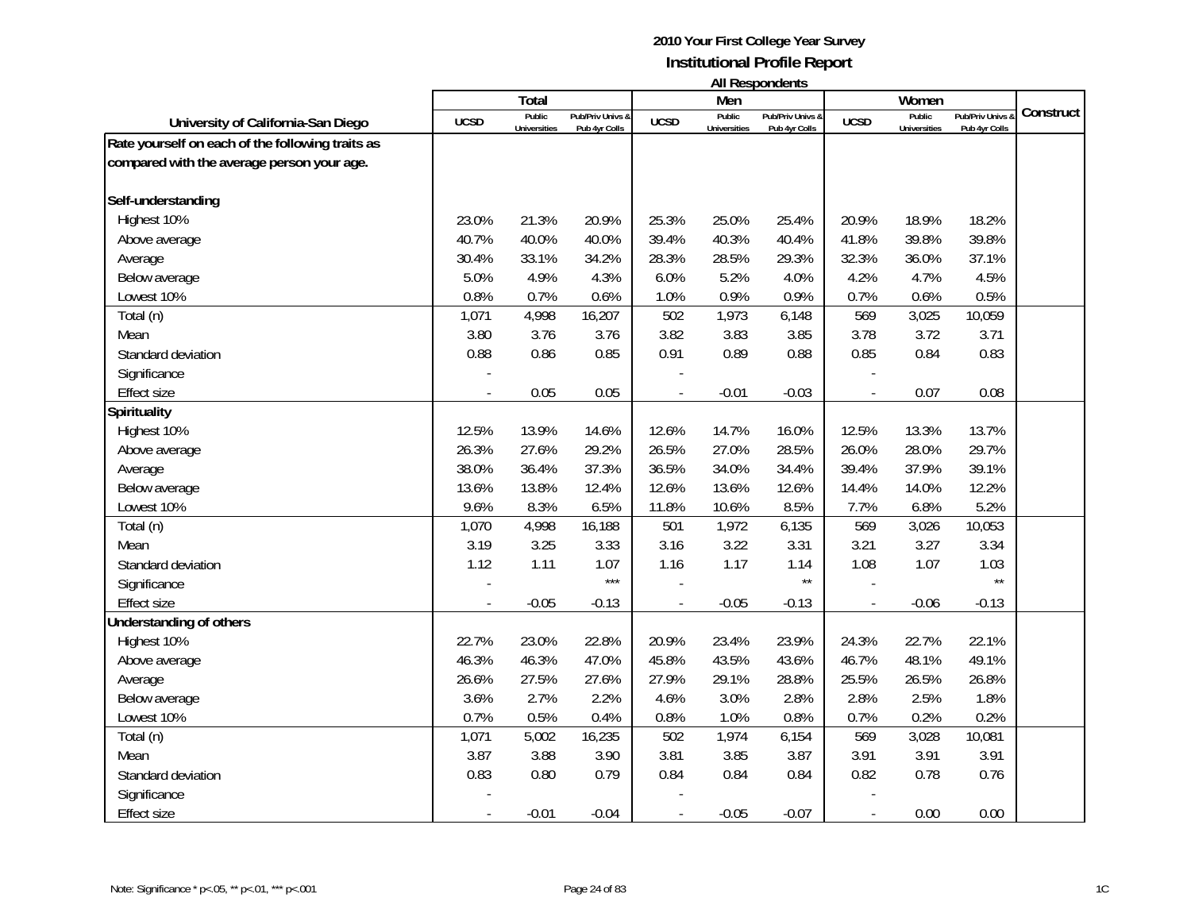# 2010 Your First College Year Survey
## Institutional Profile Report
### All Respondents

| University of California-San Diego | Total | | | Men | | | Women | | | Construct |
|---|---|---|---|---|---|---|---|---|---|---|
| | UCSD | Public Universities | Pub/Priv Univs & Pub 4yr Colls | UCSD | Public Universities | Pub/Priv Univs & Pub 4yr Colls | UCSD | Public Universities | Pub/Priv Univs & Pub 4yr Colls | |
| **Rate yourself on each of the following traits as compared with the average person your age.** | | | | | | | | | | |
| **Self-understanding** | | | | | | | | | | |
| Highest 10% | 23.0% | 21.3% | 20.9% | 25.3% | 25.0% | 25.4% | 20.9% | 18.9% | 18.2% | |
| Above average | 40.7% | 40.0% | 40.0% | 39.4% | 40.3% | 40.4% | 41.8% | 39.8% | 39.8% | |
| Average | 30.4% | 33.1% | 34.2% | 28.3% | 28.5% | 29.3% | 32.3% | 36.0% | 37.1% | |
| Below average | 5.0% | 4.9% | 4.3% | 6.0% | 5.2% | 4.0% | 4.2% | 4.7% | 4.5% | |
| Lowest 10% | 0.8% | 0.7% | 0.6% | 1.0% | 0.9% | 0.9% | 0.7% | 0.6% | 0.5% | |
| Total (n) | 1,071 | 4,998 | 16,207 | 502 | 1,973 | 6,148 | 569 | 3,025 | 10,059 | |
| Mean | 3.80 | 3.76 | 3.76 | 3.82 | 3.83 | 3.85 | 3.78 | 3.72 | 3.71 | |
| Standard deviation | 0.88 | 0.86 | 0.85 | 0.91 | 0.89 | 0.88 | 0.85 | 0.84 | 0.83 | |
| Significance | - | | | - | | | - | | | |
| Effect size | - | 0.05 | 0.05 | - | -0.01 | -0.03 | - | 0.07 | 0.08 | |
| **Spirituality** | | | | | | | | | | |
| Highest 10% | 12.5% | 13.9% | 14.6% | 12.6% | 14.7% | 16.0% | 12.5% | 13.3% | 13.7% | |
| Above average | 26.3% | 27.6% | 29.2% | 26.5% | 27.0% | 28.5% | 26.0% | 28.0% | 29.7% | |
| Average | 38.0% | 36.4% | 37.3% | 36.5% | 34.0% | 34.4% | 39.4% | 37.9% | 39.1% | |
| Below average | 13.6% | 13.8% | 12.4% | 12.6% | 13.6% | 12.6% | 14.4% | 14.0% | 12.2% | |
| Lowest 10% | 9.6% | 8.3% | 6.5% | 11.8% | 10.6% | 8.5% | 7.7% | 6.8% | 5.2% | |
| Total (n) | 1,070 | 4,998 | 16,188 | 501 | 1,972 | 6,135 | 569 | 3,026 | 10,053 | |
| Mean | 3.19 | 3.25 | 3.33 | 3.16 | 3.22 | 3.31 | 3.21 | 3.27 | 3.34 | |
| Standard deviation | 1.12 | 1.11 | 1.07 | 1.16 | 1.17 | 1.14 | 1.08 | 1.07 | 1.03 | |
| Significance | - | | *** | - | | ** | - | | ** | |
| Effect size | - | -0.05 | -0.13 | - | -0.05 | -0.13 | - | -0.06 | -0.13 | |
| **Understanding of others** | | | | | | | | | | |
| Highest 10% | 22.7% | 23.0% | 22.8% | 20.9% | 23.4% | 23.9% | 24.3% | 22.7% | 22.1% | |
| Above average | 46.3% | 46.3% | 47.0% | 45.8% | 43.5% | 43.6% | 46.7% | 48.1% | 49.1% | |
| Average | 26.6% | 27.5% | 27.6% | 27.9% | 29.1% | 28.8% | 25.5% | 26.5% | 26.8% | |
| Below average | 3.6% | 2.7% | 2.2% | 4.6% | 3.0% | 2.8% | 2.8% | 2.5% | 1.8% | |
| Lowest 10% | 0.7% | 0.5% | 0.4% | 0.8% | 1.0% | 0.8% | 0.7% | 0.2% | 0.2% | |
| Total (n) | 1,071 | 5,002 | 16,235 | 502 | 1,974 | 6,154 | 569 | 3,028 | 10,081 | |
| Mean | 3.87 | 3.88 | 3.90 | 3.81 | 3.85 | 3.87 | 3.91 | 3.91 | 3.91 | |
| Standard deviation | 0.83 | 0.80 | 0.79 | 0.84 | 0.84 | 0.84 | 0.82 | 0.78 | 0.76 | |
| Significance | - | | | - | | | - | | | |
| Effect size | - | -0.01 | -0.04 | - | -0.05 | -0.07 | - | 0.00 | 0.00 | |

Note: Significance * p<.05, ** p<.01, *** p<.001

1C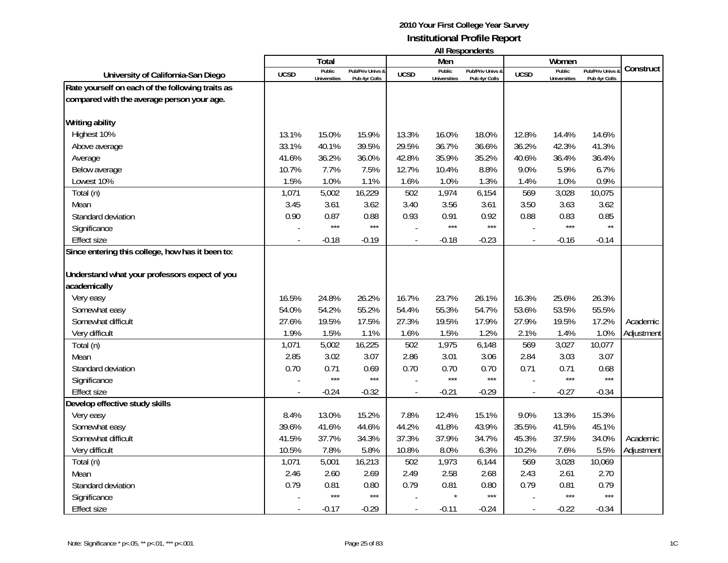# 2010 Your First College Year Survey
## Institutional Profile Report
### All Respondents

| University of California-San Diego | Total | | | Men | | | Women | | | Construct |
|---|---|---|---|---|---|---|---|---|---|---|
| | UCSD | Public Universities | Pub/Priv Univs & Pub 4yr Colls | UCSD | Public Universities | Pub/Priv Univs & Pub 4yr Colls | UCSD | Public Universities | Pub/Priv Univs & Pub 4yr Colls | |
| **Rate yourself on each of the following traits as compared with the average person your age.** | | | | | | | | | | |
| **Writing ability** | | | | | | | | | | |
| Highest 10% | 13.1% | 15.0% | 15.9% | 13.3% | 16.0% | 18.0% | 12.8% | 14.4% | 14.6% | |
| Above average | 33.1% | 40.1% | 39.5% | 29.5% | 36.7% | 36.6% | 36.2% | 42.3% | 41.3% | |
| Average | 41.6% | 36.2% | 36.0% | 42.8% | 35.9% | 35.2% | 40.6% | 36.4% | 36.4% | |
| Below average | 10.7% | 7.7% | 7.5% | 12.7% | 10.4% | 8.8% | 9.0% | 5.9% | 6.7% | |
| Lowest 10% | 1.5% | 1.0% | 1.1% | 1.6% | 1.0% | 1.3% | 1.4% | 1.0% | 0.9% | |
| Total (n) | 1,071 | 5,002 | 16,229 | 502 | 1,974 | 6,154 | 569 | 3,028 | 10,075 | |
| Mean | 3.45 | 3.61 | 3.62 | 3.40 | 3.56 | 3.61 | 3.50 | 3.63 | 3.62 | |
| Standard deviation | 0.90 | 0.87 | 0.88 | 0.93 | 0.91 | 0.92 | 0.88 | 0.83 | 0.85 | |
| Significance | - | *** | *** | - | *** | *** | - | *** | ** | |
| Effect size | - | -0.18 | -0.19 | - | -0.18 | -0.23 | - | -0.16 | -0.14 | |
| **Since entering this college, how has it been to:** | | | | | | | | | | |
| **Understand what your professors expect of you academically** | | | | | | | | | | |
| Very easy | 16.5% | 24.8% | 26.2% | 16.7% | 23.7% | 26.1% | 16.3% | 25.6% | 26.3% | |
| Somewhat easy | 54.0% | 54.2% | 55.2% | 54.4% | 55.3% | 54.7% | 53.6% | 53.5% | 55.5% | |
| Somewhat difficult | 27.6% | 19.5% | 17.5% | 27.3% | 19.5% | 17.9% | 27.9% | 19.5% | 17.2% | Academic |
| Very difficult | 1.9% | 1.5% | 1.1% | 1.6% | 1.5% | 1.2% | 2.1% | 1.4% | 1.0% | Adjustment |
| Total (n) | 1,071 | 5,002 | 16,225 | 502 | 1,975 | 6,148 | 569 | 3,027 | 10,077 | |
| Mean | 2.85 | 3.02 | 3.07 | 2.86 | 3.01 | 3.06 | 2.84 | 3.03 | 3.07 | |
| Standard deviation | 0.70 | 0.71 | 0.69 | 0.70 | 0.70 | 0.70 | 0.71 | 0.71 | 0.68 | |
| Significance | - | *** | *** | - | *** | *** | - | *** | *** | |
| Effect size | - | -0.24 | -0.32 | - | -0.21 | -0.29 | - | -0.27 | -0.34 | |
| **Develop effective study skills** | | | | | | | | | | |
| Very easy | 8.4% | 13.0% | 15.2% | 7.8% | 12.4% | 15.1% | 9.0% | 13.3% | 15.3% | |
| Somewhat easy | 39.6% | 41.6% | 44.6% | 44.2% | 41.8% | 43.9% | 35.5% | 41.5% | 45.1% | |
| Somewhat difficult | 41.5% | 37.7% | 34.3% | 37.3% | 37.9% | 34.7% | 45.3% | 37.5% | 34.0% | Academic |
| Very difficult | 10.5% | 7.8% | 5.8% | 10.8% | 8.0% | 6.3% | 10.2% | 7.6% | 5.5% | Adjustment |
| Total (n) | 1,071 | 5,001 | 16,213 | 502 | 1,973 | 6,144 | 569 | 3,028 | 10,069 | |
| Mean | 2.46 | 2.60 | 2.69 | 2.49 | 2.58 | 2.68 | 2.43 | 2.61 | 2.70 | |
| Standard deviation | 0.79 | 0.81 | 0.80 | 0.79 | 0.81 | 0.80 | 0.79 | 0.81 | 0.79 | |
| Significance | - | *** | *** | - | * | *** | - | *** | *** | |
| Effect size | - | -0.17 | -0.29 | - | -0.11 | -0.24 | - | -0.22 | -0.34 | |

Note: Significance * p<.05, ** p<.01, *** p<.001

1C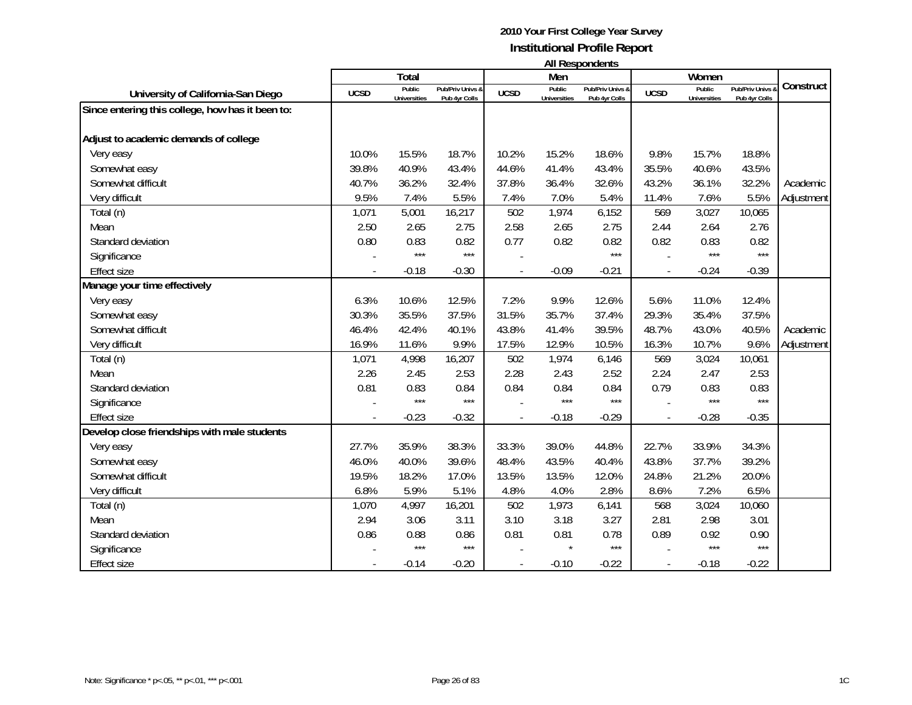# 2010 Your First College Year Survey
## Institutional Profile Report
### All Respondents

| University of California-San Diego | Total | | | Men | | | Women | | | Construct |
|---|---|---|---|---|---|---|---|---|---|---|
| | UCSD | Public Universities | Pub/Priv Univs & Pub 4yr Colls | UCSD | Public Universities | Pub/Priv Univs & Pub 4yr Colls | UCSD | Public Universities | Pub/Priv Univs & Pub 4yr Colls | |
| **Since entering this college, how has it been to:** | | | | | | | | | | |
| **Adjust to academic demands of college** | | | | | | | | | | |
| Very easy | 10.0% | 15.5% | 18.7% | 10.2% | 15.2% | 18.6% | 9.8% | 15.7% | 18.8% | |
| Somewhat easy | 39.8% | 40.9% | 43.4% | 44.6% | 41.4% | 43.4% | 35.5% | 40.6% | 43.5% | |
| Somewhat difficult | 40.7% | 36.2% | 32.4% | 37.8% | 36.4% | 32.6% | 43.2% | 36.1% | 32.2% | Academic |
| Very difficult | 9.5% | 7.4% | 5.5% | 7.4% | 7.0% | 5.4% | 11.4% | 7.6% | 5.5% | Adjustment |
| Total (n) | 1,071 | 5,001 | 16,217 | 502 | 1,974 | 6,152 | 569 | 3,027 | 10,065 | |
| Mean | 2.50 | 2.65 | 2.75 | 2.58 | 2.65 | 2.75 | 2.44 | 2.64 | 2.76 | |
| Standard deviation | 0.80 | 0.83 | 0.82 | 0.77 | 0.82 | 0.82 | 0.82 | 0.83 | 0.82 | |
| Significance | - | *** | *** | - | | *** | - | *** | *** | |
| Effect size | - | -0.18 | -0.30 | - | -0.09 | -0.21 | - | -0.24 | -0.39 | |
| **Manage your time effectively** | | | | | | | | | | |
| Very easy | 6.3% | 10.6% | 12.5% | 7.2% | 9.9% | 12.6% | 5.6% | 11.0% | 12.4% | |
| Somewhat easy | 30.3% | 35.5% | 37.5% | 31.5% | 35.7% | 37.4% | 29.3% | 35.4% | 37.5% | |
| Somewhat difficult | 46.4% | 42.4% | 40.1% | 43.8% | 41.4% | 39.5% | 48.7% | 43.0% | 40.5% | Academic |
| Very difficult | 16.9% | 11.6% | 9.9% | 17.5% | 12.9% | 10.5% | 16.3% | 10.7% | 9.6% | Adjustment |
| Total (n) | 1,071 | 4,998 | 16,207 | 502 | 1,974 | 6,146 | 569 | 3,024 | 10,061 | |
| Mean | 2.26 | 2.45 | 2.53 | 2.28 | 2.43 | 2.52 | 2.24 | 2.47 | 2.53 | |
| Standard deviation | 0.81 | 0.83 | 0.84 | 0.84 | 0.84 | 0.84 | 0.79 | 0.83 | 0.83 | |
| Significance | - | *** | *** | - | *** | *** | - | *** | *** | |
| Effect size | - | -0.23 | -0.32 | - | -0.18 | -0.29 | - | -0.28 | -0.35 | |
| **Develop close friendships with male students** | | | | | | | | | | |
| Very easy | 27.7% | 35.9% | 38.3% | 33.3% | 39.0% | 44.8% | 22.7% | 33.9% | 34.3% | |
| Somewhat easy | 46.0% | 40.0% | 39.6% | 48.4% | 43.5% | 40.4% | 43.8% | 37.7% | 39.2% | |
| Somewhat difficult | 19.5% | 18.2% | 17.0% | 13.5% | 13.5% | 12.0% | 24.8% | 21.2% | 20.0% | |
| Very difficult | 6.8% | 5.9% | 5.1% | 4.8% | 4.0% | 2.8% | 8.6% | 7.2% | 6.5% | |
| Total (n) | 1,070 | 4,997 | 16,201 | 502 | 1,973 | 6,141 | 568 | 3,024 | 10,060 | |
| Mean | 2.94 | 3.06 | 3.11 | 3.10 | 3.18 | 3.27 | 2.81 | 2.98 | 3.01 | |
| Standard deviation | 0.86 | 0.88 | 0.86 | 0.81 | 0.81 | 0.78 | 0.89 | 0.92 | 0.90 | |
| Significance | - | *** | *** | - | * | *** | - | *** | *** | |
| Effect size | - | -0.14 | -0.20 | - | -0.10 | -0.22 | - | -0.18 | -0.22 | |

Note: Significance * p<.05, ** p<.01, *** p<.001

1C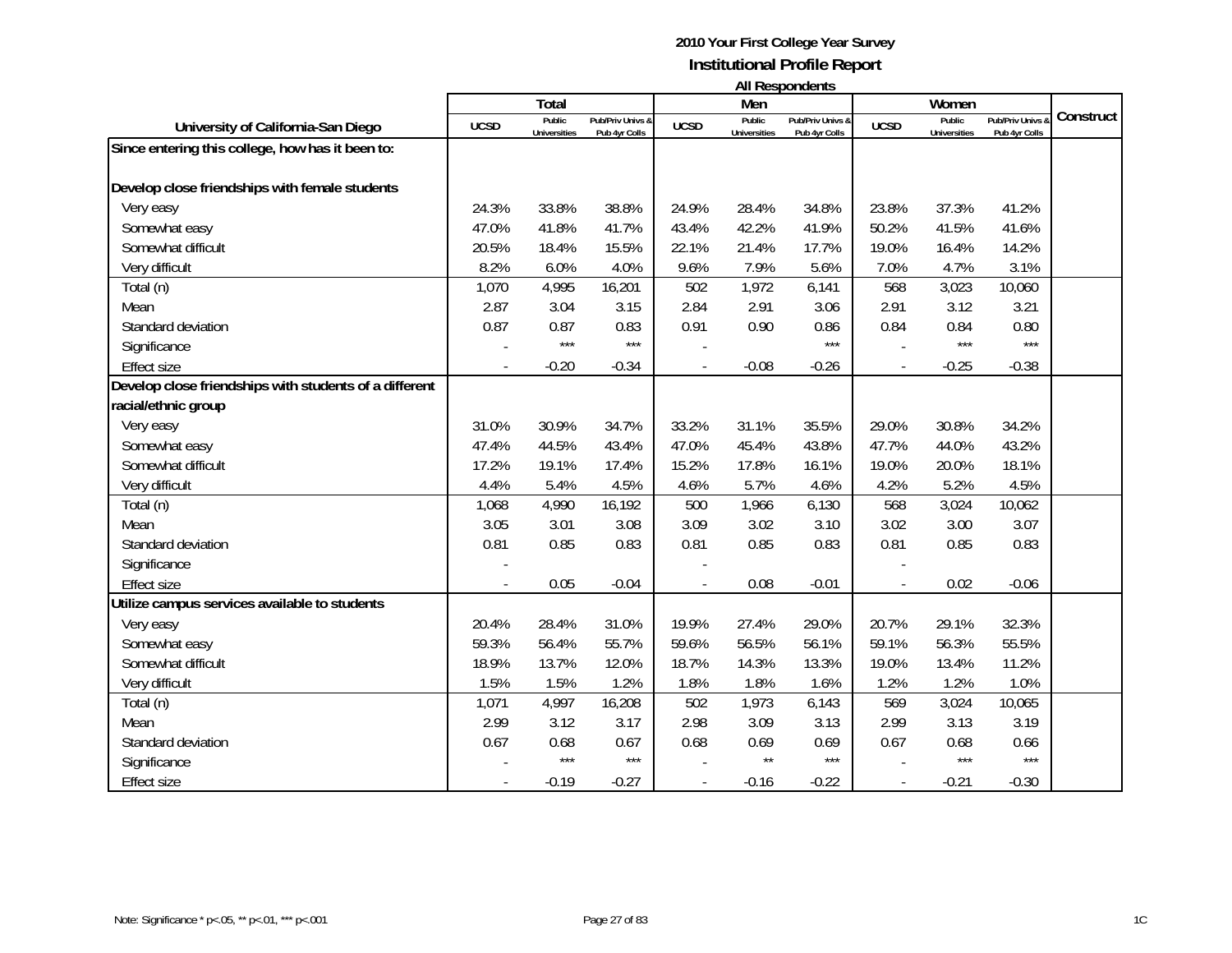**2010 Your First College Year Survey**
**Institutional Profile Report**
**All Respondents**

| University of California-San Diego | Total | | | Men | | | Women | | | Construct |
|---|---|---|---|---|---|---|---|---|---|---|
| | UCSD | Public Universities | Pub/Priv Univs & Pub 4yr Colls | UCSD | Public Universities | Pub/Priv Univs & Pub 4yr Colls | UCSD | Public Universities | Pub/Priv Univs & Pub 4yr Colls | |
| **Since entering this college, how has it been to:** | | | | | | | | | | |
| **Develop close friendships with female students** | | | | | | | | | | |
| Very easy | 24.3% | 33.8% | 38.8% | 24.9% | 28.4% | 34.8% | 23.8% | 37.3% | 41.2% | |
| Somewhat easy | 47.0% | 41.8% | 41.7% | 43.4% | 42.2% | 41.9% | 50.2% | 41.5% | 41.6% | |
| Somewhat difficult | 20.5% | 18.4% | 15.5% | 22.1% | 21.4% | 17.7% | 19.0% | 16.4% | 14.2% | |
| Very difficult | 8.2% | 6.0% | 4.0% | 9.6% | 7.9% | 5.6% | 7.0% | 4.7% | 3.1% | |
| Total (n) | 1,070 | 4,995 | 16,201 | 502 | 1,972 | 6,141 | 568 | 3,023 | 10,060 | |
| Mean | 2.87 | 3.04 | 3.15 | 2.84 | 2.91 | 3.06 | 2.91 | 3.12 | 3.21 | |
| Standard deviation | 0.87 | 0.87 | 0.83 | 0.91 | 0.90 | 0.86 | 0.84 | 0.84 | 0.80 | |
| Significance | - | *** | *** | - | | *** | - | *** | *** | |
| Effect size | - | -0.20 | -0.34 | - | -0.08 | -0.26 | - | -0.25 | -0.38 | |
| **Develop close friendships with students of a different racial/ethnic group** | | | | | | | | | | |
| Very easy | 31.0% | 30.9% | 34.7% | 33.2% | 31.1% | 35.5% | 29.0% | 30.8% | 34.2% | |
| Somewhat easy | 47.4% | 44.5% | 43.4% | 47.0% | 45.4% | 43.8% | 47.7% | 44.0% | 43.2% | |
| Somewhat difficult | 17.2% | 19.1% | 17.4% | 15.2% | 17.8% | 16.1% | 19.0% | 20.0% | 18.1% | |
| Very difficult | 4.4% | 5.4% | 4.5% | 4.6% | 5.7% | 4.6% | 4.2% | 5.2% | 4.5% | |
| Total (n) | 1,068 | 4,990 | 16,192 | 500 | 1,966 | 6,130 | 568 | 3,024 | 10,062 | |
| Mean | 3.05 | 3.01 | 3.08 | 3.09 | 3.02 | 3.10 | 3.02 | 3.00 | 3.07 | |
| Standard deviation | 0.81 | 0.85 | 0.83 | 0.81 | 0.85 | 0.83 | 0.81 | 0.85 | 0.83 | |
| Significance | - | | | - | | | - | | | |
| Effect size | - | 0.05 | -0.04 | - | 0.08 | -0.01 | - | 0.02 | -0.06 | |
| **Utilize campus services available to students** | | | | | | | | | | |
| Very easy | 20.4% | 28.4% | 31.0% | 19.9% | 27.4% | 29.0% | 20.7% | 29.1% | 32.3% | |
| Somewhat easy | 59.3% | 56.4% | 55.7% | 59.6% | 56.5% | 56.1% | 59.1% | 56.3% | 55.5% | |
| Somewhat difficult | 18.9% | 13.7% | 12.0% | 18.7% | 14.3% | 13.3% | 19.0% | 13.4% | 11.2% | |
| Very difficult | 1.5% | 1.5% | 1.2% | 1.8% | 1.8% | 1.6% | 1.2% | 1.2% | 1.0% | |
| Total (n) | 1,071 | 4,997 | 16,208 | 502 | 1,973 | 6,143 | 569 | 3,024 | 10,065 | |
| Mean | 2.99 | 3.12 | 3.17 | 2.98 | 3.09 | 3.13 | 2.99 | 3.13 | 3.19 | |
| Standard deviation | 0.67 | 0.68 | 0.67 | 0.68 | 0.69 | 0.69 | 0.67 | 0.68 | 0.66 | |
| Significance | - | *** | *** | - | ** | *** | - | *** | *** | |
| Effect size | - | -0.19 | -0.27 | - | -0.16 | -0.22 | - | -0.21 | -0.30 | |

Note: Significance * p<.05, ** p<.01, *** p<.001

1C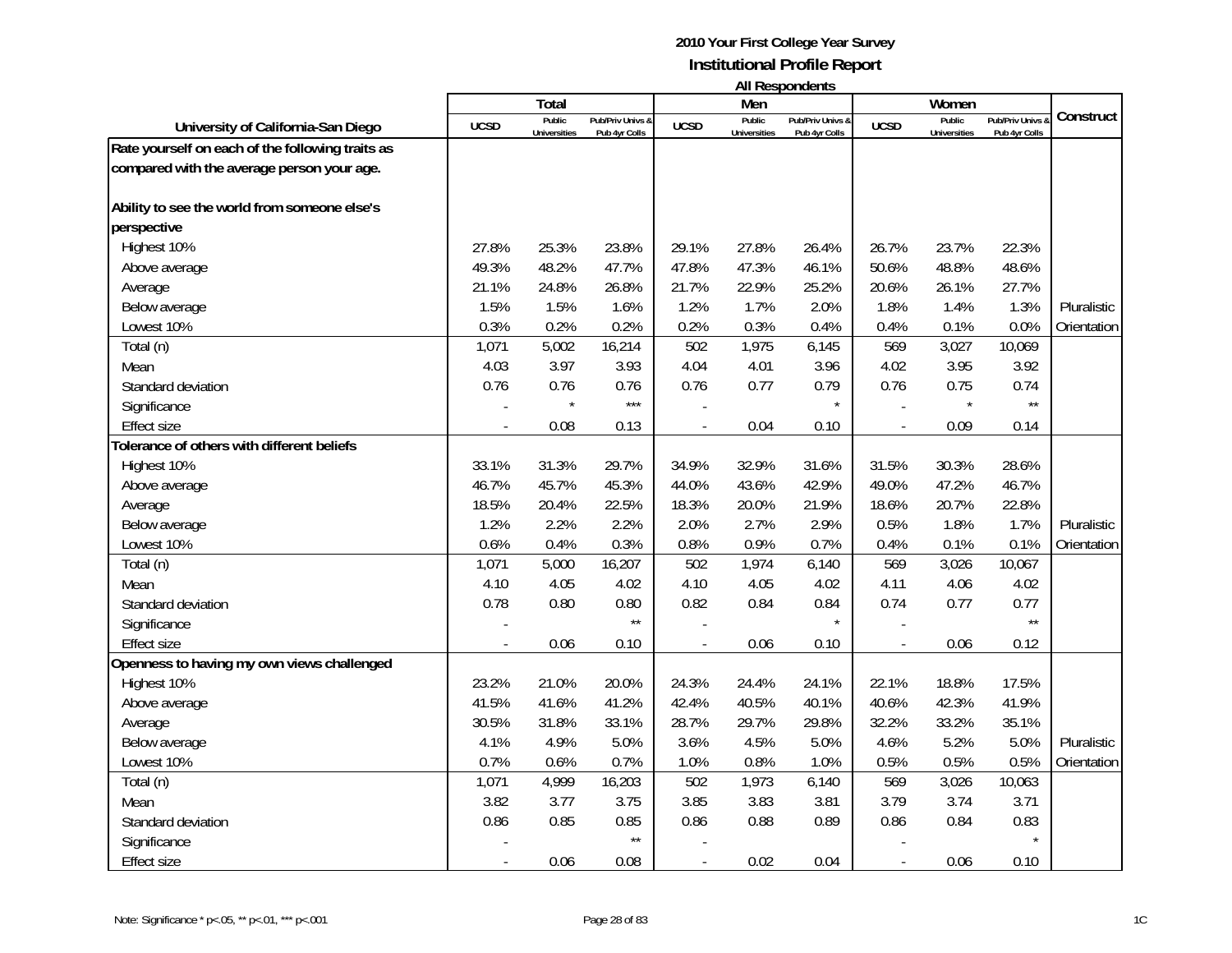**2010 Your First College Year Survey**
**Institutional Profile Report**
**All Respondents**

| University of California-San Diego | Total | | | Men | | | Women | | | Construct |
|---|---|---|---|---|---|---|---|---|---|---|
| | UCSD | Public Universities | Pub/Priv Univs & Pub 4yr Colls | UCSD | Public Universities | Pub/Priv Univs & Pub 4yr Colls | UCSD | Public Universities | Pub/Priv Univs & Pub 4yr Colls | |
| **Rate yourself on each of the following traits as compared with the average person your age.** | | | | | | | | | | |
| **Ability to see the world from someone else's perspective** | | | | | | | | | | |
| Highest 10% | 27.8% | 25.3% | 23.8% | 29.1% | 27.8% | 26.4% | 26.7% | 23.7% | 22.3% | |
| Above average | 49.3% | 48.2% | 47.7% | 47.8% | 47.3% | 46.1% | 50.6% | 48.8% | 48.6% | |
| Average | 21.1% | 24.8% | 26.8% | 21.7% | 22.9% | 25.2% | 20.6% | 26.1% | 27.7% | |
| Below average | 1.5% | 1.5% | 1.6% | 1.2% | 1.7% | 2.0% | 1.8% | 1.4% | 1.3% | Pluralistic |
| Lowest 10% | 0.3% | 0.2% | 0.2% | 0.2% | 0.3% | 0.4% | 0.4% | 0.1% | 0.0% | Orientation |
| Total (n) | 1,071 | 5,002 | 16,214 | 502 | 1,975 | 6,145 | 569 | 3,027 | 10,069 | |
| Mean | 4.03 | 3.97 | 3.93 | 4.04 | 4.01 | 3.96 | 4.02 | 3.95 | 3.92 | |
| Standard deviation | 0.76 | 0.76 | 0.76 | 0.76 | 0.77 | 0.79 | 0.76 | 0.75 | 0.74 | |
| Significance | - | * | *** | - | | * | - | * | ** | |
| Effect size | - | 0.08 | 0.13 | - | 0.04 | 0.10 | - | 0.09 | 0.14 | |
| **Tolerance of others with different beliefs** | | | | | | | | | | |
| Highest 10% | 33.1% | 31.3% | 29.7% | 34.9% | 32.9% | 31.6% | 31.5% | 30.3% | 28.6% | |
| Above average | 46.7% | 45.7% | 45.3% | 44.0% | 43.6% | 42.9% | 49.0% | 47.2% | 46.7% | |
| Average | 18.5% | 20.4% | 22.5% | 18.3% | 20.0% | 21.9% | 18.6% | 20.7% | 22.8% | |
| Below average | 1.2% | 2.2% | 2.2% | 2.0% | 2.7% | 2.9% | 0.5% | 1.8% | 1.7% | Pluralistic |
| Lowest 10% | 0.6% | 0.4% | 0.3% | 0.8% | 0.9% | 0.7% | 0.4% | 0.1% | 0.1% | Orientation |
| Total (n) | 1,071 | 5,000 | 16,207 | 502 | 1,974 | 6,140 | 569 | 3,026 | 10,067 | |
| Mean | 4.10 | 4.05 | 4.02 | 4.10 | 4.05 | 4.02 | 4.11 | 4.06 | 4.02 | |
| Standard deviation | 0.78 | 0.80 | 0.80 | 0.82 | 0.84 | 0.84 | 0.74 | 0.77 | 0.77 | |
| Significance | - | | ** | - | | * | - | | ** | |
| Effect size | - | 0.06 | 0.10 | - | 0.06 | 0.10 | - | 0.06 | 0.12 | |
| **Openness to having my own views challenged** | | | | | | | | | | |
| Highest 10% | 23.2% | 21.0% | 20.0% | 24.3% | 24.4% | 24.1% | 22.1% | 18.8% | 17.5% | |
| Above average | 41.5% | 41.6% | 41.2% | 42.4% | 40.5% | 40.1% | 40.6% | 42.3% | 41.9% | |
| Average | 30.5% | 31.8% | 33.1% | 28.7% | 29.7% | 29.8% | 32.2% | 33.2% | 35.1% | |
| Below average | 4.1% | 4.9% | 5.0% | 3.6% | 4.5% | 5.0% | 4.6% | 5.2% | 5.0% | Pluralistic |
| Lowest 10% | 0.7% | 0.6% | 0.7% | 1.0% | 0.8% | 1.0% | 0.5% | 0.5% | 0.5% | Orientation |
| Total (n) | 1,071 | 4,999 | 16,203 | 502 | 1,973 | 6,140 | 569 | 3,026 | 10,063 | |
| Mean | 3.82 | 3.77 | 3.75 | 3.85 | 3.83 | 3.81 | 3.79 | 3.74 | 3.71 | |
| Standard deviation | 0.86 | 0.85 | 0.85 | 0.86 | 0.88 | 0.89 | 0.86 | 0.84 | 0.83 | |
| Significance | - | | ** | - | | | - | | * | |
| Effect size | - | 0.06 | 0.08 | - | 0.02 | 0.04 | - | 0.06 | 0.10 | |

Note: Significance * p<.05, ** p<.01, *** p<.001

1C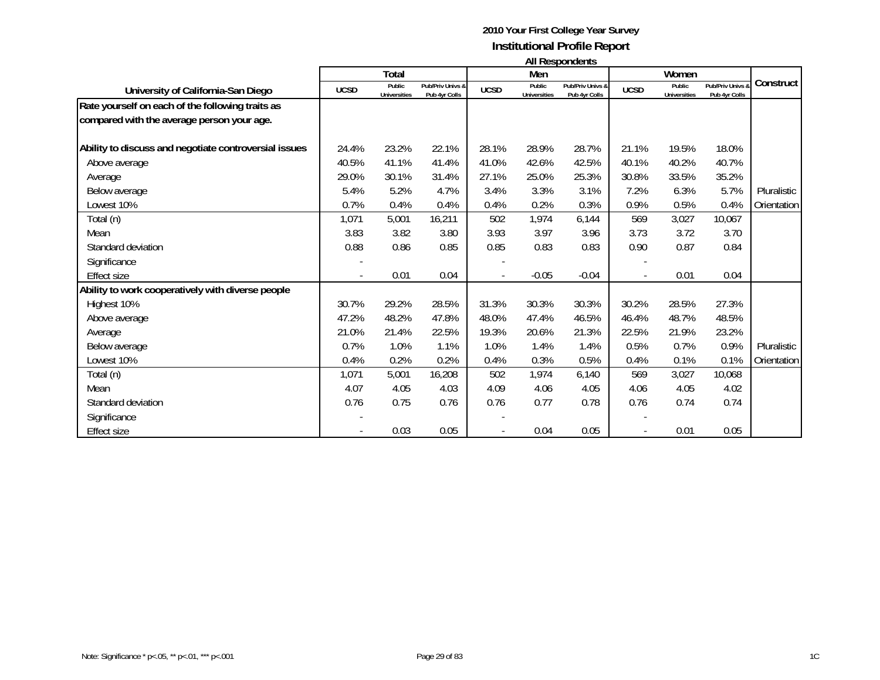# 2010 Your First College Year Survey

## Institutional Profile Report

### All Respondents

| University of California-San Diego | Total | | | Men | | | Women | | | Construct |
|---|---|---|---|---|---|---|---|---|---|---|
| | UCSD | Public Universities | Pub/Priv Univs & Pub 4yr Colls | UCSD | Public Universities | Pub/Priv Univs & Pub 4yr Colls | UCSD | Public Universities | Pub/Priv Univs & Pub 4yr Colls | |
| **Rate yourself on each of the following traits as compared with the average person your age.** | | | | | | | | | | |
| **Ability to discuss and negotiate controversial issues** | 24.4% | 23.2% | 22.1% | 28.1% | 28.9% | 28.7% | 21.1% | 19.5% | 18.0% | |
| Above average | 40.5% | 41.1% | 41.4% | 41.0% | 42.6% | 42.5% | 40.1% | 40.2% | 40.7% | |
| Average | 29.0% | 30.1% | 31.4% | 27.1% | 25.0% | 25.3% | 30.8% | 33.5% | 35.2% | |
| Below average | 5.4% | 5.2% | 4.7% | 3.4% | 3.3% | 3.1% | 7.2% | 6.3% | 5.7% | Pluralistic |
| Lowest 10% | 0.7% | 0.4% | 0.4% | 0.4% | 0.2% | 0.3% | 0.9% | 0.5% | 0.4% | Orientation |
| Total (n) | 1,071 | 5,001 | 16,211 | 502 | 1,974 | 6,144 | 569 | 3,027 | 10,067 | |
| Mean | 3.83 | 3.82 | 3.80 | 3.93 | 3.97 | 3.96 | 3.73 | 3.72 | 3.70 | |
| Standard deviation | 0.88 | 0.86 | 0.85 | 0.85 | 0.83 | 0.83 | 0.90 | 0.87 | 0.84 | |
| Significance | - | | | - | | | - | | | |
| Effect size | - | 0.01 | 0.04 | - | -0.05 | -0.04 | - | 0.01 | 0.04 | |
| **Ability to work cooperatively with diverse people** | | | | | | | | | | |
| Highest 10% | 30.7% | 29.2% | 28.5% | 31.3% | 30.3% | 30.3% | 30.2% | 28.5% | 27.3% | |
| Above average | 47.2% | 48.2% | 47.8% | 48.0% | 47.4% | 46.5% | 46.4% | 48.7% | 48.5% | |
| Average | 21.0% | 21.4% | 22.5% | 19.3% | 20.6% | 21.3% | 22.5% | 21.9% | 23.2% | |
| Below average | 0.7% | 1.0% | 1.1% | 1.0% | 1.4% | 1.4% | 0.5% | 0.7% | 0.9% | Pluralistic |
| Lowest 10% | 0.4% | 0.2% | 0.2% | 0.4% | 0.3% | 0.5% | 0.4% | 0.1% | 0.1% | Orientation |
| Total (n) | 1,071 | 5,001 | 16,208 | 502 | 1,974 | 6,140 | 569 | 3,027 | 10,068 | |
| Mean | 4.07 | 4.05 | 4.03 | 4.09 | 4.06 | 4.05 | 4.06 | 4.05 | 4.02 | |
| Standard deviation | 0.76 | 0.75 | 0.76 | 0.76 | 0.77 | 0.78 | 0.76 | 0.74 | 0.74 | |
| Significance | - | | | - | | | - | | | |
| Effect size | - | 0.03 | 0.05 | - | 0.04 | 0.05 | - | 0.01 | 0.05 | |

Note: Significance * p<.05, ** p<.01, *** p<.001

1C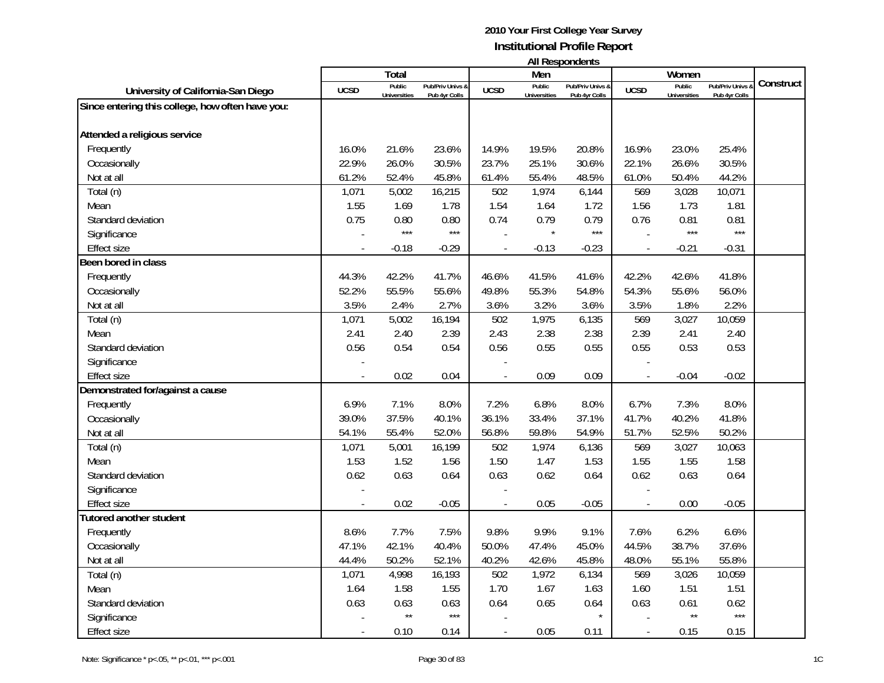**2010 Your First College Year Survey**
**Institutional Profile Report**
**All Respondents**

| University of California-San Diego | Total | | | Men | | | Women | | | Construct |
|---|---|---|---|---|---|---|---|---|---|---|
| | UCSD | Public Universities | Pub/Priv Univs & Pub 4yr Colls | UCSD | Public Universities | Pub/Priv Univs & Pub 4yr Colls | UCSD | Public Universities | Pub/Priv Univs & Pub 4yr Colls | |
| **Since entering this college, how often have you:** | | | | | | | | | | |
| **Attended a religious service** | | | | | | | | | | |
| Frequently | 16.0% | 21.6% | 23.6% | 14.9% | 19.5% | 20.8% | 16.9% | 23.0% | 25.4% | |
| Occasionally | 22.9% | 26.0% | 30.5% | 23.7% | 25.1% | 30.6% | 22.1% | 26.6% | 30.5% | |
| Not at all | 61.2% | 52.4% | 45.8% | 61.4% | 55.4% | 48.5% | 61.0% | 50.4% | 44.2% | |
| Total (n) | 1,071 | 5,002 | 16,215 | 502 | 1,974 | 6,144 | 569 | 3,028 | 10,071 | |
| Mean | 1.55 | 1.69 | 1.78 | 1.54 | 1.64 | 1.72 | 1.56 | 1.73 | 1.81 | |
| Standard deviation | 0.75 | 0.80 | 0.80 | 0.74 | 0.79 | 0.79 | 0.76 | 0.81 | 0.81 | |
| Significance | - | *** | *** | - | * | *** | - | *** | *** | |
| Effect size | - | -0.18 | -0.29 | - | -0.13 | -0.23 | - | -0.21 | -0.31 | |
| **Been bored in class** | | | | | | | | | | |
| Frequently | 44.3% | 42.2% | 41.7% | 46.6% | 41.5% | 41.6% | 42.2% | 42.6% | 41.8% | |
| Occasionally | 52.2% | 55.5% | 55.6% | 49.8% | 55.3% | 54.8% | 54.3% | 55.6% | 56.0% | |
| Not at all | 3.5% | 2.4% | 2.7% | 3.6% | 3.2% | 3.6% | 3.5% | 1.8% | 2.2% | |
| Total (n) | 1,071 | 5,002 | 16,194 | 502 | 1,975 | 6,135 | 569 | 3,027 | 10,059 | |
| Mean | 2.41 | 2.40 | 2.39 | 2.43 | 2.38 | 2.38 | 2.39 | 2.41 | 2.40 | |
| Standard deviation | 0.56 | 0.54 | 0.54 | 0.56 | 0.55 | 0.55 | 0.55 | 0.53 | 0.53 | |
| Significance | - | | | - | | | - | | | |
| Effect size | - | 0.02 | 0.04 | - | 0.09 | 0.09 | - | -0.04 | -0.02 | |
| **Demonstrated for/against a cause** | | | | | | | | | | |
| Frequently | 6.9% | 7.1% | 8.0% | 7.2% | 6.8% | 8.0% | 6.7% | 7.3% | 8.0% | |
| Occasionally | 39.0% | 37.5% | 40.1% | 36.1% | 33.4% | 37.1% | 41.7% | 40.2% | 41.8% | |
| Not at all | 54.1% | 55.4% | 52.0% | 56.8% | 59.8% | 54.9% | 51.7% | 52.5% | 50.2% | |
| Total (n) | 1,071 | 5,001 | 16,199 | 502 | 1,974 | 6,136 | 569 | 3,027 | 10,063 | |
| Mean | 1.53 | 1.52 | 1.56 | 1.50 | 1.47 | 1.53 | 1.55 | 1.55 | 1.58 | |
| Standard deviation | 0.62 | 0.63 | 0.64 | 0.63 | 0.62 | 0.64 | 0.62 | 0.63 | 0.64 | |
| Significance | - | | | - | | | - | | | |
| Effect size | - | 0.02 | -0.05 | - | 0.05 | -0.05 | - | 0.00 | -0.05 | |
| **Tutored another student** | | | | | | | | | | |
| Frequently | 8.6% | 7.7% | 7.5% | 9.8% | 9.9% | 9.1% | 7.6% | 6.2% | 6.6% | |
| Occasionally | 47.1% | 42.1% | 40.4% | 50.0% | 47.4% | 45.0% | 44.5% | 38.7% | 37.6% | |
| Not at all | 44.4% | 50.2% | 52.1% | 40.2% | 42.6% | 45.8% | 48.0% | 55.1% | 55.8% | |
| Total (n) | 1,071 | 4,998 | 16,193 | 502 | 1,972 | 6,134 | 569 | 3,026 | 10,059 | |
| Mean | 1.64 | 1.58 | 1.55 | 1.70 | 1.67 | 1.63 | 1.60 | 1.51 | 1.51 | |
| Standard deviation | 0.63 | 0.63 | 0.63 | 0.64 | 0.65 | 0.64 | 0.63 | 0.61 | 0.62 | |
| Significance | - | ** | *** | - | | * | - | ** | *** | |
| Effect size | - | 0.10 | 0.14 | - | 0.05 | 0.11 | - | 0.15 | 0.15 | |

Note: Significance * p<.05, ** p<.01, *** p<.001

1C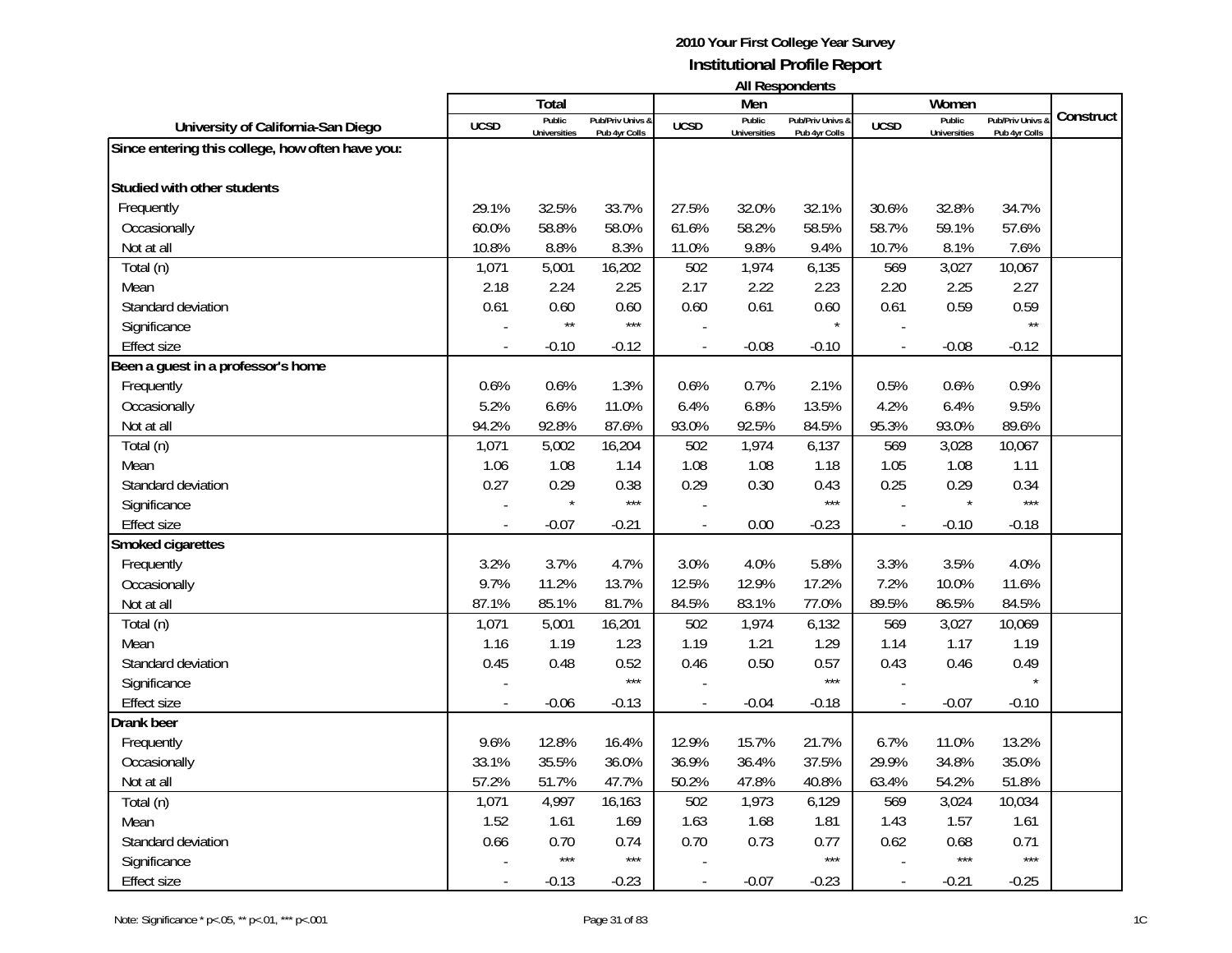**2010 Your First College Year Survey**
**Institutional Profile Report**
**All Respondents**

| University of California-San Diego | Total | | | Men | | | Women | | | Construct |
|---|---|---|---|---|---|---|---|---|---|---|
| | UCSD | Public Universities | Pub/Priv Univs & Pub 4yr Colls | UCSD | Public Universities | Pub/Priv Univs & Pub 4yr Colls | UCSD | Public Universities | Pub/Priv Univs & Pub 4yr Colls | |
| **Since entering this college, how often have you:** | | | | | | | | | | |
| **Studied with other students** | | | | | | | | | | |
| Frequently | 29.1% | 32.5% | 33.7% | 27.5% | 32.0% | 32.1% | 30.6% | 32.8% | 34.7% | |
| Occasionally | 60.0% | 58.8% | 58.0% | 61.6% | 58.2% | 58.5% | 58.7% | 59.1% | 57.6% | |
| Not at all | 10.8% | 8.8% | 8.3% | 11.0% | 9.8% | 9.4% | 10.7% | 8.1% | 7.6% | |
| Total (n) | 1,071 | 5,001 | 16,202 | 502 | 1,974 | 6,135 | 569 | 3,027 | 10,067 | |
| Mean | 2.18 | 2.24 | 2.25 | 2.17 | 2.22 | 2.23 | 2.20 | 2.25 | 2.27 | |
| Standard deviation | 0.61 | 0.60 | 0.60 | 0.60 | 0.61 | 0.60 | 0.61 | 0.59 | 0.59 | |
| Significance | - | ** | *** | - | | * | - | | ** | |
| Effect size | - | -0.10 | -0.12 | - | -0.08 | -0.10 | - | -0.08 | -0.12 | |
| **Been a guest in a professor's home** | | | | | | | | | | |
| Frequently | 0.6% | 0.6% | 1.3% | 0.6% | 0.7% | 2.1% | 0.5% | 0.6% | 0.9% | |
| Occasionally | 5.2% | 6.6% | 11.0% | 6.4% | 6.8% | 13.5% | 4.2% | 6.4% | 9.5% | |
| Not at all | 94.2% | 92.8% | 87.6% | 93.0% | 92.5% | 84.5% | 95.3% | 93.0% | 89.6% | |
| Total (n) | 1,071 | 5,002 | 16,204 | 502 | 1,974 | 6,137 | 569 | 3,028 | 10,067 | |
| Mean | 1.06 | 1.08 | 1.14 | 1.08 | 1.08 | 1.18 | 1.05 | 1.08 | 1.11 | |
| Standard deviation | 0.27 | 0.29 | 0.38 | 0.29 | 0.30 | 0.43 | 0.25 | 0.29 | 0.34 | |
| Significance | - | * | *** | - | | *** | - | * | *** | |
| Effect size | - | -0.07 | -0.21 | - | 0.00 | -0.23 | - | -0.10 | -0.18 | |
| **Smoked cigarettes** | | | | | | | | | | |
| Frequently | 3.2% | 3.7% | 4.7% | 3.0% | 4.0% | 5.8% | 3.3% | 3.5% | 4.0% | |
| Occasionally | 9.7% | 11.2% | 13.7% | 12.5% | 12.9% | 17.2% | 7.2% | 10.0% | 11.6% | |
| Not at all | 87.1% | 85.1% | 81.7% | 84.5% | 83.1% | 77.0% | 89.5% | 86.5% | 84.5% | |
| Total (n) | 1,071 | 5,001 | 16,201 | 502 | 1,974 | 6,132 | 569 | 3,027 | 10,069 | |
| Mean | 1.16 | 1.19 | 1.23 | 1.19 | 1.21 | 1.29 | 1.14 | 1.17 | 1.19 | |
| Standard deviation | 0.45 | 0.48 | 0.52 | 0.46 | 0.50 | 0.57 | 0.43 | 0.46 | 0.49 | |
| Significance | - | | *** | - | | *** | - | | * | |
| Effect size | - | -0.06 | -0.13 | - | -0.04 | -0.18 | - | -0.07 | -0.10 | |
| **Drank beer** | | | | | | | | | | |
| Frequently | 9.6% | 12.8% | 16.4% | 12.9% | 15.7% | 21.7% | 6.7% | 11.0% | 13.2% | |
| Occasionally | 33.1% | 35.5% | 36.0% | 36.9% | 36.4% | 37.5% | 29.9% | 34.8% | 35.0% | |
| Not at all | 57.2% | 51.7% | 47.7% | 50.2% | 47.8% | 40.8% | 63.4% | 54.2% | 51.8% | |
| Total (n) | 1,071 | 4,997 | 16,163 | 502 | 1,973 | 6,129 | 569 | 3,024 | 10,034 | |
| Mean | 1.52 | 1.61 | 1.69 | 1.63 | 1.68 | 1.81 | 1.43 | 1.57 | 1.61 | |
| Standard deviation | 0.66 | 0.70 | 0.74 | 0.70 | 0.73 | 0.77 | 0.62 | 0.68 | 0.71 | |
| Significance | - | *** | *** | - | | *** | - | *** | *** | |
| Effect size | - | -0.13 | -0.23 | - | -0.07 | -0.23 | - | -0.21 | -0.25 | |

Note: Significance * p<.05, ** p<.01, *** p<.001

1C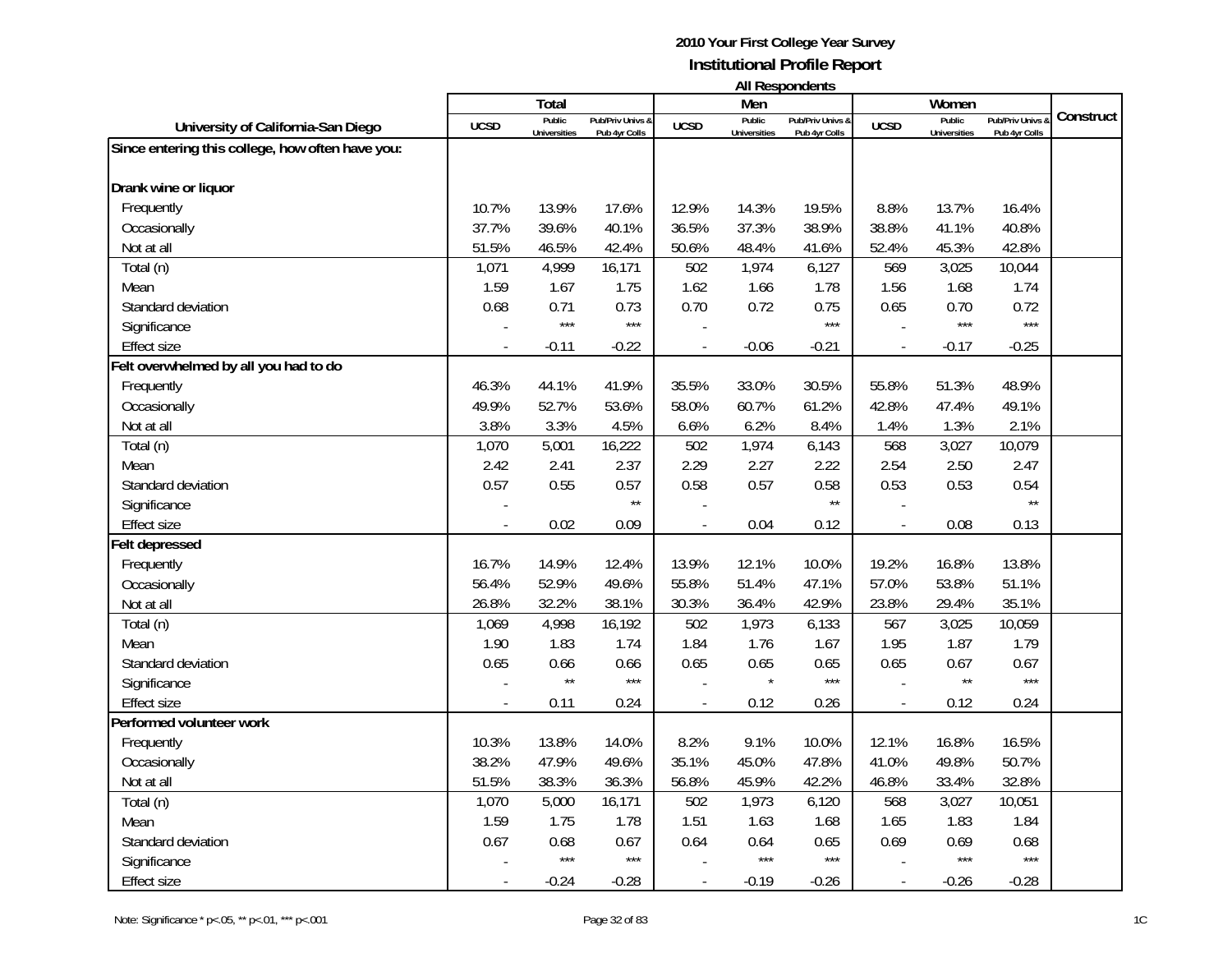**2010 Your First College Year Survey**
**Institutional Profile Report**
**All Respondents**

| University of California-San Diego | Total | | | Men | | | Women | | | Construct |
|---|---|---|---|---|---|---|---|---|---|---|
| | UCSD | Public Universities | Pub/Priv Univs & Pub 4yr Colls | UCSD | Public Universities | Pub/Priv Univs & Pub 4yr Colls | UCSD | Public Universities | Pub/Priv Univs & Pub 4yr Colls | |
| **Since entering this college, how often have you:** | | | | | | | | | | |
| **Drank wine or liquor** | | | | | | | | | | |
| Frequently | 10.7% | 13.9% | 17.6% | 12.9% | 14.3% | 19.5% | 8.8% | 13.7% | 16.4% | |
| Occasionally | 37.7% | 39.6% | 40.1% | 36.5% | 37.3% | 38.9% | 38.8% | 41.1% | 40.8% | |
| Not at all | 51.5% | 46.5% | 42.4% | 50.6% | 48.4% | 41.6% | 52.4% | 45.3% | 42.8% | |
| Total (n) | 1,071 | 4,999 | 16,171 | 502 | 1,974 | 6,127 | 569 | 3,025 | 10,044 | |
| Mean | 1.59 | 1.67 | 1.75 | 1.62 | 1.66 | 1.78 | 1.56 | 1.68 | 1.74 | |
| Standard deviation | 0.68 | 0.71 | 0.73 | 0.70 | 0.72 | 0.75 | 0.65 | 0.70 | 0.72 | |
| Significance | - | *** | *** | - | | *** | - | *** | *** | |
| Effect size | - | -0.11 | -0.22 | - | -0.06 | -0.21 | - | -0.17 | -0.25 | |
| **Felt overwhelmed by all you had to do** | | | | | | | | | | |
| Frequently | 46.3% | 44.1% | 41.9% | 35.5% | 33.0% | 30.5% | 55.8% | 51.3% | 48.9% | |
| Occasionally | 49.9% | 52.7% | 53.6% | 58.0% | 60.7% | 61.2% | 42.8% | 47.4% | 49.1% | |
| Not at all | 3.8% | 3.3% | 4.5% | 6.6% | 6.2% | 8.4% | 1.4% | 1.3% | 2.1% | |
| Total (n) | 1,070 | 5,001 | 16,222 | 502 | 1,974 | 6,143 | 568 | 3,027 | 10,079 | |
| Mean | 2.42 | 2.41 | 2.37 | 2.29 | 2.27 | 2.22 | 2.54 | 2.50 | 2.47 | |
| Standard deviation | 0.57 | 0.55 | 0.57 | 0.58 | 0.57 | 0.58 | 0.53 | 0.53 | 0.54 | |
| Significance | - | | ** | - | | ** | - | | ** | |
| Effect size | - | 0.02 | 0.09 | - | 0.04 | 0.12 | - | 0.08 | 0.13 | |
| **Felt depressed** | | | | | | | | | | |
| Frequently | 16.7% | 14.9% | 12.4% | 13.9% | 12.1% | 10.0% | 19.2% | 16.8% | 13.8% | |
| Occasionally | 56.4% | 52.9% | 49.6% | 55.8% | 51.4% | 47.1% | 57.0% | 53.8% | 51.1% | |
| Not at all | 26.8% | 32.2% | 38.1% | 30.3% | 36.4% | 42.9% | 23.8% | 29.4% | 35.1% | |
| Total (n) | 1,069 | 4,998 | 16,192 | 502 | 1,973 | 6,133 | 567 | 3,025 | 10,059 | |
| Mean | 1.90 | 1.83 | 1.74 | 1.84 | 1.76 | 1.67 | 1.95 | 1.87 | 1.79 | |
| Standard deviation | 0.65 | 0.66 | 0.66 | 0.65 | 0.65 | 0.65 | 0.65 | 0.67 | 0.67 | |
| Significance | - | ** | *** | - | * | *** | - | ** | *** | |
| Effect size | - | 0.11 | 0.24 | - | 0.12 | 0.26 | - | 0.12 | 0.24 | |
| **Performed volunteer work** | | | | | | | | | | |
| Frequently | 10.3% | 13.8% | 14.0% | 8.2% | 9.1% | 10.0% | 12.1% | 16.8% | 16.5% | |
| Occasionally | 38.2% | 47.9% | 49.6% | 35.1% | 45.0% | 47.8% | 41.0% | 49.8% | 50.7% | |
| Not at all | 51.5% | 38.3% | 36.3% | 56.8% | 45.9% | 42.2% | 46.8% | 33.4% | 32.8% | |
| Total (n) | 1,070 | 5,000 | 16,171 | 502 | 1,973 | 6,120 | 568 | 3,027 | 10,051 | |
| Mean | 1.59 | 1.75 | 1.78 | 1.51 | 1.63 | 1.68 | 1.65 | 1.83 | 1.84 | |
| Standard deviation | 0.67 | 0.68 | 0.67 | 0.64 | 0.64 | 0.65 | 0.69 | 0.69 | 0.68 | |
| Significance | - | *** | *** | - | *** | *** | - | *** | *** | |
| Effect size | - | -0.24 | -0.28 | - | -0.19 | -0.26 | - | -0.26 | -0.28 | |

Note: Significance * p<.05, ** p<.01, *** p<.001

1C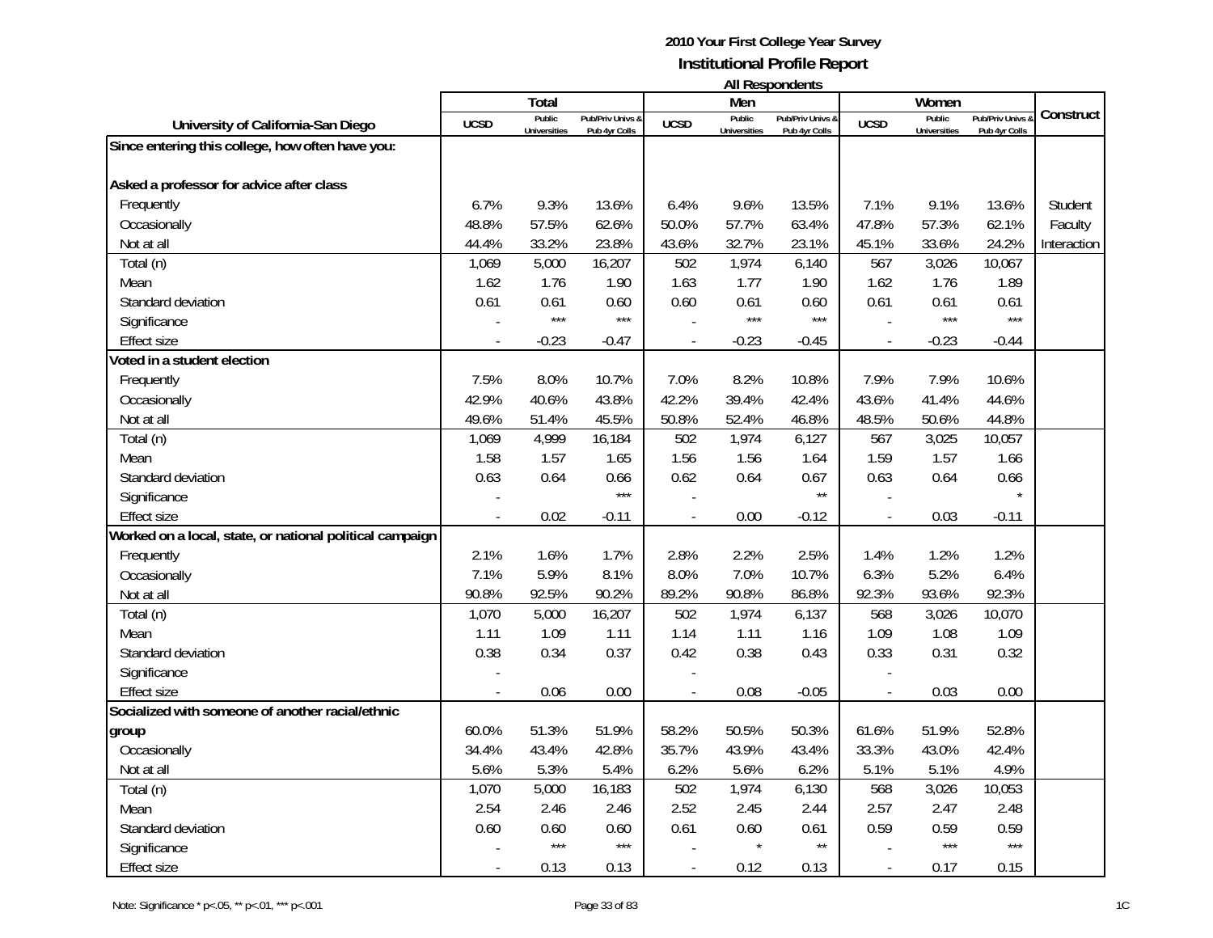# 2010 Your First College Year Survey

## Institutional Profile Report

### All Respondents

| University of California-San Diego | Total | | | Men | | | Women | | | Construct |
|---|---|---|---|---|---|---|---|---|---|---|
| | UCSD | Public Universities | Pub/Priv Univs & Pub 4yr Colls | UCSD | Public Universities | Pub/Priv Univs & Pub 4yr Colls | UCSD | Public Universities | Pub/Priv Univs & Pub 4yr Colls | |
| **Since entering this college, how often have you:** | | | | | | | | | | |
| **Asked a professor for advice after class** | | | | | | | | | | |
| Frequently | 6.7% | 9.3% | 13.6% | 6.4% | 9.6% | 13.5% | 7.1% | 9.1% | 13.6% | Student |
| Occasionally | 48.8% | 57.5% | 62.6% | 50.0% | 57.7% | 63.4% | 47.8% | 57.3% | 62.1% | Faculty |
| Not at all | 44.4% | 33.2% | 23.8% | 43.6% | 32.7% | 23.1% | 45.1% | 33.6% | 24.2% | Interaction |
| Total (n) | 1,069 | 5,000 | 16,207 | 502 | 1,974 | 6,140 | 567 | 3,026 | 10,067 | |
| Mean | 1.62 | 1.76 | 1.90 | 1.63 | 1.77 | 1.90 | 1.62 | 1.76 | 1.89 | |
| Standard deviation | 0.61 | 0.61 | 0.60 | 0.60 | 0.61 | 0.60 | 0.61 | 0.61 | 0.61 | |
| Significance | - | *** | *** | - | *** | *** | - | *** | *** | |
| Effect size | - | -0.23 | -0.47 | - | -0.23 | -0.45 | - | -0.23 | -0.44 | |
| **Voted in a student election** | | | | | | | | | | |
| Frequently | 7.5% | 8.0% | 10.7% | 7.0% | 8.2% | 10.8% | 7.9% | 7.9% | 10.6% | |
| Occasionally | 42.9% | 40.6% | 43.8% | 42.2% | 39.4% | 42.4% | 43.6% | 41.4% | 44.6% | |
| Not at all | 49.6% | 51.4% | 45.5% | 50.8% | 52.4% | 46.8% | 48.5% | 50.6% | 44.8% | |
| Total (n) | 1,069 | 4,999 | 16,184 | 502 | 1,974 | 6,127 | 567 | 3,025 | 10,057 | |
| Mean | 1.58 | 1.57 | 1.65 | 1.56 | 1.56 | 1.64 | 1.59 | 1.57 | 1.66 | |
| Standard deviation | 0.63 | 0.64 | 0.66 | 0.62 | 0.64 | 0.67 | 0.63 | 0.64 | 0.66 | |
| Significance | - | | *** | - | | ** | - | | * | |
| Effect size | - | 0.02 | -0.11 | - | 0.00 | -0.12 | - | 0.03 | -0.11 | |
| **Worked on a local, state, or national political campaign** | | | | | | | | | | |
| Frequently | 2.1% | 1.6% | 1.7% | 2.8% | 2.2% | 2.5% | 1.4% | 1.2% | 1.2% | |
| Occasionally | 7.1% | 5.9% | 8.1% | 8.0% | 7.0% | 10.7% | 6.3% | 5.2% | 6.4% | |
| Not at all | 90.8% | 92.5% | 90.2% | 89.2% | 90.8% | 86.8% | 92.3% | 93.6% | 92.3% | |
| Total (n) | 1,070 | 5,000 | 16,207 | 502 | 1,974 | 6,137 | 568 | 3,026 | 10,070 | |
| Mean | 1.11 | 1.09 | 1.11 | 1.14 | 1.11 | 1.16 | 1.09 | 1.08 | 1.09 | |
| Standard deviation | 0.38 | 0.34 | 0.37 | 0.42 | 0.38 | 0.43 | 0.33 | 0.31 | 0.32 | |
| Significance | - | | | - | | | - | | | |
| Effect size | - | 0.06 | 0.00 | - | 0.08 | -0.05 | - | 0.03 | 0.00 | |
| **Socialized with someone of another racial/ethnic group** | | | | | | | | | | |
| Frequently | 60.0% | 51.3% | 51.9% | 58.2% | 50.5% | 50.3% | 61.6% | 51.9% | 52.8% | |
| Occasionally | 34.4% | 43.4% | 42.8% | 35.7% | 43.9% | 43.4% | 33.3% | 43.0% | 42.4% | |
| Not at all | 5.6% | 5.3% | 5.4% | 6.2% | 5.6% | 6.2% | 5.1% | 5.1% | 4.9% | |
| Total (n) | 1,070 | 5,000 | 16,183 | 502 | 1,974 | 6,130 | 568 | 3,026 | 10,053 | |
| Mean | 2.54 | 2.46 | 2.46 | 2.52 | 2.45 | 2.44 | 2.57 | 2.47 | 2.48 | |
| Standard deviation | 0.60 | 0.60 | 0.60 | 0.61 | 0.60 | 0.61 | 0.59 | 0.59 | 0.59 | |
| Significance | - | *** | *** | - | * | ** | - | *** | *** | |
| Effect size | - | 0.13 | 0.13 | - | 0.12 | 0.13 | - | 0.17 | 0.15 | |

Note: Significance * p<.05, ** p<.01, *** p<.001

1C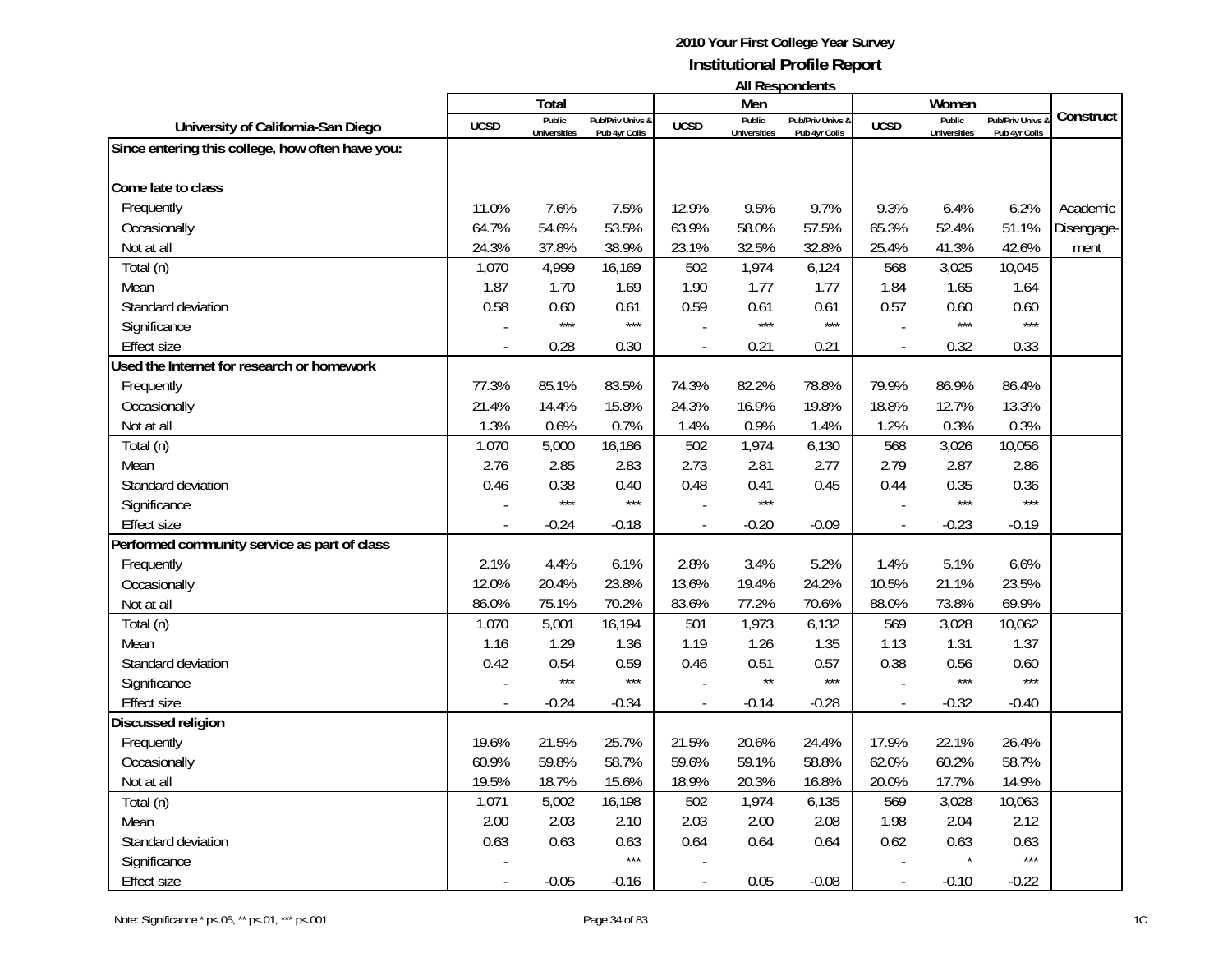**2010 Your First College Year Survey**
**Institutional Profile Report**
**All Respondents**

| University of California-San Diego | Total | | | Men | | | Women | | | Construct |
|---|---|---|---|---|---|---|---|---|---|---|
| | UCSD | Public Universities | Pub/Priv Univs & Pub 4yr Colls | UCSD | Public Universities | Pub/Priv Univs & Pub 4yr Colls | UCSD | Public Universities | Pub/Priv Univs & Pub 4yr Colls | |
| **Since entering this college, how often have you:** | | | | | | | | | | |
| **Come late to class** | | | | | | | | | | |
| Frequently | 11.0% | 7.6% | 7.5% | 12.9% | 9.5% | 9.7% | 9.3% | 6.4% | 6.2% | Academic |
| Occasionally | 64.7% | 54.6% | 53.5% | 63.9% | 58.0% | 57.5% | 65.3% | 52.4% | 51.1% | Disengage- |
| Not at all | 24.3% | 37.8% | 38.9% | 23.1% | 32.5% | 32.8% | 25.4% | 41.3% | 42.6% | ment |
| Total (n) | 1,070 | 4,999 | 16,169 | 502 | 1,974 | 6,124 | 568 | 3,025 | 10,045 | |
| Mean | 1.87 | 1.70 | 1.69 | 1.90 | 1.77 | 1.77 | 1.84 | 1.65 | 1.64 | |
| Standard deviation | 0.58 | 0.60 | 0.61 | 0.59 | 0.61 | 0.61 | 0.57 | 0.60 | 0.60 | |
| Significance | - | *** | *** | - | *** | *** | - | *** | *** | |
| Effect size | - | 0.28 | 0.30 | - | 0.21 | 0.21 | - | 0.32 | 0.33 | |
| **Used the Internet for research or homework** | | | | | | | | | | |
| Frequently | 77.3% | 85.1% | 83.5% | 74.3% | 82.2% | 78.8% | 79.9% | 86.9% | 86.4% | |
| Occasionally | 21.4% | 14.4% | 15.8% | 24.3% | 16.9% | 19.8% | 18.8% | 12.7% | 13.3% | |
| Not at all | 1.3% | 0.6% | 0.7% | 1.4% | 0.9% | 1.4% | 1.2% | 0.3% | 0.3% | |
| Total (n) | 1,070 | 5,000 | 16,186 | 502 | 1,974 | 6,130 | 568 | 3,026 | 10,056 | |
| Mean | 2.76 | 2.85 | 2.83 | 2.73 | 2.81 | 2.77 | 2.79 | 2.87 | 2.86 | |
| Standard deviation | 0.46 | 0.38 | 0.40 | 0.48 | 0.41 | 0.45 | 0.44 | 0.35 | 0.36 | |
| Significance | - | *** | *** | - | *** | | - | *** | *** | |
| Effect size | - | -0.24 | -0.18 | - | -0.20 | -0.09 | - | -0.23 | -0.19 | |
| **Performed community service as part of class** | | | | | | | | | | |
| Frequently | 2.1% | 4.4% | 6.1% | 2.8% | 3.4% | 5.2% | 1.4% | 5.1% | 6.6% | |
| Occasionally | 12.0% | 20.4% | 23.8% | 13.6% | 19.4% | 24.2% | 10.5% | 21.1% | 23.5% | |
| Not at all | 86.0% | 75.1% | 70.2% | 83.6% | 77.2% | 70.6% | 88.0% | 73.8% | 69.9% | |
| Total (n) | 1,070 | 5,001 | 16,194 | 501 | 1,973 | 6,132 | 569 | 3,028 | 10,062 | |
| Mean | 1.16 | 1.29 | 1.36 | 1.19 | 1.26 | 1.35 | 1.13 | 1.31 | 1.37 | |
| Standard deviation | 0.42 | 0.54 | 0.59 | 0.46 | 0.51 | 0.57 | 0.38 | 0.56 | 0.60 | |
| Significance | - | *** | *** | - | ** | *** | - | *** | *** | |
| Effect size | - | -0.24 | -0.34 | - | -0.14 | -0.28 | - | -0.32 | -0.40 | |
| **Discussed religion** | | | | | | | | | | |
| Frequently | 19.6% | 21.5% | 25.7% | 21.5% | 20.6% | 24.4% | 17.9% | 22.1% | 26.4% | |
| Occasionally | 60.9% | 59.8% | 58.7% | 59.6% | 59.1% | 58.8% | 62.0% | 60.2% | 58.7% | |
| Not at all | 19.5% | 18.7% | 15.6% | 18.9% | 20.3% | 16.8% | 20.0% | 17.7% | 14.9% | |
| Total (n) | 1,071 | 5,002 | 16,198 | 502 | 1,974 | 6,135 | 569 | 3,028 | 10,063 | |
| Mean | 2.00 | 2.03 | 2.10 | 2.03 | 2.00 | 2.08 | 1.98 | 2.04 | 2.12 | |
| Standard deviation | 0.63 | 0.63 | 0.63 | 0.64 | 0.64 | 0.64 | 0.62 | 0.63 | 0.63 | |
| Significance | - | | *** | - | | | - | * | *** | |
| Effect size | - | -0.05 | -0.16 | - | 0.05 | -0.08 | - | -0.10 | -0.22 | |

Note: Significance * p<.05, ** p<.01, *** p<.001

1C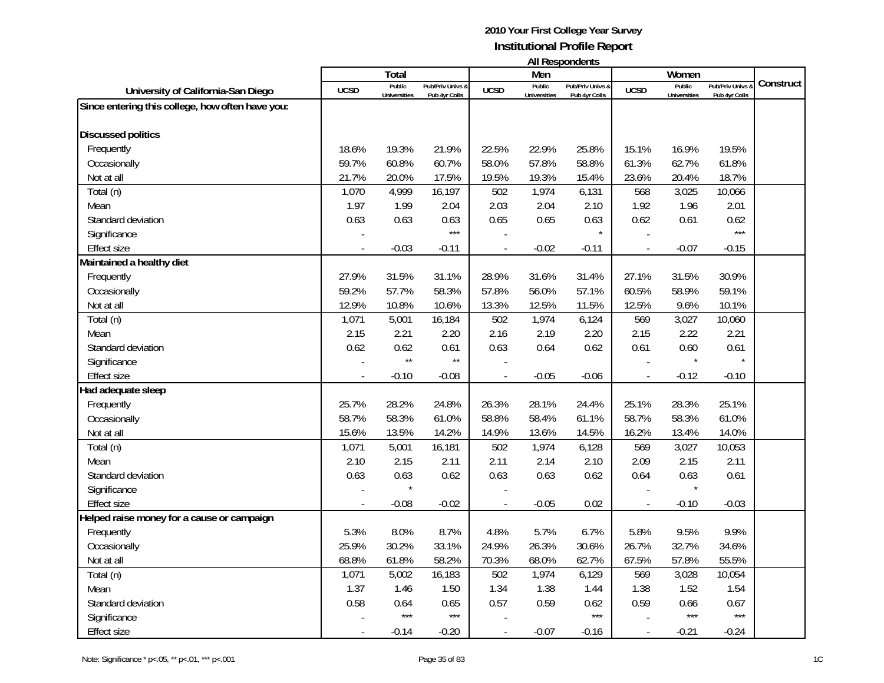**2010 Your First College Year Survey**
**Institutional Profile Report**
**All Respondents**

| University of California-San Diego | Total | | | Men | | | Women | | | Construct |
|---|---|---|---|---|---|---|---|---|---|---|
| | UCSD | Public Universities | Pub/Priv Univs & Pub 4yr Colls | UCSD | Public Universities | Pub/Priv Univs & Pub 4yr Colls | UCSD | Public Universities | Pub/Priv Univs & Pub 4yr Colls | |
| **Since entering this college, how often have you:** | | | | | | | | | | |
| **Discussed politics** | | | | | | | | | | |
| Frequently | 18.6% | 19.3% | 21.9% | 22.5% | 22.9% | 25.8% | 15.1% | 16.9% | 19.5% | |
| Occasionally | 59.7% | 60.8% | 60.7% | 58.0% | 57.8% | 58.8% | 61.3% | 62.7% | 61.8% | |
| Not at all | 21.7% | 20.0% | 17.5% | 19.5% | 19.3% | 15.4% | 23.6% | 20.4% | 18.7% | |
| Total (n) | 1,070 | 4,999 | 16,197 | 502 | 1,974 | 6,131 | 568 | 3,025 | 10,066 | |
| Mean | 1.97 | 1.99 | 2.04 | 2.03 | 2.04 | 2.10 | 1.92 | 1.96 | 2.01 | |
| Standard deviation | 0.63 | 0.63 | 0.63 | 0.65 | 0.65 | 0.63 | 0.62 | 0.61 | 0.62 | |
| Significance | - | | *** | - | | * | - | | *** | |
| Effect size | - | -0.03 | -0.11 | - | -0.02 | -0.11 | - | -0.07 | -0.15 | |
| **Maintained a healthy diet** | | | | | | | | | | |
| Frequently | 27.9% | 31.5% | 31.1% | 28.9% | 31.6% | 31.4% | 27.1% | 31.5% | 30.9% | |
| Occasionally | 59.2% | 57.7% | 58.3% | 57.8% | 56.0% | 57.1% | 60.5% | 58.9% | 59.1% | |
| Not at all | 12.9% | 10.8% | 10.6% | 13.3% | 12.5% | 11.5% | 12.5% | 9.6% | 10.1% | |
| Total (n) | 1,071 | 5,001 | 16,184 | 502 | 1,974 | 6,124 | 569 | 3,027 | 10,060 | |
| Mean | 2.15 | 2.21 | 2.20 | 2.16 | 2.19 | 2.20 | 2.15 | 2.22 | 2.21 | |
| Standard deviation | 0.62 | 0.62 | 0.61 | 0.63 | 0.64 | 0.62 | 0.61 | 0.60 | 0.61 | |
| Significance | - | ** | ** | - | | | - | * | * | |
| Effect size | - | -0.10 | -0.08 | - | -0.05 | -0.06 | - | -0.12 | -0.10 | |
| **Had adequate sleep** | | | | | | | | | | |
| Frequently | 25.7% | 28.2% | 24.8% | 26.3% | 28.1% | 24.4% | 25.1% | 28.3% | 25.1% | |
| Occasionally | 58.7% | 58.3% | 61.0% | 58.8% | 58.4% | 61.1% | 58.7% | 58.3% | 61.0% | |
| Not at all | 15.6% | 13.5% | 14.2% | 14.9% | 13.6% | 14.5% | 16.2% | 13.4% | 14.0% | |
| Total (n) | 1,071 | 5,001 | 16,181 | 502 | 1,974 | 6,128 | 569 | 3,027 | 10,053 | |
| Mean | 2.10 | 2.15 | 2.11 | 2.11 | 2.14 | 2.10 | 2.09 | 2.15 | 2.11 | |
| Standard deviation | 0.63 | 0.63 | 0.62 | 0.63 | 0.63 | 0.62 | 0.64 | 0.63 | 0.61 | |
| Significance | - | * | | - | | | - | * | | |
| Effect size | - | -0.08 | -0.02 | - | -0.05 | 0.02 | - | -0.10 | -0.03 | |
| **Helped raise money for a cause or campaign** | | | | | | | | | | |
| Frequently | 5.3% | 8.0% | 8.7% | 4.8% | 5.7% | 6.7% | 5.8% | 9.5% | 9.9% | |
| Occasionally | 25.9% | 30.2% | 33.1% | 24.9% | 26.3% | 30.6% | 26.7% | 32.7% | 34.6% | |
| Not at all | 68.8% | 61.8% | 58.2% | 70.3% | 68.0% | 62.7% | 67.5% | 57.8% | 55.5% | |
| Total (n) | 1,071 | 5,002 | 16,183 | 502 | 1,974 | 6,129 | 569 | 3,028 | 10,054 | |
| Mean | 1.37 | 1.46 | 1.50 | 1.34 | 1.38 | 1.44 | 1.38 | 1.52 | 1.54 | |
| Standard deviation | 0.58 | 0.64 | 0.65 | 0.57 | 0.59 | 0.62 | 0.59 | 0.66 | 0.67 | |
| Significance | - | *** | *** | - | | *** | - | *** | *** | |
| Effect size | - | -0.14 | -0.20 | - | -0.07 | -0.16 | - | -0.21 | -0.24 | |

Note: Significance * p<.05, ** p<.01, *** p<.001

1C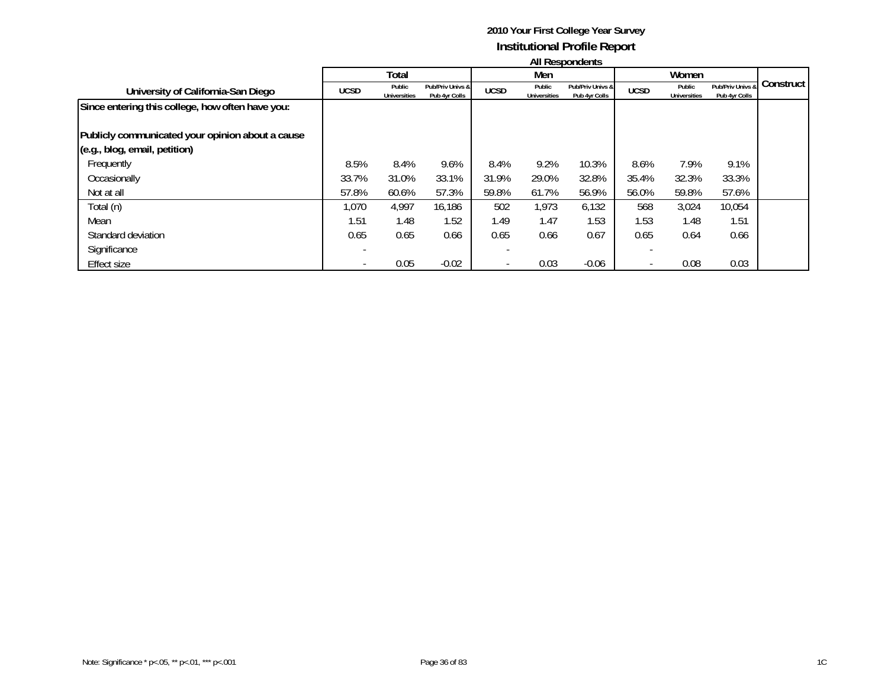**2010 Your First College Year Survey**
**Institutional Profile Report**
**All Respondents**

| University of California-San Diego | Total | | | Men | | | Women | | | Construct |
|---|---|---|---|---|---|---|---|---|---|---|
| | UCSD | Public Universities | Pub/Priv Univs & Pub 4yr Colls | UCSD | Public Universities | Pub/Priv Univs & Pub 4yr Colls | UCSD | Public Universities | Pub/Priv Univs & Pub 4yr Colls | |
| **Since entering this college, how often have you:** | | | | | | | | | | |
| **Publicly communicated your opinion about a cause (e.g., blog, email, petition)** | | | | | | | | | | |
| Frequently | 8.5% | 8.4% | 9.6% | 8.4% | 9.2% | 10.3% | 8.6% | 7.9% | 9.1% | |
| Occasionally | 33.7% | 31.0% | 33.1% | 31.9% | 29.0% | 32.8% | 35.4% | 32.3% | 33.3% | |
| Not at all | 57.8% | 60.6% | 57.3% | 59.8% | 61.7% | 56.9% | 56.0% | 59.8% | 57.6% | |
| Total (n) | 1,070 | 4,997 | 16,186 | 502 | 1,973 | 6,132 | 568 | 3,024 | 10,054 | |
| Mean | 1.51 | 1.48 | 1.52 | 1.49 | 1.47 | 1.53 | 1.53 | 1.48 | 1.51 | |
| Standard deviation | 0.65 | 0.65 | 0.66 | 0.65 | 0.66 | 0.67 | 0.65 | 0.64 | 0.66 | |
| Significance | - | | | - | | | - | | | |
| Effect size | - | 0.05 | -0.02 | - | 0.03 | -0.06 | - | 0.08 | 0.03 | |

Note: Significance * p<.05, ** p<.01, *** p<.001

1C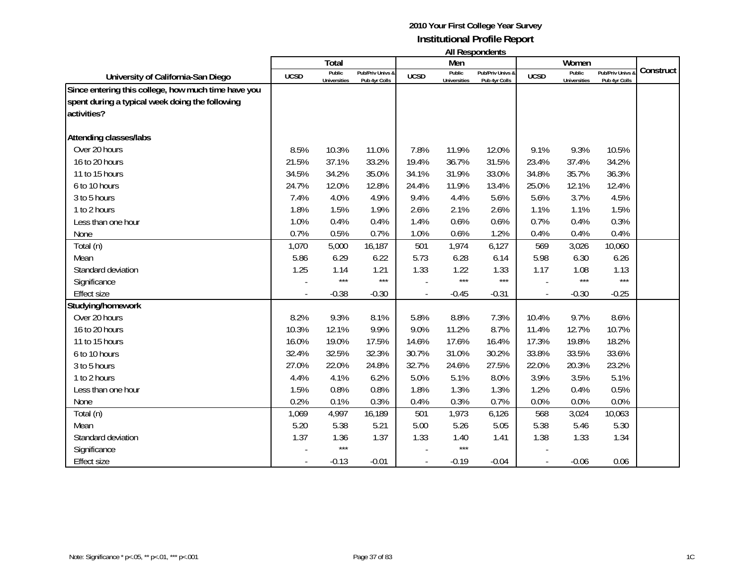# 2010 Your First College Year Survey
## Institutional Profile Report
### All Respondents

| University of California-San Diego | Total | | | Men | | | Women | | | Construct |
|---|---|---|---|---|---|---|---|---|---|---|
| | UCSD | Public Universities | Pub/Priv Univs & Pub 4yr Colls | UCSD | Public Universities | Pub/Priv Univs & Pub 4yr Colls | UCSD | Public Universities | Pub/Priv Univs & Pub 4yr Colls | |
| **Since entering this college, how much time have you spent during a typical week doing the following activities?** | | | | | | | | | | |
| **Attending classes/labs** | | | | | | | | | | |
| Over 20 hours | 8.5% | 10.3% | 11.0% | 7.8% | 11.9% | 12.0% | 9.1% | 9.3% | 10.5% | |
| 16 to 20 hours | 21.5% | 37.1% | 33.2% | 19.4% | 36.7% | 31.5% | 23.4% | 37.4% | 34.2% | |
| 11 to 15 hours | 34.5% | 34.2% | 35.0% | 34.1% | 31.9% | 33.0% | 34.8% | 35.7% | 36.3% | |
| 6 to 10 hours | 24.7% | 12.0% | 12.8% | 24.4% | 11.9% | 13.4% | 25.0% | 12.1% | 12.4% | |
| 3 to 5 hours | 7.4% | 4.0% | 4.9% | 9.4% | 4.4% | 5.6% | 5.6% | 3.7% | 4.5% | |
| 1 to 2 hours | 1.8% | 1.5% | 1.9% | 2.6% | 2.1% | 2.6% | 1.1% | 1.1% | 1.5% | |
| Less than one hour | 1.0% | 0.4% | 0.4% | 1.4% | 0.6% | 0.6% | 0.7% | 0.4% | 0.3% | |
| None | 0.7% | 0.5% | 0.7% | 1.0% | 0.6% | 1.2% | 0.4% | 0.4% | 0.4% | |
| Total (n) | 1,070 | 5,000 | 16,187 | 501 | 1,974 | 6,127 | 569 | 3,026 | 10,060 | |
| Mean | 5.86 | 6.29 | 6.22 | 5.73 | 6.28 | 6.14 | 5.98 | 6.30 | 6.26 | |
| Standard deviation | 1.25 | 1.14 | 1.21 | 1.33 | 1.22 | 1.33 | 1.17 | 1.08 | 1.13 | |
| Significance | - | *** | *** | - | *** | *** | - | *** | *** | |
| Effect size | - | -0.38 | -0.30 | - | -0.45 | -0.31 | - | -0.30 | -0.25 | |
| **Studying/homework** | | | | | | | | | | |
| Over 20 hours | 8.2% | 9.3% | 8.1% | 5.8% | 8.8% | 7.3% | 10.4% | 9.7% | 8.6% | |
| 16 to 20 hours | 10.3% | 12.1% | 9.9% | 9.0% | 11.2% | 8.7% | 11.4% | 12.7% | 10.7% | |
| 11 to 15 hours | 16.0% | 19.0% | 17.5% | 14.6% | 17.6% | 16.4% | 17.3% | 19.8% | 18.2% | |
| 6 to 10 hours | 32.4% | 32.5% | 32.3% | 30.7% | 31.0% | 30.2% | 33.8% | 33.5% | 33.6% | |
| 3 to 5 hours | 27.0% | 22.0% | 24.8% | 32.7% | 24.6% | 27.5% | 22.0% | 20.3% | 23.2% | |
| 1 to 2 hours | 4.4% | 4.1% | 6.2% | 5.0% | 5.1% | 8.0% | 3.9% | 3.5% | 5.1% | |
| Less than one hour | 1.5% | 0.8% | 0.8% | 1.8% | 1.3% | 1.3% | 1.2% | 0.4% | 0.5% | |
| None | 0.2% | 0.1% | 0.3% | 0.4% | 0.3% | 0.7% | 0.0% | 0.0% | 0.0% | |
| Total (n) | 1,069 | 4,997 | 16,189 | 501 | 1,973 | 6,126 | 568 | 3,024 | 10,063 | |
| Mean | 5.20 | 5.38 | 5.21 | 5.00 | 5.26 | 5.05 | 5.38 | 5.46 | 5.30 | |
| Standard deviation | 1.37 | 1.36 | 1.37 | 1.33 | 1.40 | 1.41 | 1.38 | 1.33 | 1.34 | |
| Significance | - | *** | | - | *** | | - | | | |
| Effect size | - | -0.13 | -0.01 | - | -0.19 | -0.04 | - | -0.06 | 0.06 | |

Note: Significance * p<.05, ** p<.01, *** p<.001

1C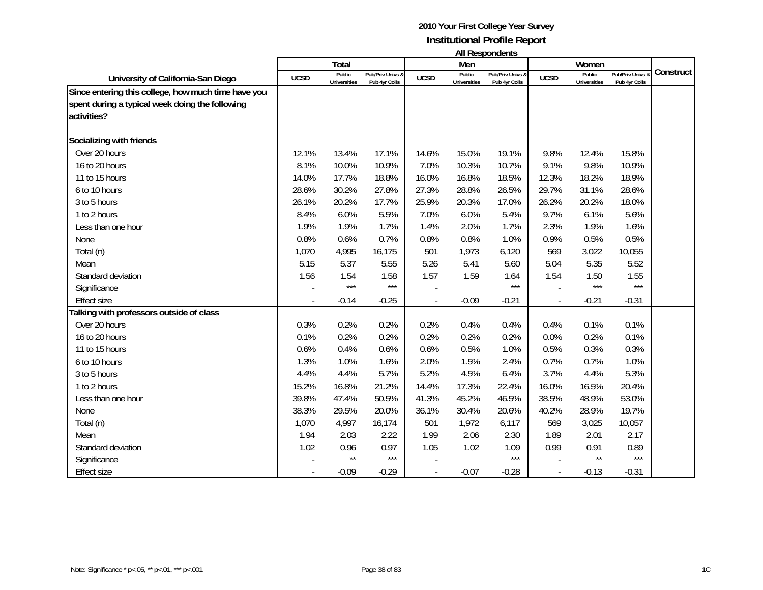**2010 Your First College Year Survey**
**Institutional Profile Report**
**All Respondents**

| University of California-San Diego | Total | | | Men | | | Women | | | Construct |
|---|---|---|---|---|---|---|---|---|---|---|
| | UCSD | Public Universities | Pub/Priv Univs & Pub 4yr Colls | UCSD | Public Universities | Pub/Priv Univs & Pub 4yr Colls | UCSD | Public Universities | Pub/Priv Univs & Pub 4yr Colls | |
| **Since entering this college, how much time have you spent during a typical week doing the following activities?** | | | | | | | | | | |
| **Socializing with friends** | | | | | | | | | | |
| Over 20 hours | 12.1% | 13.4% | 17.1% | 14.6% | 15.0% | 19.1% | 9.8% | 12.4% | 15.8% | |
| 16 to 20 hours | 8.1% | 10.0% | 10.9% | 7.0% | 10.3% | 10.7% | 9.1% | 9.8% | 10.9% | |
| 11 to 15 hours | 14.0% | 17.7% | 18.8% | 16.0% | 16.8% | 18.5% | 12.3% | 18.2% | 18.9% | |
| 6 to 10 hours | 28.6% | 30.2% | 27.8% | 27.3% | 28.8% | 26.5% | 29.7% | 31.1% | 28.6% | |
| 3 to 5 hours | 26.1% | 20.2% | 17.7% | 25.9% | 20.3% | 17.0% | 26.2% | 20.2% | 18.0% | |
| 1 to 2 hours | 8.4% | 6.0% | 5.5% | 7.0% | 6.0% | 5.4% | 9.7% | 6.1% | 5.6% | |
| Less than one hour | 1.9% | 1.9% | 1.7% | 1.4% | 2.0% | 1.7% | 2.3% | 1.9% | 1.6% | |
| None | 0.8% | 0.6% | 0.7% | 0.8% | 0.8% | 1.0% | 0.9% | 0.5% | 0.5% | |
| Total (n) | 1,070 | 4,995 | 16,175 | 501 | 1,973 | 6,120 | 569 | 3,022 | 10,055 | |
| Mean | 5.15 | 5.37 | 5.55 | 5.26 | 5.41 | 5.60 | 5.04 | 5.35 | 5.52 | |
| Standard deviation | 1.56 | 1.54 | 1.58 | 1.57 | 1.59 | 1.64 | 1.54 | 1.50 | 1.55 | |
| Significance | - | *** | *** | - | | *** | - | *** | *** | |
| Effect size | - | -0.14 | -0.25 | - | -0.09 | -0.21 | - | -0.21 | -0.31 | |
| **Talking with professors outside of class** | | | | | | | | | | |
| Over 20 hours | 0.3% | 0.2% | 0.2% | 0.2% | 0.4% | 0.4% | 0.4% | 0.1% | 0.1% | |
| 16 to 20 hours | 0.1% | 0.2% | 0.2% | 0.2% | 0.2% | 0.2% | 0.0% | 0.2% | 0.1% | |
| 11 to 15 hours | 0.6% | 0.4% | 0.6% | 0.6% | 0.5% | 1.0% | 0.5% | 0.3% | 0.3% | |
| 6 to 10 hours | 1.3% | 1.0% | 1.6% | 2.0% | 1.5% | 2.4% | 0.7% | 0.7% | 1.0% | |
| 3 to 5 hours | 4.4% | 4.4% | 5.7% | 5.2% | 4.5% | 6.4% | 3.7% | 4.4% | 5.3% | |
| 1 to 2 hours | 15.2% | 16.8% | 21.2% | 14.4% | 17.3% | 22.4% | 16.0% | 16.5% | 20.4% | |
| Less than one hour | 39.8% | 47.4% | 50.5% | 41.3% | 45.2% | 46.5% | 38.5% | 48.9% | 53.0% | |
| None | 38.3% | 29.5% | 20.0% | 36.1% | 30.4% | 20.6% | 40.2% | 28.9% | 19.7% | |
| Total (n) | 1,070 | 4,997 | 16,174 | 501 | 1,972 | 6,117 | 569 | 3,025 | 10,057 | |
| Mean | 1.94 | 2.03 | 2.22 | 1.99 | 2.06 | 2.30 | 1.89 | 2.01 | 2.17 | |
| Standard deviation | 1.02 | 0.96 | 0.97 | 1.05 | 1.02 | 1.09 | 0.99 | 0.91 | 0.89 | |
| Significance | - | ** | *** | - | | *** | - | ** | *** | |
| Effect size | - | -0.09 | -0.29 | - | -0.07 | -0.28 | - | -0.13 | -0.31 | |

Note: Significance * p<.05, ** p<.01, *** p<.001

1C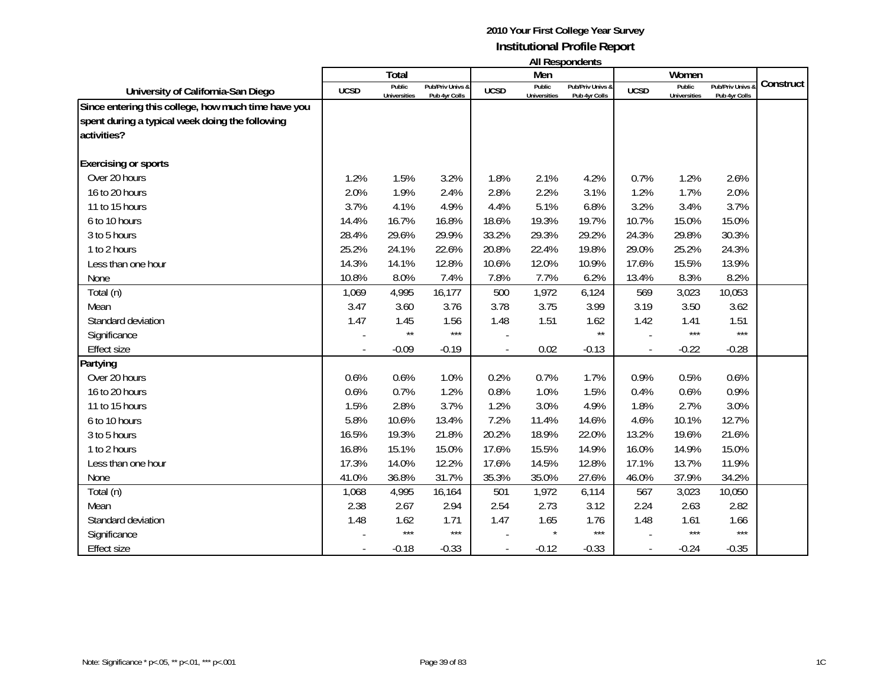# 2010 Your First College Year Survey
## Institutional Profile Report
### All Respondents

| University of California-San Diego | Total | | | Men | | | Women | | | Construct |
|---|---|---|---|---|---|---|---|---|---|---|
| | UCSD | Public Universities | Pub/Priv Univs & Pub 4yr Colls | UCSD | Public Universities | Pub/Priv Univs & Pub 4yr Colls | UCSD | Public Universities | Pub/Priv Univs & Pub 4yr Colls | |
| **Since entering this college, how much time have you spent during a typical week doing the following activities?** | | | | | | | | | | |
| **Exercising or sports** | | | | | | | | | | |
| Over 20 hours | 1.2% | 1.5% | 3.2% | 1.8% | 2.1% | 4.2% | 0.7% | 1.2% | 2.6% | |
| 16 to 20 hours | 2.0% | 1.9% | 2.4% | 2.8% | 2.2% | 3.1% | 1.2% | 1.7% | 2.0% | |
| 11 to 15 hours | 3.7% | 4.1% | 4.9% | 4.4% | 5.1% | 6.8% | 3.2% | 3.4% | 3.7% | |
| 6 to 10 hours | 14.4% | 16.7% | 16.8% | 18.6% | 19.3% | 19.7% | 10.7% | 15.0% | 15.0% | |
| 3 to 5 hours | 28.4% | 29.6% | 29.9% | 33.2% | 29.3% | 29.2% | 24.3% | 29.8% | 30.3% | |
| 1 to 2 hours | 25.2% | 24.1% | 22.6% | 20.8% | 22.4% | 19.8% | 29.0% | 25.2% | 24.3% | |
| Less than one hour | 14.3% | 14.1% | 12.8% | 10.6% | 12.0% | 10.9% | 17.6% | 15.5% | 13.9% | |
| None | 10.8% | 8.0% | 7.4% | 7.8% | 7.7% | 6.2% | 13.4% | 8.3% | 8.2% | |
| Total (n) | 1,069 | 4,995 | 16,177 | 500 | 1,972 | 6,124 | 569 | 3,023 | 10,053 | |
| Mean | 3.47 | 3.60 | 3.76 | 3.78 | 3.75 | 3.99 | 3.19 | 3.50 | 3.62 | |
| Standard deviation | 1.47 | 1.45 | 1.56 | 1.48 | 1.51 | 1.62 | 1.42 | 1.41 | 1.51 | |
| Significance | - | ** | *** | - | | ** | - | *** | *** | |
| Effect size | - | -0.09 | -0.19 | - | 0.02 | -0.13 | - | -0.22 | -0.28 | |
| **Partying** | | | | | | | | | | |
| Over 20 hours | 0.6% | 0.6% | 1.0% | 0.2% | 0.7% | 1.7% | 0.9% | 0.5% | 0.6% | |
| 16 to 20 hours | 0.6% | 0.7% | 1.2% | 0.8% | 1.0% | 1.5% | 0.4% | 0.6% | 0.9% | |
| 11 to 15 hours | 1.5% | 2.8% | 3.7% | 1.2% | 3.0% | 4.9% | 1.8% | 2.7% | 3.0% | |
| 6 to 10 hours | 5.8% | 10.6% | 13.4% | 7.2% | 11.4% | 14.6% | 4.6% | 10.1% | 12.7% | |
| 3 to 5 hours | 16.5% | 19.3% | 21.8% | 20.2% | 18.9% | 22.0% | 13.2% | 19.6% | 21.6% | |
| 1 to 2 hours | 16.8% | 15.1% | 15.0% | 17.6% | 15.5% | 14.9% | 16.0% | 14.9% | 15.0% | |
| Less than one hour | 17.3% | 14.0% | 12.2% | 17.6% | 14.5% | 12.8% | 17.1% | 13.7% | 11.9% | |
| None | 41.0% | 36.8% | 31.7% | 35.3% | 35.0% | 27.6% | 46.0% | 37.9% | 34.2% | |
| Total (n) | 1,068 | 4,995 | 16,164 | 501 | 1,972 | 6,114 | 567 | 3,023 | 10,050 | |
| Mean | 2.38 | 2.67 | 2.94 | 2.54 | 2.73 | 3.12 | 2.24 | 2.63 | 2.82 | |
| Standard deviation | 1.48 | 1.62 | 1.71 | 1.47 | 1.65 | 1.76 | 1.48 | 1.61 | 1.66 | |
| Significance | - | *** | *** | - | * | *** | - | *** | *** | |
| Effect size | - | -0.18 | -0.33 | - | -0.12 | -0.33 | - | -0.24 | -0.35 | |

Note: Significance * p<.05, ** p<.01, *** p<.001

1C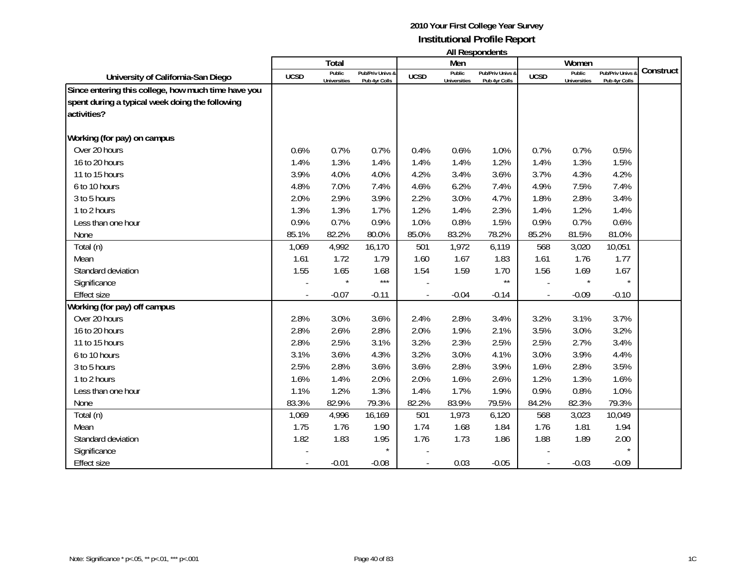**2010 Your First College Year Survey**
**Institutional Profile Report**
**All Respondents**

| University of California-San Diego | Total | | | Men | | | Women | | | Construct |
|---|---|---|---|---|---|---|---|---|---|---|
| | UCSD | Public Universities | Pub/Priv Univs & Pub 4yr Colls | UCSD | Public Universities | Pub/Priv Univs & Pub 4yr Colls | UCSD | Public Universities | Pub/Priv Univs & Pub 4yr Colls | |
| **Since entering this college, how much time have you spent during a typical week doing the following activities?** | | | | | | | | | | |
| **Working (for pay) on campus** | | | | | | | | | | |
| Over 20 hours | 0.6% | 0.7% | 0.7% | 0.4% | 0.6% | 1.0% | 0.7% | 0.7% | 0.5% | |
| 16 to 20 hours | 1.4% | 1.3% | 1.4% | 1.4% | 1.4% | 1.2% | 1.4% | 1.3% | 1.5% | |
| 11 to 15 hours | 3.9% | 4.0% | 4.0% | 4.2% | 3.4% | 3.6% | 3.7% | 4.3% | 4.2% | |
| 6 to 10 hours | 4.8% | 7.0% | 7.4% | 4.6% | 6.2% | 7.4% | 4.9% | 7.5% | 7.4% | |
| 3 to 5 hours | 2.0% | 2.9% | 3.9% | 2.2% | 3.0% | 4.7% | 1.8% | 2.8% | 3.4% | |
| 1 to 2 hours | 1.3% | 1.3% | 1.7% | 1.2% | 1.4% | 2.3% | 1.4% | 1.2% | 1.4% | |
| Less than one hour | 0.9% | 0.7% | 0.9% | 1.0% | 0.8% | 1.5% | 0.9% | 0.7% | 0.6% | |
| None | 85.1% | 82.2% | 80.0% | 85.0% | 83.2% | 78.2% | 85.2% | 81.5% | 81.0% | |
| Total (n) | 1,069 | 4,992 | 16,170 | 501 | 1,972 | 6,119 | 568 | 3,020 | 10,051 | |
| Mean | 1.61 | 1.72 | 1.79 | 1.60 | 1.67 | 1.83 | 1.61 | 1.76 | 1.77 | |
| Standard deviation | 1.55 | 1.65 | 1.68 | 1.54 | 1.59 | 1.70 | 1.56 | 1.69 | 1.67 | |
| Significance | - | * | *** | - | | ** | - | * | * | |
| Effect size | - | -0.07 | -0.11 | - | -0.04 | -0.14 | - | -0.09 | -0.10 | |
| **Working (for pay) off campus** | | | | | | | | | | |
| Over 20 hours | 2.8% | 3.0% | 3.6% | 2.4% | 2.8% | 3.4% | 3.2% | 3.1% | 3.7% | |
| 16 to 20 hours | 2.8% | 2.6% | 2.8% | 2.0% | 1.9% | 2.1% | 3.5% | 3.0% | 3.2% | |
| 11 to 15 hours | 2.8% | 2.5% | 3.1% | 3.2% | 2.3% | 2.5% | 2.5% | 2.7% | 3.4% | |
| 6 to 10 hours | 3.1% | 3.6% | 4.3% | 3.2% | 3.0% | 4.1% | 3.0% | 3.9% | 4.4% | |
| 3 to 5 hours | 2.5% | 2.8% | 3.6% | 3.6% | 2.8% | 3.9% | 1.6% | 2.8% | 3.5% | |
| 1 to 2 hours | 1.6% | 1.4% | 2.0% | 2.0% | 1.6% | 2.6% | 1.2% | 1.3% | 1.6% | |
| Less than one hour | 1.1% | 1.2% | 1.3% | 1.4% | 1.7% | 1.9% | 0.9% | 0.8% | 1.0% | |
| None | 83.3% | 82.9% | 79.3% | 82.2% | 83.9% | 79.5% | 84.2% | 82.3% | 79.3% | |
| Total (n) | 1,069 | 4,996 | 16,169 | 501 | 1,973 | 6,120 | 568 | 3,023 | 10,049 | |
| Mean | 1.75 | 1.76 | 1.90 | 1.74 | 1.68 | 1.84 | 1.76 | 1.81 | 1.94 | |
| Standard deviation | 1.82 | 1.83 | 1.95 | 1.76 | 1.73 | 1.86 | 1.88 | 1.89 | 2.00 | |
| Significance | - | | * | - | | | - | | * | |
| Effect size | - | -0.01 | -0.08 | - | 0.03 | -0.05 | - | -0.03 | -0.09 | |

Note: Significance * p<.05, ** p<.01, *** p<.001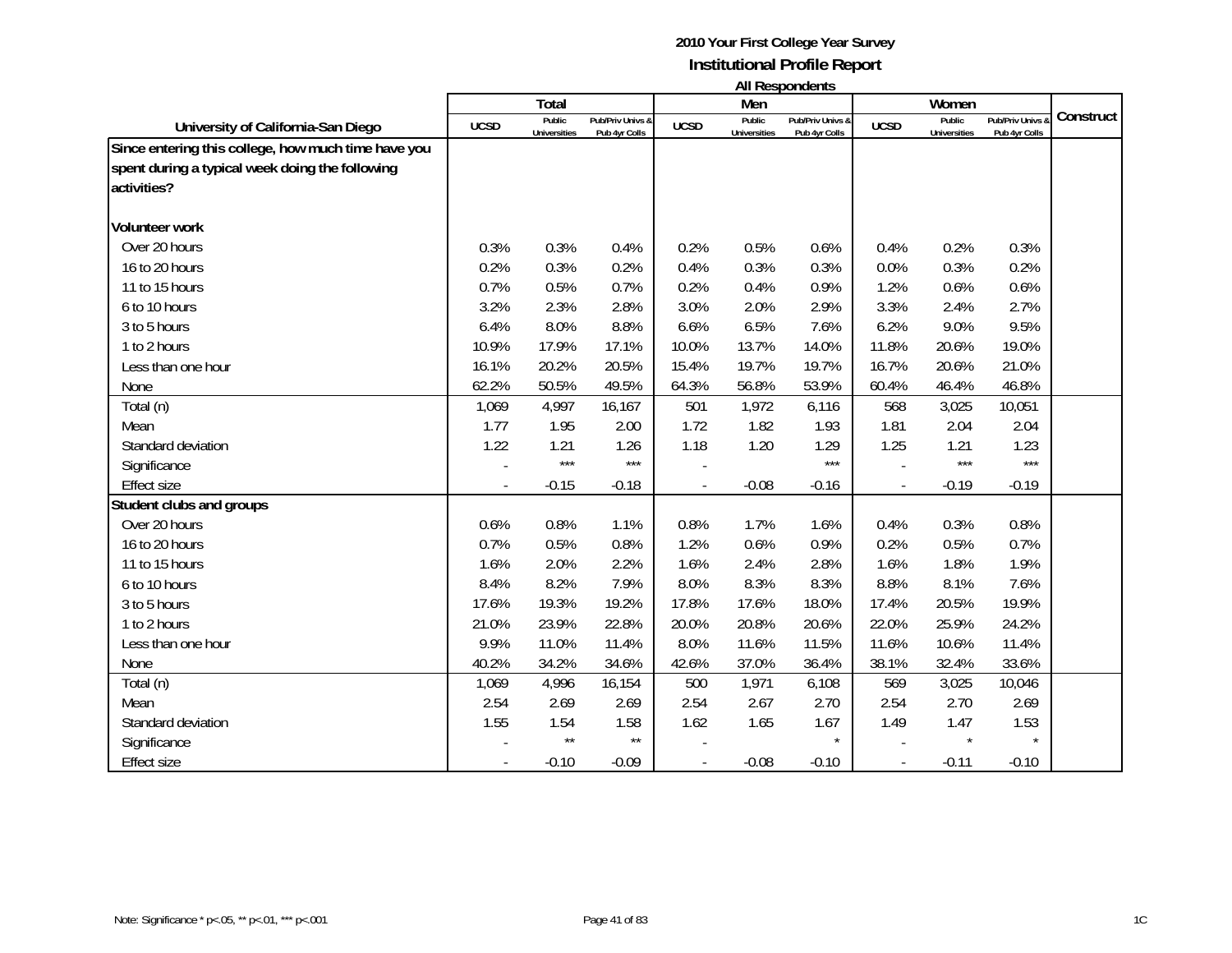# 2010 Your First College Year Survey

## Institutional Profile Report

### All Respondents

| University of California-San Diego | Total | | | Men | | | Women | | | Construct |
|---|---|---|---|---|---|---|---|---|---|---|
| | UCSD | Public Universities | Pub/Priv Univs & Pub 4yr Colls | UCSD | Public Universities | Pub/Priv Univs & Pub 4yr Colls | UCSD | Public Universities | Pub/Priv Univs & Pub 4yr Colls | |
| **Since entering this college, how much time have you spent during a typical week doing the following activities?** | | | | | | | | | | |
| **Volunteer work** | | | | | | | | | | |
| Over 20 hours | 0.3% | 0.3% | 0.4% | 0.2% | 0.5% | 0.6% | 0.4% | 0.2% | 0.3% | |
| 16 to 20 hours | 0.2% | 0.3% | 0.2% | 0.4% | 0.3% | 0.3% | 0.0% | 0.3% | 0.2% | |
| 11 to 15 hours | 0.7% | 0.5% | 0.7% | 0.2% | 0.4% | 0.9% | 1.2% | 0.6% | 0.6% | |
| 6 to 10 hours | 3.2% | 2.3% | 2.8% | 3.0% | 2.0% | 2.9% | 3.3% | 2.4% | 2.7% | |
| 3 to 5 hours | 6.4% | 8.0% | 8.8% | 6.6% | 6.5% | 7.6% | 6.2% | 9.0% | 9.5% | |
| 1 to 2 hours | 10.9% | 17.9% | 17.1% | 10.0% | 13.7% | 14.0% | 11.8% | 20.6% | 19.0% | |
| Less than one hour | 16.1% | 20.2% | 20.5% | 15.4% | 19.7% | 19.7% | 16.7% | 20.6% | 21.0% | |
| None | 62.2% | 50.5% | 49.5% | 64.3% | 56.8% | 53.9% | 60.4% | 46.4% | 46.8% | |
| Total (n) | 1,069 | 4,997 | 16,167 | 501 | 1,972 | 6,116 | 568 | 3,025 | 10,051 | |
| Mean | 1.77 | 1.95 | 2.00 | 1.72 | 1.82 | 1.93 | 1.81 | 2.04 | 2.04 | |
| Standard deviation | 1.22 | 1.21 | 1.26 | 1.18 | 1.20 | 1.29 | 1.25 | 1.21 | 1.23 | |
| Significance | - | *** | *** | - | | *** | - | *** | *** | |
| Effect size | - | -0.15 | -0.18 | - | -0.08 | -0.16 | - | -0.19 | -0.19 | |
| **Student clubs and groups** | | | | | | | | | | |
| Over 20 hours | 0.6% | 0.8% | 1.1% | 0.8% | 1.7% | 1.6% | 0.4% | 0.3% | 0.8% | |
| 16 to 20 hours | 0.7% | 0.5% | 0.8% | 1.2% | 0.6% | 0.9% | 0.2% | 0.5% | 0.7% | |
| 11 to 15 hours | 1.6% | 2.0% | 2.2% | 1.6% | 2.4% | 2.8% | 1.6% | 1.8% | 1.9% | |
| 6 to 10 hours | 8.4% | 8.2% | 7.9% | 8.0% | 8.3% | 8.3% | 8.8% | 8.1% | 7.6% | |
| 3 to 5 hours | 17.6% | 19.3% | 19.2% | 17.8% | 17.6% | 18.0% | 17.4% | 20.5% | 19.9% | |
| 1 to 2 hours | 21.0% | 23.9% | 22.8% | 20.0% | 20.8% | 20.6% | 22.0% | 25.9% | 24.2% | |
| Less than one hour | 9.9% | 11.0% | 11.4% | 8.0% | 11.6% | 11.5% | 11.6% | 10.6% | 11.4% | |
| None | 40.2% | 34.2% | 34.6% | 42.6% | 37.0% | 36.4% | 38.1% | 32.4% | 33.6% | |
| Total (n) | 1,069 | 4,996 | 16,154 | 500 | 1,971 | 6,108 | 569 | 3,025 | 10,046 | |
| Mean | 2.54 | 2.69 | 2.69 | 2.54 | 2.67 | 2.70 | 2.54 | 2.70 | 2.69 | |
| Standard deviation | 1.55 | 1.54 | 1.58 | 1.62 | 1.65 | 1.67 | 1.49 | 1.47 | 1.53 | |
| Significance | - | ** | ** | - | | * | - | * | * | |
| Effect size | - | -0.10 | -0.09 | - | -0.08 | -0.10 | - | -0.11 | -0.10 | |

Note: Significance * p<.05, ** p<.01, *** p<.001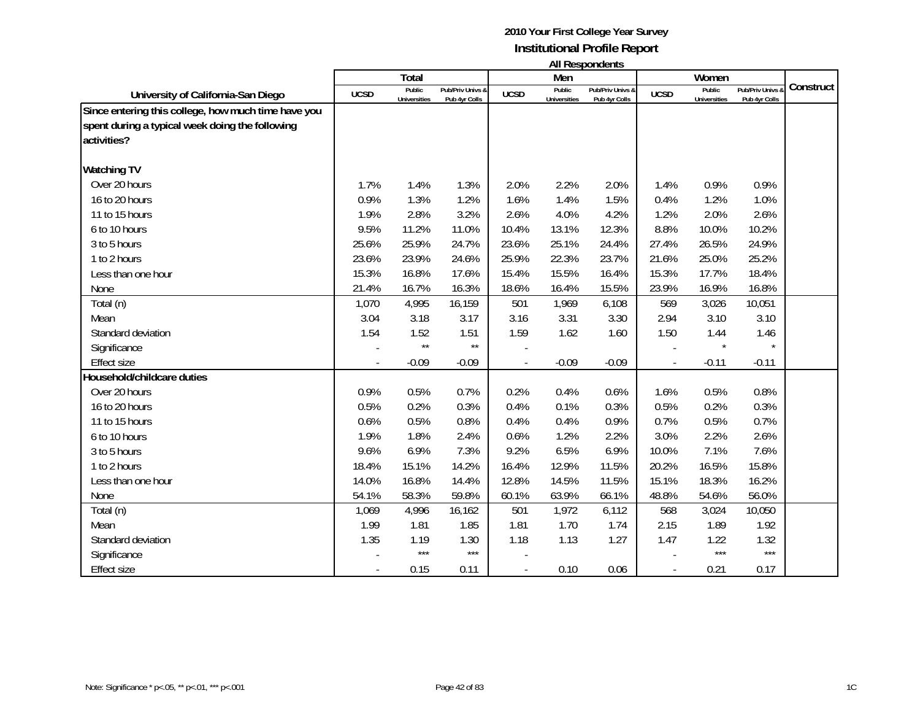**2010 Your First College Year Survey**
**Institutional Profile Report**
**All Respondents**

| University of California-San Diego | Total | | | Men | | | Women | | | Construct |
|---|---|---|---|---|---|---|---|---|---|---|
| | UCSD | Public Universities | Pub/Priv Univs & Pub 4yr Colls | UCSD | Public Universities | Pub/Priv Univs & Pub 4yr Colls | UCSD | Public Universities | Pub/Priv Univs & Pub 4yr Colls | |
| **Since entering this college, how much time have you spent during a typical week doing the following activities?** | | | | | | | | | | |
| **Watching TV** | | | | | | | | | | |
| Over 20 hours | 1.7% | 1.4% | 1.3% | 2.0% | 2.2% | 2.0% | 1.4% | 0.9% | 0.9% | |
| 16 to 20 hours | 0.9% | 1.3% | 1.2% | 1.6% | 1.4% | 1.5% | 0.4% | 1.2% | 1.0% | |
| 11 to 15 hours | 1.9% | 2.8% | 3.2% | 2.6% | 4.0% | 4.2% | 1.2% | 2.0% | 2.6% | |
| 6 to 10 hours | 9.5% | 11.2% | 11.0% | 10.4% | 13.1% | 12.3% | 8.8% | 10.0% | 10.2% | |
| 3 to 5 hours | 25.6% | 25.9% | 24.7% | 23.6% | 25.1% | 24.4% | 27.4% | 26.5% | 24.9% | |
| 1 to 2 hours | 23.6% | 23.9% | 24.6% | 25.9% | 22.3% | 23.7% | 21.6% | 25.0% | 25.2% | |
| Less than one hour | 15.3% | 16.8% | 17.6% | 15.4% | 15.5% | 16.4% | 15.3% | 17.7% | 18.4% | |
| None | 21.4% | 16.7% | 16.3% | 18.6% | 16.4% | 15.5% | 23.9% | 16.9% | 16.8% | |
| Total (n) | 1,070 | 4,995 | 16,159 | 501 | 1,969 | 6,108 | 569 | 3,026 | 10,051 | |
| Mean | 3.04 | 3.18 | 3.17 | 3.16 | 3.31 | 3.30 | 2.94 | 3.10 | 3.10 | |
| Standard deviation | 1.54 | 1.52 | 1.51 | 1.59 | 1.62 | 1.60 | 1.50 | 1.44 | 1.46 | |
| Significance | - | ** | ** | - | | | - | * | * | |
| Effect size | - | -0.09 | -0.09 | - | -0.09 | -0.09 | - | -0.11 | -0.11 | |
| **Household/childcare duties** | | | | | | | | | | |
| Over 20 hours | 0.9% | 0.5% | 0.7% | 0.2% | 0.4% | 0.6% | 1.6% | 0.5% | 0.8% | |
| 16 to 20 hours | 0.5% | 0.2% | 0.3% | 0.4% | 0.1% | 0.3% | 0.5% | 0.2% | 0.3% | |
| 11 to 15 hours | 0.6% | 0.5% | 0.8% | 0.4% | 0.4% | 0.9% | 0.7% | 0.5% | 0.7% | |
| 6 to 10 hours | 1.9% | 1.8% | 2.4% | 0.6% | 1.2% | 2.2% | 3.0% | 2.2% | 2.6% | |
| 3 to 5 hours | 9.6% | 6.9% | 7.3% | 9.2% | 6.5% | 6.9% | 10.0% | 7.1% | 7.6% | |
| 1 to 2 hours | 18.4% | 15.1% | 14.2% | 16.4% | 12.9% | 11.5% | 20.2% | 16.5% | 15.8% | |
| Less than one hour | 14.0% | 16.8% | 14.4% | 12.8% | 14.5% | 11.5% | 15.1% | 18.3% | 16.2% | |
| None | 54.1% | 58.3% | 59.8% | 60.1% | 63.9% | 66.1% | 48.8% | 54.6% | 56.0% | |
| Total (n) | 1,069 | 4,996 | 16,162 | 501 | 1,972 | 6,112 | 568 | 3,024 | 10,050 | |
| Mean | 1.99 | 1.81 | 1.85 | 1.81 | 1.70 | 1.74 | 2.15 | 1.89 | 1.92 | |
| Standard deviation | 1.35 | 1.19 | 1.30 | 1.18 | 1.13 | 1.27 | 1.47 | 1.22 | 1.32 | |
| Significance | - | *** | *** | - | | | - | *** | *** | |
| Effect size | - | 0.15 | 0.11 | - | 0.10 | 0.06 | - | 0.21 | 0.17 | |

Note: Significance * p<.05, ** p<.01, *** p<.001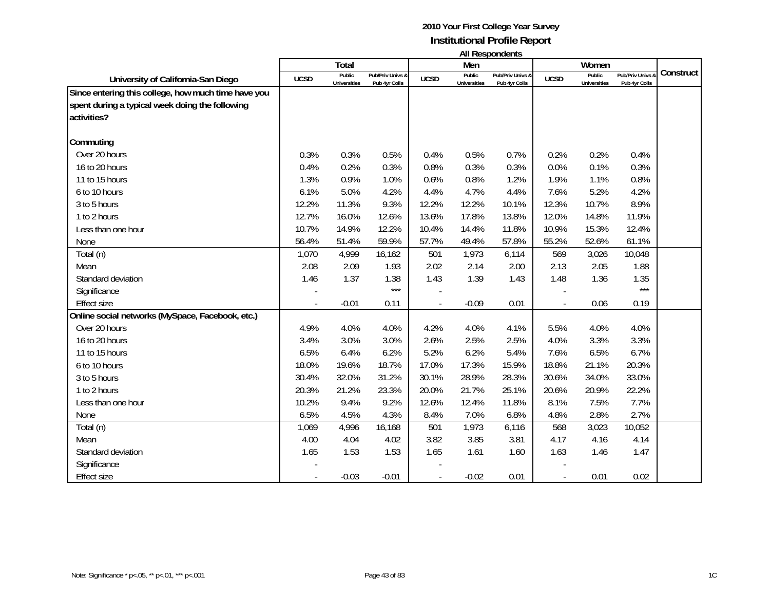**2010 Your First College Year Survey**
**Institutional Profile Report**
**All Respondents**

| University of California-San Diego | Total | | | Men | | | Women | | | Construct |
|---|---|---|---|---|---|---|---|---|---|---|
| | UCSD | Public Universities | Pub/Priv Univs & Pub 4yr Colls | UCSD | Public Universities | Pub/Priv Univs & Pub 4yr Colls | UCSD | Public Universities | Pub/Priv Univs & Pub 4yr Colls | |
| **Since entering this college, how much time have you spent during a typical week doing the following activities?** | | | | | | | | | | |
| **Commuting** | | | | | | | | | | |
| Over 20 hours | 0.3% | 0.3% | 0.5% | 0.4% | 0.5% | 0.7% | 0.2% | 0.2% | 0.4% | |
| 16 to 20 hours | 0.4% | 0.2% | 0.3% | 0.8% | 0.3% | 0.3% | 0.0% | 0.1% | 0.3% | |
| 11 to 15 hours | 1.3% | 0.9% | 1.0% | 0.6% | 0.8% | 1.2% | 1.9% | 1.1% | 0.8% | |
| 6 to 10 hours | 6.1% | 5.0% | 4.2% | 4.4% | 4.7% | 4.4% | 7.6% | 5.2% | 4.2% | |
| 3 to 5 hours | 12.2% | 11.3% | 9.3% | 12.2% | 12.2% | 10.1% | 12.3% | 10.7% | 8.9% | |
| 1 to 2 hours | 12.7% | 16.0% | 12.6% | 13.6% | 17.8% | 13.8% | 12.0% | 14.8% | 11.9% | |
| Less than one hour | 10.7% | 14.9% | 12.2% | 10.4% | 14.4% | 11.8% | 10.9% | 15.3% | 12.4% | |
| None | 56.4% | 51.4% | 59.9% | 57.7% | 49.4% | 57.8% | 55.2% | 52.6% | 61.1% | |
| Total (n) | 1,070 | 4,999 | 16,162 | 501 | 1,973 | 6,114 | 569 | 3,026 | 10,048 | |
| Mean | 2.08 | 2.09 | 1.93 | 2.02 | 2.14 | 2.00 | 2.13 | 2.05 | 1.88 | |
| Standard deviation | 1.46 | 1.37 | 1.38 | 1.43 | 1.39 | 1.43 | 1.48 | 1.36 | 1.35 | |
| Significance | - | | *** | - | | | - | | *** | |
| Effect size | - | -0.01 | 0.11 | - | -0.09 | 0.01 | - | 0.06 | 0.19 | |
| **Online social networks (MySpace, Facebook, etc.)** | | | | | | | | | | |
| Over 20 hours | 4.9% | 4.0% | 4.0% | 4.2% | 4.0% | 4.1% | 5.5% | 4.0% | 4.0% | |
| 16 to 20 hours | 3.4% | 3.0% | 3.0% | 2.6% | 2.5% | 2.5% | 4.0% | 3.3% | 3.3% | |
| 11 to 15 hours | 6.5% | 6.4% | 6.2% | 5.2% | 6.2% | 5.4% | 7.6% | 6.5% | 6.7% | |
| 6 to 10 hours | 18.0% | 19.6% | 18.7% | 17.0% | 17.3% | 15.9% | 18.8% | 21.1% | 20.3% | |
| 3 to 5 hours | 30.4% | 32.0% | 31.2% | 30.1% | 28.9% | 28.3% | 30.6% | 34.0% | 33.0% | |
| 1 to 2 hours | 20.3% | 21.2% | 23.3% | 20.0% | 21.7% | 25.1% | 20.6% | 20.9% | 22.2% | |
| Less than one hour | 10.2% | 9.4% | 9.2% | 12.6% | 12.4% | 11.8% | 8.1% | 7.5% | 7.7% | |
| None | 6.5% | 4.5% | 4.3% | 8.4% | 7.0% | 6.8% | 4.8% | 2.8% | 2.7% | |
| Total (n) | 1,069 | 4,996 | 16,168 | 501 | 1,973 | 6,116 | 568 | 3,023 | 10,052 | |
| Mean | 4.00 | 4.04 | 4.02 | 3.82 | 3.85 | 3.81 | 4.17 | 4.16 | 4.14 | |
| Standard deviation | 1.65 | 1.53 | 1.53 | 1.65 | 1.61 | 1.60 | 1.63 | 1.46 | 1.47 | |
| Significance | - | | | - | | | - | | | |
| Effect size | - | -0.03 | -0.01 | - | -0.02 | 0.01 | - | 0.01 | 0.02 | |

Note: Significance * p<.05, ** p<.01, *** p<.001

1C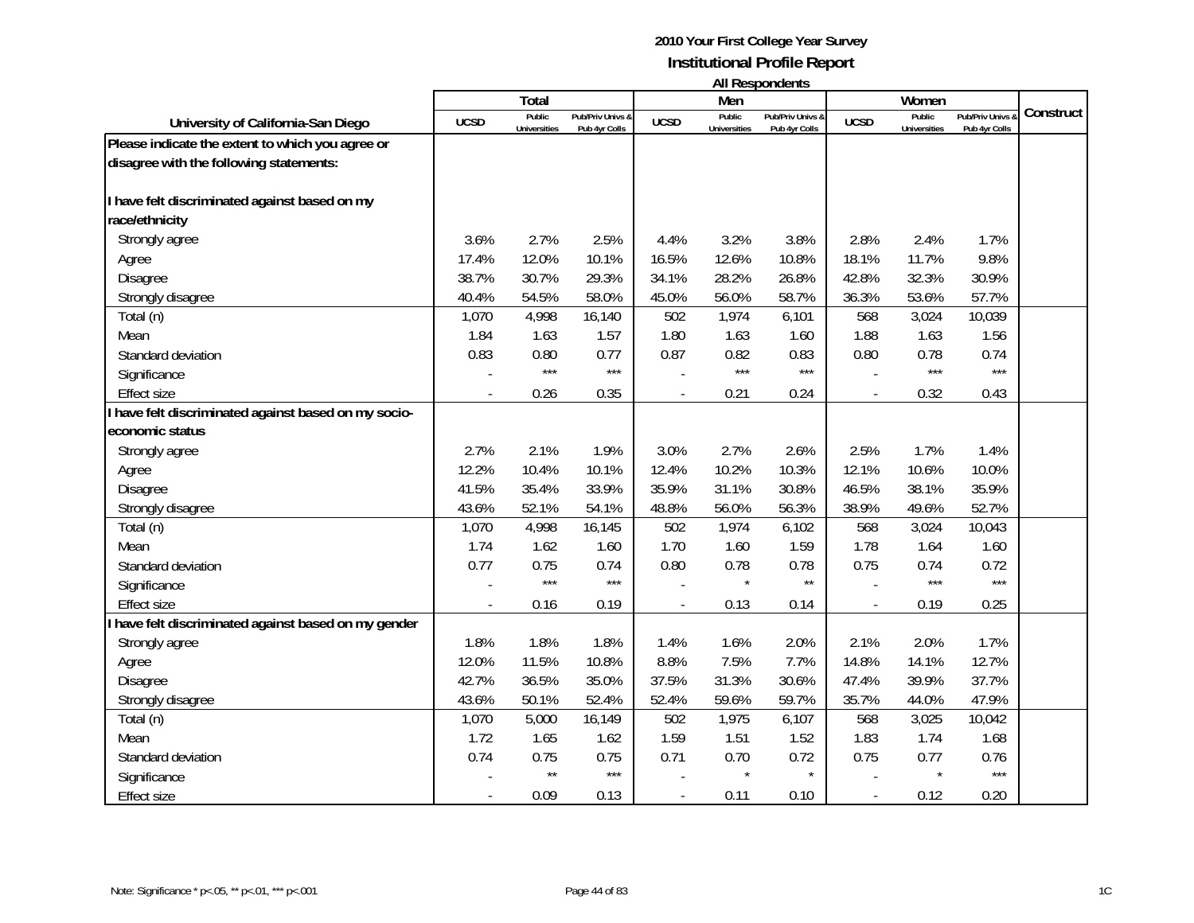**2010 Your First College Year Survey**
**Institutional Profile Report**
**All Respondents**

| University of California-San Diego | Total | | | Men | | | Women | | | Construct |
|---|---|---|---|---|---|---|---|---|---|---|
| | UCSD | Public Universities | Pub/Priv Univs & Pub 4yr Colls | UCSD | Public Universities | Pub/Priv Univs & Pub 4yr Colls | UCSD | Public Universities | Pub/Priv Univs & Pub 4yr Colls | |
| **Please indicate the extent to which you agree or disagree with the following statements:** | | | | | | | | | | |
| **I have felt discriminated against based on my race/ethnicity** | | | | | | | | | | |
| Strongly agree | 3.6% | 2.7% | 2.5% | 4.4% | 3.2% | 3.8% | 2.8% | 2.4% | 1.7% | |
| Agree | 17.4% | 12.0% | 10.1% | 16.5% | 12.6% | 10.8% | 18.1% | 11.7% | 9.8% | |
| Disagree | 38.7% | 30.7% | 29.3% | 34.1% | 28.2% | 26.8% | 42.8% | 32.3% | 30.9% | |
| Strongly disagree | 40.4% | 54.5% | 58.0% | 45.0% | 56.0% | 58.7% | 36.3% | 53.6% | 57.7% | |
| Total (n) | 1,070 | 4,998 | 16,140 | 502 | 1,974 | 6,101 | 568 | 3,024 | 10,039 | |
| Mean | 1.84 | 1.63 | 1.57 | 1.80 | 1.63 | 1.60 | 1.88 | 1.63 | 1.56 | |
| Standard deviation | 0.83 | 0.80 | 0.77 | 0.87 | 0.82 | 0.83 | 0.80 | 0.78 | 0.74 | |
| Significance | - | *** | *** | - | *** | *** | - | *** | *** | |
| Effect size | - | 0.26 | 0.35 | - | 0.21 | 0.24 | - | 0.32 | 0.43 | |
| **I have felt discriminated against based on my socio-economic status** | | | | | | | | | | |
| Strongly agree | 2.7% | 2.1% | 1.9% | 3.0% | 2.7% | 2.6% | 2.5% | 1.7% | 1.4% | |
| Agree | 12.2% | 10.4% | 10.1% | 12.4% | 10.2% | 10.3% | 12.1% | 10.6% | 10.0% | |
| Disagree | 41.5% | 35.4% | 33.9% | 35.9% | 31.1% | 30.8% | 46.5% | 38.1% | 35.9% | |
| Strongly disagree | 43.6% | 52.1% | 54.1% | 48.8% | 56.0% | 56.3% | 38.9% | 49.6% | 52.7% | |
| Total (n) | 1,070 | 4,998 | 16,145 | 502 | 1,974 | 6,102 | 568 | 3,024 | 10,043 | |
| Mean | 1.74 | 1.62 | 1.60 | 1.70 | 1.60 | 1.59 | 1.78 | 1.64 | 1.60 | |
| Standard deviation | 0.77 | 0.75 | 0.74 | 0.80 | 0.78 | 0.78 | 0.75 | 0.74 | 0.72 | |
| Significance | - | *** | *** | - | * | ** | - | *** | *** | |
| Effect size | - | 0.16 | 0.19 | - | 0.13 | 0.14 | - | 0.19 | 0.25 | |
| **I have felt discriminated against based on my gender** | | | | | | | | | | |
| Strongly agree | 1.8% | 1.8% | 1.8% | 1.4% | 1.6% | 2.0% | 2.1% | 2.0% | 1.7% | |
| Agree | 12.0% | 11.5% | 10.8% | 8.8% | 7.5% | 7.7% | 14.8% | 14.1% | 12.7% | |
| Disagree | 42.7% | 36.5% | 35.0% | 37.5% | 31.3% | 30.6% | 47.4% | 39.9% | 37.7% | |
| Strongly disagree | 43.6% | 50.1% | 52.4% | 52.4% | 59.6% | 59.7% | 35.7% | 44.0% | 47.9% | |
| Total (n) | 1,070 | 5,000 | 16,149 | 502 | 1,975 | 6,107 | 568 | 3,025 | 10,042 | |
| Mean | 1.72 | 1.65 | 1.62 | 1.59 | 1.51 | 1.52 | 1.83 | 1.74 | 1.68 | |
| Standard deviation | 0.74 | 0.75 | 0.75 | 0.71 | 0.70 | 0.72 | 0.75 | 0.77 | 0.76 | |
| Significance | - | ** | *** | - | * | * | - | * | *** | |
| Effect size | - | 0.09 | 0.13 | - | 0.11 | 0.10 | - | 0.12 | 0.20 | |

Note: Significance * p<.05, ** p<.01, *** p<.001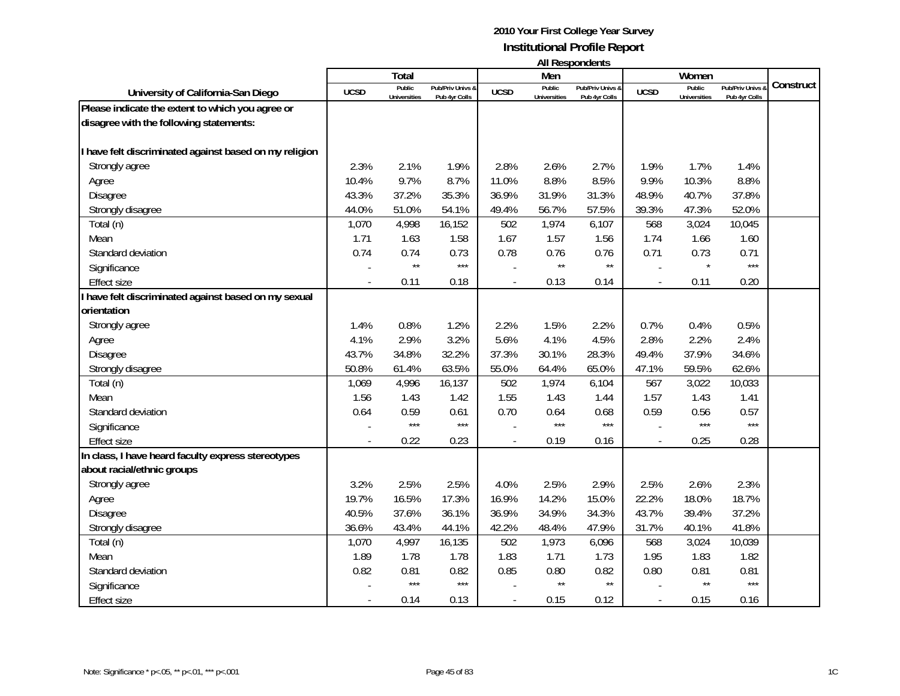# 2010 Your First College Year Survey

## Institutional Profile Report

### All Respondents

| University of California-San Diego | Total | | | Men | | | Women | | | Construct |
|---|---|---|---|---|---|---|---|---|---|---|
| | UCSD | Public Universities | Pub/Priv Univs & Pub 4yr Colls | UCSD | Public Universities | Pub/Priv Univs & Pub 4yr Colls | UCSD | Public Universities | Pub/Priv Univs & Pub 4yr Colls | |
| **Please indicate the extent to which you agree or disagree with the following statements:** | | | | | | | | | | |
| **I have felt discriminated against based on my religion** | | | | | | | | | | |
| Strongly agree | 2.3% | 2.1% | 1.9% | 2.8% | 2.6% | 2.7% | 1.9% | 1.7% | 1.4% | |
| Agree | 10.4% | 9.7% | 8.7% | 11.0% | 8.8% | 8.5% | 9.9% | 10.3% | 8.8% | |
| Disagree | 43.3% | 37.2% | 35.3% | 36.9% | 31.9% | 31.3% | 48.9% | 40.7% | 37.8% | |
| Strongly disagree | 44.0% | 51.0% | 54.1% | 49.4% | 56.7% | 57.5% | 39.3% | 47.3% | 52.0% | |
| Total (n) | 1,070 | 4,998 | 16,152 | 502 | 1,974 | 6,107 | 568 | 3,024 | 10,045 | |
| Mean | 1.71 | 1.63 | 1.58 | 1.67 | 1.57 | 1.56 | 1.74 | 1.66 | 1.60 | |
| Standard deviation | 0.74 | 0.74 | 0.73 | 0.78 | 0.76 | 0.76 | 0.71 | 0.73 | 0.71 | |
| Significance | - | ** | *** | - | ** | ** | - | * | *** | |
| Effect size | - | 0.11 | 0.18 | - | 0.13 | 0.14 | - | 0.11 | 0.20 | |
| **I have felt discriminated against based on my sexual orientation** | | | | | | | | | | |
| Strongly agree | 1.4% | 0.8% | 1.2% | 2.2% | 1.5% | 2.2% | 0.7% | 0.4% | 0.5% | |
| Agree | 4.1% | 2.9% | 3.2% | 5.6% | 4.1% | 4.5% | 2.8% | 2.2% | 2.4% | |
| Disagree | 43.7% | 34.8% | 32.2% | 37.3% | 30.1% | 28.3% | 49.4% | 37.9% | 34.6% | |
| Strongly disagree | 50.8% | 61.4% | 63.5% | 55.0% | 64.4% | 65.0% | 47.1% | 59.5% | 62.6% | |
| Total (n) | 1,069 | 4,996 | 16,137 | 502 | 1,974 | 6,104 | 567 | 3,022 | 10,033 | |
| Mean | 1.56 | 1.43 | 1.42 | 1.55 | 1.43 | 1.44 | 1.57 | 1.43 | 1.41 | |
| Standard deviation | 0.64 | 0.59 | 0.61 | 0.70 | 0.64 | 0.68 | 0.59 | 0.56 | 0.57 | |
| Significance | - | *** | *** | - | *** | *** | - | *** | *** | |
| Effect size | - | 0.22 | 0.23 | - | 0.19 | 0.16 | - | 0.25 | 0.28 | |
| **In class, I have heard faculty express stereotypes about racial/ethnic groups** | | | | | | | | | | |
| Strongly agree | 3.2% | 2.5% | 2.5% | 4.0% | 2.5% | 2.9% | 2.5% | 2.6% | 2.3% | |
| Agree | 19.7% | 16.5% | 17.3% | 16.9% | 14.2% | 15.0% | 22.2% | 18.0% | 18.7% | |
| Disagree | 40.5% | 37.6% | 36.1% | 36.9% | 34.9% | 34.3% | 43.7% | 39.4% | 37.2% | |
| Strongly disagree | 36.6% | 43.4% | 44.1% | 42.2% | 48.4% | 47.9% | 31.7% | 40.1% | 41.8% | |
| Total (n) | 1,070 | 4,997 | 16,135 | 502 | 1,973 | 6,096 | 568 | 3,024 | 10,039 | |
| Mean | 1.89 | 1.78 | 1.78 | 1.83 | 1.71 | 1.73 | 1.95 | 1.83 | 1.82 | |
| Standard deviation | 0.82 | 0.81 | 0.82 | 0.85 | 0.80 | 0.82 | 0.80 | 0.81 | 0.81 | |
| Significance | - | *** | *** | - | ** | ** | - | ** | *** | |
| Effect size | - | 0.14 | 0.13 | - | 0.15 | 0.12 | - | 0.15 | 0.16 | |

Note: Significance * p<.05, ** p<.01, *** p<.001

1C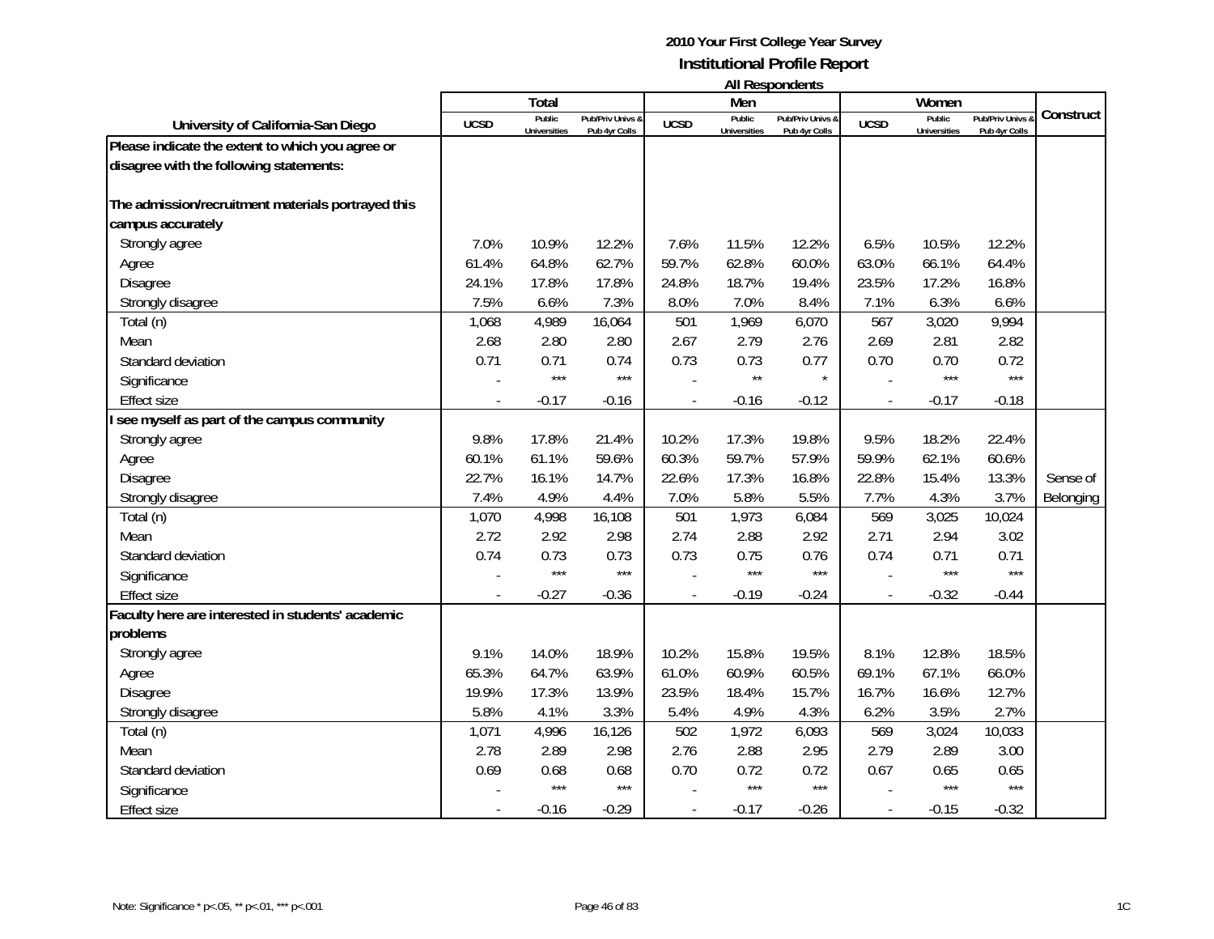**2010 Your First College Year Survey**
**Institutional Profile Report**
**All Respondents**

| University of California-San Diego | Total | | | Men | | | Women | | | Construct |
|---|---|---|---|---|---|---|---|---|---|---|
| | UCSD | Public Universities | Pub/Priv Univs & Pub 4yr Colls | UCSD | Public Universities | Pub/Priv Univs & Pub 4yr Colls | UCSD | Public Universities | Pub/Priv Univs & Pub 4yr Colls | |
| **Please indicate the extent to which you agree or disagree with the following statements:** | | | | | | | | | | |
| **The admission/recruitment materials portrayed this campus accurately** | | | | | | | | | | |
| Strongly agree | 7.0% | 10.9% | 12.2% | 7.6% | 11.5% | 12.2% | 6.5% | 10.5% | 12.2% | |
| Agree | 61.4% | 64.8% | 62.7% | 59.7% | 62.8% | 60.0% | 63.0% | 66.1% | 64.4% | |
| Disagree | 24.1% | 17.8% | 17.8% | 24.8% | 18.7% | 19.4% | 23.5% | 17.2% | 16.8% | |
| Strongly disagree | 7.5% | 6.6% | 7.3% | 8.0% | 7.0% | 8.4% | 7.1% | 6.3% | 6.6% | |
| Total (n) | 1,068 | 4,989 | 16,064 | 501 | 1,969 | 6,070 | 567 | 3,020 | 9,994 | |
| Mean | 2.68 | 2.80 | 2.80 | 2.67 | 2.79 | 2.76 | 2.69 | 2.81 | 2.82 | |
| Standard deviation | 0.71 | 0.71 | 0.74 | 0.73 | 0.73 | 0.77 | 0.70 | 0.70 | 0.72 | |
| Significance | - | *** | *** | - | ** | * | - | *** | *** | |
| Effect size | - | -0.17 | -0.16 | - | -0.16 | -0.12 | - | -0.17 | -0.18 | |
| **I see myself as part of the campus community** | | | | | | | | | | |
| Strongly agree | 9.8% | 17.8% | 21.4% | 10.2% | 17.3% | 19.8% | 9.5% | 18.2% | 22.4% | |
| Agree | 60.1% | 61.1% | 59.6% | 60.3% | 59.7% | 57.9% | 59.9% | 62.1% | 60.6% | |
| Disagree | 22.7% | 16.1% | 14.7% | 22.6% | 17.3% | 16.8% | 22.8% | 15.4% | 13.3% | Sense of |
| Strongly disagree | 7.4% | 4.9% | 4.4% | 7.0% | 5.8% | 5.5% | 7.7% | 4.3% | 3.7% | Belonging |
| Total (n) | 1,070 | 4,998 | 16,108 | 501 | 1,973 | 6,084 | 569 | 3,025 | 10,024 | |
| Mean | 2.72 | 2.92 | 2.98 | 2.74 | 2.88 | 2.92 | 2.71 | 2.94 | 3.02 | |
| Standard deviation | 0.74 | 0.73 | 0.73 | 0.73 | 0.75 | 0.76 | 0.74 | 0.71 | 0.71 | |
| Significance | - | *** | *** | - | *** | *** | - | *** | *** | |
| Effect size | - | -0.27 | -0.36 | - | -0.19 | -0.24 | - | -0.32 | -0.44 | |
| **Faculty here are interested in students' academic problems** | | | | | | | | | | |
| Strongly agree | 9.1% | 14.0% | 18.9% | 10.2% | 15.8% | 19.5% | 8.1% | 12.8% | 18.5% | |
| Agree | 65.3% | 64.7% | 63.9% | 61.0% | 60.9% | 60.5% | 69.1% | 67.1% | 66.0% | |
| Disagree | 19.9% | 17.3% | 13.9% | 23.5% | 18.4% | 15.7% | 16.7% | 16.6% | 12.7% | |
| Strongly disagree | 5.8% | 4.1% | 3.3% | 5.4% | 4.9% | 4.3% | 6.2% | 3.5% | 2.7% | |
| Total (n) | 1,071 | 4,996 | 16,126 | 502 | 1,972 | 6,093 | 569 | 3,024 | 10,033 | |
| Mean | 2.78 | 2.89 | 2.98 | 2.76 | 2.88 | 2.95 | 2.79 | 2.89 | 3.00 | |
| Standard deviation | 0.69 | 0.68 | 0.68 | 0.70 | 0.72 | 0.72 | 0.67 | 0.65 | 0.65 | |
| Significance | - | *** | *** | - | *** | *** | - | *** | *** | |
| Effect size | - | -0.16 | -0.29 | - | -0.17 | -0.26 | - | -0.15 | -0.32 | |

Note: Significance * p<.05, ** p<.01, *** p<.001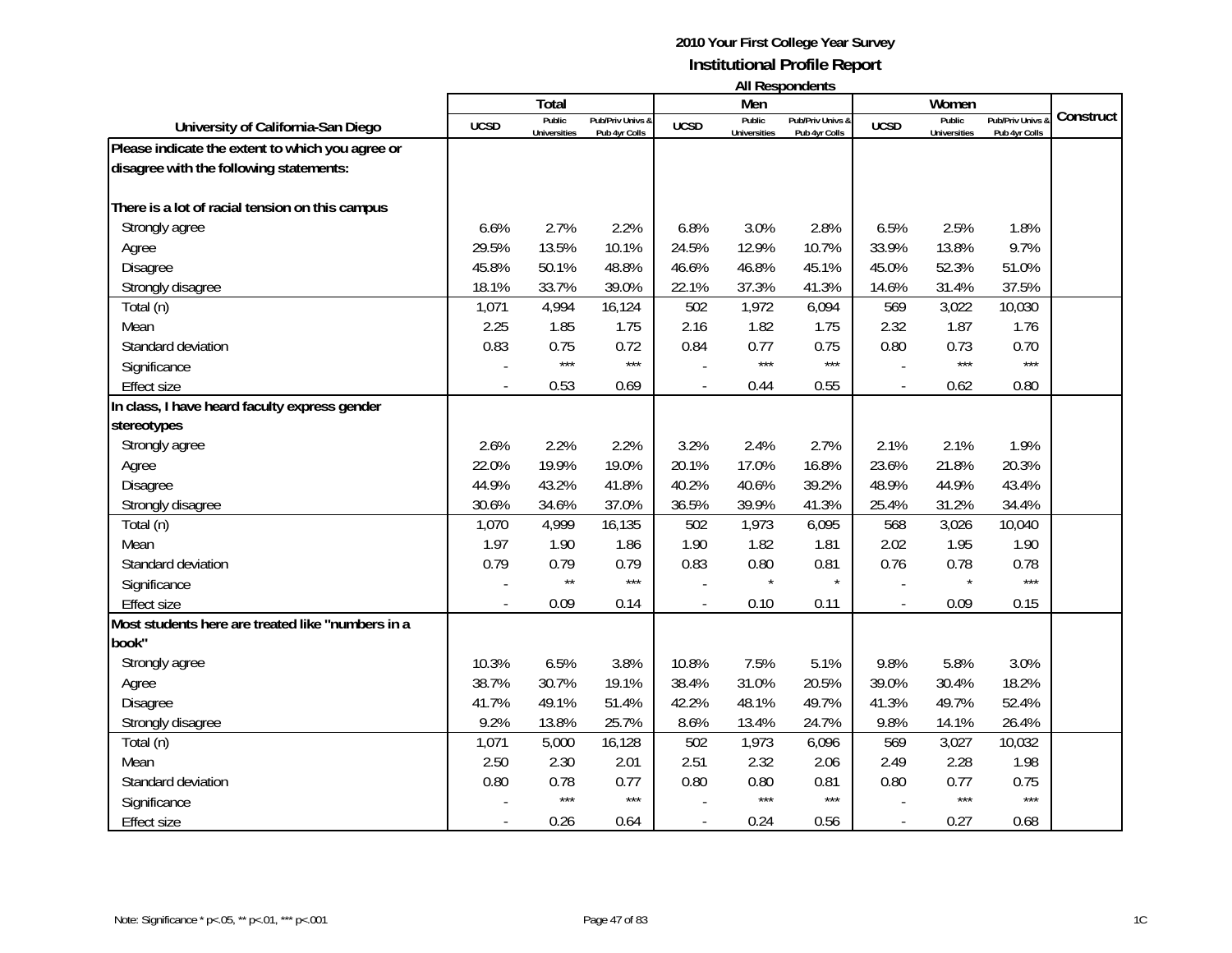**2010 Your First College Year Survey**

**Institutional Profile Report**

**All Respondents**

| University of California-San Diego | Total | | | Men | | | Women | | | Construct |
|---|---|---|---|---|---|---|---|---|---|---|
| | UCSD | Public Universities | Pub/Priv Univs & Pub 4yr Colls | UCSD | Public Universities | Pub/Priv Univs & Pub 4yr Colls | UCSD | Public Universities | Pub/Priv Univs & Pub 4yr Colls | |
| **Please indicate the extent to which you agree or disagree with the following statements:** | | | | | | | | | | |
| **There is a lot of racial tension on this campus** | | | | | | | | | | |
| Strongly agree | 6.6% | 2.7% | 2.2% | 6.8% | 3.0% | 2.8% | 6.5% | 2.5% | 1.8% | |
| Agree | 29.5% | 13.5% | 10.1% | 24.5% | 12.9% | 10.7% | 33.9% | 13.8% | 9.7% | |
| Disagree | 45.8% | 50.1% | 48.8% | 46.6% | 46.8% | 45.1% | 45.0% | 52.3% | 51.0% | |
| Strongly disagree | 18.1% | 33.7% | 39.0% | 22.1% | 37.3% | 41.3% | 14.6% | 31.4% | 37.5% | |
| Total (n) | 1,071 | 4,994 | 16,124 | 502 | 1,972 | 6,094 | 569 | 3,022 | 10,030 | |
| Mean | 2.25 | 1.85 | 1.75 | 2.16 | 1.82 | 1.75 | 2.32 | 1.87 | 1.76 | |
| Standard deviation | 0.83 | 0.75 | 0.72 | 0.84 | 0.77 | 0.75 | 0.80 | 0.73 | 0.70 | |
| Significance | - | *** | *** | - | *** | *** | - | *** | *** | |
| Effect size | - | 0.53 | 0.69 | - | 0.44 | 0.55 | - | 0.62 | 0.80 | |
| **In class, I have heard faculty express gender stereotypes** | | | | | | | | | | |
| Strongly agree | 2.6% | 2.2% | 2.2% | 3.2% | 2.4% | 2.7% | 2.1% | 2.1% | 1.9% | |
| Agree | 22.0% | 19.9% | 19.0% | 20.1% | 17.0% | 16.8% | 23.6% | 21.8% | 20.3% | |
| Disagree | 44.9% | 43.2% | 41.8% | 40.2% | 40.6% | 39.2% | 48.9% | 44.9% | 43.4% | |
| Strongly disagree | 30.6% | 34.6% | 37.0% | 36.5% | 39.9% | 41.3% | 25.4% | 31.2% | 34.4% | |
| Total (n) | 1,070 | 4,999 | 16,135 | 502 | 1,973 | 6,095 | 568 | 3,026 | 10,040 | |
| Mean | 1.97 | 1.90 | 1.86 | 1.90 | 1.82 | 1.81 | 2.02 | 1.95 | 1.90 | |
| Standard deviation | 0.79 | 0.79 | 0.79 | 0.83 | 0.80 | 0.81 | 0.76 | 0.78 | 0.78 | |
| Significance | - | ** | *** | - | * | * | - | * | *** | |
| Effect size | - | 0.09 | 0.14 | - | 0.10 | 0.11 | - | 0.09 | 0.15 | |
| **Most students here are treated like "numbers in a book"** | | | | | | | | | | |
| Strongly agree | 10.3% | 6.5% | 3.8% | 10.8% | 7.5% | 5.1% | 9.8% | 5.8% | 3.0% | |
| Agree | 38.7% | 30.7% | 19.1% | 38.4% | 31.0% | 20.5% | 39.0% | 30.4% | 18.2% | |
| Disagree | 41.7% | 49.1% | 51.4% | 42.2% | 48.1% | 49.7% | 41.3% | 49.7% | 52.4% | |
| Strongly disagree | 9.2% | 13.8% | 25.7% | 8.6% | 13.4% | 24.7% | 9.8% | 14.1% | 26.4% | |
| Total (n) | 1,071 | 5,000 | 16,128 | 502 | 1,973 | 6,096 | 569 | 3,027 | 10,032 | |
| Mean | 2.50 | 2.30 | 2.01 | 2.51 | 2.32 | 2.06 | 2.49 | 2.28 | 1.98 | |
| Standard deviation | 0.80 | 0.78 | 0.77 | 0.80 | 0.80 | 0.81 | 0.80 | 0.77 | 0.75 | |
| Significance | - | *** | *** | - | *** | *** | - | *** | *** | |
| Effect size | - | 0.26 | 0.64 | - | 0.24 | 0.56 | - | 0.27 | 0.68 | |

Note: Significance * p<.05, ** p<.01, *** p<.001

1C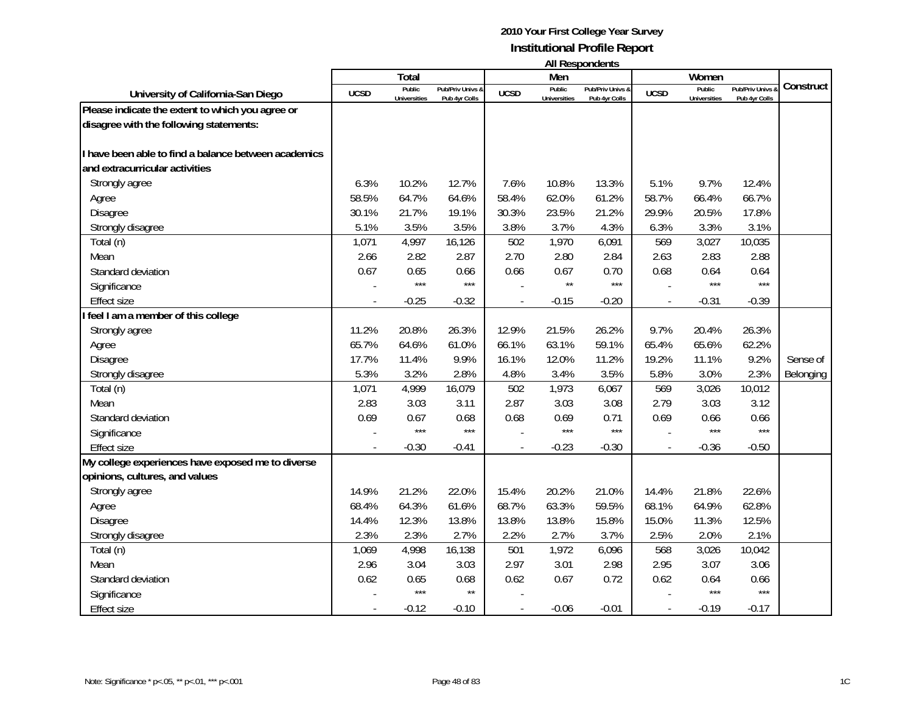# 2010 Your First College Year Survey
## Institutional Profile Report
### All Respondents

| University of California-San Diego | Total | | | Men | | | Women | | | Construct |
|---|---|---|---|---|---|---|---|---|---|---|
| | UCSD | Public Universities | Pub/Priv Univs & Pub 4yr Colls | UCSD | Public Universities | Pub/Priv Univs & Pub 4yr Colls | UCSD | Public Universities | Pub/Priv Univs & Pub 4yr Colls | |
| **Please indicate the extent to which you agree or disagree with the following statements:** | | | | | | | | | | |
| **I have been able to find a balance between academics and extracurricular activities** | | | | | | | | | | |
| Strongly agree | 6.3% | 10.2% | 12.7% | 7.6% | 10.8% | 13.3% | 5.1% | 9.7% | 12.4% | |
| Agree | 58.5% | 64.7% | 64.6% | 58.4% | 62.0% | 61.2% | 58.7% | 66.4% | 66.7% | |
| Disagree | 30.1% | 21.7% | 19.1% | 30.3% | 23.5% | 21.2% | 29.9% | 20.5% | 17.8% | |
| Strongly disagree | 5.1% | 3.5% | 3.5% | 3.8% | 3.7% | 4.3% | 6.3% | 3.3% | 3.1% | |
| Total (n) | 1,071 | 4,997 | 16,126 | 502 | 1,970 | 6,091 | 569 | 3,027 | 10,035 | |
| Mean | 2.66 | 2.82 | 2.87 | 2.70 | 2.80 | 2.84 | 2.63 | 2.83 | 2.88 | |
| Standard deviation | 0.67 | 0.65 | 0.66 | 0.66 | 0.67 | 0.70 | 0.68 | 0.64 | 0.64 | |
| Significance | - | *** | *** | - | ** | *** | - | *** | *** | |
| Effect size | - | -0.25 | -0.32 | - | -0.15 | -0.20 | - | -0.31 | -0.39 | |
| **I feel I am a member of this college** | | | | | | | | | | |
| Strongly agree | 11.2% | 20.8% | 26.3% | 12.9% | 21.5% | 26.2% | 9.7% | 20.4% | 26.3% | |
| Agree | 65.7% | 64.6% | 61.0% | 66.1% | 63.1% | 59.1% | 65.4% | 65.6% | 62.2% | |
| Disagree | 17.7% | 11.4% | 9.9% | 16.1% | 12.0% | 11.2% | 19.2% | 11.1% | 9.2% | Sense of |
| Strongly disagree | 5.3% | 3.2% | 2.8% | 4.8% | 3.4% | 3.5% | 5.8% | 3.0% | 2.3% | Belonging |
| Total (n) | 1,071 | 4,999 | 16,079 | 502 | 1,973 | 6,067 | 569 | 3,026 | 10,012 | |
| Mean | 2.83 | 3.03 | 3.11 | 2.87 | 3.03 | 3.08 | 2.79 | 3.03 | 3.12 | |
| Standard deviation | 0.69 | 0.67 | 0.68 | 0.68 | 0.69 | 0.71 | 0.69 | 0.66 | 0.66 | |
| Significance | - | *** | *** | - | *** | *** | - | *** | *** | |
| Effect size | - | -0.30 | -0.41 | - | -0.23 | -0.30 | - | -0.36 | -0.50 | |
| **My college experiences have exposed me to diverse opinions, cultures, and values** | | | | | | | | | | |
| Strongly agree | 14.9% | 21.2% | 22.0% | 15.4% | 20.2% | 21.0% | 14.4% | 21.8% | 22.6% | |
| Agree | 68.4% | 64.3% | 61.6% | 68.7% | 63.3% | 59.5% | 68.1% | 64.9% | 62.8% | |
| Disagree | 14.4% | 12.3% | 13.8% | 13.8% | 13.8% | 15.8% | 15.0% | 11.3% | 12.5% | |
| Strongly disagree | 2.3% | 2.3% | 2.7% | 2.2% | 2.7% | 3.7% | 2.5% | 2.0% | 2.1% | |
| Total (n) | 1,069 | 4,998 | 16,138 | 501 | 1,972 | 6,096 | 568 | 3,026 | 10,042 | |
| Mean | 2.96 | 3.04 | 3.03 | 2.97 | 3.01 | 2.98 | 2.95 | 3.07 | 3.06 | |
| Standard deviation | 0.62 | 0.65 | 0.68 | 0.62 | 0.67 | 0.72 | 0.62 | 0.64 | 0.66 | |
| Significance | - | *** | ** | - | | | - | *** | *** | |
| Effect size | - | -0.12 | -0.10 | - | -0.06 | -0.01 | - | -0.19 | -0.17 | |

Note: Significance * p<.05, ** p<.01, *** p<.001

1C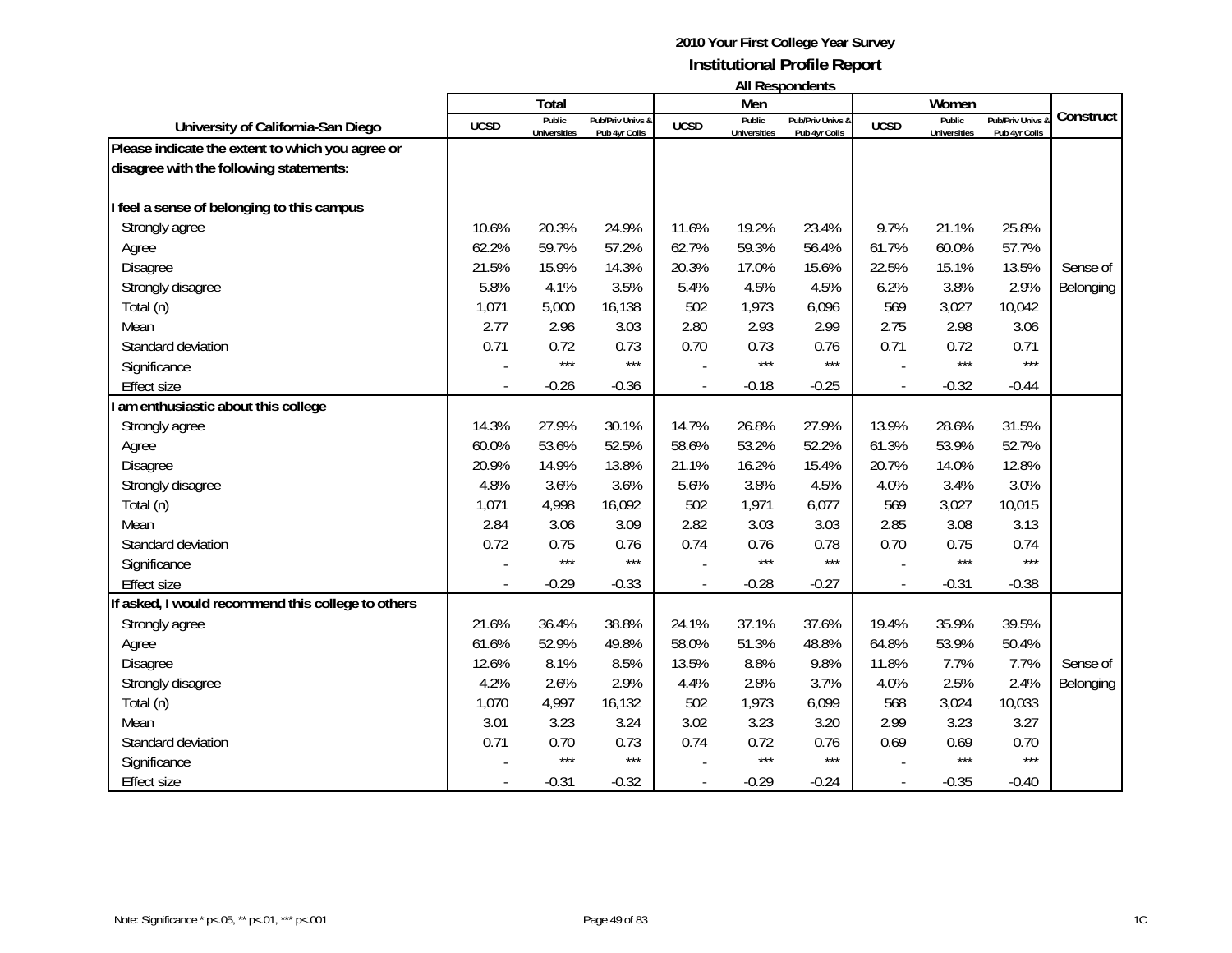**2010 Your First College Year Survey**
**Institutional Profile Report**
**All Respondents**

| University of California-San Diego | Total | | | Men | | | Women | | | Construct |
|---|---|---|---|---|---|---|---|---|---|---|
| | UCSD | Public Universities | Pub/Priv Univs & Pub 4yr Colls | UCSD | Public Universities | Pub/Priv Univs & Pub 4yr Colls | UCSD | Public Universities | Pub/Priv Univs & Pub 4yr Colls | |
| **Please indicate the extent to which you agree or disagree with the following statements:** | | | | | | | | | | |
| **I feel a sense of belonging to this campus** | | | | | | | | | | |
| Strongly agree | 10.6% | 20.3% | 24.9% | 11.6% | 19.2% | 23.4% | 9.7% | 21.1% | 25.8% | |
| Agree | 62.2% | 59.7% | 57.2% | 62.7% | 59.3% | 56.4% | 61.7% | 60.0% | 57.7% | |
| Disagree | 21.5% | 15.9% | 14.3% | 20.3% | 17.0% | 15.6% | 22.5% | 15.1% | 13.5% | Sense of |
| Strongly disagree | 5.8% | 4.1% | 3.5% | 5.4% | 4.5% | 4.5% | 6.2% | 3.8% | 2.9% | Belonging |
| Total (n) | 1,071 | 5,000 | 16,138 | 502 | 1,973 | 6,096 | 569 | 3,027 | 10,042 | |
| Mean | 2.77 | 2.96 | 3.03 | 2.80 | 2.93 | 2.99 | 2.75 | 2.98 | 3.06 | |
| Standard deviation | 0.71 | 0.72 | 0.73 | 0.70 | 0.73 | 0.76 | 0.71 | 0.72 | 0.71 | |
| Significance | - | *** | *** | - | *** | *** | - | *** | *** | |
| Effect size | - | -0.26 | -0.36 | - | -0.18 | -0.25 | - | -0.32 | -0.44 | |
| **I am enthusiastic about this college** | | | | | | | | | | |
| Strongly agree | 14.3% | 27.9% | 30.1% | 14.7% | 26.8% | 27.9% | 13.9% | 28.6% | 31.5% | |
| Agree | 60.0% | 53.6% | 52.5% | 58.6% | 53.2% | 52.2% | 61.3% | 53.9% | 52.7% | |
| Disagree | 20.9% | 14.9% | 13.8% | 21.1% | 16.2% | 15.4% | 20.7% | 14.0% | 12.8% | |
| Strongly disagree | 4.8% | 3.6% | 3.6% | 5.6% | 3.8% | 4.5% | 4.0% | 3.4% | 3.0% | |
| Total (n) | 1,071 | 4,998 | 16,092 | 502 | 1,971 | 6,077 | 569 | 3,027 | 10,015 | |
| Mean | 2.84 | 3.06 | 3.09 | 2.82 | 3.03 | 3.03 | 2.85 | 3.08 | 3.13 | |
| Standard deviation | 0.72 | 0.75 | 0.76 | 0.74 | 0.76 | 0.78 | 0.70 | 0.75 | 0.74 | |
| Significance | - | *** | *** | - | *** | *** | - | *** | *** | |
| Effect size | - | -0.29 | -0.33 | - | -0.28 | -0.27 | - | -0.31 | -0.38 | |
| **If asked, I would recommend this college to others** | | | | | | | | | | |
| Strongly agree | 21.6% | 36.4% | 38.8% | 24.1% | 37.1% | 37.6% | 19.4% | 35.9% | 39.5% | |
| Agree | 61.6% | 52.9% | 49.8% | 58.0% | 51.3% | 48.8% | 64.8% | 53.9% | 50.4% | |
| Disagree | 12.6% | 8.1% | 8.5% | 13.5% | 8.8% | 9.8% | 11.8% | 7.7% | 7.7% | Sense of |
| Strongly disagree | 4.2% | 2.6% | 2.9% | 4.4% | 2.8% | 3.7% | 4.0% | 2.5% | 2.4% | Belonging |
| Total (n) | 1,070 | 4,997 | 16,132 | 502 | 1,973 | 6,099 | 568 | 3,024 | 10,033 | |
| Mean | 3.01 | 3.23 | 3.24 | 3.02 | 3.23 | 3.20 | 2.99 | 3.23 | 3.27 | |
| Standard deviation | 0.71 | 0.70 | 0.73 | 0.74 | 0.72 | 0.76 | 0.69 | 0.69 | 0.70 | |
| Significance | - | *** | *** | - | *** | *** | - | *** | *** | |
| Effect size | - | -0.31 | -0.32 | - | -0.29 | -0.24 | - | -0.35 | -0.40 | |

Note: Significance * p<.05, ** p<.01, *** p<.001

1C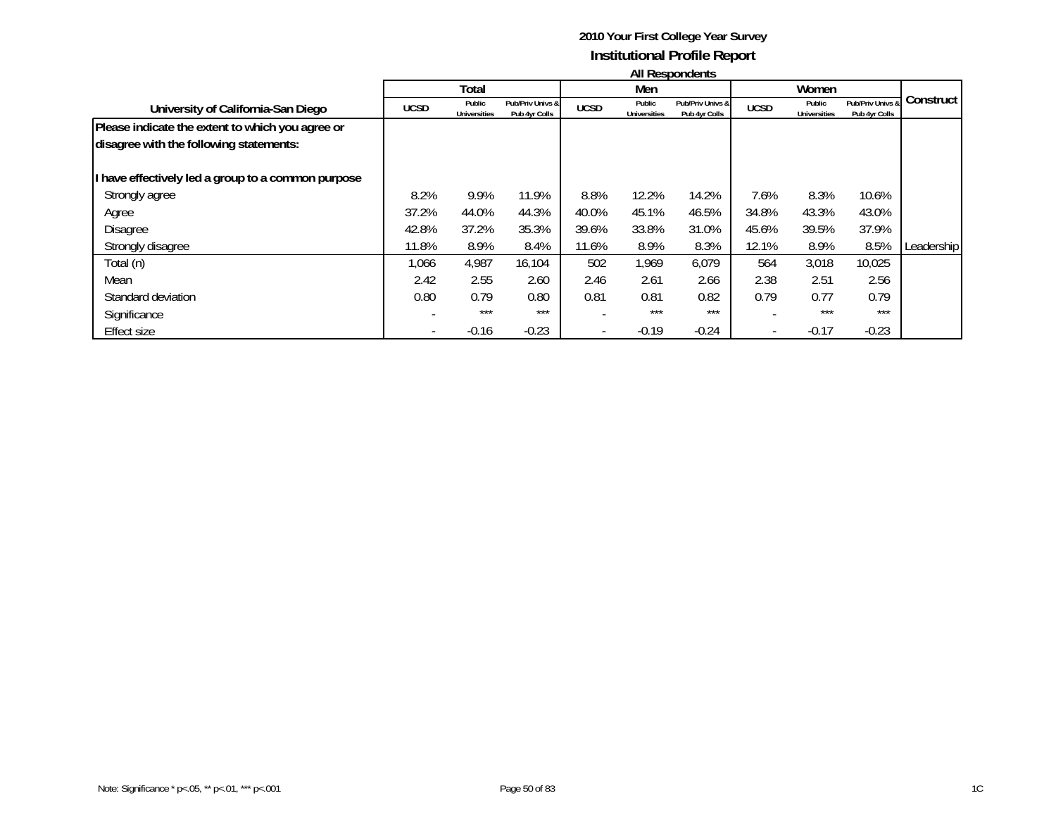## 2010 Your First College Year Survey
## Institutional Profile Report
### All Respondents

| University of California-San Diego | Total | | | Men | | | Women | | | Construct |
|---|---|---|---|---|---|---|---|---|---|---|
| | UCSD | Public Universities | Pub/Priv Univs & Pub 4yr Colls | UCSD | Public Universities | Pub/Priv Univs & Pub 4yr Colls | UCSD | Public Universities | Pub/Priv Univs & Pub 4yr Colls | |
| **Please indicate the extent to which you agree or disagree with the following statements:** | | | | | | | | | | |
| **I have effectively led a group to a common purpose** | | | | | | | | | | |
| Strongly agree | 8.2% | 9.9% | 11.9% | 8.8% | 12.2% | 14.2% | 7.6% | 8.3% | 10.6% | |
| Agree | 37.2% | 44.0% | 44.3% | 40.0% | 45.1% | 46.5% | 34.8% | 43.3% | 43.0% | |
| Disagree | 42.8% | 37.2% | 35.3% | 39.6% | 33.8% | 31.0% | 45.6% | 39.5% | 37.9% | |
| Strongly disagree | 11.8% | 8.9% | 8.4% | 11.6% | 8.9% | 8.3% | 12.1% | 8.9% | 8.5% | Leadership |
| Total (n) | 1,066 | 4,987 | 16,104 | 502 | 1,969 | 6,079 | 564 | 3,018 | 10,025 | |
| Mean | 2.42 | 2.55 | 2.60 | 2.46 | 2.61 | 2.66 | 2.38 | 2.51 | 2.56 | |
| Standard deviation | 0.80 | 0.79 | 0.80 | 0.81 | 0.81 | 0.82 | 0.79 | 0.77 | 0.79 | |
| Significance | - | *** | *** | - | *** | *** | - | *** | *** | |
| Effect size | - | -0.16 | -0.23 | - | -0.19 | -0.24 | - | -0.17 | -0.23 | |

Note: Significance * p<.05, ** p<.01, *** p<.001

1C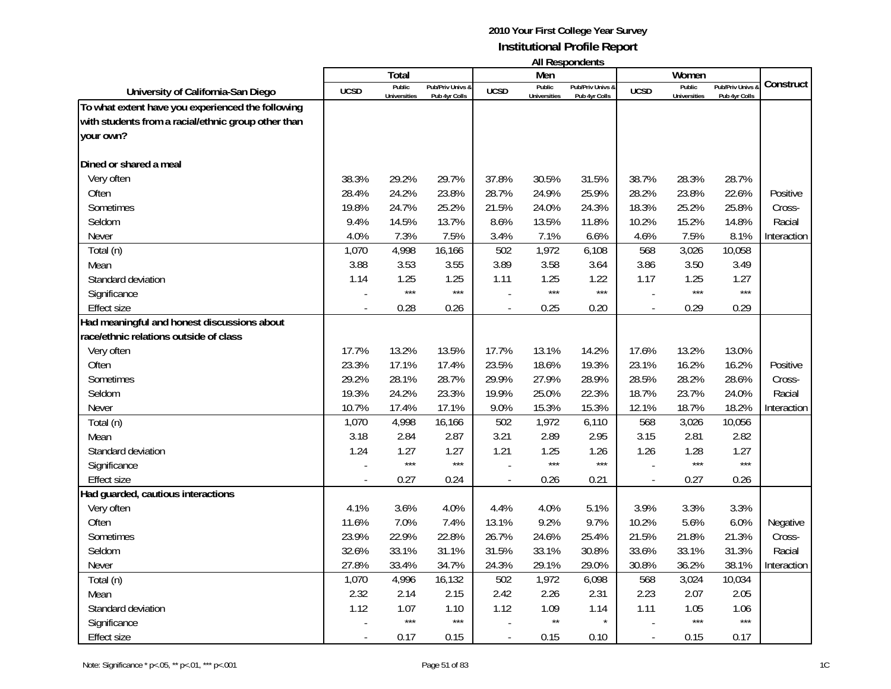# 2010 Your First College Year Survey

## Institutional Profile Report

### All Respondents

| University of California-San Diego | Total | | | Men | | | Women | | | Construct |
|---|---|---|---|---|---|---|---|---|---|---|
| | UCSD | Public Universities | Pub/Priv Univs & Pub 4yr Colls | UCSD | Public Universities | Pub/Priv Univs & Pub 4yr Colls | UCSD | Public Universities | Pub/Priv Univs & Pub 4yr Colls | |
| **To what extent have you experienced the following with students from a racial/ethnic group other than your own?** | | | | | | | | | | |
| **Dined or shared a meal** | | | | | | | | | | |
| Very often | 38.3% | 29.2% | 29.7% | 37.8% | 30.5% | 31.5% | 38.7% | 28.3% | 28.7% | |
| Often | 28.4% | 24.2% | 23.8% | 28.7% | 24.9% | 25.9% | 28.2% | 23.8% | 22.6% | Positive |
| Sometimes | 19.8% | 24.7% | 25.2% | 21.5% | 24.0% | 24.3% | 18.3% | 25.2% | 25.8% | Cross- |
| Seldom | 9.4% | 14.5% | 13.7% | 8.6% | 13.5% | 11.8% | 10.2% | 15.2% | 14.8% | Racial |
| Never | 4.0% | 7.3% | 7.5% | 3.4% | 7.1% | 6.6% | 4.6% | 7.5% | 8.1% | Interaction |
| Total (n) | 1,070 | 4,998 | 16,166 | 502 | 1,972 | 6,108 | 568 | 3,026 | 10,058 | |
| Mean | 3.88 | 3.53 | 3.55 | 3.89 | 3.58 | 3.64 | 3.86 | 3.50 | 3.49 | |
| Standard deviation | 1.14 | 1.25 | 1.25 | 1.11 | 1.25 | 1.22 | 1.17 | 1.25 | 1.27 | |
| Significance | - | *** | *** | - | *** | *** | - | *** | *** | |
| Effect size | - | 0.28 | 0.26 | - | 0.25 | 0.20 | - | 0.29 | 0.29 | |
| **Had meaningful and honest discussions about race/ethnic relations outside of class** | | | | | | | | | | |
| Very often | 17.7% | 13.2% | 13.5% | 17.7% | 13.1% | 14.2% | 17.6% | 13.2% | 13.0% | |
| Often | 23.3% | 17.1% | 17.4% | 23.5% | 18.6% | 19.3% | 23.1% | 16.2% | 16.2% | Positive |
| Sometimes | 29.2% | 28.1% | 28.7% | 29.9% | 27.9% | 28.9% | 28.5% | 28.2% | 28.6% | Cross- |
| Seldom | 19.3% | 24.2% | 23.3% | 19.9% | 25.0% | 22.3% | 18.7% | 23.7% | 24.0% | Racial |
| Never | 10.7% | 17.4% | 17.1% | 9.0% | 15.3% | 15.3% | 12.1% | 18.7% | 18.2% | Interaction |
| Total (n) | 1,070 | 4,998 | 16,166 | 502 | 1,972 | 6,110 | 568 | 3,026 | 10,056 | |
| Mean | 3.18 | 2.84 | 2.87 | 3.21 | 2.89 | 2.95 | 3.15 | 2.81 | 2.82 | |
| Standard deviation | 1.24 | 1.27 | 1.27 | 1.21 | 1.25 | 1.26 | 1.26 | 1.28 | 1.27 | |
| Significance | - | *** | *** | - | *** | *** | - | *** | *** | |
| Effect size | - | 0.27 | 0.24 | - | 0.26 | 0.21 | - | 0.27 | 0.26 | |
| **Had guarded, cautious interactions** | | | | | | | | | | |
| Very often | 4.1% | 3.6% | 4.0% | 4.4% | 4.0% | 5.1% | 3.9% | 3.3% | 3.3% | |
| Often | 11.6% | 7.0% | 7.4% | 13.1% | 9.2% | 9.7% | 10.2% | 5.6% | 6.0% | Negative |
| Sometimes | 23.9% | 22.9% | 22.8% | 26.7% | 24.6% | 25.4% | 21.5% | 21.8% | 21.3% | Cross- |
| Seldom | 32.6% | 33.1% | 31.1% | 31.5% | 33.1% | 30.8% | 33.6% | 33.1% | 31.3% | Racial |
| Never | 27.8% | 33.4% | 34.7% | 24.3% | 29.1% | 29.0% | 30.8% | 36.2% | 38.1% | Interaction |
| Total (n) | 1,070 | 4,996 | 16,132 | 502 | 1,972 | 6,098 | 568 | 3,024 | 10,034 | |
| Mean | 2.32 | 2.14 | 2.15 | 2.42 | 2.26 | 2.31 | 2.23 | 2.07 | 2.05 | |
| Standard deviation | 1.12 | 1.07 | 1.10 | 1.12 | 1.09 | 1.14 | 1.11 | 1.05 | 1.06 | |
| Significance | - | *** | *** | - | ** | * | - | *** | *** | |
| Effect size | - | 0.17 | 0.15 | - | 0.15 | 0.10 | - | 0.15 | 0.17 | |

Note: Significance * p<.05, ** p<.01, *** p<.001

1C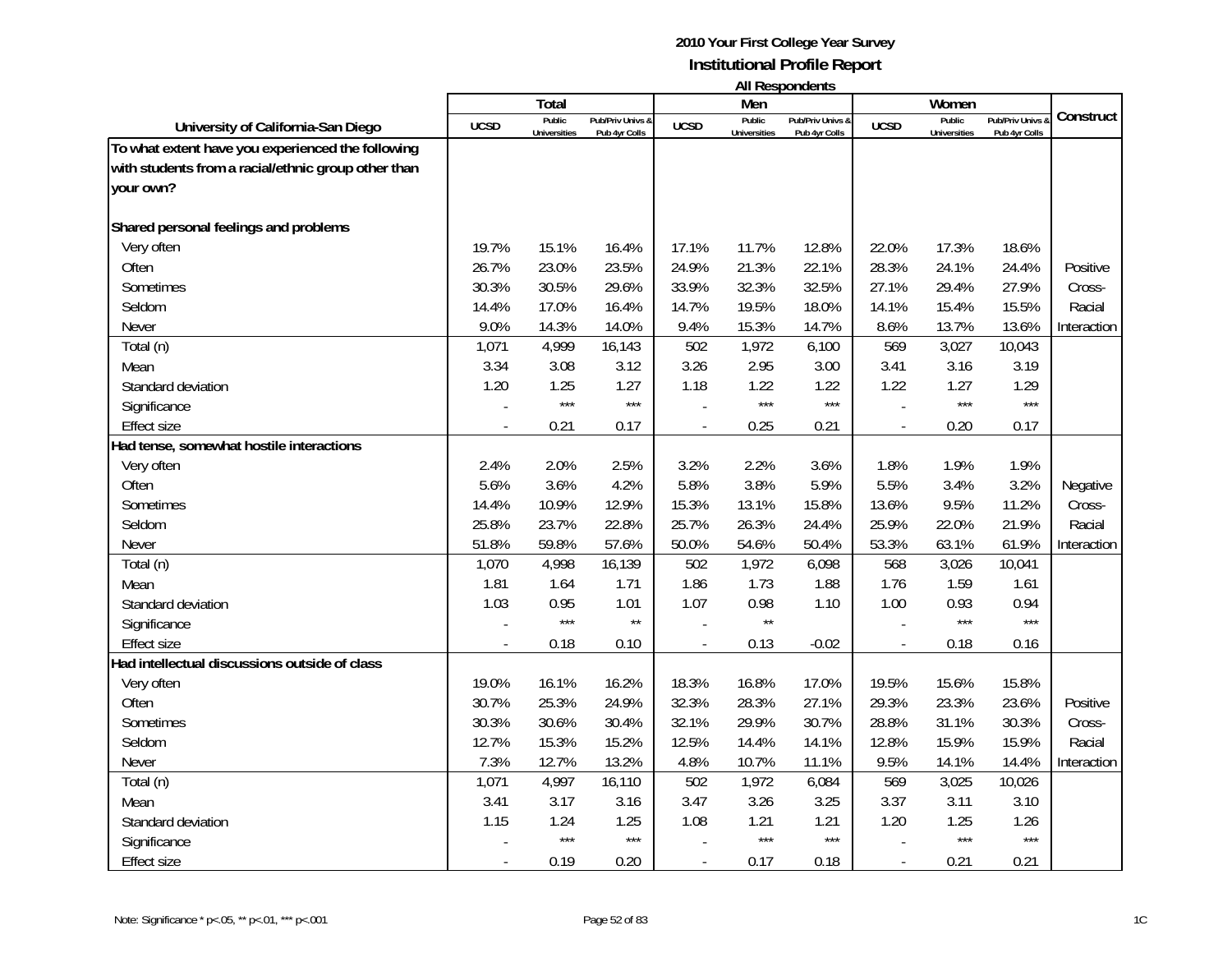# 2010 Your First College Year Survey
## Institutional Profile Report
### All Respondents

| University of California-San Diego | Total | | | Men | | | Women | | | Construct |
|---|---|---|---|---|---|---|---|---|---|---|
| | UCSD | Public Universities | Pub/Priv Univs & Pub 4yr Colls | UCSD | Public Universities | Pub/Priv Univs & Pub 4yr Colls | UCSD | Public Universities | Pub/Priv Univs & Pub 4yr Colls | |
| **To what extent have you experienced the following with students from a racial/ethnic group other than your own?** | | | | | | | | | | |
| **Shared personal feelings and problems** | | | | | | | | | | |
| Very often | 19.7% | 15.1% | 16.4% | 17.1% | 11.7% | 12.8% | 22.0% | 17.3% | 18.6% | |
| Often | 26.7% | 23.0% | 23.5% | 24.9% | 21.3% | 22.1% | 28.3% | 24.1% | 24.4% | Positive |
| Sometimes | 30.3% | 30.5% | 29.6% | 33.9% | 32.3% | 32.5% | 27.1% | 29.4% | 27.9% | Cross- |
| Seldom | 14.4% | 17.0% | 16.4% | 14.7% | 19.5% | 18.0% | 14.1% | 15.4% | 15.5% | Racial |
| Never | 9.0% | 14.3% | 14.0% | 9.4% | 15.3% | 14.7% | 8.6% | 13.7% | 13.6% | Interaction |
| Total (n) | 1,071 | 4,999 | 16,143 | 502 | 1,972 | 6,100 | 569 | 3,027 | 10,043 | |
| Mean | 3.34 | 3.08 | 3.12 | 3.26 | 2.95 | 3.00 | 3.41 | 3.16 | 3.19 | |
| Standard deviation | 1.20 | 1.25 | 1.27 | 1.18 | 1.22 | 1.22 | 1.22 | 1.27 | 1.29 | |
| Significance | - | *** | *** | - | *** | *** | - | *** | *** | |
| Effect size | - | 0.21 | 0.17 | - | 0.25 | 0.21 | - | 0.20 | 0.17 | |
| **Had tense, somewhat hostile interactions** | | | | | | | | | | |
| Very often | 2.4% | 2.0% | 2.5% | 3.2% | 2.2% | 3.6% | 1.8% | 1.9% | 1.9% | |
| Often | 5.6% | 3.6% | 4.2% | 5.8% | 3.8% | 5.9% | 5.5% | 3.4% | 3.2% | Negative |
| Sometimes | 14.4% | 10.9% | 12.9% | 15.3% | 13.1% | 15.8% | 13.6% | 9.5% | 11.2% | Cross- |
| Seldom | 25.8% | 23.7% | 22.8% | 25.7% | 26.3% | 24.4% | 25.9% | 22.0% | 21.9% | Racial |
| Never | 51.8% | 59.8% | 57.6% | 50.0% | 54.6% | 50.4% | 53.3% | 63.1% | 61.9% | Interaction |
| Total (n) | 1,070 | 4,998 | 16,139 | 502 | 1,972 | 6,098 | 568 | 3,026 | 10,041 | |
| Mean | 1.81 | 1.64 | 1.71 | 1.86 | 1.73 | 1.88 | 1.76 | 1.59 | 1.61 | |
| Standard deviation | 1.03 | 0.95 | 1.01 | 1.07 | 0.98 | 1.10 | 1.00 | 0.93 | 0.94 | |
| Significance | - | *** | ** | - | ** | | - | *** | *** | |
| Effect size | - | 0.18 | 0.10 | - | 0.13 | -0.02 | - | 0.18 | 0.16 | |
| **Had intellectual discussions outside of class** | | | | | | | | | | |
| Very often | 19.0% | 16.1% | 16.2% | 18.3% | 16.8% | 17.0% | 19.5% | 15.6% | 15.8% | |
| Often | 30.7% | 25.3% | 24.9% | 32.3% | 28.3% | 27.1% | 29.3% | 23.3% | 23.6% | Positive |
| Sometimes | 30.3% | 30.6% | 30.4% | 32.1% | 29.9% | 30.7% | 28.8% | 31.1% | 30.3% | Cross- |
| Seldom | 12.7% | 15.3% | 15.2% | 12.5% | 14.4% | 14.1% | 12.8% | 15.9% | 15.9% | Racial |
| Never | 7.3% | 12.7% | 13.2% | 4.8% | 10.7% | 11.1% | 9.5% | 14.1% | 14.4% | Interaction |
| Total (n) | 1,071 | 4,997 | 16,110 | 502 | 1,972 | 6,084 | 569 | 3,025 | 10,026 | |
| Mean | 3.41 | 3.17 | 3.16 | 3.47 | 3.26 | 3.25 | 3.37 | 3.11 | 3.10 | |
| Standard deviation | 1.15 | 1.24 | 1.25 | 1.08 | 1.21 | 1.21 | 1.20 | 1.25 | 1.26 | |
| Significance | - | *** | *** | - | *** | *** | - | *** | *** | |
| Effect size | - | 0.19 | 0.20 | - | 0.17 | 0.18 | - | 0.21 | 0.21 | |

Note: Significance * p<.05, ** p<.01, *** p<.001

1C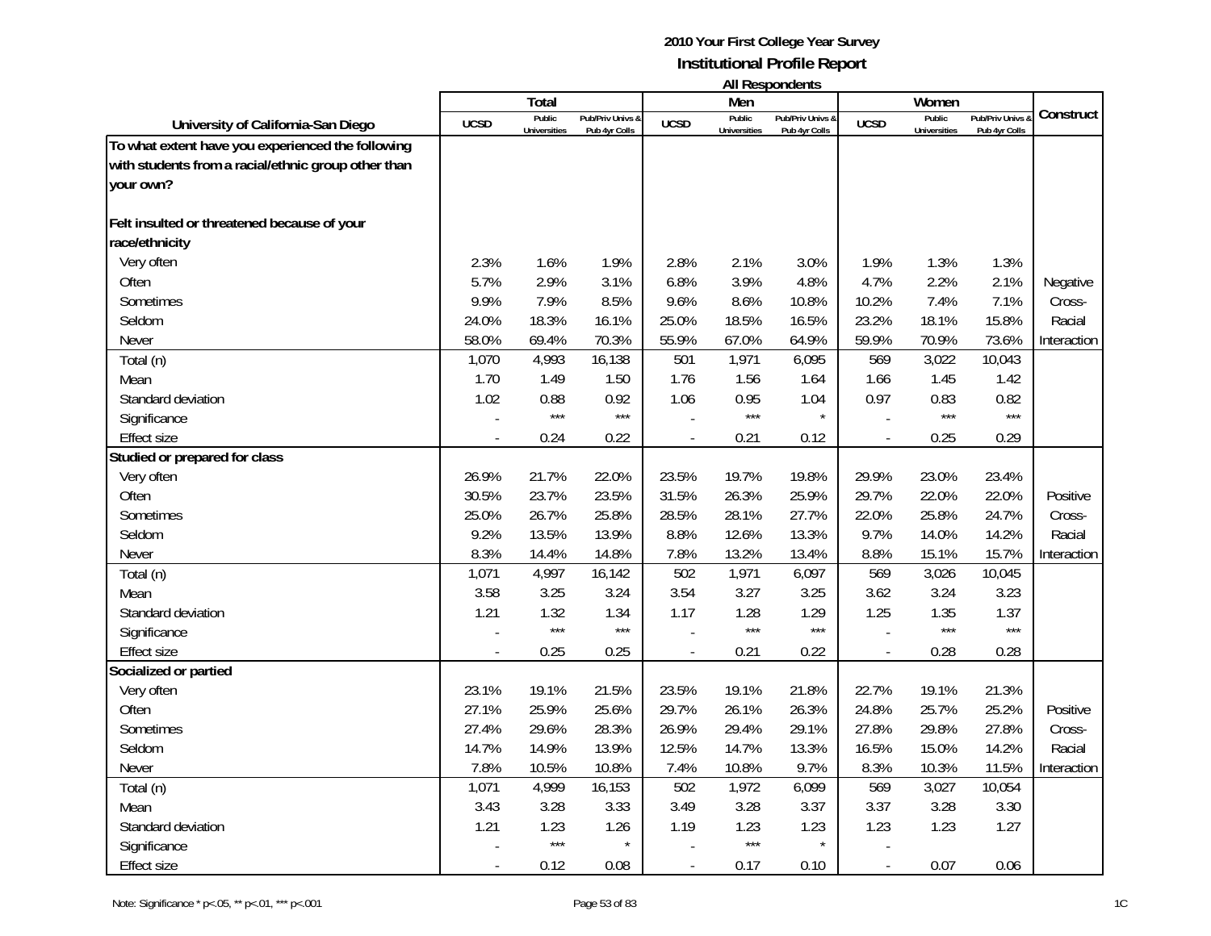**2010 Your First College Year Survey**
**Institutional Profile Report**
**All Respondents**

| University of California-San Diego | Total | | | Men | | | Women | | | Construct |
|---|---|---|---|---|---|---|---|---|---|---|
| | UCSD | Public Universities | Pub/Priv Univs & Pub 4yr Colls | UCSD | Public Universities | Pub/Priv Univs & Pub 4yr Colls | UCSD | Public Universities | Pub/Priv Univs & Pub 4yr Colls | |
| **To what extent have you experienced the following with students from a racial/ethnic group other than your own?** | | | | | | | | | | |
| **Felt insulted or threatened because of your race/ethnicity** | | | | | | | | | | |
| Very often | 2.3% | 1.6% | 1.9% | 2.8% | 2.1% | 3.0% | 1.9% | 1.3% | 1.3% | |
| Often | 5.7% | 2.9% | 3.1% | 6.8% | 3.9% | 4.8% | 4.7% | 2.2% | 2.1% | Negative |
| Sometimes | 9.9% | 7.9% | 8.5% | 9.6% | 8.6% | 10.8% | 10.2% | 7.4% | 7.1% | Cross- |
| Seldom | 24.0% | 18.3% | 16.1% | 25.0% | 18.5% | 16.5% | 23.2% | 18.1% | 15.8% | Racial |
| Never | 58.0% | 69.4% | 70.3% | 55.9% | 67.0% | 64.9% | 59.9% | 70.9% | 73.6% | Interaction |
| Total (n) | 1,070 | 4,993 | 16,138 | 501 | 1,971 | 6,095 | 569 | 3,022 | 10,043 | |
| Mean | 1.70 | 1.49 | 1.50 | 1.76 | 1.56 | 1.64 | 1.66 | 1.45 | 1.42 | |
| Standard deviation | 1.02 | 0.88 | 0.92 | 1.06 | 0.95 | 1.04 | 0.97 | 0.83 | 0.82 | |
| Significance | - | *** | *** | - | *** | * | - | *** | *** | |
| Effect size | - | 0.24 | 0.22 | - | 0.21 | 0.12 | - | 0.25 | 0.29 | |
| **Studied or prepared for class** | | | | | | | | | | |
| Very often | 26.9% | 21.7% | 22.0% | 23.5% | 19.7% | 19.8% | 29.9% | 23.0% | 23.4% | |
| Often | 30.5% | 23.7% | 23.5% | 31.5% | 26.3% | 25.9% | 29.7% | 22.0% | 22.0% | Positive |
| Sometimes | 25.0% | 26.7% | 25.8% | 28.5% | 28.1% | 27.7% | 22.0% | 25.8% | 24.7% | Cross- |
| Seldom | 9.2% | 13.5% | 13.9% | 8.8% | 12.6% | 13.3% | 9.7% | 14.0% | 14.2% | Racial |
| Never | 8.3% | 14.4% | 14.8% | 7.8% | 13.2% | 13.4% | 8.8% | 15.1% | 15.7% | Interaction |
| Total (n) | 1,071 | 4,997 | 16,142 | 502 | 1,971 | 6,097 | 569 | 3,026 | 10,045 | |
| Mean | 3.58 | 3.25 | 3.24 | 3.54 | 3.27 | 3.25 | 3.62 | 3.24 | 3.23 | |
| Standard deviation | 1.21 | 1.32 | 1.34 | 1.17 | 1.28 | 1.29 | 1.25 | 1.35 | 1.37 | |
| Significance | - | *** | *** | - | *** | *** | - | *** | *** | |
| Effect size | - | 0.25 | 0.25 | - | 0.21 | 0.22 | - | 0.28 | 0.28 | |
| **Socialized or partied** | | | | | | | | | | |
| Very often | 23.1% | 19.1% | 21.5% | 23.5% | 19.1% | 21.8% | 22.7% | 19.1% | 21.3% | |
| Often | 27.1% | 25.9% | 25.6% | 29.7% | 26.1% | 26.3% | 24.8% | 25.7% | 25.2% | Positive |
| Sometimes | 27.4% | 29.6% | 28.3% | 26.9% | 29.4% | 29.1% | 27.8% | 29.8% | 27.8% | Cross- |
| Seldom | 14.7% | 14.9% | 13.9% | 12.5% | 14.7% | 13.3% | 16.5% | 15.0% | 14.2% | Racial |
| Never | 7.8% | 10.5% | 10.8% | 7.4% | 10.8% | 9.7% | 8.3% | 10.3% | 11.5% | Interaction |
| Total (n) | 1,071 | 4,999 | 16,153 | 502 | 1,972 | 6,099 | 569 | 3,027 | 10,054 | |
| Mean | 3.43 | 3.28 | 3.33 | 3.49 | 3.28 | 3.37 | 3.37 | 3.28 | 3.30 | |
| Standard deviation | 1.21 | 1.23 | 1.26 | 1.19 | 1.23 | 1.23 | 1.23 | 1.23 | 1.27 | |
| Significance | - | *** | * | - | *** | * | - | | | |
| Effect size | - | 0.12 | 0.08 | - | 0.17 | 0.10 | - | 0.07 | 0.06 | |

Note: Significance * p<.05, ** p<.01, *** p<.001

1C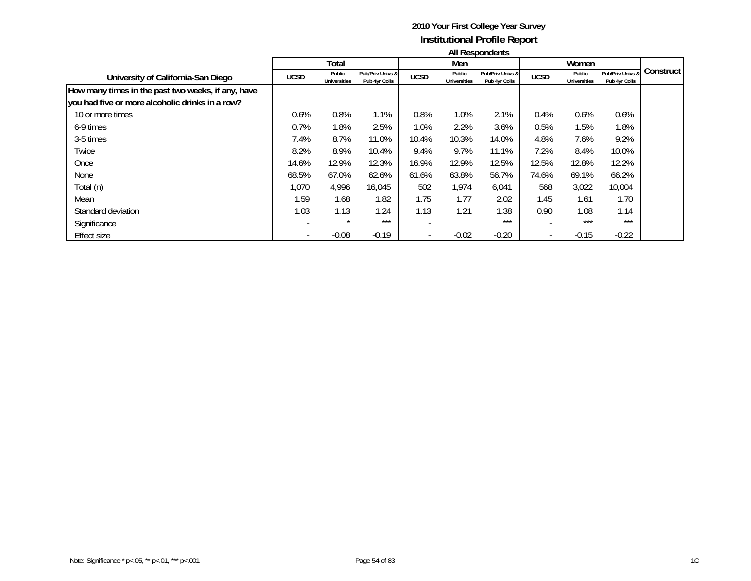# 2010 Your First College Year Survey

## Institutional Profile Report

### All Respondents

| University of California-San Diego | Total | | | Men | | | Women | | | Construct |
|---|---|---|---|---|---|---|---|---|---|---|
| | UCSD | Public Universities | Pub/Priv Univs & Pub 4yr Colls | UCSD | Public Universities | Pub/Priv Univs & Pub 4yr Colls | UCSD | Public Universities | Pub/Priv Univs & Pub 4yr Colls | |
| **How many times in the past two weeks, if any, have you had five or more alcoholic drinks in a row?** | | | | | | | | | | |
| 10 or more times | 0.6% | 0.8% | 1.1% | 0.8% | 1.0% | 2.1% | 0.4% | 0.6% | 0.6% | |
| 6-9 times | 0.7% | 1.8% | 2.5% | 1.0% | 2.2% | 3.6% | 0.5% | 1.5% | 1.8% | |
| 3-5 times | 7.4% | 8.7% | 11.0% | 10.4% | 10.3% | 14.0% | 4.8% | 7.6% | 9.2% | |
| Twice | 8.2% | 8.9% | 10.4% | 9.4% | 9.7% | 11.1% | 7.2% | 8.4% | 10.0% | |
| Once | 14.6% | 12.9% | 12.3% | 16.9% | 12.9% | 12.5% | 12.5% | 12.8% | 12.2% | |
| None | 68.5% | 67.0% | 62.6% | 61.6% | 63.8% | 56.7% | 74.6% | 69.1% | 66.2% | |
| Total (n) | 1,070 | 4,996 | 16,045 | 502 | 1,974 | 6,041 | 568 | 3,022 | 10,004 | |
| Mean | 1.59 | 1.68 | 1.82 | 1.75 | 1.77 | 2.02 | 1.45 | 1.61 | 1.70 | |
| Standard deviation | 1.03 | 1.13 | 1.24 | 1.13 | 1.21 | 1.38 | 0.90 | 1.08 | 1.14 | |
| Significance | - | * | *** | - | | *** | - | *** | *** | |
| Effect size | - | -0.08 | -0.19 | - | -0.02 | -0.20 | - | -0.15 | -0.22 | |

Note: Significance * p<.05, ** p<.01, *** p<.001

1C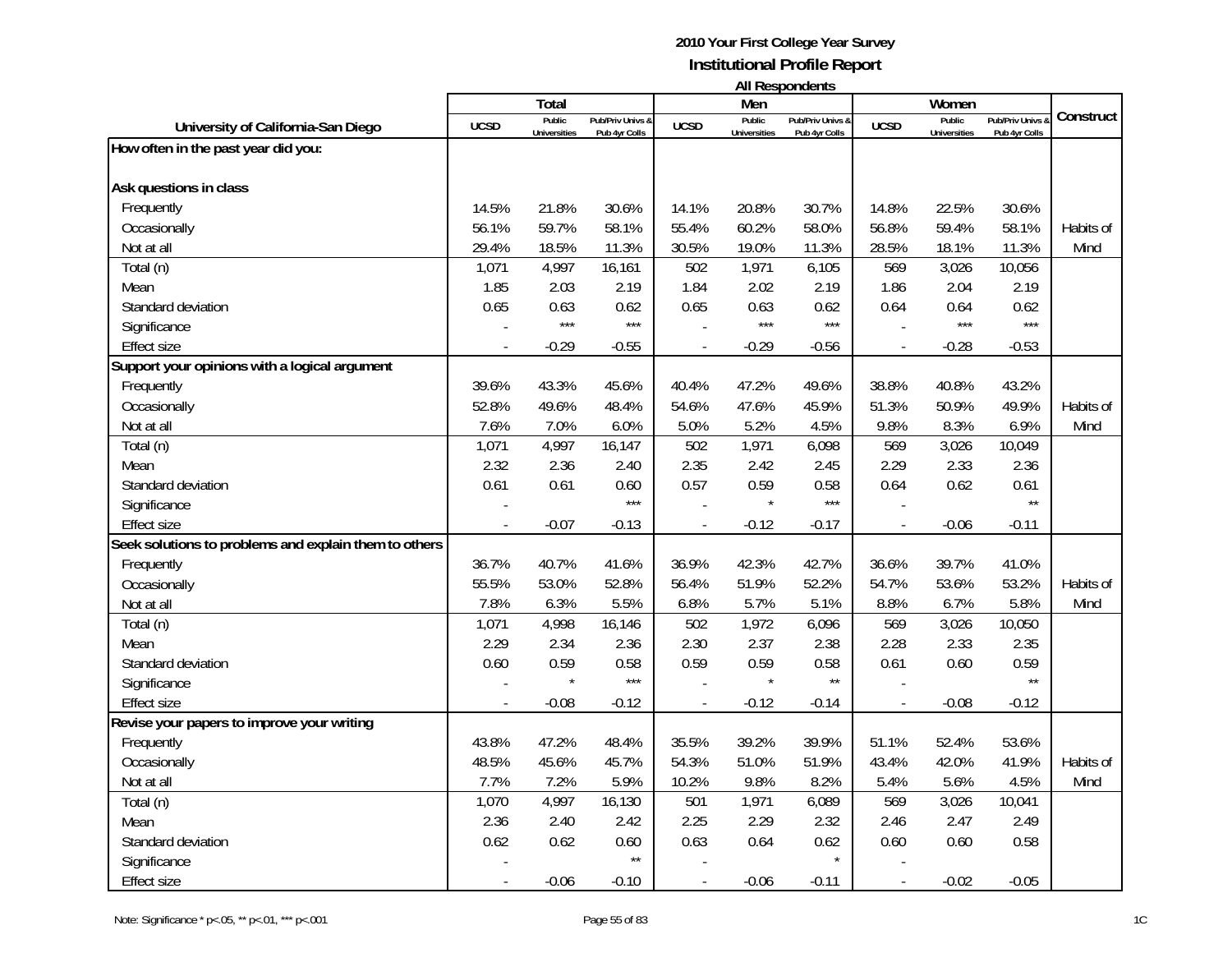**2010 Your First College Year Survey**
**Institutional Profile Report**
**All Respondents**

| University of California-San Diego | Total | | | Men | | | Women | | | Construct |
|---|---|---|---|---|---|---|---|---|---|---|
| | UCSD | Public Universities | Pub/Priv Univs & Pub 4yr Colls | UCSD | Public Universities | Pub/Priv Univs & Pub 4yr Colls | UCSD | Public Universities | Pub/Priv Univs & Pub 4yr Colls | |
| **How often in the past year did you:** | | | | | | | | | | |
| **Ask questions in class** | | | | | | | | | | |
| Frequently | 14.5% | 21.8% | 30.6% | 14.1% | 20.8% | 30.7% | 14.8% | 22.5% | 30.6% | |
| Occasionally | 56.1% | 59.7% | 58.1% | 55.4% | 60.2% | 58.0% | 56.8% | 59.4% | 58.1% | Habits of |
| Not at all | 29.4% | 18.5% | 11.3% | 30.5% | 19.0% | 11.3% | 28.5% | 18.1% | 11.3% | Mind |
| Total (n) | 1,071 | 4,997 | 16,161 | 502 | 1,971 | 6,105 | 569 | 3,026 | 10,056 | |
| Mean | 1.85 | 2.03 | 2.19 | 1.84 | 2.02 | 2.19 | 1.86 | 2.04 | 2.19 | |
| Standard deviation | 0.65 | 0.63 | 0.62 | 0.65 | 0.63 | 0.62 | 0.64 | 0.64 | 0.62 | |
| Significance | - | *** | *** | - | *** | *** | - | *** | *** | |
| Effect size | - | -0.29 | -0.55 | - | -0.29 | -0.56 | - | -0.28 | -0.53 | |
| **Support your opinions with a logical argument** | | | | | | | | | | |
| Frequently | 39.6% | 43.3% | 45.6% | 40.4% | 47.2% | 49.6% | 38.8% | 40.8% | 43.2% | |
| Occasionally | 52.8% | 49.6% | 48.4% | 54.6% | 47.6% | 45.9% | 51.3% | 50.9% | 49.9% | Habits of |
| Not at all | 7.6% | 7.0% | 6.0% | 5.0% | 5.2% | 4.5% | 9.8% | 8.3% | 6.9% | Mind |
| Total (n) | 1,071 | 4,997 | 16,147 | 502 | 1,971 | 6,098 | 569 | 3,026 | 10,049 | |
| Mean | 2.32 | 2.36 | 2.40 | 2.35 | 2.42 | 2.45 | 2.29 | 2.33 | 2.36 | |
| Standard deviation | 0.61 | 0.61 | 0.60 | 0.57 | 0.59 | 0.58 | 0.64 | 0.62 | 0.61 | |
| Significance | - | | *** | - | * | *** | - | | ** | |
| Effect size | - | -0.07 | -0.13 | - | -0.12 | -0.17 | - | -0.06 | -0.11 | |
| **Seek solutions to problems and explain them to others** | | | | | | | | | | |
| Frequently | 36.7% | 40.7% | 41.6% | 36.9% | 42.3% | 42.7% | 36.6% | 39.7% | 41.0% | |
| Occasionally | 55.5% | 53.0% | 52.8% | 56.4% | 51.9% | 52.2% | 54.7% | 53.6% | 53.2% | Habits of |
| Not at all | 7.8% | 6.3% | 5.5% | 6.8% | 5.7% | 5.1% | 8.8% | 6.7% | 5.8% | Mind |
| Total (n) | 1,071 | 4,998 | 16,146 | 502 | 1,972 | 6,096 | 569 | 3,026 | 10,050 | |
| Mean | 2.29 | 2.34 | 2.36 | 2.30 | 2.37 | 2.38 | 2.28 | 2.33 | 2.35 | |
| Standard deviation | 0.60 | 0.59 | 0.58 | 0.59 | 0.59 | 0.58 | 0.61 | 0.60 | 0.59 | |
| Significance | - | * | *** | - | * | ** | - | | ** | |
| Effect size | - | -0.08 | -0.12 | - | -0.12 | -0.14 | - | -0.08 | -0.12 | |
| **Revise your papers to improve your writing** | | | | | | | | | | |
| Frequently | 43.8% | 47.2% | 48.4% | 35.5% | 39.2% | 39.9% | 51.1% | 52.4% | 53.6% | |
| Occasionally | 48.5% | 45.6% | 45.7% | 54.3% | 51.0% | 51.9% | 43.4% | 42.0% | 41.9% | Habits of |
| Not at all | 7.7% | 7.2% | 5.9% | 10.2% | 9.8% | 8.2% | 5.4% | 5.6% | 4.5% | Mind |
| Total (n) | 1,070 | 4,997 | 16,130 | 501 | 1,971 | 6,089 | 569 | 3,026 | 10,041 | |
| Mean | 2.36 | 2.40 | 2.42 | 2.25 | 2.29 | 2.32 | 2.46 | 2.47 | 2.49 | |
| Standard deviation | 0.62 | 0.62 | 0.60 | 0.63 | 0.64 | 0.62 | 0.60 | 0.60 | 0.58 | |
| Significance | - | | ** | - | | * | - | | | |
| Effect size | - | -0.06 | -0.10 | - | -0.06 | -0.11 | - | -0.02 | -0.05 | |

Note: Significance * p<.05, ** p<.01, *** p<.001

1C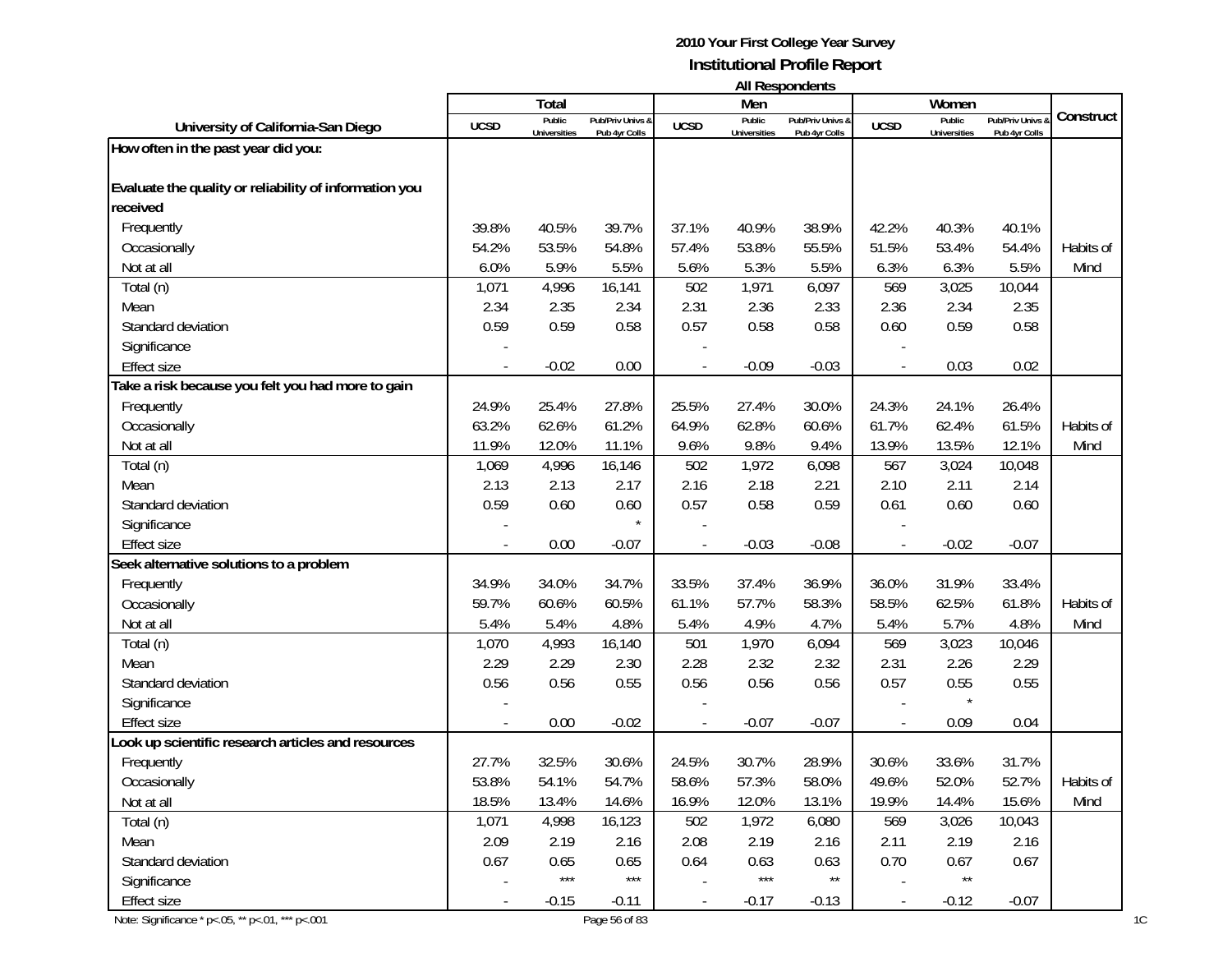**2010 Your First College Year Survey**
**Institutional Profile Report**
**All Respondents**

| University of California-San Diego | Total | | | Men | | | Women | | | Construct |
|---|---|---|---|---|---|---|---|---|---|---|
| | UCSD | Public Universities | Pub/Priv Univs & Pub 4yr Colls | UCSD | Public Universities | Pub/Priv Univs & Pub 4yr Colls | UCSD | Public Universities | Pub/Priv Univs & Pub 4yr Colls | |
| **How often in the past year did you:** | | | | | | | | | | |
| **Evaluate the quality or reliability of information you received** | | | | | | | | | | |
| Frequently | 39.8% | 40.5% | 39.7% | 37.1% | 40.9% | 38.9% | 42.2% | 40.3% | 40.1% | |
| Occasionally | 54.2% | 53.5% | 54.8% | 57.4% | 53.8% | 55.5% | 51.5% | 53.4% | 54.4% | Habits of |
| Not at all | 6.0% | 5.9% | 5.5% | 5.6% | 5.3% | 5.5% | 6.3% | 6.3% | 5.5% | Mind |
| Total (n) | 1,071 | 4,996 | 16,141 | 502 | 1,971 | 6,097 | 569 | 3,025 | 10,044 | |
| Mean | 2.34 | 2.35 | 2.34 | 2.31 | 2.36 | 2.33 | 2.36 | 2.34 | 2.35 | |
| Standard deviation | 0.59 | 0.59 | 0.58 | 0.57 | 0.58 | 0.58 | 0.60 | 0.59 | 0.58 | |
| Significance | - | | | - | | | - | | | |
| Effect size | - | -0.02 | 0.00 | - | -0.09 | -0.03 | - | 0.03 | 0.02 | |
| **Take a risk because you felt you had more to gain** | | | | | | | | | | |
| Frequently | 24.9% | 25.4% | 27.8% | 25.5% | 27.4% | 30.0% | 24.3% | 24.1% | 26.4% | |
| Occasionally | 63.2% | 62.6% | 61.2% | 64.9% | 62.8% | 60.6% | 61.7% | 62.4% | 61.5% | Habits of |
| Not at all | 11.9% | 12.0% | 11.1% | 9.6% | 9.8% | 9.4% | 13.9% | 13.5% | 12.1% | Mind |
| Total (n) | 1,069 | 4,996 | 16,146 | 502 | 1,972 | 6,098 | 567 | 3,024 | 10,048 | |
| Mean | 2.13 | 2.13 | 2.17 | 2.16 | 2.18 | 2.21 | 2.10 | 2.11 | 2.14 | |
| Standard deviation | 0.59 | 0.60 | 0.60 | 0.57 | 0.58 | 0.59 | 0.61 | 0.60 | 0.60 | |
| Significance | - | | * | - | | | - | | | |
| Effect size | - | 0.00 | -0.07 | - | -0.03 | -0.08 | - | -0.02 | -0.07 | |
| **Seek alternative solutions to a problem** | | | | | | | | | | |
| Frequently | 34.9% | 34.0% | 34.7% | 33.5% | 37.4% | 36.9% | 36.0% | 31.9% | 33.4% | |
| Occasionally | 59.7% | 60.6% | 60.5% | 61.1% | 57.7% | 58.3% | 58.5% | 62.5% | 61.8% | Habits of |
| Not at all | 5.4% | 5.4% | 4.8% | 5.4% | 4.9% | 4.7% | 5.4% | 5.7% | 4.8% | Mind |
| Total (n) | 1,070 | 4,993 | 16,140 | 501 | 1,970 | 6,094 | 569 | 3,023 | 10,046 | |
| Mean | 2.29 | 2.29 | 2.30 | 2.28 | 2.32 | 2.32 | 2.31 | 2.26 | 2.29 | |
| Standard deviation | 0.56 | 0.56 | 0.55 | 0.56 | 0.56 | 0.56 | 0.57 | 0.55 | 0.55 | |
| Significance | - | | | - | | | - | * | | |
| Effect size | - | 0.00 | -0.02 | - | -0.07 | -0.07 | - | 0.09 | 0.04 | |
| **Look up scientific research articles and resources** | | | | | | | | | | |
| Frequently | 27.7% | 32.5% | 30.6% | 24.5% | 30.7% | 28.9% | 30.6% | 33.6% | 31.7% | |
| Occasionally | 53.8% | 54.1% | 54.7% | 58.6% | 57.3% | 58.0% | 49.6% | 52.0% | 52.7% | Habits of |
| Not at all | 18.5% | 13.4% | 14.6% | 16.9% | 12.0% | 13.1% | 19.9% | 14.4% | 15.6% | Mind |
| Total (n) | 1,071 | 4,998 | 16,123 | 502 | 1,972 | 6,080 | 569 | 3,026 | 10,043 | |
| Mean | 2.09 | 2.19 | 2.16 | 2.08 | 2.19 | 2.16 | 2.11 | 2.19 | 2.16 | |
| Standard deviation | 0.67 | 0.65 | 0.65 | 0.64 | 0.63 | 0.63 | 0.70 | 0.67 | 0.67 | |
| Significance | - | *** | *** | - | *** | ** | - | ** | | |
| Effect size | - | -0.15 | -0.11 | - | -0.17 | -0.13 | - | -0.12 | -0.07 | |

Note: Significance * p<.05, ** p<.01, *** p<.001

1C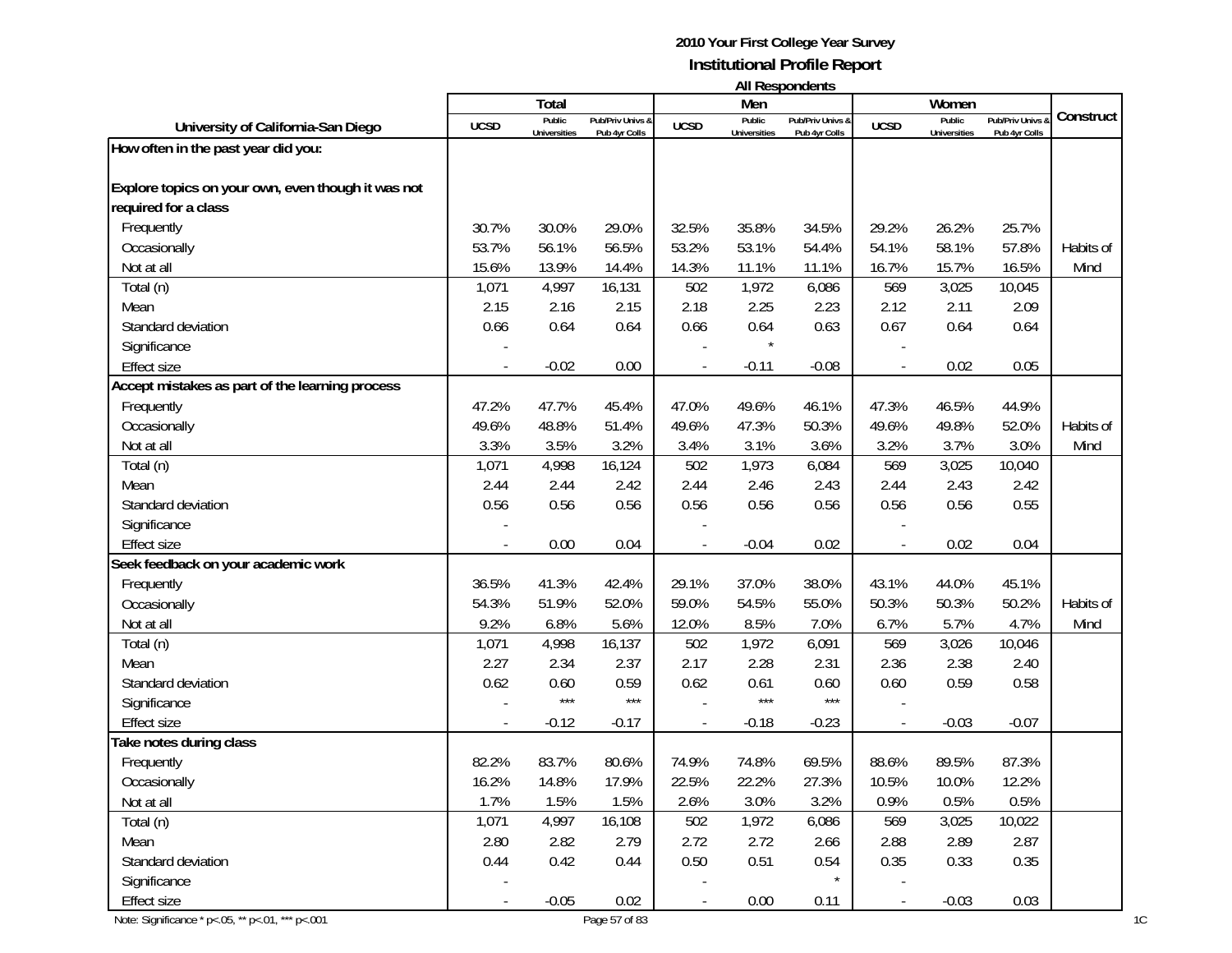**2010 Your First College Year Survey**
**Institutional Profile Report**
**All Respondents**

| University of California-San Diego | Total | | | Men | | | Women | | | Construct |
|---|---|---|---|---|---|---|---|---|---|---|
| | UCSD | Public Universities | Pub/Priv Univs & Pub 4yr Colls | UCSD | Public Universities | Pub/Priv Univs & Pub 4yr Colls | UCSD | Public Universities | Pub/Priv Univs & Pub 4yr Colls | |
| **How often in the past year did you:** | | | | | | | | | | |
| **Explore topics on your own, even though it was not required for a class** | | | | | | | | | | |
| Frequently | 30.7% | 30.0% | 29.0% | 32.5% | 35.8% | 34.5% | 29.2% | 26.2% | 25.7% | |
| Occasionally | 53.7% | 56.1% | 56.5% | 53.2% | 53.1% | 54.4% | 54.1% | 58.1% | 57.8% | Habits of |
| Not at all | 15.6% | 13.9% | 14.4% | 14.3% | 11.1% | 11.1% | 16.7% | 15.7% | 16.5% | Mind |
| Total (n) | 1,071 | 4,997 | 16,131 | 502 | 1,972 | 6,086 | 569 | 3,025 | 10,045 | |
| Mean | 2.15 | 2.16 | 2.15 | 2.18 | 2.25 | 2.23 | 2.12 | 2.11 | 2.09 | |
| Standard deviation | 0.66 | 0.64 | 0.64 | 0.66 | 0.64 | 0.63 | 0.67 | 0.64 | 0.64 | |
| Significance | - | | | - | * | | - | | | |
| Effect size | - | -0.02 | 0.00 | - | -0.11 | -0.08 | - | 0.02 | 0.05 | |
| **Accept mistakes as part of the learning process** | | | | | | | | | | |
| Frequently | 47.2% | 47.7% | 45.4% | 47.0% | 49.6% | 46.1% | 47.3% | 46.5% | 44.9% | |
| Occasionally | 49.6% | 48.8% | 51.4% | 49.6% | 47.3% | 50.3% | 49.6% | 49.8% | 52.0% | Habits of |
| Not at all | 3.3% | 3.5% | 3.2% | 3.4% | 3.1% | 3.6% | 3.2% | 3.7% | 3.0% | Mind |
| Total (n) | 1,071 | 4,998 | 16,124 | 502 | 1,973 | 6,084 | 569 | 3,025 | 10,040 | |
| Mean | 2.44 | 2.44 | 2.42 | 2.44 | 2.46 | 2.43 | 2.44 | 2.43 | 2.42 | |
| Standard deviation | 0.56 | 0.56 | 0.56 | 0.56 | 0.56 | 0.56 | 0.56 | 0.56 | 0.55 | |
| Significance | - | | | - | | | - | | | |
| Effect size | - | 0.00 | 0.04 | - | -0.04 | 0.02 | - | 0.02 | 0.04 | |
| **Seek feedback on your academic work** | | | | | | | | | | |
| Frequently | 36.5% | 41.3% | 42.4% | 29.1% | 37.0% | 38.0% | 43.1% | 44.0% | 45.1% | |
| Occasionally | 54.3% | 51.9% | 52.0% | 59.0% | 54.5% | 55.0% | 50.3% | 50.3% | 50.2% | Habits of |
| Not at all | 9.2% | 6.8% | 5.6% | 12.0% | 8.5% | 7.0% | 6.7% | 5.7% | 4.7% | Mind |
| Total (n) | 1,071 | 4,998 | 16,137 | 502 | 1,972 | 6,091 | 569 | 3,026 | 10,046 | |
| Mean | 2.27 | 2.34 | 2.37 | 2.17 | 2.28 | 2.31 | 2.36 | 2.38 | 2.40 | |
| Standard deviation | 0.62 | 0.60 | 0.59 | 0.62 | 0.61 | 0.60 | 0.60 | 0.59 | 0.58 | |
| Significance | - | *** | *** | - | *** | *** | - | | | |
| Effect size | - | -0.12 | -0.17 | - | -0.18 | -0.23 | - | -0.03 | -0.07 | |
| **Take notes during class** | | | | | | | | | | |
| Frequently | 82.2% | 83.7% | 80.6% | 74.9% | 74.8% | 69.5% | 88.6% | 89.5% | 87.3% | |
| Occasionally | 16.2% | 14.8% | 17.9% | 22.5% | 22.2% | 27.3% | 10.5% | 10.0% | 12.2% | |
| Not at all | 1.7% | 1.5% | 1.5% | 2.6% | 3.0% | 3.2% | 0.9% | 0.5% | 0.5% | |
| Total (n) | 1,071 | 4,997 | 16,108 | 502 | 1,972 | 6,086 | 569 | 3,025 | 10,022 | |
| Mean | 2.80 | 2.82 | 2.79 | 2.72 | 2.72 | 2.66 | 2.88 | 2.89 | 2.87 | |
| Standard deviation | 0.44 | 0.42 | 0.44 | 0.50 | 0.51 | 0.54 | 0.35 | 0.33 | 0.35 | |
| Significance | - | | | - | | * | - | | | |
| Effect size | - | -0.05 | 0.02 | - | 0.00 | 0.11 | - | -0.03 | 0.03 | |

Note: Significance * p<.05, ** p<.01, *** p<.001

1C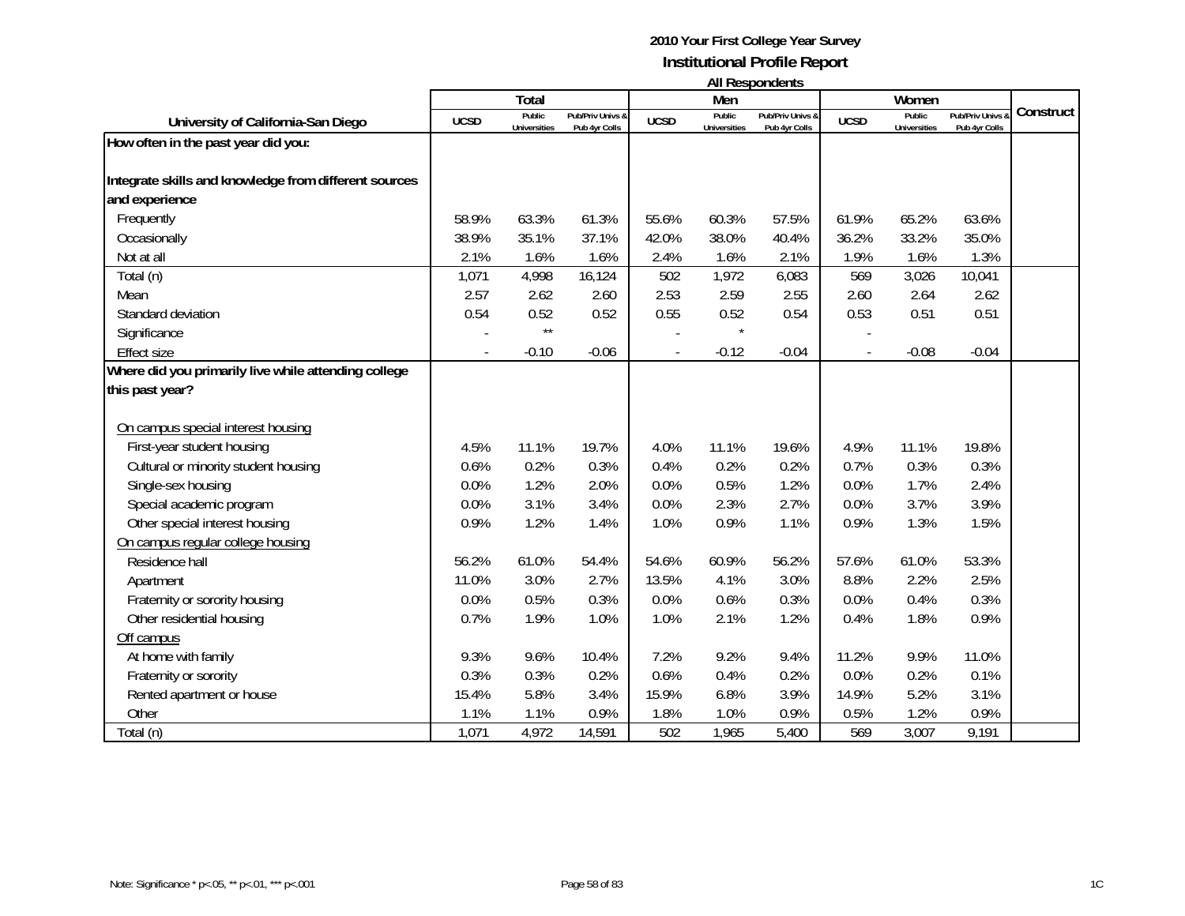# 2010 Your First College Year Survey

## Institutional Profile Report

### All Respondents

| University of California-San Diego | Total | | | Men | | | Women | | | Construct |
|---|---|---|---|---|---|---|---|---|---|---|
| | UCSD | Public Universities | Pub/Priv Univs & Pub 4yr Colls | UCSD | Public Universities | Pub/Priv Univs & Pub 4yr Colls | UCSD | Public Universities | Pub/Priv Univs & Pub 4yr Colls | |
| **How often in the past year did you:** | | | | | | | | | | |
| **Integrate skills and knowledge from different sources and experience** | | | | | | | | | | |
| Frequently | 58.9% | 63.3% | 61.3% | 55.6% | 60.3% | 57.5% | 61.9% | 65.2% | 63.6% | |
| Occasionally | 38.9% | 35.1% | 37.1% | 42.0% | 38.0% | 40.4% | 36.2% | 33.2% | 35.0% | |
| Not at all | 2.1% | 1.6% | 1.6% | 2.4% | 1.6% | 2.1% | 1.9% | 1.6% | 1.3% | |
| Total (n) | 1,071 | 4,998 | 16,124 | 502 | 1,972 | 6,083 | 569 | 3,026 | 10,041 | |
| Mean | 2.57 | 2.62 | 2.60 | 2.53 | 2.59 | 2.55 | 2.60 | 2.64 | 2.62 | |
| Standard deviation | 0.54 | 0.52 | 0.52 | 0.55 | 0.52 | 0.54 | 0.53 | 0.51 | 0.51 | |
| Significance | - | ** | | - | * | | - | | | |
| Effect size | - | -0.10 | -0.06 | - | -0.12 | -0.04 | - | -0.08 | -0.04 | |
| **Where did you primarily live while attending college this past year?** | | | | | | | | | | |
| On campus special interest housing | | | | | | | | | | |
| First-year student housing | 4.5% | 11.1% | 19.7% | 4.0% | 11.1% | 19.6% | 4.9% | 11.1% | 19.8% | |
| Cultural or minority student housing | 0.6% | 0.2% | 0.3% | 0.4% | 0.2% | 0.2% | 0.7% | 0.3% | 0.3% | |
| Single-sex housing | 0.0% | 1.2% | 2.0% | 0.0% | 0.5% | 1.2% | 0.0% | 1.7% | 2.4% | |
| Special academic program | 0.0% | 3.1% | 3.4% | 0.0% | 2.3% | 2.7% | 0.0% | 3.7% | 3.9% | |
| Other special interest housing | 0.9% | 1.2% | 1.4% | 1.0% | 0.9% | 1.1% | 0.9% | 1.3% | 1.5% | |
| On campus regular college housing | | | | | | | | | | |
| Residence hall | 56.2% | 61.0% | 54.4% | 54.6% | 60.9% | 56.2% | 57.6% | 61.0% | 53.3% | |
| Apartment | 11.0% | 3.0% | 2.7% | 13.5% | 4.1% | 3.0% | 8.8% | 2.2% | 2.5% | |
| Fraternity or sorority housing | 0.0% | 0.5% | 0.3% | 0.0% | 0.6% | 0.3% | 0.0% | 0.4% | 0.3% | |
| Other residential housing | 0.7% | 1.9% | 1.0% | 1.0% | 2.1% | 1.2% | 0.4% | 1.8% | 0.9% | |
| Off campus | | | | | | | | | | |
| At home with family | 9.3% | 9.6% | 10.4% | 7.2% | 9.2% | 9.4% | 11.2% | 9.9% | 11.0% | |
| Fraternity or sorority | 0.3% | 0.3% | 0.2% | 0.6% | 0.4% | 0.2% | 0.0% | 0.2% | 0.1% | |
| Rented apartment or house | 15.4% | 5.8% | 3.4% | 15.9% | 6.8% | 3.9% | 14.9% | 5.2% | 3.1% | |
| Other | 1.1% | 1.1% | 0.9% | 1.8% | 1.0% | 0.9% | 0.5% | 1.2% | 0.9% | |
| Total (n) | 1,071 | 4,972 | 14,591 | 502 | 1,965 | 5,400 | 569 | 3,007 | 9,191 | |

Note: Significance * p<.05, ** p<.01, *** p<.001

1C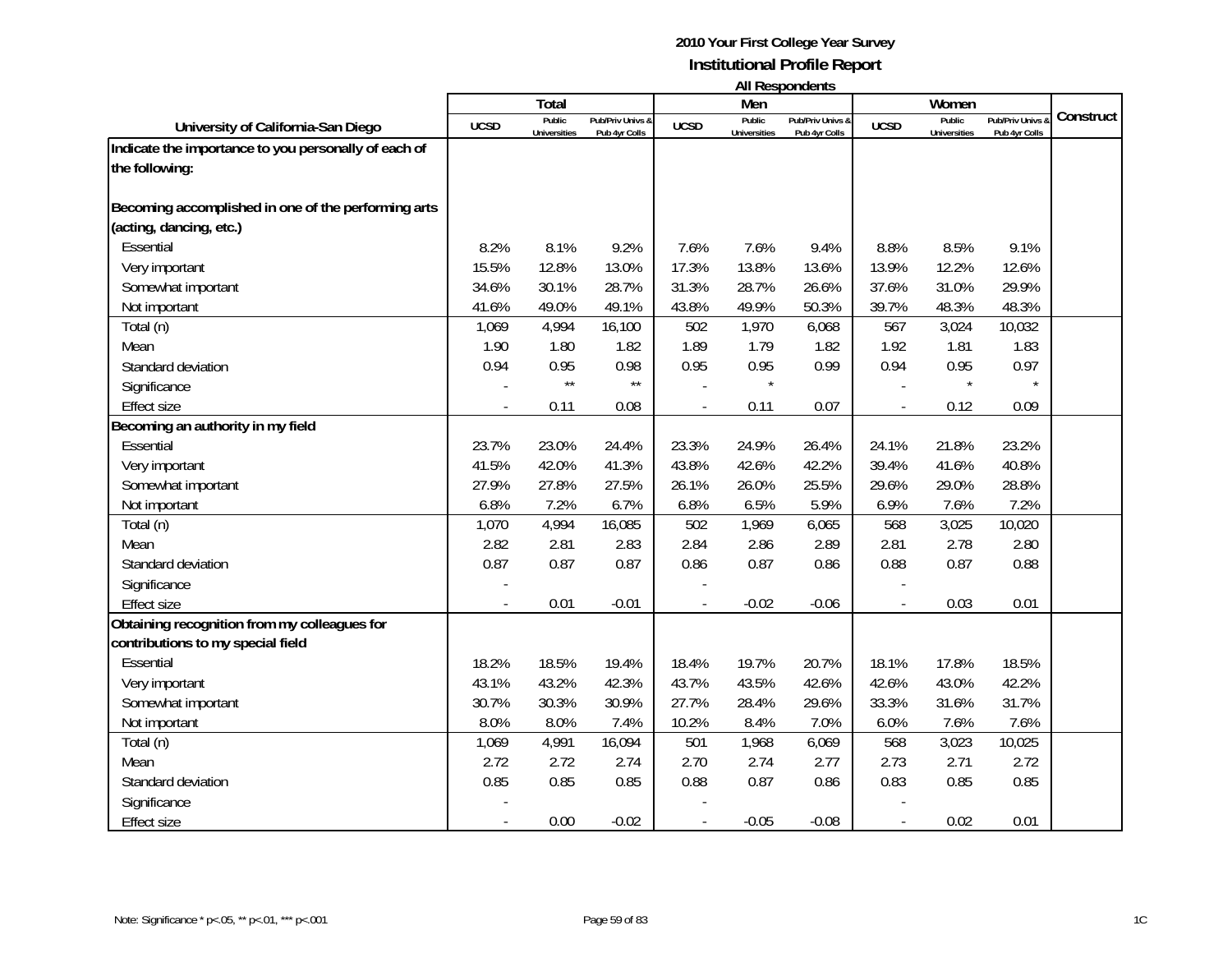**2010 Your First College Year Survey**
**Institutional Profile Report**
**All Respondents**

| University of California-San Diego | Total | | | Men | | | Women | | | Construct |
|---|---|---|---|---|---|---|---|---|---|---|
| | UCSD | Public Universities | Pub/Priv Univs & Pub 4yr Colls | UCSD | Public Universities | Pub/Priv Univs & Pub 4yr Colls | UCSD | Public Universities | Pub/Priv Univs & Pub 4yr Colls | |
| **Indicate the importance to you personally of each of the following:** | | | | | | | | | | |
| **Becoming accomplished in one of the performing arts (acting, dancing, etc.)** | | | | | | | | | | |
| Essential | 8.2% | 8.1% | 9.2% | 7.6% | 7.6% | 9.4% | 8.8% | 8.5% | 9.1% | |
| Very important | 15.5% | 12.8% | 13.0% | 17.3% | 13.8% | 13.6% | 13.9% | 12.2% | 12.6% | |
| Somewhat important | 34.6% | 30.1% | 28.7% | 31.3% | 28.7% | 26.6% | 37.6% | 31.0% | 29.9% | |
| Not important | 41.6% | 49.0% | 49.1% | 43.8% | 49.9% | 50.3% | 39.7% | 48.3% | 48.3% | |
| Total (n) | 1,069 | 4,994 | 16,100 | 502 | 1,970 | 6,068 | 567 | 3,024 | 10,032 | |
| Mean | 1.90 | 1.80 | 1.82 | 1.89 | 1.79 | 1.82 | 1.92 | 1.81 | 1.83 | |
| Standard deviation | 0.94 | 0.95 | 0.98 | 0.95 | 0.95 | 0.99 | 0.94 | 0.95 | 0.97 | |
| Significance | - | ** | ** | - | * | | - | * | * | |
| Effect size | - | 0.11 | 0.08 | - | 0.11 | 0.07 | - | 0.12 | 0.09 | |
| **Becoming an authority in my field** | | | | | | | | | | |
| Essential | 23.7% | 23.0% | 24.4% | 23.3% | 24.9% | 26.4% | 24.1% | 21.8% | 23.2% | |
| Very important | 41.5% | 42.0% | 41.3% | 43.8% | 42.6% | 42.2% | 39.4% | 41.6% | 40.8% | |
| Somewhat important | 27.9% | 27.8% | 27.5% | 26.1% | 26.0% | 25.5% | 29.6% | 29.0% | 28.8% | |
| Not important | 6.8% | 7.2% | 6.7% | 6.8% | 6.5% | 5.9% | 6.9% | 7.6% | 7.2% | |
| Total (n) | 1,070 | 4,994 | 16,085 | 502 | 1,969 | 6,065 | 568 | 3,025 | 10,020 | |
| Mean | 2.82 | 2.81 | 2.83 | 2.84 | 2.86 | 2.89 | 2.81 | 2.78 | 2.80 | |
| Standard deviation | 0.87 | 0.87 | 0.87 | 0.86 | 0.87 | 0.86 | 0.88 | 0.87 | 0.88 | |
| Significance | - | | | - | | | - | | | |
| Effect size | - | 0.01 | -0.01 | - | -0.02 | -0.06 | - | 0.03 | 0.01 | |
| **Obtaining recognition from my colleagues for contributions to my special field** | | | | | | | | | | |
| Essential | 18.2% | 18.5% | 19.4% | 18.4% | 19.7% | 20.7% | 18.1% | 17.8% | 18.5% | |
| Very important | 43.1% | 43.2% | 42.3% | 43.7% | 43.5% | 42.6% | 42.6% | 43.0% | 42.2% | |
| Somewhat important | 30.7% | 30.3% | 30.9% | 27.7% | 28.4% | 29.6% | 33.3% | 31.6% | 31.7% | |
| Not important | 8.0% | 8.0% | 7.4% | 10.2% | 8.4% | 7.0% | 6.0% | 7.6% | 7.6% | |
| Total (n) | 1,069 | 4,991 | 16,094 | 501 | 1,968 | 6,069 | 568 | 3,023 | 10,025 | |
| Mean | 2.72 | 2.72 | 2.74 | 2.70 | 2.74 | 2.77 | 2.73 | 2.71 | 2.72 | |
| Standard deviation | 0.85 | 0.85 | 0.85 | 0.88 | 0.87 | 0.86 | 0.83 | 0.85 | 0.85 | |
| Significance | - | | | - | | | - | | | |
| Effect size | - | 0.00 | -0.02 | - | -0.05 | -0.08 | - | 0.02 | 0.01 | |

Note: Significance * p<.05, ** p<.01, *** p<.001

1C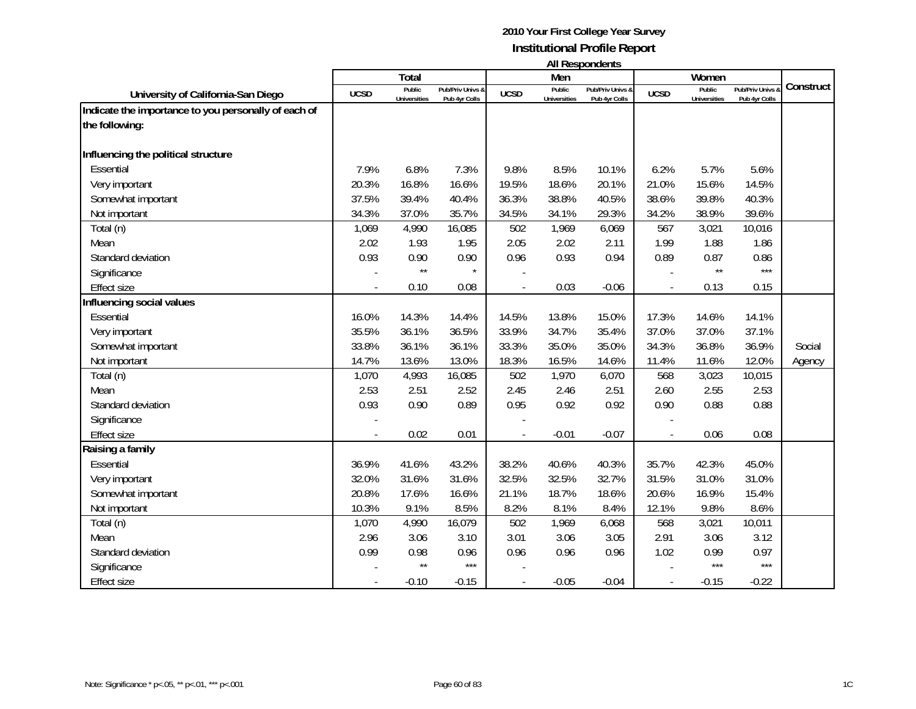# 2010 Your First College Year Survey
## Institutional Profile Report
### All Respondents

| University of California-San Diego | Total | | | Men | | | Women | | | Construct |
|---|---|---|---|---|---|---|---|---|---|---|
| | UCSD | Public Universities | Pub/Priv Univs & Pub 4yr Colls | UCSD | Public Universities | Pub/Priv Univs & Pub 4yr Colls | UCSD | Public Universities | Pub/Priv Univs & Pub 4yr Colls | |
| **Indicate the importance to you personally of each of the following:** | | | | | | | | | | |
| **Influencing the political structure** | | | | | | | | | | |
| Essential | 7.9% | 6.8% | 7.3% | 9.8% | 8.5% | 10.1% | 6.2% | 5.7% | 5.6% | |
| Very important | 20.3% | 16.8% | 16.6% | 19.5% | 18.6% | 20.1% | 21.0% | 15.6% | 14.5% | |
| Somewhat important | 37.5% | 39.4% | 40.4% | 36.3% | 38.8% | 40.5% | 38.6% | 39.8% | 40.3% | |
| Not important | 34.3% | 37.0% | 35.7% | 34.5% | 34.1% | 29.3% | 34.2% | 38.9% | 39.6% | |
| Total (n) | 1,069 | 4,990 | 16,085 | 502 | 1,969 | 6,069 | 567 | 3,021 | 10,016 | |
| Mean | 2.02 | 1.93 | 1.95 | 2.05 | 2.02 | 2.11 | 1.99 | 1.88 | 1.86 | |
| Standard deviation | 0.93 | 0.90 | 0.90 | 0.96 | 0.93 | 0.94 | 0.89 | 0.87 | 0.86 | |
| Significance | - | ** | * | - | | | - | ** | *** | |
| Effect size | - | 0.10 | 0.08 | - | 0.03 | -0.06 | - | 0.13 | 0.15 | |
| **Influencing social values** | | | | | | | | | | |
| Essential | 16.0% | 14.3% | 14.4% | 14.5% | 13.8% | 15.0% | 17.3% | 14.6% | 14.1% | |
| Very important | 35.5% | 36.1% | 36.5% | 33.9% | 34.7% | 35.4% | 37.0% | 37.0% | 37.1% | |
| Somewhat important | 33.8% | 36.1% | 36.1% | 33.3% | 35.0% | 35.0% | 34.3% | 36.8% | 36.9% | Social |
| Not important | 14.7% | 13.6% | 13.0% | 18.3% | 16.5% | 14.6% | 11.4% | 11.6% | 12.0% | Agency |
| Total (n) | 1,070 | 4,993 | 16,085 | 502 | 1,970 | 6,070 | 568 | 3,023 | 10,015 | |
| Mean | 2.53 | 2.51 | 2.52 | 2.45 | 2.46 | 2.51 | 2.60 | 2.55 | 2.53 | |
| Standard deviation | 0.93 | 0.90 | 0.89 | 0.95 | 0.92 | 0.92 | 0.90 | 0.88 | 0.88 | |
| Significance | - | | | - | | | - | | | |
| Effect size | - | 0.02 | 0.01 | - | -0.01 | -0.07 | - | 0.06 | 0.08 | |
| **Raising a family** | | | | | | | | | | |
| Essential | 36.9% | 41.6% | 43.2% | 38.2% | 40.6% | 40.3% | 35.7% | 42.3% | 45.0% | |
| Very important | 32.0% | 31.6% | 31.6% | 32.5% | 32.5% | 32.7% | 31.5% | 31.0% | 31.0% | |
| Somewhat important | 20.8% | 17.6% | 16.6% | 21.1% | 18.7% | 18.6% | 20.6% | 16.9% | 15.4% | |
| Not important | 10.3% | 9.1% | 8.5% | 8.2% | 8.1% | 8.4% | 12.1% | 9.8% | 8.6% | |
| Total (n) | 1,070 | 4,990 | 16,079 | 502 | 1,969 | 6,068 | 568 | 3,021 | 10,011 | |
| Mean | 2.96 | 3.06 | 3.10 | 3.01 | 3.06 | 3.05 | 2.91 | 3.06 | 3.12 | |
| Standard deviation | 0.99 | 0.98 | 0.96 | 0.96 | 0.96 | 0.96 | 1.02 | 0.99 | 0.97 | |
| Significance | - | ** | *** | - | | | - | *** | *** | |
| Effect size | - | -0.10 | -0.15 | - | -0.05 | -0.04 | - | -0.15 | -0.22 | |

Note: Significance * p<.05, ** p<.01, *** p<.001

1C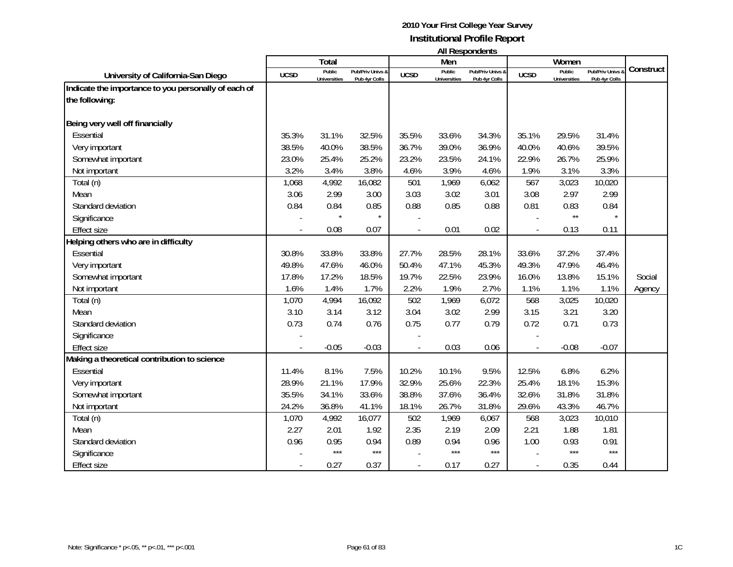**2010 Your First College Year Survey**
**Institutional Profile Report**
**All Respondents**

| University of California-San Diego | Total | | | Men | | | Women | | | Construct |
|---|---|---|---|---|---|---|---|---|---|---|
| | UCSD | Public Universities | Pub/Priv Univs & Pub 4yr Colls | UCSD | Public Universities | Pub/Priv Univs & Pub 4yr Colls | UCSD | Public Universities | Pub/Priv Univs & Pub 4yr Colls | |
| **Indicate the importance to you personally of each of the following:** | | | | | | | | | | |
| **Being very well off financially** | | | | | | | | | | |
| Essential | 35.3% | 31.1% | 32.5% | 35.5% | 33.6% | 34.3% | 35.1% | 29.5% | 31.4% | |
| Very important | 38.5% | 40.0% | 38.5% | 36.7% | 39.0% | 36.9% | 40.0% | 40.6% | 39.5% | |
| Somewhat important | 23.0% | 25.4% | 25.2% | 23.2% | 23.5% | 24.1% | 22.9% | 26.7% | 25.9% | |
| Not important | 3.2% | 3.4% | 3.8% | 4.6% | 3.9% | 4.6% | 1.9% | 3.1% | 3.3% | |
| Total (n) | 1,068 | 4,992 | 16,082 | 501 | 1,969 | 6,062 | 567 | 3,023 | 10,020 | |
| Mean | 3.06 | 2.99 | 3.00 | 3.03 | 3.02 | 3.01 | 3.08 | 2.97 | 2.99 | |
| Standard deviation | 0.84 | 0.84 | 0.85 | 0.88 | 0.85 | 0.88 | 0.81 | 0.83 | 0.84 | |
| Significance | - | * | * | - | | | - | ** | * | |
| Effect size | - | 0.08 | 0.07 | - | 0.01 | 0.02 | - | 0.13 | 0.11 | |
| **Helping others who are in difficulty** | | | | | | | | | | |
| Essential | 30.8% | 33.8% | 33.8% | 27.7% | 28.5% | 28.1% | 33.6% | 37.2% | 37.4% | |
| Very important | 49.8% | 47.6% | 46.0% | 50.4% | 47.1% | 45.3% | 49.3% | 47.9% | 46.4% | |
| Somewhat important | 17.8% | 17.2% | 18.5% | 19.7% | 22.5% | 23.9% | 16.0% | 13.8% | 15.1% | Social |
| Not important | 1.6% | 1.4% | 1.7% | 2.2% | 1.9% | 2.7% | 1.1% | 1.1% | 1.1% | Agency |
| Total (n) | 1,070 | 4,994 | 16,092 | 502 | 1,969 | 6,072 | 568 | 3,025 | 10,020 | |
| Mean | 3.10 | 3.14 | 3.12 | 3.04 | 3.02 | 2.99 | 3.15 | 3.21 | 3.20 | |
| Standard deviation | 0.73 | 0.74 | 0.76 | 0.75 | 0.77 | 0.79 | 0.72 | 0.71 | 0.73 | |
| Significance | - | | | - | | | - | | | |
| Effect size | - | -0.05 | -0.03 | - | 0.03 | 0.06 | - | -0.08 | -0.07 | |
| **Making a theoretical contribution to science** | | | | | | | | | | |
| Essential | 11.4% | 8.1% | 7.5% | 10.2% | 10.1% | 9.5% | 12.5% | 6.8% | 6.2% | |
| Very important | 28.9% | 21.1% | 17.9% | 32.9% | 25.6% | 22.3% | 25.4% | 18.1% | 15.3% | |
| Somewhat important | 35.5% | 34.1% | 33.6% | 38.8% | 37.6% | 36.4% | 32.6% | 31.8% | 31.8% | |
| Not important | 24.2% | 36.8% | 41.1% | 18.1% | 26.7% | 31.8% | 29.6% | 43.3% | 46.7% | |
| Total (n) | 1,070 | 4,992 | 16,077 | 502 | 1,969 | 6,067 | 568 | 3,023 | 10,010 | |
| Mean | 2.27 | 2.01 | 1.92 | 2.35 | 2.19 | 2.09 | 2.21 | 1.88 | 1.81 | |
| Standard deviation | 0.96 | 0.95 | 0.94 | 0.89 | 0.94 | 0.96 | 1.00 | 0.93 | 0.91 | |
| Significance | - | *** | *** | - | *** | *** | - | *** | *** | |
| Effect size | - | 0.27 | 0.37 | - | 0.17 | 0.27 | - | 0.35 | 0.44 | |

Note: Significance * p<.05, ** p<.01, *** p<.001

1C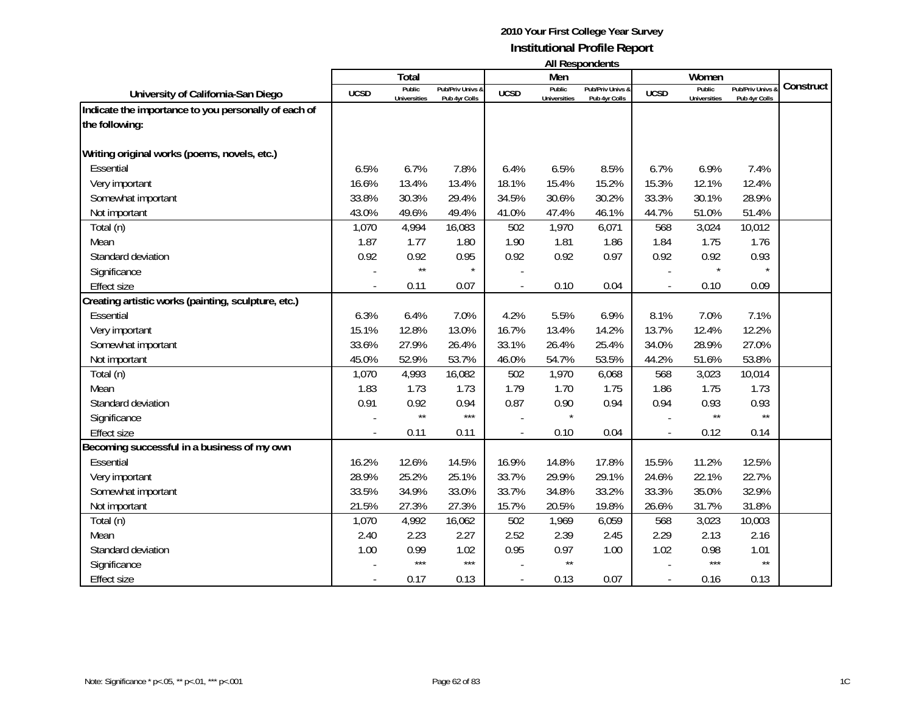# 2010 Your First College Year Survey
## Institutional Profile Report
### All Respondents

| University of California-San Diego | Total | | | Men | | | Women | | | Construct |
|---|---|---|---|---|---|---|---|---|---|---|
| | UCSD | Public Universities | Pub/Priv Univs & Pub 4yr Colls | UCSD | Public Universities | Pub/Priv Univs & Pub 4yr Colls | UCSD | Public Universities | Pub/Priv Univs & Pub 4yr Colls | |
| **Indicate the importance to you personally of each of the following:** | | | | | | | | | | |
| **Writing original works (poems, novels, etc.)** | | | | | | | | | | |
| Essential | 6.5% | 6.7% | 7.8% | 6.4% | 6.5% | 8.5% | 6.7% | 6.9% | 7.4% | |
| Very important | 16.6% | 13.4% | 13.4% | 18.1% | 15.4% | 15.2% | 15.3% | 12.1% | 12.4% | |
| Somewhat important | 33.8% | 30.3% | 29.4% | 34.5% | 30.6% | 30.2% | 33.3% | 30.1% | 28.9% | |
| Not important | 43.0% | 49.6% | 49.4% | 41.0% | 47.4% | 46.1% | 44.7% | 51.0% | 51.4% | |
| Total (n) | 1,070 | 4,994 | 16,083 | 502 | 1,970 | 6,071 | 568 | 3,024 | 10,012 | |
| Mean | 1.87 | 1.77 | 1.80 | 1.90 | 1.81 | 1.86 | 1.84 | 1.75 | 1.76 | |
| Standard deviation | 0.92 | 0.92 | 0.95 | 0.92 | 0.92 | 0.97 | 0.92 | 0.92 | 0.93 | |
| Significance | - | ** | * | - | | | - | * | * | |
| Effect size | - | 0.11 | 0.07 | - | 0.10 | 0.04 | - | 0.10 | 0.09 | |
| **Creating artistic works (painting, sculpture, etc.)** | | | | | | | | | | |
| Essential | 6.3% | 6.4% | 7.0% | 4.2% | 5.5% | 6.9% | 8.1% | 7.0% | 7.1% | |
| Very important | 15.1% | 12.8% | 13.0% | 16.7% | 13.4% | 14.2% | 13.7% | 12.4% | 12.2% | |
| Somewhat important | 33.6% | 27.9% | 26.4% | 33.1% | 26.4% | 25.4% | 34.0% | 28.9% | 27.0% | |
| Not important | 45.0% | 52.9% | 53.7% | 46.0% | 54.7% | 53.5% | 44.2% | 51.6% | 53.8% | |
| Total (n) | 1,070 | 4,993 | 16,082 | 502 | 1,970 | 6,068 | 568 | 3,023 | 10,014 | |
| Mean | 1.83 | 1.73 | 1.73 | 1.79 | 1.70 | 1.75 | 1.86 | 1.75 | 1.73 | |
| Standard deviation | 0.91 | 0.92 | 0.94 | 0.87 | 0.90 | 0.94 | 0.94 | 0.93 | 0.93 | |
| Significance | - | ** | *** | - | * | | - | ** | ** | |
| Effect size | - | 0.11 | 0.11 | - | 0.10 | 0.04 | - | 0.12 | 0.14 | |
| **Becoming successful in a business of my own** | | | | | | | | | | |
| Essential | 16.2% | 12.6% | 14.5% | 16.9% | 14.8% | 17.8% | 15.5% | 11.2% | 12.5% | |
| Very important | 28.9% | 25.2% | 25.1% | 33.7% | 29.9% | 29.1% | 24.6% | 22.1% | 22.7% | |
| Somewhat important | 33.5% | 34.9% | 33.0% | 33.7% | 34.8% | 33.2% | 33.3% | 35.0% | 32.9% | |
| Not important | 21.5% | 27.3% | 27.3% | 15.7% | 20.5% | 19.8% | 26.6% | 31.7% | 31.8% | |
| Total (n) | 1,070 | 4,992 | 16,062 | 502 | 1,969 | 6,059 | 568 | 3,023 | 10,003 | |
| Mean | 2.40 | 2.23 | 2.27 | 2.52 | 2.39 | 2.45 | 2.29 | 2.13 | 2.16 | |
| Standard deviation | 1.00 | 0.99 | 1.02 | 0.95 | 0.97 | 1.00 | 1.02 | 0.98 | 1.01 | |
| Significance | - | *** | *** | - | ** | | - | *** | ** | |
| Effect size | - | 0.17 | 0.13 | - | 0.13 | 0.07 | - | 0.16 | 0.13 | |

Note: Significance * p<.05, ** p<.01, *** p<.001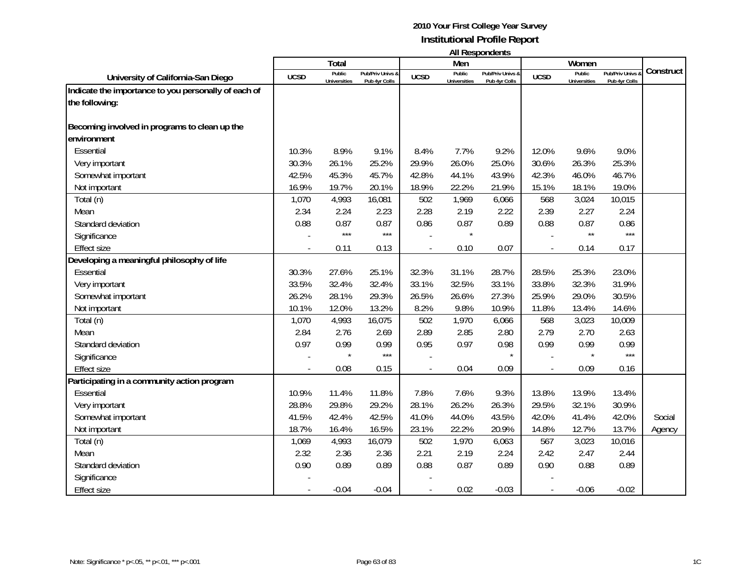**2010 Your First College Year Survey**
**Institutional Profile Report**
**All Respondents**

| University of California-San Diego | Total | | | Men | | | Women | | | Construct |
|---|---|---|---|---|---|---|---|---|---|---|
| | UCSD | Public Universities | Pub/Priv Univs & Pub 4yr Colls | UCSD | Public Universities | Pub/Priv Univs & Pub 4yr Colls | UCSD | Public Universities | Pub/Priv Univs & Pub 4yr Colls | |
| **Indicate the importance to you personally of each of the following:** | | | | | | | | | | |
| **Becoming involved in programs to clean up the environment** | | | | | | | | | | |
| Essential | 10.3% | 8.9% | 9.1% | 8.4% | 7.7% | 9.2% | 12.0% | 9.6% | 9.0% | |
| Very important | 30.3% | 26.1% | 25.2% | 29.9% | 26.0% | 25.0% | 30.6% | 26.3% | 25.3% | |
| Somewhat important | 42.5% | 45.3% | 45.7% | 42.8% | 44.1% | 43.9% | 42.3% | 46.0% | 46.7% | |
| Not important | 16.9% | 19.7% | 20.1% | 18.9% | 22.2% | 21.9% | 15.1% | 18.1% | 19.0% | |
| Total (n) | 1,070 | 4,993 | 16,081 | 502 | 1,969 | 6,066 | 568 | 3,024 | 10,015 | |
| Mean | 2.34 | 2.24 | 2.23 | 2.28 | 2.19 | 2.22 | 2.39 | 2.27 | 2.24 | |
| Standard deviation | 0.88 | 0.87 | 0.87 | 0.86 | 0.87 | 0.89 | 0.88 | 0.87 | 0.86 | |
| Significance | - | *** | *** | - | * | | - | ** | *** | |
| Effect size | - | 0.11 | 0.13 | - | 0.10 | 0.07 | - | 0.14 | 0.17 | |
| **Developing a meaningful philosophy of life** | | | | | | | | | | |
| Essential | 30.3% | 27.6% | 25.1% | 32.3% | 31.1% | 28.7% | 28.5% | 25.3% | 23.0% | |
| Very important | 33.5% | 32.4% | 32.4% | 33.1% | 32.5% | 33.1% | 33.8% | 32.3% | 31.9% | |
| Somewhat important | 26.2% | 28.1% | 29.3% | 26.5% | 26.6% | 27.3% | 25.9% | 29.0% | 30.5% | |
| Not important | 10.1% | 12.0% | 13.2% | 8.2% | 9.8% | 10.9% | 11.8% | 13.4% | 14.6% | |
| Total (n) | 1,070 | 4,993 | 16,075 | 502 | 1,970 | 6,066 | 568 | 3,023 | 10,009 | |
| Mean | 2.84 | 2.76 | 2.69 | 2.89 | 2.85 | 2.80 | 2.79 | 2.70 | 2.63 | |
| Standard deviation | 0.97 | 0.99 | 0.99 | 0.95 | 0.97 | 0.98 | 0.99 | 0.99 | 0.99 | |
| Significance | - | * | *** | - | | * | - | * | *** | |
| Effect size | - | 0.08 | 0.15 | - | 0.04 | 0.09 | - | 0.09 | 0.16 | |
| **Participating in a community action program** | | | | | | | | | | |
| Essential | 10.9% | 11.4% | 11.8% | 7.8% | 7.6% | 9.3% | 13.8% | 13.9% | 13.4% | |
| Very important | 28.8% | 29.8% | 29.2% | 28.1% | 26.2% | 26.3% | 29.5% | 32.1% | 30.9% | |
| Somewhat important | 41.5% | 42.4% | 42.5% | 41.0% | 44.0% | 43.5% | 42.0% | 41.4% | 42.0% | Social |
| Not important | 18.7% | 16.4% | 16.5% | 23.1% | 22.2% | 20.9% | 14.8% | 12.7% | 13.7% | Agency |
| Total (n) | 1,069 | 4,993 | 16,079 | 502 | 1,970 | 6,063 | 567 | 3,023 | 10,016 | |
| Mean | 2.32 | 2.36 | 2.36 | 2.21 | 2.19 | 2.24 | 2.42 | 2.47 | 2.44 | |
| Standard deviation | 0.90 | 0.89 | 0.89 | 0.88 | 0.87 | 0.89 | 0.90 | 0.88 | 0.89 | |
| Significance | - | | | - | | | - | | | |
| Effect size | - | -0.04 | -0.04 | - | 0.02 | -0.03 | - | -0.06 | -0.02 | |

Note: Significance * p<.05, ** p<.01, *** p<.001

1C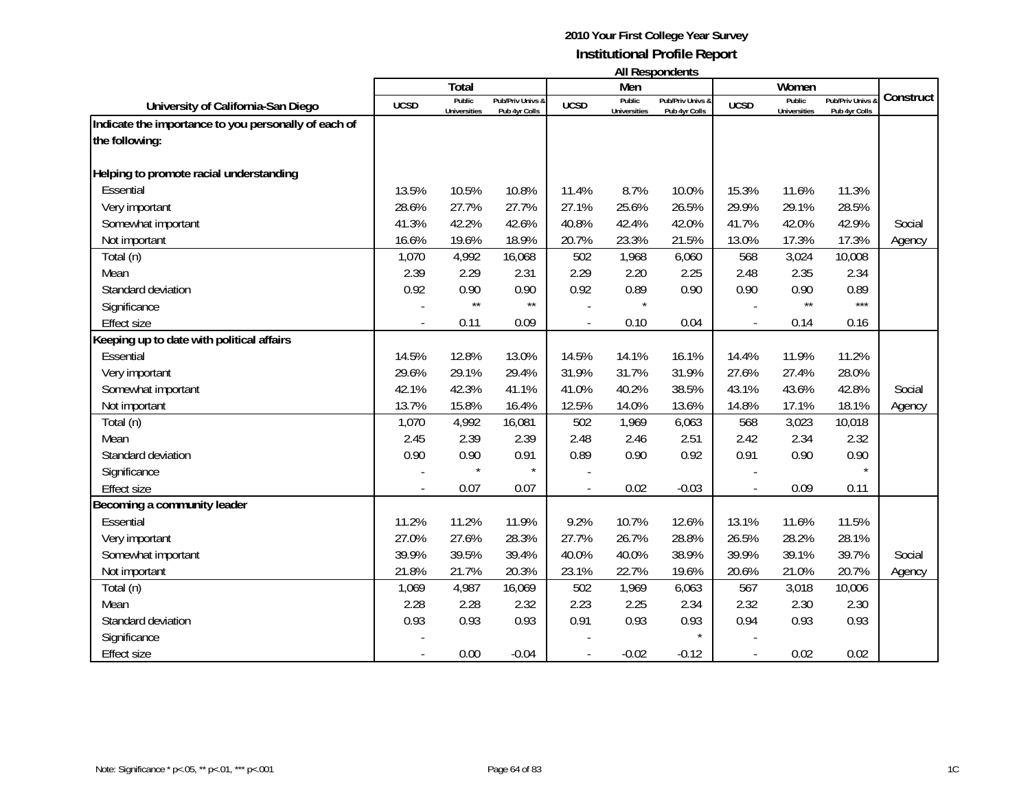**2010 Your First College Year Survey**
**Institutional Profile Report**
**All Respondents**

| University of California-San Diego | Total | | | Men | | | Women | | | Construct |
|---|---|---|---|---|---|---|---|---|---|---|
| | UCSD | Public Universities | Pub/Priv Univs & Pub 4yr Colls | UCSD | Public Universities | Pub/Priv Univs & Pub 4yr Colls | UCSD | Public Universities | Pub/Priv Univs & Pub 4yr Colls | |
| **Indicate the importance to you personally of each of the following:** | | | | | | | | | | |
| **Helping to promote racial understanding** | | | | | | | | | | |
| Essential | 13.5% | 10.5% | 10.8% | 11.4% | 8.7% | 10.0% | 15.3% | 11.6% | 11.3% | |
| Very important | 28.6% | 27.7% | 27.7% | 27.1% | 25.6% | 26.5% | 29.9% | 29.1% | 28.5% | |
| Somewhat important | 41.3% | 42.2% | 42.6% | 40.8% | 42.4% | 42.0% | 41.7% | 42.0% | 42.9% | Social |
| Not important | 16.6% | 19.6% | 18.9% | 20.7% | 23.3% | 21.5% | 13.0% | 17.3% | 17.3% | Agency |
| Total (n) | 1,070 | 4,992 | 16,068 | 502 | 1,968 | 6,060 | 568 | 3,024 | 10,008 | |
| Mean | 2.39 | 2.29 | 2.31 | 2.29 | 2.20 | 2.25 | 2.48 | 2.35 | 2.34 | |
| Standard deviation | 0.92 | 0.90 | 0.90 | 0.92 | 0.89 | 0.90 | 0.90 | 0.90 | 0.89 | |
| Significance | - | ** | ** | - | * | | - | ** | *** | |
| Effect size | - | 0.11 | 0.09 | - | 0.10 | 0.04 | - | 0.14 | 0.16 | |
| **Keeping up to date with political affairs** | | | | | | | | | | |
| Essential | 14.5% | 12.8% | 13.0% | 14.5% | 14.1% | 16.1% | 14.4% | 11.9% | 11.2% | |
| Very important | 29.6% | 29.1% | 29.4% | 31.9% | 31.7% | 31.9% | 27.6% | 27.4% | 28.0% | |
| Somewhat important | 42.1% | 42.3% | 41.1% | 41.0% | 40.2% | 38.5% | 43.1% | 43.6% | 42.8% | Social |
| Not important | 13.7% | 15.8% | 16.4% | 12.5% | 14.0% | 13.6% | 14.8% | 17.1% | 18.1% | Agency |
| Total (n) | 1,070 | 4,992 | 16,081 | 502 | 1,969 | 6,063 | 568 | 3,023 | 10,018 | |
| Mean | 2.45 | 2.39 | 2.39 | 2.48 | 2.46 | 2.51 | 2.42 | 2.34 | 2.32 | |
| Standard deviation | 0.90 | 0.90 | 0.91 | 0.89 | 0.90 | 0.92 | 0.91 | 0.90 | 0.90 | |
| Significance | - | * | * | - | | | - | | * | |
| Effect size | - | 0.07 | 0.07 | - | 0.02 | -0.03 | - | 0.09 | 0.11 | |
| **Becoming a community leader** | | | | | | | | | | |
| Essential | 11.2% | 11.2% | 11.9% | 9.2% | 10.7% | 12.6% | 13.1% | 11.6% | 11.5% | |
| Very important | 27.0% | 27.6% | 28.3% | 27.7% | 26.7% | 28.8% | 26.5% | 28.2% | 28.1% | |
| Somewhat important | 39.9% | 39.5% | 39.4% | 40.0% | 40.0% | 38.9% | 39.9% | 39.1% | 39.7% | Social |
| Not important | 21.8% | 21.7% | 20.3% | 23.1% | 22.7% | 19.6% | 20.6% | 21.0% | 20.7% | Agency |
| Total (n) | 1,069 | 4,987 | 16,069 | 502 | 1,969 | 6,063 | 567 | 3,018 | 10,006 | |
| Mean | 2.28 | 2.28 | 2.32 | 2.23 | 2.25 | 2.34 | 2.32 | 2.30 | 2.30 | |
| Standard deviation | 0.93 | 0.93 | 0.93 | 0.91 | 0.93 | 0.93 | 0.94 | 0.93 | 0.93 | |
| Significance | - | | | - | | * | - | | | |
| Effect size | - | 0.00 | -0.04 | - | -0.02 | -0.12 | - | 0.02 | 0.02 | |

Note: Significance * p<.05, ** p<.01, *** p<.001

1C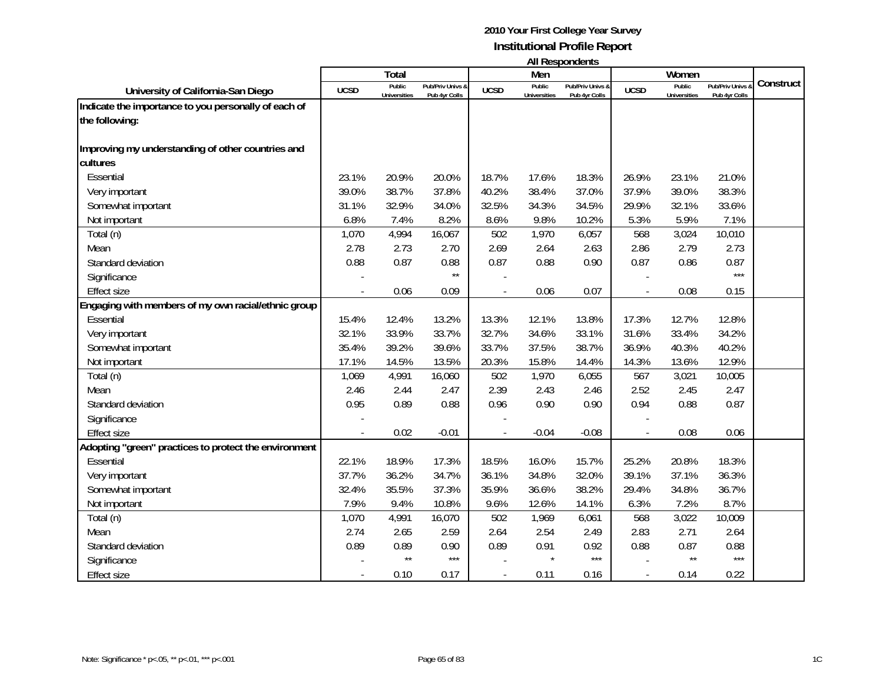**2010 Your First College Year Survey**
**Institutional Profile Report**
**All Respondents**

| University of California-San Diego | Total | | | Men | | | Women | | | Construct |
|---|---|---|---|---|---|---|---|---|---|---|
| | UCSD | Public Universities | Pub/Priv Univs & Pub 4yr Colls | UCSD | Public Universities | Pub/Priv Univs & Pub 4yr Colls | UCSD | Public Universities | Pub/Priv Univs & Pub 4yr Colls | |
| **Indicate the importance to you personally of each of the following:** | | | | | | | | | | |
| **Improving my understanding of other countries and cultures** | | | | | | | | | | |
| Essential | 23.1% | 20.9% | 20.0% | 18.7% | 17.6% | 18.3% | 26.9% | 23.1% | 21.0% | |
| Very important | 39.0% | 38.7% | 37.8% | 40.2% | 38.4% | 37.0% | 37.9% | 39.0% | 38.3% | |
| Somewhat important | 31.1% | 32.9% | 34.0% | 32.5% | 34.3% | 34.5% | 29.9% | 32.1% | 33.6% | |
| Not important | 6.8% | 7.4% | 8.2% | 8.6% | 9.8% | 10.2% | 5.3% | 5.9% | 7.1% | |
| Total (n) | 1,070 | 4,994 | 16,067 | 502 | 1,970 | 6,057 | 568 | 3,024 | 10,010 | |
| Mean | 2.78 | 2.73 | 2.70 | 2.69 | 2.64 | 2.63 | 2.86 | 2.79 | 2.73 | |
| Standard deviation | 0.88 | 0.87 | 0.88 | 0.87 | 0.88 | 0.90 | 0.87 | 0.86 | 0.87 | |
| Significance | - | | ** | - | | | - | | *** | |
| Effect size | - | 0.06 | 0.09 | - | 0.06 | 0.07 | - | 0.08 | 0.15 | |
| **Engaging with members of my own racial/ethnic group** | | | | | | | | | | |
| Essential | 15.4% | 12.4% | 13.2% | 13.3% | 12.1% | 13.8% | 17.3% | 12.7% | 12.8% | |
| Very important | 32.1% | 33.9% | 33.7% | 32.7% | 34.6% | 33.1% | 31.6% | 33.4% | 34.2% | |
| Somewhat important | 35.4% | 39.2% | 39.6% | 33.7% | 37.5% | 38.7% | 36.9% | 40.3% | 40.2% | |
| Not important | 17.1% | 14.5% | 13.5% | 20.3% | 15.8% | 14.4% | 14.3% | 13.6% | 12.9% | |
| Total (n) | 1,069 | 4,991 | 16,060 | 502 | 1,970 | 6,055 | 567 | 3,021 | 10,005 | |
| Mean | 2.46 | 2.44 | 2.47 | 2.39 | 2.43 | 2.46 | 2.52 | 2.45 | 2.47 | |
| Standard deviation | 0.95 | 0.89 | 0.88 | 0.96 | 0.90 | 0.90 | 0.94 | 0.88 | 0.87 | |
| Significance | - | | | - | | | - | | | |
| Effect size | - | 0.02 | -0.01 | - | -0.04 | -0.08 | - | 0.08 | 0.06 | |
| **Adopting "green" practices to protect the environment** | | | | | | | | | | |
| Essential | 22.1% | 18.9% | 17.3% | 18.5% | 16.0% | 15.7% | 25.2% | 20.8% | 18.3% | |
| Very important | 37.7% | 36.2% | 34.7% | 36.1% | 34.8% | 32.0% | 39.1% | 37.1% | 36.3% | |
| Somewhat important | 32.4% | 35.5% | 37.3% | 35.9% | 36.6% | 38.2% | 29.4% | 34.8% | 36.7% | |
| Not important | 7.9% | 9.4% | 10.8% | 9.6% | 12.6% | 14.1% | 6.3% | 7.2% | 8.7% | |
| Total (n) | 1,070 | 4,991 | 16,070 | 502 | 1,969 | 6,061 | 568 | 3,022 | 10,009 | |
| Mean | 2.74 | 2.65 | 2.59 | 2.64 | 2.54 | 2.49 | 2.83 | 2.71 | 2.64 | |
| Standard deviation | 0.89 | 0.89 | 0.90 | 0.89 | 0.91 | 0.92 | 0.88 | 0.87 | 0.88 | |
| Significance | - | ** | *** | - | * | *** | - | ** | *** | |
| Effect size | - | 0.10 | 0.17 | - | 0.11 | 0.16 | - | 0.14 | 0.22 | |

Note: Significance * p<.05, ** p<.01, *** p<.001

1C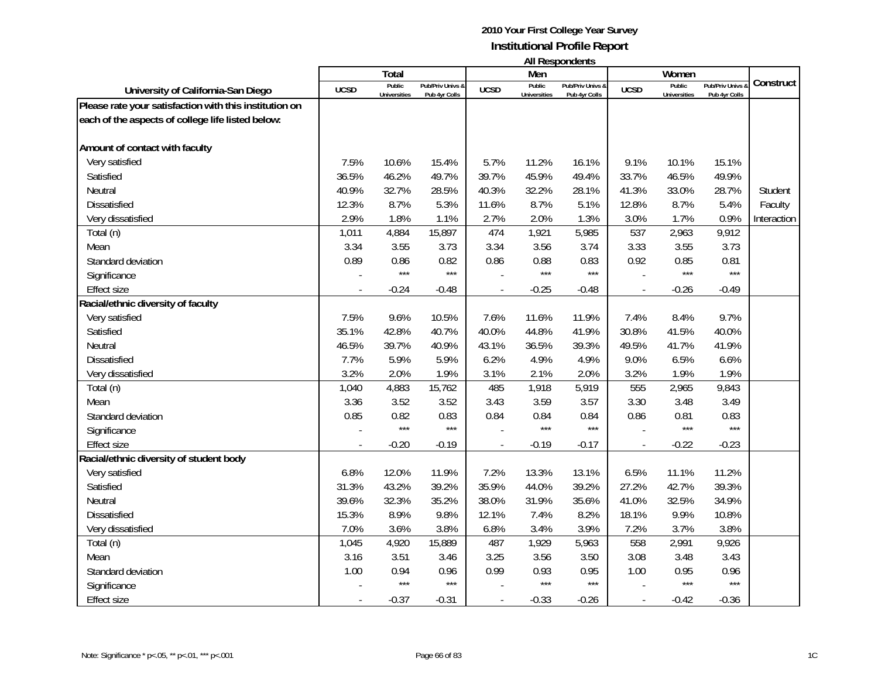**2010 Your First College Year Survey**
**Institutional Profile Report**
**All Respondents**

| University of California-San Diego | Total | | | Men | | | Women | | | Construct |
|---|---|---|---|---|---|---|---|---|---|---|
| | UCSD | Public Universities | Pub/Priv Univs & Pub 4yr Colls | UCSD | Public Universities | Pub/Priv Univs & Pub 4yr Colls | UCSD | Public Universities | Pub/Priv Univs & Pub 4yr Colls | |
| **Please rate your satisfaction with this institution on each of the aspects of college life listed below:** | | | | | | | | | | |
| **Amount of contact with faculty** | | | | | | | | | | |
| Very satisfied | 7.5% | 10.6% | 15.4% | 5.7% | 11.2% | 16.1% | 9.1% | 10.1% | 15.1% | |
| Satisfied | 36.5% | 46.2% | 49.7% | 39.7% | 45.9% | 49.4% | 33.7% | 46.5% | 49.9% | |
| Neutral | 40.9% | 32.7% | 28.5% | 40.3% | 32.2% | 28.1% | 41.3% | 33.0% | 28.7% | Student |
| Dissatisfied | 12.3% | 8.7% | 5.3% | 11.6% | 8.7% | 5.1% | 12.8% | 8.7% | 5.4% | Faculty |
| Very dissatisfied | 2.9% | 1.8% | 1.1% | 2.7% | 2.0% | 1.3% | 3.0% | 1.7% | 0.9% | Interaction |
| Total (n) | 1,011 | 4,884 | 15,897 | 474 | 1,921 | 5,985 | 537 | 2,963 | 9,912 | |
| Mean | 3.34 | 3.55 | 3.73 | 3.34 | 3.56 | 3.74 | 3.33 | 3.55 | 3.73 | |
| Standard deviation | 0.89 | 0.86 | 0.82 | 0.86 | 0.88 | 0.83 | 0.92 | 0.85 | 0.81 | |
| Significance | - | *** | *** | - | *** | *** | - | *** | *** | |
| Effect size | - | -0.24 | -0.48 | - | -0.25 | -0.48 | - | -0.26 | -0.49 | |
| **Racial/ethnic diversity of faculty** | | | | | | | | | | |
| Very satisfied | 7.5% | 9.6% | 10.5% | 7.6% | 11.6% | 11.9% | 7.4% | 8.4% | 9.7% | |
| Satisfied | 35.1% | 42.8% | 40.7% | 40.0% | 44.8% | 41.9% | 30.8% | 41.5% | 40.0% | |
| Neutral | 46.5% | 39.7% | 40.9% | 43.1% | 36.5% | 39.3% | 49.5% | 41.7% | 41.9% | |
| Dissatisfied | 7.7% | 5.9% | 5.9% | 6.2% | 4.9% | 4.9% | 9.0% | 6.5% | 6.6% | |
| Very dissatisfied | 3.2% | 2.0% | 1.9% | 3.1% | 2.1% | 2.0% | 3.2% | 1.9% | 1.9% | |
| Total (n) | 1,040 | 4,883 | 15,762 | 485 | 1,918 | 5,919 | 555 | 2,965 | 9,843 | |
| Mean | 3.36 | 3.52 | 3.52 | 3.43 | 3.59 | 3.57 | 3.30 | 3.48 | 3.49 | |
| Standard deviation | 0.85 | 0.82 | 0.83 | 0.84 | 0.84 | 0.84 | 0.86 | 0.81 | 0.83 | |
| Significance | - | *** | *** | - | *** | *** | - | *** | *** | |
| Effect size | - | -0.20 | -0.19 | - | -0.19 | -0.17 | - | -0.22 | -0.23 | |
| **Racial/ethnic diversity of student body** | | | | | | | | | | |
| Very satisfied | 6.8% | 12.0% | 11.9% | 7.2% | 13.3% | 13.1% | 6.5% | 11.1% | 11.2% | |
| Satisfied | 31.3% | 43.2% | 39.2% | 35.9% | 44.0% | 39.2% | 27.2% | 42.7% | 39.3% | |
| Neutral | 39.6% | 32.3% | 35.2% | 38.0% | 31.9% | 35.6% | 41.0% | 32.5% | 34.9% | |
| Dissatisfied | 15.3% | 8.9% | 9.8% | 12.1% | 7.4% | 8.2% | 18.1% | 9.9% | 10.8% | |
| Very dissatisfied | 7.0% | 3.6% | 3.8% | 6.8% | 3.4% | 3.9% | 7.2% | 3.7% | 3.8% | |
| Total (n) | 1,045 | 4,920 | 15,889 | 487 | 1,929 | 5,963 | 558 | 2,991 | 9,926 | |
| Mean | 3.16 | 3.51 | 3.46 | 3.25 | 3.56 | 3.50 | 3.08 | 3.48 | 3.43 | |
| Standard deviation | 1.00 | 0.94 | 0.96 | 0.99 | 0.93 | 0.95 | 1.00 | 0.95 | 0.96 | |
| Significance | - | *** | *** | - | *** | *** | - | *** | *** | |
| Effect size | - | -0.37 | -0.31 | - | -0.33 | -0.26 | - | -0.42 | -0.36 | |

Note: Significance * p<.05, ** p<.01, *** p<.001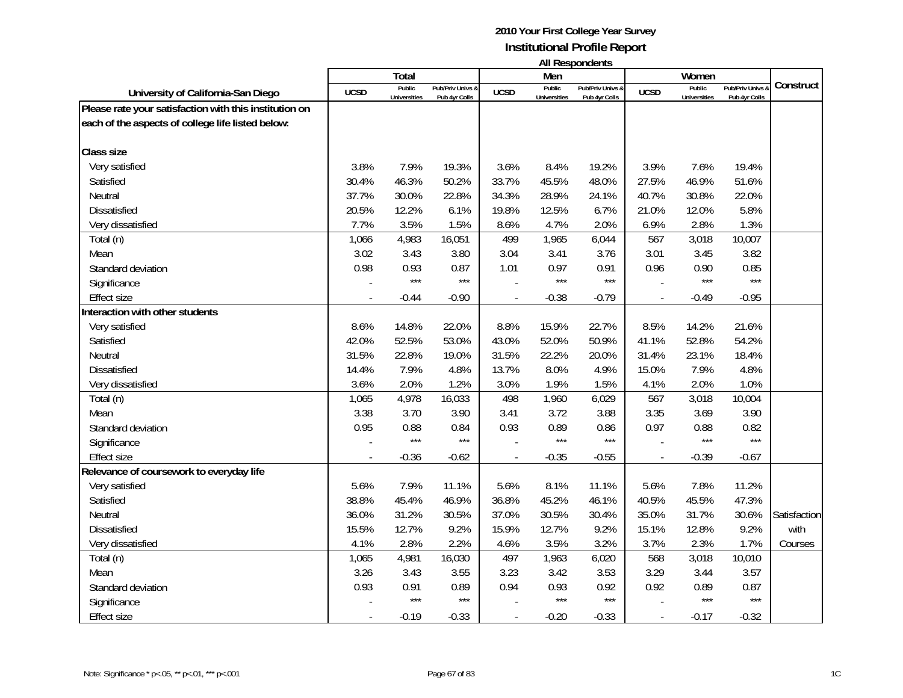# 2010 Your First College Year Survey
## Institutional Profile Report
### All Respondents

| University of California-San Diego | Total | | | Men | | | Women | | | Construct |
|---|---|---|---|---|---|---|---|---|---|---|
| | UCSD | Public Universities | Pub/Priv Univs & Pub 4yr Colls | UCSD | Public Universities | Pub/Priv Univs & Pub 4yr Colls | UCSD | Public Universities | Pub/Priv Univs & Pub 4yr Colls | |
| **Please rate your satisfaction with this institution on each of the aspects of college life listed below:** | | | | | | | | | | |
| **Class size** | | | | | | | | | | |
| Very satisfied | 3.8% | 7.9% | 19.3% | 3.6% | 8.4% | 19.2% | 3.9% | 7.6% | 19.4% | |
| Satisfied | 30.4% | 46.3% | 50.2% | 33.7% | 45.5% | 48.0% | 27.5% | 46.9% | 51.6% | |
| Neutral | 37.7% | 30.0% | 22.8% | 34.3% | 28.9% | 24.1% | 40.7% | 30.8% | 22.0% | |
| Dissatisfied | 20.5% | 12.2% | 6.1% | 19.8% | 12.5% | 6.7% | 21.0% | 12.0% | 5.8% | |
| Very dissatisfied | 7.7% | 3.5% | 1.5% | 8.6% | 4.7% | 2.0% | 6.9% | 2.8% | 1.3% | |
| Total (n) | 1,066 | 4,983 | 16,051 | 499 | 1,965 | 6,044 | 567 | 3,018 | 10,007 | |
| Mean | 3.02 | 3.43 | 3.80 | 3.04 | 3.41 | 3.76 | 3.01 | 3.45 | 3.82 | |
| Standard deviation | 0.98 | 0.93 | 0.87 | 1.01 | 0.97 | 0.91 | 0.96 | 0.90 | 0.85 | |
| Significance | - | *** | *** | - | *** | *** | - | *** | *** | |
| Effect size | - | -0.44 | -0.90 | - | -0.38 | -0.79 | - | -0.49 | -0.95 | |
| **Interaction with other students** | | | | | | | | | | |
| Very satisfied | 8.6% | 14.8% | 22.0% | 8.8% | 15.9% | 22.7% | 8.5% | 14.2% | 21.6% | |
| Satisfied | 42.0% | 52.5% | 53.0% | 43.0% | 52.0% | 50.9% | 41.1% | 52.8% | 54.2% | |
| Neutral | 31.5% | 22.8% | 19.0% | 31.5% | 22.2% | 20.0% | 31.4% | 23.1% | 18.4% | |
| Dissatisfied | 14.4% | 7.9% | 4.8% | 13.7% | 8.0% | 4.9% | 15.0% | 7.9% | 4.8% | |
| Very dissatisfied | 3.6% | 2.0% | 1.2% | 3.0% | 1.9% | 1.5% | 4.1% | 2.0% | 1.0% | |
| Total (n) | 1,065 | 4,978 | 16,033 | 498 | 1,960 | 6,029 | 567 | 3,018 | 10,004 | |
| Mean | 3.38 | 3.70 | 3.90 | 3.41 | 3.72 | 3.88 | 3.35 | 3.69 | 3.90 | |
| Standard deviation | 0.95 | 0.88 | 0.84 | 0.93 | 0.89 | 0.86 | 0.97 | 0.88 | 0.82 | |
| Significance | - | *** | *** | - | *** | *** | - | *** | *** | |
| Effect size | - | -0.36 | -0.62 | - | -0.35 | -0.55 | - | -0.39 | -0.67 | |
| **Relevance of coursework to everyday life** | | | | | | | | | | |
| Very satisfied | 5.6% | 7.9% | 11.1% | 5.6% | 8.1% | 11.1% | 5.6% | 7.8% | 11.2% | |
| Satisfied | 38.8% | 45.4% | 46.9% | 36.8% | 45.2% | 46.1% | 40.5% | 45.5% | 47.3% | |
| Neutral | 36.0% | 31.2% | 30.5% | 37.0% | 30.5% | 30.4% | 35.0% | 31.7% | 30.6% | Satisfaction |
| Dissatisfied | 15.5% | 12.7% | 9.2% | 15.9% | 12.7% | 9.2% | 15.1% | 12.8% | 9.2% | with |
| Very dissatisfied | 4.1% | 2.8% | 2.2% | 4.6% | 3.5% | 3.2% | 3.7% | 2.3% | 1.7% | Courses |
| Total (n) | 1,065 | 4,981 | 16,030 | 497 | 1,963 | 6,020 | 568 | 3,018 | 10,010 | |
| Mean | 3.26 | 3.43 | 3.55 | 3.23 | 3.42 | 3.53 | 3.29 | 3.44 | 3.57 | |
| Standard deviation | 0.93 | 0.91 | 0.89 | 0.94 | 0.93 | 0.92 | 0.92 | 0.89 | 0.87 | |
| Significance | - | *** | *** | - | *** | *** | - | *** | *** | |
| Effect size | - | -0.19 | -0.33 | - | -0.20 | -0.33 | - | -0.17 | -0.32 | |

Note: Significance * p<.05, ** p<.01, *** p<.001

1C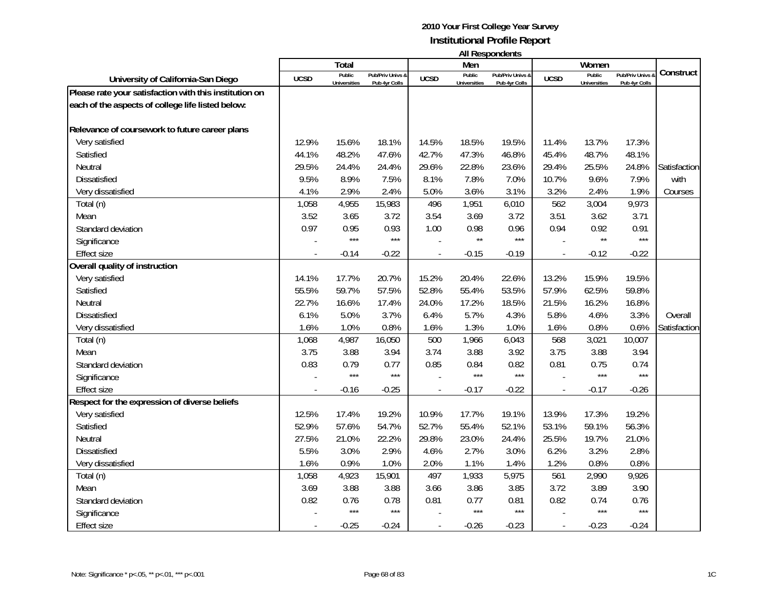# 2010 Your First College Year Survey
## Institutional Profile Report
### All Respondents

| University of California-San Diego | Total | | | Men | | | Women | | | Construct |
|---|---|---|---|---|---|---|---|---|---|---|
| | UCSD | Public Universities | Pub/Priv Univs & Pub 4yr Colls | UCSD | Public Universities | Pub/Priv Univs & Pub 4yr Colls | UCSD | Public Universities | Pub/Priv Univs & Pub 4yr Colls | |
| **Please rate your satisfaction with this institution on each of the aspects of college life listed below:** | | | | | | | | | | |
| **Relevance of coursework to future career plans** | | | | | | | | | | |
| Very satisfied | 12.9% | 15.6% | 18.1% | 14.5% | 18.5% | 19.5% | 11.4% | 13.7% | 17.3% | |
| Satisfied | 44.1% | 48.2% | 47.6% | 42.7% | 47.3% | 46.8% | 45.4% | 48.7% | 48.1% | |
| Neutral | 29.5% | 24.4% | 24.4% | 29.6% | 22.8% | 23.6% | 29.4% | 25.5% | 24.8% | Satisfaction |
| Dissatisfied | 9.5% | 8.9% | 7.5% | 8.1% | 7.8% | 7.0% | 10.7% | 9.6% | 7.9% | with |
| Very dissatisfied | 4.1% | 2.9% | 2.4% | 5.0% | 3.6% | 3.1% | 3.2% | 2.4% | 1.9% | Courses |
| Total (n) | 1,058 | 4,955 | 15,983 | 496 | 1,951 | 6,010 | 562 | 3,004 | 9,973 | |
| Mean | 3.52 | 3.65 | 3.72 | 3.54 | 3.69 | 3.72 | 3.51 | 3.62 | 3.71 | |
| Standard deviation | 0.97 | 0.95 | 0.93 | 1.00 | 0.98 | 0.96 | 0.94 | 0.92 | 0.91 | |
| Significance | - | *** | *** | - | ** | *** | - | ** | *** | |
| Effect size | - | -0.14 | -0.22 | - | -0.15 | -0.19 | - | -0.12 | -0.22 | |
| **Overall quality of instruction** | | | | | | | | | | |
| Very satisfied | 14.1% | 17.7% | 20.7% | 15.2% | 20.4% | 22.6% | 13.2% | 15.9% | 19.5% | |
| Satisfied | 55.5% | 59.7% | 57.5% | 52.8% | 55.4% | 53.5% | 57.9% | 62.5% | 59.8% | |
| Neutral | 22.7% | 16.6% | 17.4% | 24.0% | 17.2% | 18.5% | 21.5% | 16.2% | 16.8% | |
| Dissatisfied | 6.1% | 5.0% | 3.7% | 6.4% | 5.7% | 4.3% | 5.8% | 4.6% | 3.3% | Overall |
| Very dissatisfied | 1.6% | 1.0% | 0.8% | 1.6% | 1.3% | 1.0% | 1.6% | 0.8% | 0.6% | Satisfaction |
| Total (n) | 1,068 | 4,987 | 16,050 | 500 | 1,966 | 6,043 | 568 | 3,021 | 10,007 | |
| Mean | 3.75 | 3.88 | 3.94 | 3.74 | 3.88 | 3.92 | 3.75 | 3.88 | 3.94 | |
| Standard deviation | 0.83 | 0.79 | 0.77 | 0.85 | 0.84 | 0.82 | 0.81 | 0.75 | 0.74 | |
| Significance | - | *** | *** | - | *** | *** | - | *** | *** | |
| Effect size | - | -0.16 | -0.25 | - | -0.17 | -0.22 | - | -0.17 | -0.26 | |
| **Respect for the expression of diverse beliefs** | | | | | | | | | | |
| Very satisfied | 12.5% | 17.4% | 19.2% | 10.9% | 17.7% | 19.1% | 13.9% | 17.3% | 19.2% | |
| Satisfied | 52.9% | 57.6% | 54.7% | 52.7% | 55.4% | 52.1% | 53.1% | 59.1% | 56.3% | |
| Neutral | 27.5% | 21.0% | 22.2% | 29.8% | 23.0% | 24.4% | 25.5% | 19.7% | 21.0% | |
| Dissatisfied | 5.5% | 3.0% | 2.9% | 4.6% | 2.7% | 3.0% | 6.2% | 3.2% | 2.8% | |
| Very dissatisfied | 1.6% | 0.9% | 1.0% | 2.0% | 1.1% | 1.4% | 1.2% | 0.8% | 0.8% | |
| Total (n) | 1,058 | 4,923 | 15,901 | 497 | 1,933 | 5,975 | 561 | 2,990 | 9,926 | |
| Mean | 3.69 | 3.88 | 3.88 | 3.66 | 3.86 | 3.85 | 3.72 | 3.89 | 3.90 | |
| Standard deviation | 0.82 | 0.76 | 0.78 | 0.81 | 0.77 | 0.81 | 0.82 | 0.74 | 0.76 | |
| Significance | - | *** | *** | - | *** | *** | - | *** | *** | |
| Effect size | - | -0.25 | -0.24 | - | -0.26 | -0.23 | - | -0.23 | -0.24 | |

Note: Significance * p<.05, ** p<.01, *** p<.001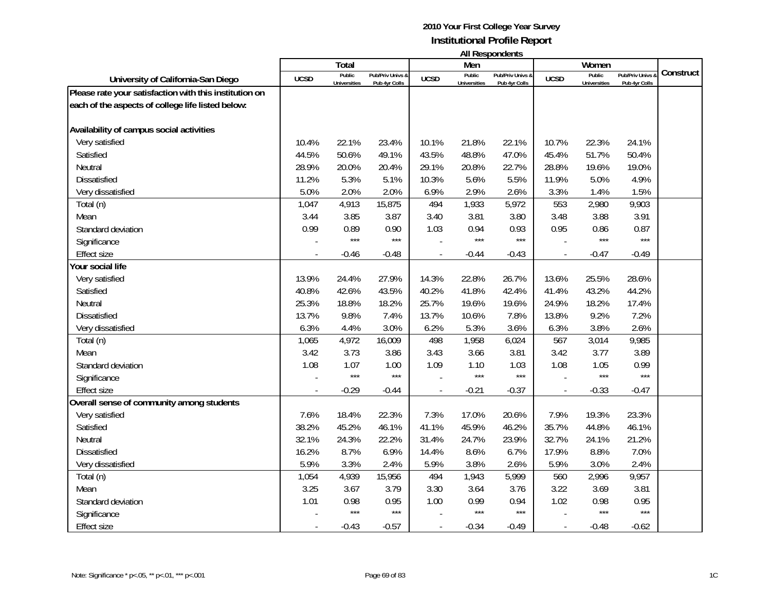# 2010 Your First College Year Survey

## Institutional Profile Report

### All Respondents

| University of California-San Diego | Total | | | Men | | | Women | | | Construct |
|---|---|---|---|---|---|---|---|---|---|---|
| | UCSD | Public Universities | Pub/Priv Univs & Pub 4yr Colls | UCSD | Public Universities | Pub/Priv Univs & Pub 4yr Colls | UCSD | Public Universities | Pub/Priv Univs & Pub 4yr Colls | |
| **Please rate your satisfaction with this institution on each of the aspects of college life listed below:** | | | | | | | | | | |
| **Availability of campus social activities** | | | | | | | | | | |
| Very satisfied | 10.4% | 22.1% | 23.4% | 10.1% | 21.8% | 22.1% | 10.7% | 22.3% | 24.1% | |
| Satisfied | 44.5% | 50.6% | 49.1% | 43.5% | 48.8% | 47.0% | 45.4% | 51.7% | 50.4% | |
| Neutral | 28.9% | 20.0% | 20.4% | 29.1% | 20.8% | 22.7% | 28.8% | 19.6% | 19.0% | |
| Dissatisfied | 11.2% | 5.3% | 5.1% | 10.3% | 5.6% | 5.5% | 11.9% | 5.0% | 4.9% | |
| Very dissatisfied | 5.0% | 2.0% | 2.0% | 6.9% | 2.9% | 2.6% | 3.3% | 1.4% | 1.5% | |
| Total (n) | 1,047 | 4,913 | 15,875 | 494 | 1,933 | 5,972 | 553 | 2,980 | 9,903 | |
| Mean | 3.44 | 3.85 | 3.87 | 3.40 | 3.81 | 3.80 | 3.48 | 3.88 | 3.91 | |
| Standard deviation | 0.99 | 0.89 | 0.90 | 1.03 | 0.94 | 0.93 | 0.95 | 0.86 | 0.87 | |
| Significance | - | *** | *** | - | *** | *** | - | *** | *** | |
| Effect size | - | -0.46 | -0.48 | - | -0.44 | -0.43 | - | -0.47 | -0.49 | |
| **Your social life** | | | | | | | | | | |
| Very satisfied | 13.9% | 24.4% | 27.9% | 14.3% | 22.8% | 26.7% | 13.6% | 25.5% | 28.6% | |
| Satisfied | 40.8% | 42.6% | 43.5% | 40.2% | 41.8% | 42.4% | 41.4% | 43.2% | 44.2% | |
| Neutral | 25.3% | 18.8% | 18.2% | 25.7% | 19.6% | 19.6% | 24.9% | 18.2% | 17.4% | |
| Dissatisfied | 13.7% | 9.8% | 7.4% | 13.7% | 10.6% | 7.8% | 13.8% | 9.2% | 7.2% | |
| Very dissatisfied | 6.3% | 4.4% | 3.0% | 6.2% | 5.3% | 3.6% | 6.3% | 3.8% | 2.6% | |
| Total (n) | 1,065 | 4,972 | 16,009 | 498 | 1,958 | 6,024 | 567 | 3,014 | 9,985 | |
| Mean | 3.42 | 3.73 | 3.86 | 3.43 | 3.66 | 3.81 | 3.42 | 3.77 | 3.89 | |
| Standard deviation | 1.08 | 1.07 | 1.00 | 1.09 | 1.10 | 1.03 | 1.08 | 1.05 | 0.99 | |
| Significance | - | *** | *** | - | *** | *** | - | *** | *** | |
| Effect size | - | -0.29 | -0.44 | - | -0.21 | -0.37 | - | -0.33 | -0.47 | |
| **Overall sense of community among students** | | | | | | | | | | |
| Very satisfied | 7.6% | 18.4% | 22.3% | 7.3% | 17.0% | 20.6% | 7.9% | 19.3% | 23.3% | |
| Satisfied | 38.2% | 45.2% | 46.1% | 41.1% | 45.9% | 46.2% | 35.7% | 44.8% | 46.1% | |
| Neutral | 32.1% | 24.3% | 22.2% | 31.4% | 24.7% | 23.9% | 32.7% | 24.1% | 21.2% | |
| Dissatisfied | 16.2% | 8.7% | 6.9% | 14.4% | 8.6% | 6.7% | 17.9% | 8.8% | 7.0% | |
| Very dissatisfied | 5.9% | 3.3% | 2.4% | 5.9% | 3.8% | 2.6% | 5.9% | 3.0% | 2.4% | |
| Total (n) | 1,054 | 4,939 | 15,956 | 494 | 1,943 | 5,999 | 560 | 2,996 | 9,957 | |
| Mean | 3.25 | 3.67 | 3.79 | 3.30 | 3.64 | 3.76 | 3.22 | 3.69 | 3.81 | |
| Standard deviation | 1.01 | 0.98 | 0.95 | 1.00 | 0.99 | 0.94 | 1.02 | 0.98 | 0.95 | |
| Significance | - | *** | *** | - | *** | *** | - | *** | *** | |
| Effect size | - | -0.43 | -0.57 | - | -0.34 | -0.49 | - | -0.48 | -0.62 | |

Note: Significance * p<.05, ** p<.01, *** p<.001

1C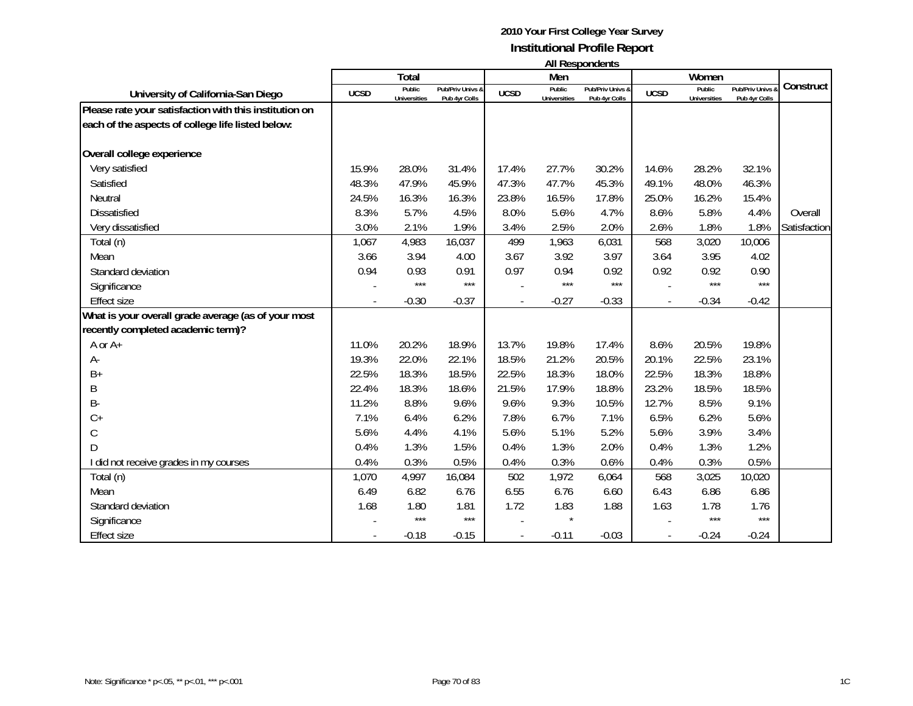**2010 Your First College Year Survey**

**Institutional Profile Report**

**All Respondents**

| University of California-San Diego | Total | | | Men | | | Women | | | Construct |
|---|---|---|---|---|---|---|---|---|---|---|
| | UCSD | Public Universities | Pub/Priv Univs & Pub 4yr Colls | UCSD | Public Universities | Pub/Priv Univs & Pub 4yr Colls | UCSD | Public Universities | Pub/Priv Univs & Pub 4yr Colls | |
| **Please rate your satisfaction with this institution on each of the aspects of college life listed below:** | | | | | | | | | | |
| **Overall college experience** | | | | | | | | | | |
| Very satisfied | 15.9% | 28.0% | 31.4% | 17.4% | 27.7% | 30.2% | 14.6% | 28.2% | 32.1% | |
| Satisfied | 48.3% | 47.9% | 45.9% | 47.3% | 47.7% | 45.3% | 49.1% | 48.0% | 46.3% | |
| Neutral | 24.5% | 16.3% | 16.3% | 23.8% | 16.5% | 17.8% | 25.0% | 16.2% | 15.4% | |
| Dissatisfied | 8.3% | 5.7% | 4.5% | 8.0% | 5.6% | 4.7% | 8.6% | 5.8% | 4.4% | Overall |
| Very dissatisfied | 3.0% | 2.1% | 1.9% | 3.4% | 2.5% | 2.0% | 2.6% | 1.8% | 1.8% | Satisfaction |
| Total (n) | 1,067 | 4,983 | 16,037 | 499 | 1,963 | 6,031 | 568 | 3,020 | 10,006 | |
| Mean | 3.66 | 3.94 | 4.00 | 3.67 | 3.92 | 3.97 | 3.64 | 3.95 | 4.02 | |
| Standard deviation | 0.94 | 0.93 | 0.91 | 0.97 | 0.94 | 0.92 | 0.92 | 0.92 | 0.90 | |
| Significance | - | *** | *** | - | *** | *** | - | *** | *** | |
| Effect size | - | -0.30 | -0.37 | - | -0.27 | -0.33 | - | -0.34 | -0.42 | |
| **What is your overall grade average (as of your most recently completed academic term)?** | | | | | | | | | | |
| A or A+ | 11.0% | 20.2% | 18.9% | 13.7% | 19.8% | 17.4% | 8.6% | 20.5% | 19.8% | |
| A- | 19.3% | 22.0% | 22.1% | 18.5% | 21.2% | 20.5% | 20.1% | 22.5% | 23.1% | |
| B+ | 22.5% | 18.3% | 18.5% | 22.5% | 18.3% | 18.0% | 22.5% | 18.3% | 18.8% | |
| B | 22.4% | 18.3% | 18.6% | 21.5% | 17.9% | 18.8% | 23.2% | 18.5% | 18.5% | |
| B- | 11.2% | 8.8% | 9.6% | 9.6% | 9.3% | 10.5% | 12.7% | 8.5% | 9.1% | |
| C+ | 7.1% | 6.4% | 6.2% | 7.8% | 6.7% | 7.1% | 6.5% | 6.2% | 5.6% | |
| C | 5.6% | 4.4% | 4.1% | 5.6% | 5.1% | 5.2% | 5.6% | 3.9% | 3.4% | |
| D | 0.4% | 1.3% | 1.5% | 0.4% | 1.3% | 2.0% | 0.4% | 1.3% | 1.2% | |
| I did not receive grades in my courses | 0.4% | 0.3% | 0.5% | 0.4% | 0.3% | 0.6% | 0.4% | 0.3% | 0.5% | |
| Total (n) | 1,070 | 4,997 | 16,084 | 502 | 1,972 | 6,064 | 568 | 3,025 | 10,020 | |
| Mean | 6.49 | 6.82 | 6.76 | 6.55 | 6.76 | 6.60 | 6.43 | 6.86 | 6.86 | |
| Standard deviation | 1.68 | 1.80 | 1.81 | 1.72 | 1.83 | 1.88 | 1.63 | 1.78 | 1.76 | |
| Significance | - | *** | *** | - | * | | - | *** | *** | |
| Effect size | - | -0.18 | -0.15 | - | -0.11 | -0.03 | - | -0.24 | -0.24 | |

Note: Significance * p<.05, ** p<.01, *** p<.001

1C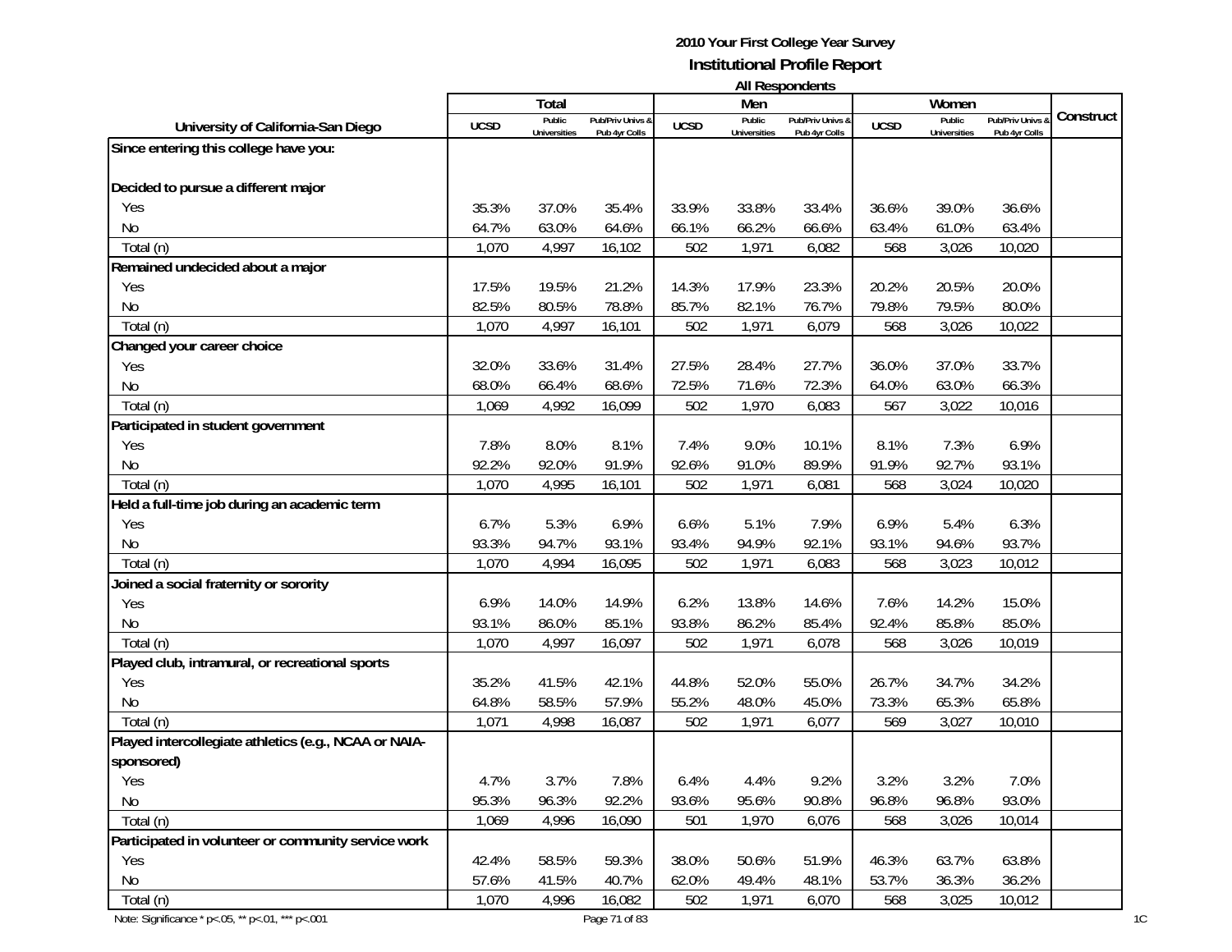**2010 Your First College Year Survey**

**Institutional Profile Report**

**All Respondents**

| University of California-San Diego | Total | | | Men | | | Women | | | Construct |
|---|---|---|---|---|---|---|---|---|---|---|
| | UCSD | Public Universities | Pub/Priv Univs & Pub 4yr Colls | UCSD | Public Universities | Pub/Priv Univs & Pub 4yr Colls | UCSD | Public Universities | Pub/Priv Univs & Pub 4yr Colls | |
| **Since entering this college have you:** | | | | | | | | | | |
| **Decided to pursue a different major** | | | | | | | | | | |
| Yes | 35.3% | 37.0% | 35.4% | 33.9% | 33.8% | 33.4% | 36.6% | 39.0% | 36.6% | |
| No | 64.7% | 63.0% | 64.6% | 66.1% | 66.2% | 66.6% | 63.4% | 61.0% | 63.4% | |
| Total (n) | 1,070 | 4,997 | 16,102 | 502 | 1,971 | 6,082 | 568 | 3,026 | 10,020 | |
| **Remained undecided about a major** | | | | | | | | | | |
| Yes | 17.5% | 19.5% | 21.2% | 14.3% | 17.9% | 23.3% | 20.2% | 20.5% | 20.0% | |
| No | 82.5% | 80.5% | 78.8% | 85.7% | 82.1% | 76.7% | 79.8% | 79.5% | 80.0% | |
| Total (n) | 1,070 | 4,997 | 16,101 | 502 | 1,971 | 6,079 | 568 | 3,026 | 10,022 | |
| **Changed your career choice** | | | | | | | | | | |
| Yes | 32.0% | 33.6% | 31.4% | 27.5% | 28.4% | 27.7% | 36.0% | 37.0% | 33.7% | |
| No | 68.0% | 66.4% | 68.6% | 72.5% | 71.6% | 72.3% | 64.0% | 63.0% | 66.3% | |
| Total (n) | 1,069 | 4,992 | 16,099 | 502 | 1,970 | 6,083 | 567 | 3,022 | 10,016 | |
| **Participated in student government** | | | | | | | | | | |
| Yes | 7.8% | 8.0% | 8.1% | 7.4% | 9.0% | 10.1% | 8.1% | 7.3% | 6.9% | |
| No | 92.2% | 92.0% | 91.9% | 92.6% | 91.0% | 89.9% | 91.9% | 92.7% | 93.1% | |
| Total (n) | 1,070 | 4,995 | 16,101 | 502 | 1,971 | 6,081 | 568 | 3,024 | 10,020 | |
| **Held a full-time job during an academic term** | | | | | | | | | | |
| Yes | 6.7% | 5.3% | 6.9% | 6.6% | 5.1% | 7.9% | 6.9% | 5.4% | 6.3% | |
| No | 93.3% | 94.7% | 93.1% | 93.4% | 94.9% | 92.1% | 93.1% | 94.6% | 93.7% | |
| Total (n) | 1,070 | 4,994 | 16,095 | 502 | 1,971 | 6,083 | 568 | 3,023 | 10,012 | |
| **Joined a social fraternity or sorority** | | | | | | | | | | |
| Yes | 6.9% | 14.0% | 14.9% | 6.2% | 13.8% | 14.6% | 7.6% | 14.2% | 15.0% | |
| No | 93.1% | 86.0% | 85.1% | 93.8% | 86.2% | 85.4% | 92.4% | 85.8% | 85.0% | |
| Total (n) | 1,070 | 4,997 | 16,097 | 502 | 1,971 | 6,078 | 568 | 3,026 | 10,019 | |
| **Played club, intramural, or recreational sports** | | | | | | | | | | |
| Yes | 35.2% | 41.5% | 42.1% | 44.8% | 52.0% | 55.0% | 26.7% | 34.7% | 34.2% | |
| No | 64.8% | 58.5% | 57.9% | 55.2% | 48.0% | 45.0% | 73.3% | 65.3% | 65.8% | |
| Total (n) | 1,071 | 4,998 | 16,087 | 502 | 1,971 | 6,077 | 569 | 3,027 | 10,010 | |
| **Played intercollegiate athletics (e.g., NCAA or NAIA-sponsored)** | | | | | | | | | | |
| Yes | 4.7% | 3.7% | 7.8% | 6.4% | 4.4% | 9.2% | 3.2% | 3.2% | 7.0% | |
| No | 95.3% | 96.3% | 92.2% | 93.6% | 95.6% | 90.8% | 96.8% | 96.8% | 93.0% | |
| Total (n) | 1,069 | 4,996 | 16,090 | 501 | 1,970 | 6,076 | 568 | 3,026 | 10,014 | |
| **Participated in volunteer or community service work** | | | | | | | | | | |
| Yes | 42.4% | 58.5% | 59.3% | 38.0% | 50.6% | 51.9% | 46.3% | 63.7% | 63.8% | |
| No | 57.6% | 41.5% | 40.7% | 62.0% | 49.4% | 48.1% | 53.7% | 36.3% | 36.2% | |
| Total (n) | 1,070 | 4,996 | 16,082 | 502 | 1,971 | 6,070 | 568 | 3,025 | 10,012 | |

Note: Significance * p<.05, ** p<.01, *** p<.001

1C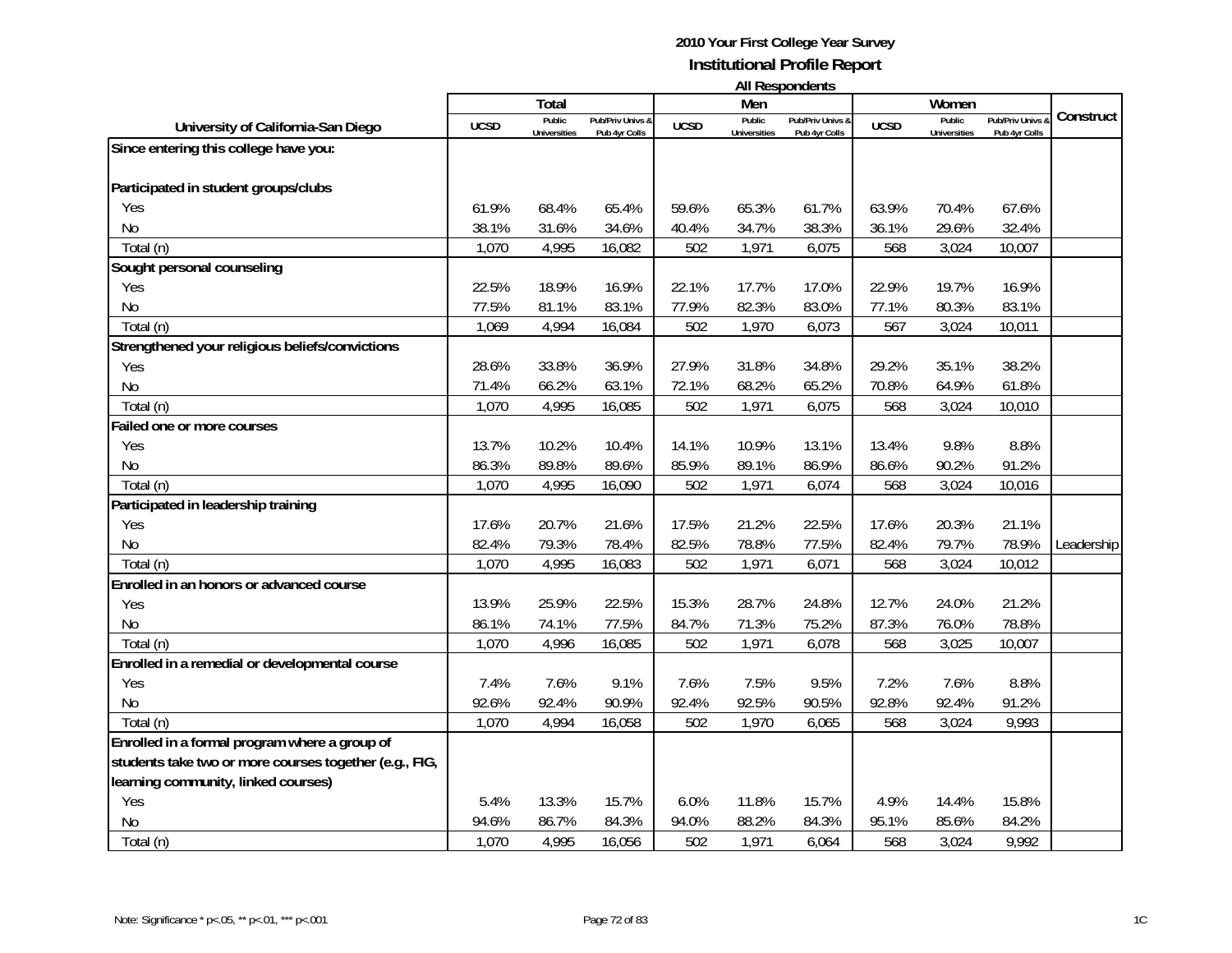**2010 Your First College Year Survey**
**Institutional Profile Report**
**All Respondents**

| University of California-San Diego | Total | | | Men | | | Women | | | Construct |
|---|---|---|---|---|---|---|---|---|---|---|
| | UCSD | Public Universities | Pub/Priv Univs & Pub 4yr Colls | UCSD | Public Universities | Pub/Priv Univs & Pub 4yr Colls | UCSD | Public Universities | Pub/Priv Univs & Pub 4yr Colls | |
| **Since entering this college have you:** | | | | | | | | | | |
| **Participated in student groups/clubs** | | | | | | | | | | |
| Yes | 61.9% | 68.4% | 65.4% | 59.6% | 65.3% | 61.7% | 63.9% | 70.4% | 67.6% | |
| No | 38.1% | 31.6% | 34.6% | 40.4% | 34.7% | 38.3% | 36.1% | 29.6% | 32.4% | |
| Total (n) | 1,070 | 4,995 | 16,082 | 502 | 1,971 | 6,075 | 568 | 3,024 | 10,007 | |
| **Sought personal counseling** | | | | | | | | | | |
| Yes | 22.5% | 18.9% | 16.9% | 22.1% | 17.7% | 17.0% | 22.9% | 19.7% | 16.9% | |
| No | 77.5% | 81.1% | 83.1% | 77.9% | 82.3% | 83.0% | 77.1% | 80.3% | 83.1% | |
| Total (n) | 1,069 | 4,994 | 16,084 | 502 | 1,970 | 6,073 | 567 | 3,024 | 10,011 | |
| **Strengthened your religious beliefs/convictions** | | | | | | | | | | |
| Yes | 28.6% | 33.8% | 36.9% | 27.9% | 31.8% | 34.8% | 29.2% | 35.1% | 38.2% | |
| No | 71.4% | 66.2% | 63.1% | 72.1% | 68.2% | 65.2% | 70.8% | 64.9% | 61.8% | |
| Total (n) | 1,070 | 4,995 | 16,085 | 502 | 1,971 | 6,075 | 568 | 3,024 | 10,010 | |
| **Failed one or more courses** | | | | | | | | | | |
| Yes | 13.7% | 10.2% | 10.4% | 14.1% | 10.9% | 13.1% | 13.4% | 9.8% | 8.8% | |
| No | 86.3% | 89.8% | 89.6% | 85.9% | 89.1% | 86.9% | 86.6% | 90.2% | 91.2% | |
| Total (n) | 1,070 | 4,995 | 16,090 | 502 | 1,971 | 6,074 | 568 | 3,024 | 10,016 | |
| **Participated in leadership training** | | | | | | | | | | |
| Yes | 17.6% | 20.7% | 21.6% | 17.5% | 21.2% | 22.5% | 17.6% | 20.3% | 21.1% | |
| No | 82.4% | 79.3% | 78.4% | 82.5% | 78.8% | 77.5% | 82.4% | 79.7% | 78.9% | Leadership |
| Total (n) | 1,070 | 4,995 | 16,083 | 502 | 1,971 | 6,071 | 568 | 3,024 | 10,012 | |
| **Enrolled in an honors or advanced course** | | | | | | | | | | |
| Yes | 13.9% | 25.9% | 22.5% | 15.3% | 28.7% | 24.8% | 12.7% | 24.0% | 21.2% | |
| No | 86.1% | 74.1% | 77.5% | 84.7% | 71.3% | 75.2% | 87.3% | 76.0% | 78.8% | |
| Total (n) | 1,070 | 4,996 | 16,085 | 502 | 1,971 | 6,078 | 568 | 3,025 | 10,007 | |
| **Enrolled in a remedial or developmental course** | | | | | | | | | | |
| Yes | 7.4% | 7.6% | 9.1% | 7.6% | 7.5% | 9.5% | 7.2% | 7.6% | 8.8% | |
| No | 92.6% | 92.4% | 90.9% | 92.4% | 92.5% | 90.5% | 92.8% | 92.4% | 91.2% | |
| Total (n) | 1,070 | 4,994 | 16,058 | 502 | 1,970 | 6,065 | 568 | 3,024 | 9,993 | |
| **Enrolled in a formal program where a group of students take two or more courses together (e.g., FIG, learning community, linked courses)** | | | | | | | | | | |
| Yes | 5.4% | 13.3% | 15.7% | 6.0% | 11.8% | 15.7% | 4.9% | 14.4% | 15.8% | |
| No | 94.6% | 86.7% | 84.3% | 94.0% | 88.2% | 84.3% | 95.1% | 85.6% | 84.2% | |
| Total (n) | 1,070 | 4,995 | 16,056 | 502 | 1,971 | 6,064 | 568 | 3,024 | 9,992 | |

Note: Significance * p<.05, ** p<.01, *** p<.001

1C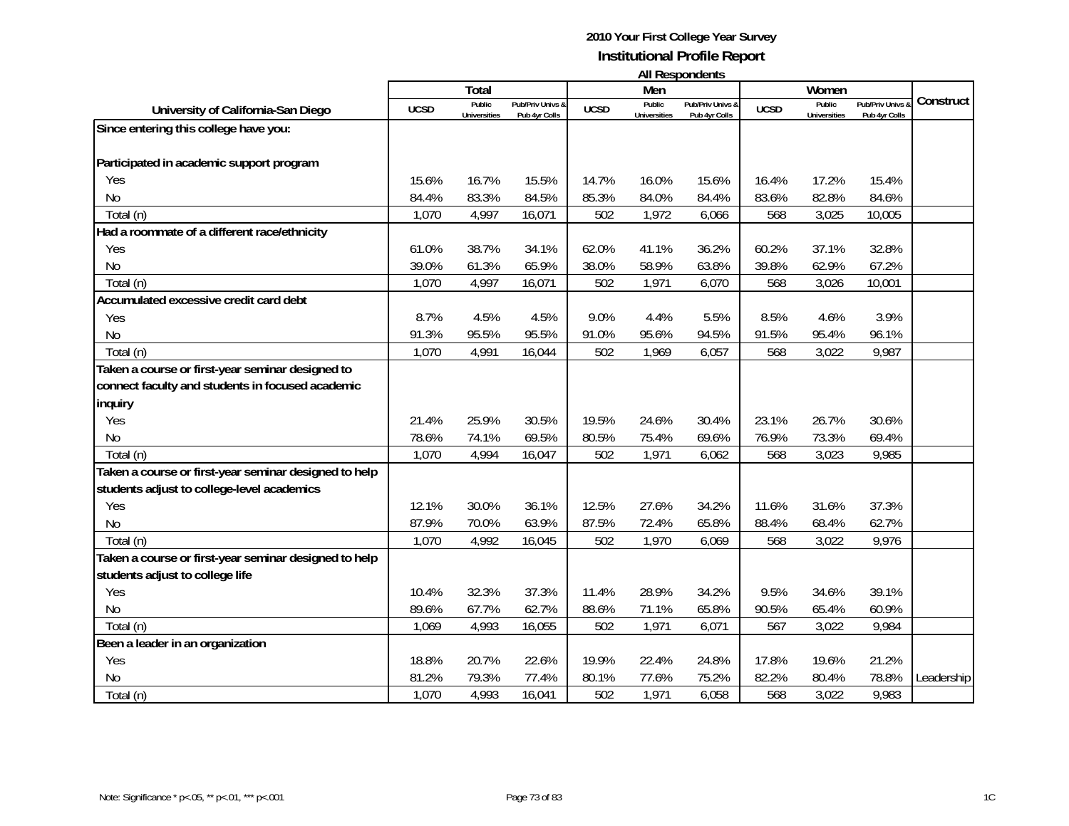## 2010 Your First College Year Survey

## Institutional Profile Report

### All Respondents

| University of California-San Diego | Total | | | Men | | | Women | | | Construct |
|---|---|---|---|---|---|---|---|---|---|---|
| | UCSD | Public Universities | Pub/Priv Univs & Pub 4yr Colls | UCSD | Public Universities | Pub/Priv Univs & Pub 4yr Colls | UCSD | Public Universities | Pub/Priv Univs & Pub 4yr Colls | |
| **Since entering this college have you:** | | | | | | | | | | |
| **Participated in academic support program** | | | | | | | | | | |
| Yes | 15.6% | 16.7% | 15.5% | 14.7% | 16.0% | 15.6% | 16.4% | 17.2% | 15.4% | |
| No | 84.4% | 83.3% | 84.5% | 85.3% | 84.0% | 84.4% | 83.6% | 82.8% | 84.6% | |
| Total (n) | 1,070 | 4,997 | 16,071 | 502 | 1,972 | 6,066 | 568 | 3,025 | 10,005 | |
| **Had a roommate of a different race/ethnicity** | | | | | | | | | | |
| Yes | 61.0% | 38.7% | 34.1% | 62.0% | 41.1% | 36.2% | 60.2% | 37.1% | 32.8% | |
| No | 39.0% | 61.3% | 65.9% | 38.0% | 58.9% | 63.8% | 39.8% | 62.9% | 67.2% | |
| Total (n) | 1,070 | 4,997 | 16,071 | 502 | 1,971 | 6,070 | 568 | 3,026 | 10,001 | |
| **Accumulated excessive credit card debt** | | | | | | | | | | |
| Yes | 8.7% | 4.5% | 4.5% | 9.0% | 4.4% | 5.5% | 8.5% | 4.6% | 3.9% | |
| No | 91.3% | 95.5% | 95.5% | 91.0% | 95.6% | 94.5% | 91.5% | 95.4% | 96.1% | |
| Total (n) | 1,070 | 4,991 | 16,044 | 502 | 1,969 | 6,057 | 568 | 3,022 | 9,987 | |
| **Taken a course or first-year seminar designed to connect faculty and students in focused academic inquiry** | | | | | | | | | | |
| Yes | 21.4% | 25.9% | 30.5% | 19.5% | 24.6% | 30.4% | 23.1% | 26.7% | 30.6% | |
| No | 78.6% | 74.1% | 69.5% | 80.5% | 75.4% | 69.6% | 76.9% | 73.3% | 69.4% | |
| Total (n) | 1,070 | 4,994 | 16,047 | 502 | 1,971 | 6,062 | 568 | 3,023 | 9,985 | |
| **Taken a course or first-year seminar designed to help students adjust to college-level academics** | | | | | | | | | | |
| Yes | 12.1% | 30.0% | 36.1% | 12.5% | 27.6% | 34.2% | 11.6% | 31.6% | 37.3% | |
| No | 87.9% | 70.0% | 63.9% | 87.5% | 72.4% | 65.8% | 88.4% | 68.4% | 62.7% | |
| Total (n) | 1,070 | 4,992 | 16,045 | 502 | 1,970 | 6,069 | 568 | 3,022 | 9,976 | |
| **Taken a course or first-year seminar designed to help students adjust to college life** | | | | | | | | | | |
| Yes | 10.4% | 32.3% | 37.3% | 11.4% | 28.9% | 34.2% | 9.5% | 34.6% | 39.1% | |
| No | 89.6% | 67.7% | 62.7% | 88.6% | 71.1% | 65.8% | 90.5% | 65.4% | 60.9% | |
| Total (n) | 1,069 | 4,993 | 16,055 | 502 | 1,971 | 6,071 | 567 | 3,022 | 9,984 | |
| **Been a leader in an organization** | | | | | | | | | | |
| Yes | 18.8% | 20.7% | 22.6% | 19.9% | 22.4% | 24.8% | 17.8% | 19.6% | 21.2% | |
| No | 81.2% | 79.3% | 77.4% | 80.1% | 77.6% | 75.2% | 82.2% | 80.4% | 78.8% | Leadership |
| Total (n) | 1,070 | 4,993 | 16,041 | 502 | 1,971 | 6,058 | 568 | 3,022 | 9,983 | |

Note: Significance * p<.05, ** p<.01, *** p<.001

1C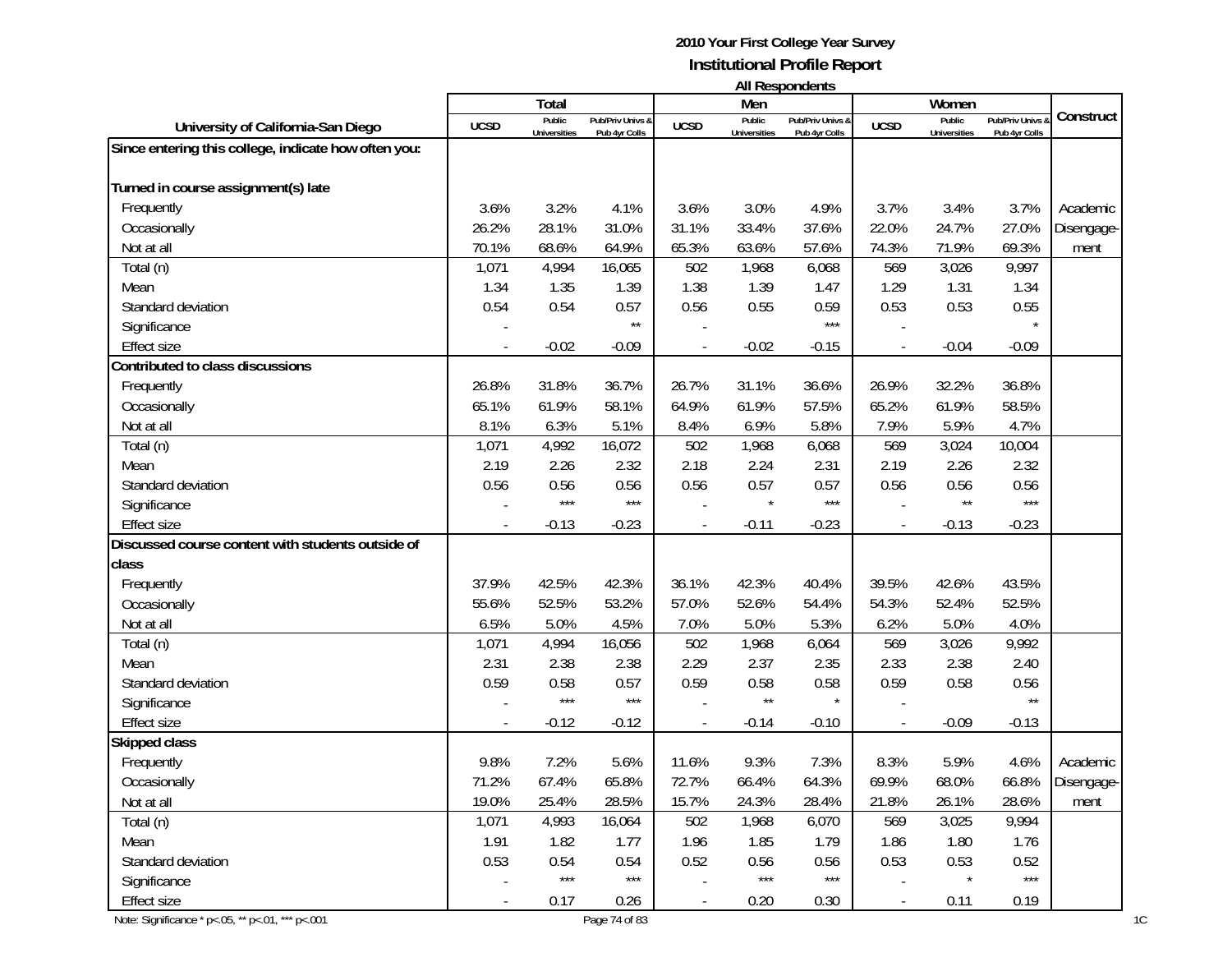**2010 Your First College Year Survey**
**Institutional Profile Report**
**All Respondents**

| University of California-San Diego | Total | | | Men | | | Women | | | Construct |
|---|---|---|---|---|---|---|---|---|---|---|
| | UCSD | Public Universities | Pub/Priv Univs & Pub 4yr Colls | UCSD | Public Universities | Pub/Priv Univs & Pub 4yr Colls | UCSD | Public Universities | Pub/Priv Univs & Pub 4yr Colls | |
| **Since entering this college, indicate how often you:** | | | | | | | | | | |
| **Turned in course assignment(s) late** | | | | | | | | | | |
| Frequently | 3.6% | 3.2% | 4.1% | 3.6% | 3.0% | 4.9% | 3.7% | 3.4% | 3.7% | Academic |
| Occasionally | 26.2% | 28.1% | 31.0% | 31.1% | 33.4% | 37.6% | 22.0% | 24.7% | 27.0% | Disengage- |
| Not at all | 70.1% | 68.6% | 64.9% | 65.3% | 63.6% | 57.6% | 74.3% | 71.9% | 69.3% | ment |
| Total (n) | 1,071 | 4,994 | 16,065 | 502 | 1,968 | 6,068 | 569 | 3,026 | 9,997 | |
| Mean | 1.34 | 1.35 | 1.39 | 1.38 | 1.39 | 1.47 | 1.29 | 1.31 | 1.34 | |
| Standard deviation | 0.54 | 0.54 | 0.57 | 0.56 | 0.55 | 0.59 | 0.53 | 0.53 | 0.55 | |
| Significance | - | | ** | - | | *** | - | | * | |
| Effect size | - | -0.02 | -0.09 | - | -0.02 | -0.15 | - | -0.04 | -0.09 | |
| **Contributed to class discussions** | | | | | | | | | | |
| Frequently | 26.8% | 31.8% | 36.7% | 26.7% | 31.1% | 36.6% | 26.9% | 32.2% | 36.8% | |
| Occasionally | 65.1% | 61.9% | 58.1% | 64.9% | 61.9% | 57.5% | 65.2% | 61.9% | 58.5% | |
| Not at all | 8.1% | 6.3% | 5.1% | 8.4% | 6.9% | 5.8% | 7.9% | 5.9% | 4.7% | |
| Total (n) | 1,071 | 4,992 | 16,072 | 502 | 1,968 | 6,068 | 569 | 3,024 | 10,004 | |
| Mean | 2.19 | 2.26 | 2.32 | 2.18 | 2.24 | 2.31 | 2.19 | 2.26 | 2.32 | |
| Standard deviation | 0.56 | 0.56 | 0.56 | 0.56 | 0.57 | 0.57 | 0.56 | 0.56 | 0.56 | |
| Significance | - | *** | *** | - | * | *** | - | ** | *** | |
| Effect size | - | -0.13 | -0.23 | - | -0.11 | -0.23 | - | -0.13 | -0.23 | |
| **Discussed course content with students outside of class** | | | | | | | | | | |
| Frequently | 37.9% | 42.5% | 42.3% | 36.1% | 42.3% | 40.4% | 39.5% | 42.6% | 43.5% | |
| Occasionally | 55.6% | 52.5% | 53.2% | 57.0% | 52.6% | 54.4% | 54.3% | 52.4% | 52.5% | |
| Not at all | 6.5% | 5.0% | 4.5% | 7.0% | 5.0% | 5.3% | 6.2% | 5.0% | 4.0% | |
| Total (n) | 1,071 | 4,994 | 16,056 | 502 | 1,968 | 6,064 | 569 | 3,026 | 9,992 | |
| Mean | 2.31 | 2.38 | 2.38 | 2.29 | 2.37 | 2.35 | 2.33 | 2.38 | 2.40 | |
| Standard deviation | 0.59 | 0.58 | 0.57 | 0.59 | 0.58 | 0.58 | 0.59 | 0.58 | 0.56 | |
| Significance | - | *** | *** | - | ** | * | - | | ** | |
| Effect size | - | -0.12 | -0.12 | - | -0.14 | -0.10 | - | -0.09 | -0.13 | |
| **Skipped class** | | | | | | | | | | |
| Frequently | 9.8% | 7.2% | 5.6% | 11.6% | 9.3% | 7.3% | 8.3% | 5.9% | 4.6% | Academic |
| Occasionally | 71.2% | 67.4% | 65.8% | 72.7% | 66.4% | 64.3% | 69.9% | 68.0% | 66.8% | Disengage- |
| Not at all | 19.0% | 25.4% | 28.5% | 15.7% | 24.3% | 28.4% | 21.8% | 26.1% | 28.6% | ment |
| Total (n) | 1,071 | 4,993 | 16,064 | 502 | 1,968 | 6,070 | 569 | 3,025 | 9,994 | |
| Mean | 1.91 | 1.82 | 1.77 | 1.96 | 1.85 | 1.79 | 1.86 | 1.80 | 1.76 | |
| Standard deviation | 0.53 | 0.54 | 0.54 | 0.52 | 0.56 | 0.56 | 0.53 | 0.53 | 0.52 | |
| Significance | - | *** | *** | - | *** | *** | - | * | *** | |
| Effect size | - | 0.17 | 0.26 | - | 0.20 | 0.30 | - | 0.11 | 0.19 | |

Note: Significance * $p<.05$, ** $p<.01$, *** $p<.001$

1C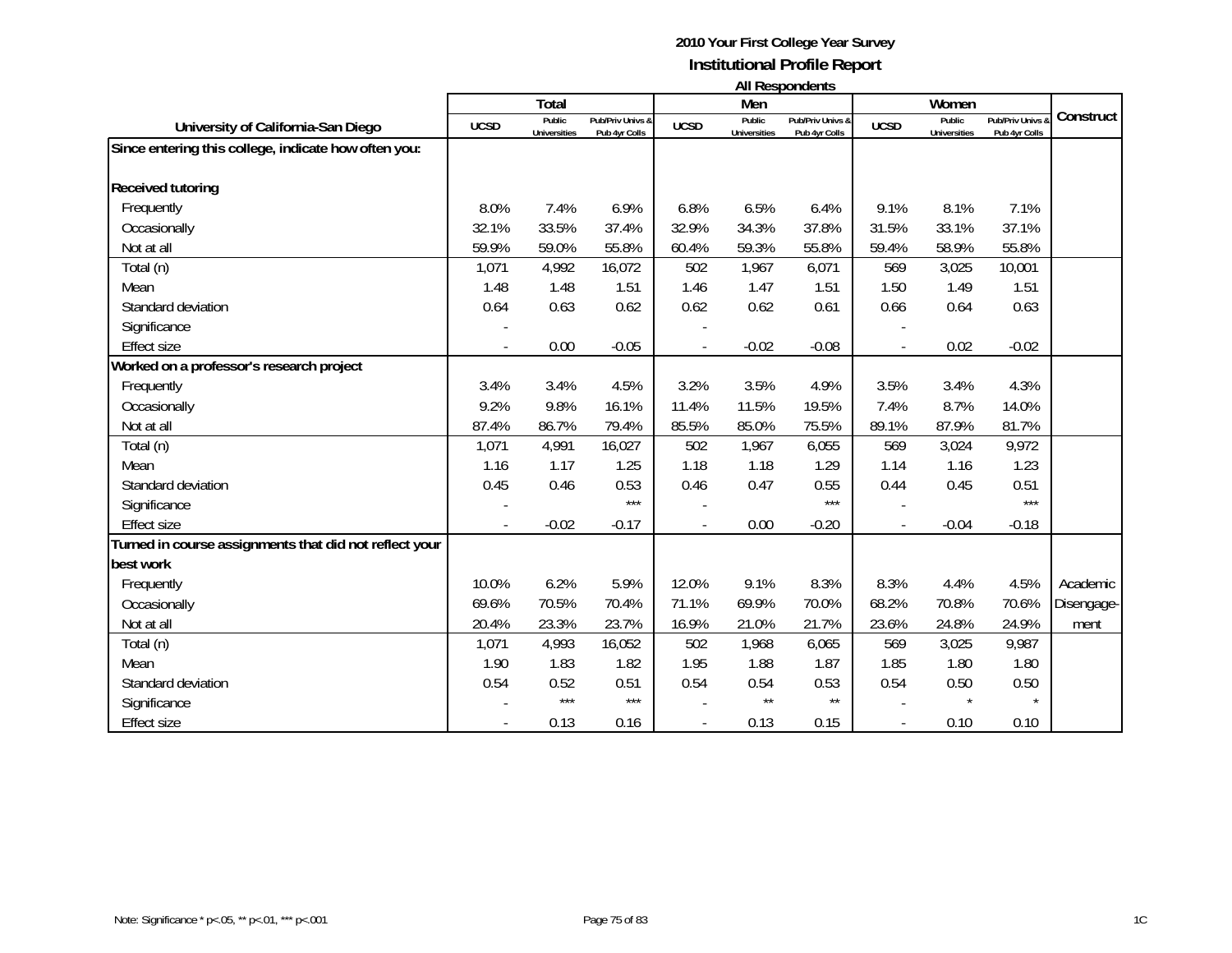**2010 Your First College Year Survey**
**Institutional Profile Report**
**All Respondents**

| University of California-San Diego | Total | | | Men | | | Women | | | Construct |
|---|---|---|---|---|---|---|---|---|---|---|
| | UCSD | Public Universities | Pub/Priv Univs & Pub 4yr Colls | UCSD | Public Universities | Pub/Priv Univs & Pub 4yr Colls | UCSD | Public Universities | Pub/Priv Univs & Pub 4yr Colls | |
| **Since entering this college, indicate how often you:** | | | | | | | | | | |
| **Received tutoring** | | | | | | | | | | |
| Frequently | 8.0% | 7.4% | 6.9% | 6.8% | 6.5% | 6.4% | 9.1% | 8.1% | 7.1% | |
| Occasionally | 32.1% | 33.5% | 37.4% | 32.9% | 34.3% | 37.8% | 31.5% | 33.1% | 37.1% | |
| Not at all | 59.9% | 59.0% | 55.8% | 60.4% | 59.3% | 55.8% | 59.4% | 58.9% | 55.8% | |
| Total (n) | 1,071 | 4,992 | 16,072 | 502 | 1,967 | 6,071 | 569 | 3,025 | 10,001 | |
| Mean | 1.48 | 1.48 | 1.51 | 1.46 | 1.47 | 1.51 | 1.50 | 1.49 | 1.51 | |
| Standard deviation | 0.64 | 0.63 | 0.62 | 0.62 | 0.62 | 0.61 | 0.66 | 0.64 | 0.63 | |
| Significance | - | | | - | | | - | | | |
| Effect size | - | 0.00 | -0.05 | - | -0.02 | -0.08 | - | 0.02 | -0.02 | |
| **Worked on a professor's research project** | | | | | | | | | | |
| Frequently | 3.4% | 3.4% | 4.5% | 3.2% | 3.5% | 4.9% | 3.5% | 3.4% | 4.3% | |
| Occasionally | 9.2% | 9.8% | 16.1% | 11.4% | 11.5% | 19.5% | 7.4% | 8.7% | 14.0% | |
| Not at all | 87.4% | 86.7% | 79.4% | 85.5% | 85.0% | 75.5% | 89.1% | 87.9% | 81.7% | |
| Total (n) | 1,071 | 4,991 | 16,027 | 502 | 1,967 | 6,055 | 569 | 3,024 | 9,972 | |
| Mean | 1.16 | 1.17 | 1.25 | 1.18 | 1.18 | 1.29 | 1.14 | 1.16 | 1.23 | |
| Standard deviation | 0.45 | 0.46 | 0.53 | 0.46 | 0.47 | 0.55 | 0.44 | 0.45 | 0.51 | |
| Significance | - | | *** | - | | *** | - | | *** | |
| Effect size | - | -0.02 | -0.17 | - | 0.00 | -0.20 | - | -0.04 | -0.18 | |
| **Turned in course assignments that did not reflect your best work** | | | | | | | | | | |
| Frequently | 10.0% | 6.2% | 5.9% | 12.0% | 9.1% | 8.3% | 8.3% | 4.4% | 4.5% | Academic Disengagement |
| Occasionally | 69.6% | 70.5% | 70.4% | 71.1% | 69.9% | 70.0% | 68.2% | 70.8% | 70.6% | |
| Not at all | 20.4% | 23.3% | 23.7% | 16.9% | 21.0% | 21.7% | 23.6% | 24.8% | 24.9% | |
| Total (n) | 1,071 | 4,993 | 16,052 | 502 | 1,968 | 6,065 | 569 | 3,025 | 9,987 | |
| Mean | 1.90 | 1.83 | 1.82 | 1.95 | 1.88 | 1.87 | 1.85 | 1.80 | 1.80 | |
| Standard deviation | 0.54 | 0.52 | 0.51 | 0.54 | 0.54 | 0.53 | 0.54 | 0.50 | 0.50 | |
| Significance | - | *** | *** | - | ** | ** | - | * | * | |
| Effect size | - | 0.13 | 0.16 | - | 0.13 | 0.15 | - | 0.10 | 0.10 | |

Note: Significance * p<.05, ** p<.01, *** p<.001

1C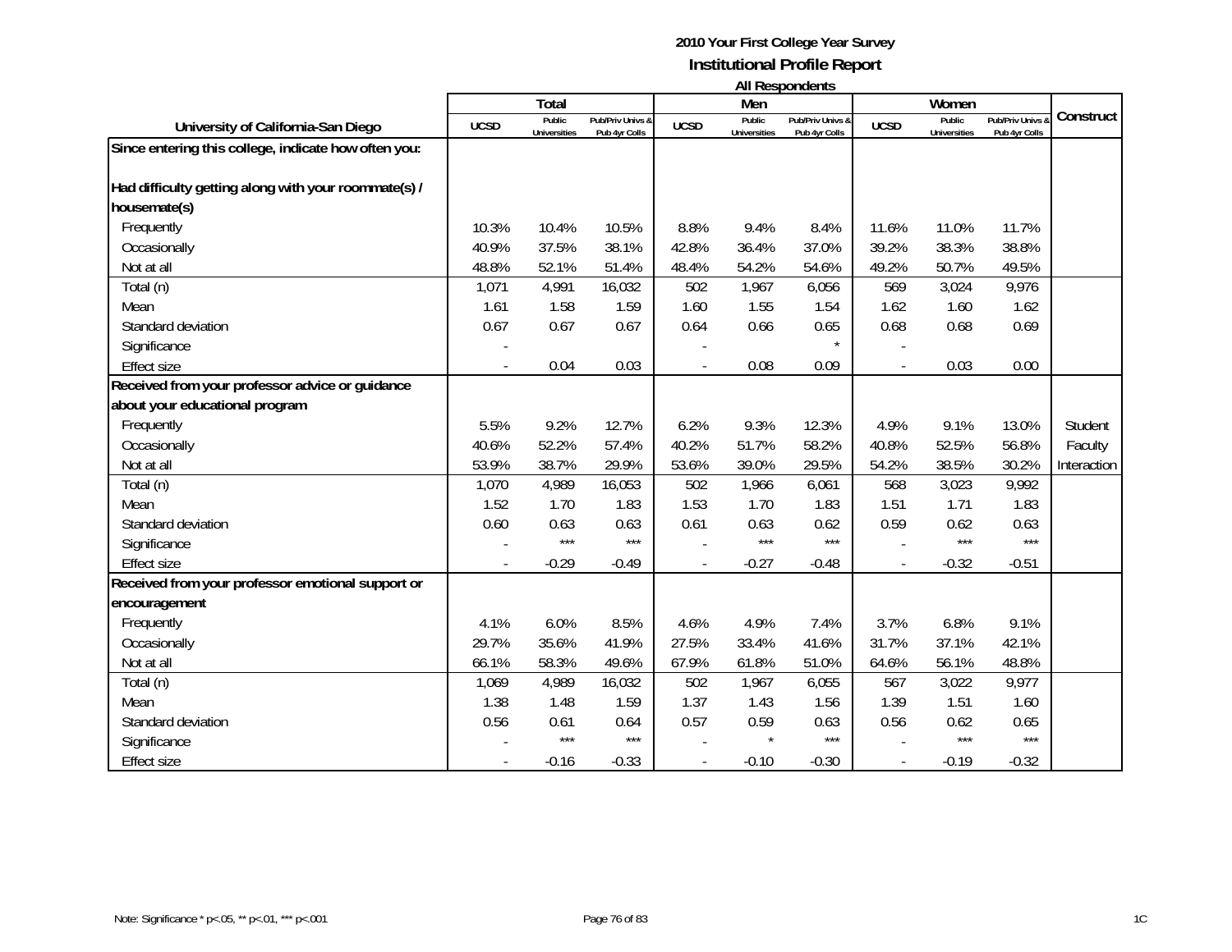# 2010 Your First College Year Survey

## Institutional Profile Report

### All Respondents

| University of California-San Diego | Total | | | Men | | | Women | | | Construct |
|---|---|---|---|---|---|---|---|---|---|---|
| | UCSD | Public Universities | Pub/Priv Univs & Pub 4yr Colls | UCSD | Public Universities | Pub/Priv Univs & Pub 4yr Colls | UCSD | Public Universities | Pub/Priv Univs & Pub 4yr Colls | |
| **Since entering this college, indicate how often you:** | | | | | | | | | | |
| **Had difficulty getting along with your roommate(s) / housemate(s)** | | | | | | | | | | |
| Frequently | 10.3% | 10.4% | 10.5% | 8.8% | 9.4% | 8.4% | 11.6% | 11.0% | 11.7% | |
| Occasionally | 40.9% | 37.5% | 38.1% | 42.8% | 36.4% | 37.0% | 39.2% | 38.3% | 38.8% | |
| Not at all | 48.8% | 52.1% | 51.4% | 48.4% | 54.2% | 54.6% | 49.2% | 50.7% | 49.5% | |
| Total (n) | 1,071 | 4,991 | 16,032 | 502 | 1,967 | 6,056 | 569 | 3,024 | 9,976 | |
| Mean | 1.61 | 1.58 | 1.59 | 1.60 | 1.55 | 1.54 | 1.62 | 1.60 | 1.62 | |
| Standard deviation | 0.67 | 0.67 | 0.67 | 0.64 | 0.66 | 0.65 | 0.68 | 0.68 | 0.69 | |
| Significance | - | | | - | | * | - | | | |
| Effect size | - | 0.04 | 0.03 | - | 0.08 | 0.09 | - | 0.03 | 0.00 | |
| **Received from your professor advice or guidance about your educational program** | | | | | | | | | | |
| Frequently | 5.5% | 9.2% | 12.7% | 6.2% | 9.3% | 12.3% | 4.9% | 9.1% | 13.0% | Student |
| Occasionally | 40.6% | 52.2% | 57.4% | 40.2% | 51.7% | 58.2% | 40.8% | 52.5% | 56.8% | Faculty |
| Not at all | 53.9% | 38.7% | 29.9% | 53.6% | 39.0% | 29.5% | 54.2% | 38.5% | 30.2% | Interaction |
| Total (n) | 1,070 | 4,989 | 16,053 | 502 | 1,966 | 6,061 | 568 | 3,023 | 9,992 | |
| Mean | 1.52 | 1.70 | 1.83 | 1.53 | 1.70 | 1.83 | 1.51 | 1.71 | 1.83 | |
| Standard deviation | 0.60 | 0.63 | 0.63 | 0.61 | 0.63 | 0.62 | 0.59 | 0.62 | 0.63 | |
| Significance | - | *** | *** | - | *** | *** | - | *** | *** | |
| Effect size | - | -0.29 | -0.49 | - | -0.27 | -0.48 | - | -0.32 | -0.51 | |
| **Received from your professor emotional support or encouragement** | | | | | | | | | | |
| Frequently | 4.1% | 6.0% | 8.5% | 4.6% | 4.9% | 7.4% | 3.7% | 6.8% | 9.1% | |
| Occasionally | 29.7% | 35.6% | 41.9% | 27.5% | 33.4% | 41.6% | 31.7% | 37.1% | 42.1% | |
| Not at all | 66.1% | 58.3% | 49.6% | 67.9% | 61.8% | 51.0% | 64.6% | 56.1% | 48.8% | |
| Total (n) | 1,069 | 4,989 | 16,032 | 502 | 1,967 | 6,055 | 567 | 3,022 | 9,977 | |
| Mean | 1.38 | 1.48 | 1.59 | 1.37 | 1.43 | 1.56 | 1.39 | 1.51 | 1.60 | |
| Standard deviation | 0.56 | 0.61 | 0.64 | 0.57 | 0.59 | 0.63 | 0.56 | 0.62 | 0.65 | |
| Significance | - | *** | *** | - | * | *** | - | *** | *** | |
| Effect size | - | -0.16 | -0.33 | - | -0.10 | -0.30 | - | -0.19 | -0.32 | |

Note: Significance * p<.05, ** p<.01, *** p<.001

1C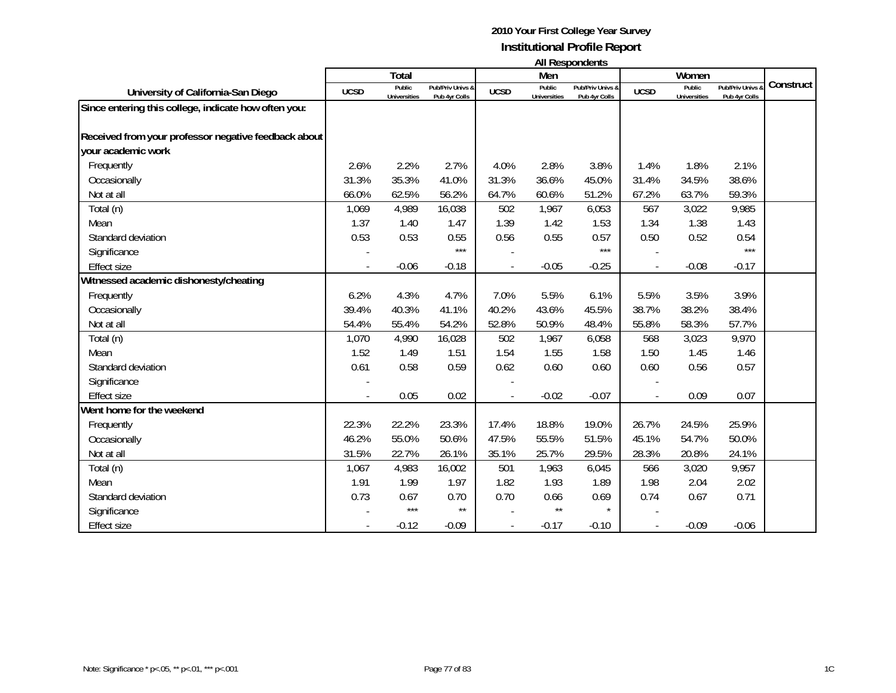# 2010 Your First College Year Survey

## Institutional Profile Report

### All Respondents

| University of California-San Diego | Total | | | Men | | | Women | | | Construct |
|---|---|---|---|---|---|---|---|---|---|---|
| | UCSD | Public Universities | Pub/Priv Univs & Pub 4yr Colls | UCSD | Public Universities | Pub/Priv Univs & Pub 4yr Colls | UCSD | Public Universities | Pub/Priv Univs & Pub 4yr Colls | |
| **Since entering this college, indicate how often you:** | | | | | | | | | | |
| **Received from your professor negative feedback about your academic work** | | | | | | | | | | |
| Frequently | 2.6% | 2.2% | 2.7% | 4.0% | 2.8% | 3.8% | 1.4% | 1.8% | 2.1% | |
| Occasionally | 31.3% | 35.3% | 41.0% | 31.3% | 36.6% | 45.0% | 31.4% | 34.5% | 38.6% | |
| Not at all | 66.0% | 62.5% | 56.2% | 64.7% | 60.6% | 51.2% | 67.2% | 63.7% | 59.3% | |
| Total (n) | 1,069 | 4,989 | 16,038 | 502 | 1,967 | 6,053 | 567 | 3,022 | 9,985 | |
| Mean | 1.37 | 1.40 | 1.47 | 1.39 | 1.42 | 1.53 | 1.34 | 1.38 | 1.43 | |
| Standard deviation | 0.53 | 0.53 | 0.55 | 0.56 | 0.55 | 0.57 | 0.50 | 0.52 | 0.54 | |
| Significance | - | | *** | - | | *** | - | | *** | |
| Effect size | - | -0.06 | -0.18 | - | -0.05 | -0.25 | - | -0.08 | -0.17 | |
| **Witnessed academic dishonesty/cheating** | | | | | | | | | | |
| Frequently | 6.2% | 4.3% | 4.7% | 7.0% | 5.5% | 6.1% | 5.5% | 3.5% | 3.9% | |
| Occasionally | 39.4% | 40.3% | 41.1% | 40.2% | 43.6% | 45.5% | 38.7% | 38.2% | 38.4% | |
| Not at all | 54.4% | 55.4% | 54.2% | 52.8% | 50.9% | 48.4% | 55.8% | 58.3% | 57.7% | |
| Total (n) | 1,070 | 4,990 | 16,028 | 502 | 1,967 | 6,058 | 568 | 3,023 | 9,970 | |
| Mean | 1.52 | 1.49 | 1.51 | 1.54 | 1.55 | 1.58 | 1.50 | 1.45 | 1.46 | |
| Standard deviation | 0.61 | 0.58 | 0.59 | 0.62 | 0.60 | 0.60 | 0.60 | 0.56 | 0.57 | |
| Significance | - | | | - | | | - | | | |
| Effect size | - | 0.05 | 0.02 | - | -0.02 | -0.07 | - | 0.09 | 0.07 | |
| **Went home for the weekend** | | | | | | | | | | |
| Frequently | 22.3% | 22.2% | 23.3% | 17.4% | 18.8% | 19.0% | 26.7% | 24.5% | 25.9% | |
| Occasionally | 46.2% | 55.0% | 50.6% | 47.5% | 55.5% | 51.5% | 45.1% | 54.7% | 50.0% | |
| Not at all | 31.5% | 22.7% | 26.1% | 35.1% | 25.7% | 29.5% | 28.3% | 20.8% | 24.1% | |
| Total (n) | 1,067 | 4,983 | 16,002 | 501 | 1,963 | 6,045 | 566 | 3,020 | 9,957 | |
| Mean | 1.91 | 1.99 | 1.97 | 1.82 | 1.93 | 1.89 | 1.98 | 2.04 | 2.02 | |
| Standard deviation | 0.73 | 0.67 | 0.70 | 0.70 | 0.66 | 0.69 | 0.74 | 0.67 | 0.71 | |
| Significance | - | *** | ** | - | ** | * | - | | | |
| Effect size | - | -0.12 | -0.09 | - | -0.17 | -0.10 | - | -0.09 | -0.06 | |

Note: Significance * p<.05, ** p<.01, *** p<.001

1C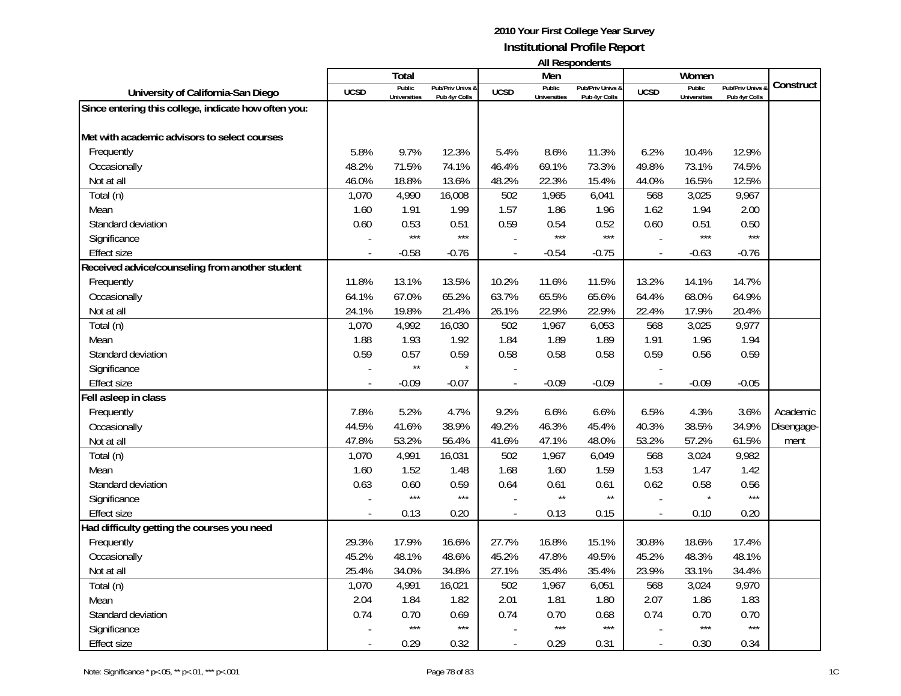**2010 Your First College Year Survey**
**Institutional Profile Report**
**All Respondents**

| University of California-San Diego | Total | | | Men | | | Women | | | Construct |
|---|---|---|---|---|---|---|---|---|---|---|
| | UCSD | Public Universities | Pub/Priv Univs & Pub 4yr Colls | UCSD | Public Universities | Pub/Priv Univs & Pub 4yr Colls | UCSD | Public Universities | Pub/Priv Univs & Pub 4yr Colls | |
| **Since entering this college, indicate how often you:** | | | | | | | | | | |
| **Met with academic advisors to select courses** | | | | | | | | | | |
| Frequently | 5.8% | 9.7% | 12.3% | 5.4% | 8.6% | 11.3% | 6.2% | 10.4% | 12.9% | |
| Occasionally | 48.2% | 71.5% | 74.1% | 46.4% | 69.1% | 73.3% | 49.8% | 73.1% | 74.5% | |
| Not at all | 46.0% | 18.8% | 13.6% | 48.2% | 22.3% | 15.4% | 44.0% | 16.5% | 12.5% | |
| Total (n) | 1,070 | 4,990 | 16,008 | 502 | 1,965 | 6,041 | 568 | 3,025 | 9,967 | |
| Mean | 1.60 | 1.91 | 1.99 | 1.57 | 1.86 | 1.96 | 1.62 | 1.94 | 2.00 | |
| Standard deviation | 0.60 | 0.53 | 0.51 | 0.59 | 0.54 | 0.52 | 0.60 | 0.51 | 0.50 | |
| Significance | - | *** | *** | - | *** | *** | - | *** | *** | |
| Effect size | - | -0.58 | -0.76 | - | -0.54 | -0.75 | - | -0.63 | -0.76 | |
| **Received advice/counseling from another student** | | | | | | | | | | |
| Frequently | 11.8% | 13.1% | 13.5% | 10.2% | 11.6% | 11.5% | 13.2% | 14.1% | 14.7% | |
| Occasionally | 64.1% | 67.0% | 65.2% | 63.7% | 65.5% | 65.6% | 64.4% | 68.0% | 64.9% | |
| Not at all | 24.1% | 19.8% | 21.4% | 26.1% | 22.9% | 22.9% | 22.4% | 17.9% | 20.4% | |
| Total (n) | 1,070 | 4,992 | 16,030 | 502 | 1,967 | 6,053 | 568 | 3,025 | 9,977 | |
| Mean | 1.88 | 1.93 | 1.92 | 1.84 | 1.89 | 1.89 | 1.91 | 1.96 | 1.94 | |
| Standard deviation | 0.59 | 0.57 | 0.59 | 0.58 | 0.58 | 0.58 | 0.59 | 0.56 | 0.59 | |
| Significance | - | ** | * | - | | | - | | | |
| Effect size | - | -0.09 | -0.07 | - | -0.09 | -0.09 | - | -0.09 | -0.05 | |
| **Fell asleep in class** | | | | | | | | | | |
| Frequently | 7.8% | 5.2% | 4.7% | 9.2% | 6.6% | 6.6% | 6.5% | 4.3% | 3.6% | Academic Disengagement |
| Occasionally | 44.5% | 41.6% | 38.9% | 49.2% | 46.3% | 45.4% | 40.3% | 38.5% | 34.9% | |
| Not at all | 47.8% | 53.2% | 56.4% | 41.6% | 47.1% | 48.0% | 53.2% | 57.2% | 61.5% | |
| Total (n) | 1,070 | 4,991 | 16,031 | 502 | 1,967 | 6,049 | 568 | 3,024 | 9,982 | |
| Mean | 1.60 | 1.52 | 1.48 | 1.68 | 1.60 | 1.59 | 1.53 | 1.47 | 1.42 | |
| Standard deviation | 0.63 | 0.60 | 0.59 | 0.64 | 0.61 | 0.61 | 0.62 | 0.58 | 0.56 | |
| Significance | - | *** | *** | - | ** | ** | - | * | *** | |
| Effect size | - | 0.13 | 0.20 | - | 0.13 | 0.15 | - | 0.10 | 0.20 | |
| **Had difficulty getting the courses you need** | | | | | | | | | | |
| Frequently | 29.3% | 17.9% | 16.6% | 27.7% | 16.8% | 15.1% | 30.8% | 18.6% | 17.4% | |
| Occasionally | 45.2% | 48.1% | 48.6% | 45.2% | 47.8% | 49.5% | 45.2% | 48.3% | 48.1% | |
| Not at all | 25.4% | 34.0% | 34.8% | 27.1% | 35.4% | 35.4% | 23.9% | 33.1% | 34.4% | |
| Total (n) | 1,070 | 4,991 | 16,021 | 502 | 1,967 | 6,051 | 568 | 3,024 | 9,970 | |
| Mean | 2.04 | 1.84 | 1.82 | 2.01 | 1.81 | 1.80 | 2.07 | 1.86 | 1.83 | |
| Standard deviation | 0.74 | 0.70 | 0.69 | 0.74 | 0.70 | 0.68 | 0.74 | 0.70 | 0.70 | |
| Significance | - | *** | *** | - | *** | *** | - | *** | *** | |
| Effect size | - | 0.29 | 0.32 | - | 0.29 | 0.31 | - | 0.30 | 0.34 | |

Note: Significance * p<.05, ** p<.01, *** p<.001

1C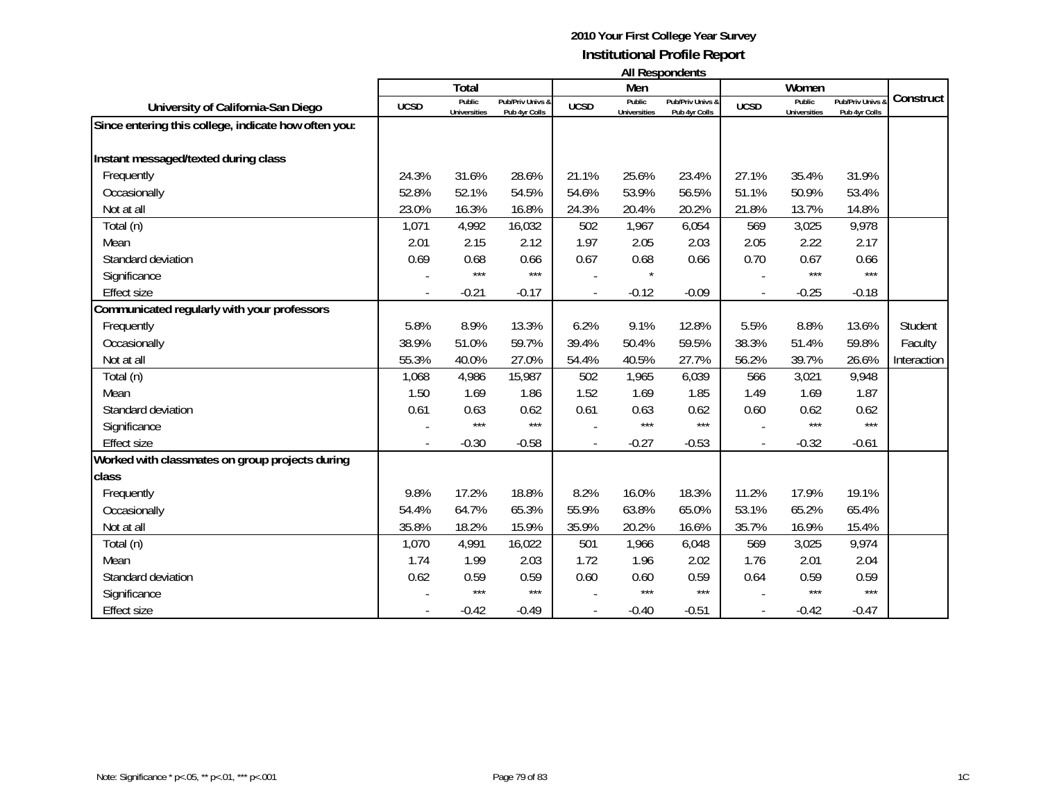**2010 Your First College Year Survey**
**Institutional Profile Report**
**All Respondents**

| University of California-San Diego | Total | | | Men | | | Women | | | Construct |
|---|---|---|---|---|---|---|---|---|---|---|
| | UCSD | Public Universities | Pub/Priv Univs & Pub 4yr Colls | UCSD | Public Universities | Pub/Priv Univs & Pub 4yr Colls | UCSD | Public Universities | Pub/Priv Univs & Pub 4yr Colls | |
| **Since entering this college, indicate how often you:** | | | | | | | | | | |
| **Instant messaged/texted during class** | | | | | | | | | | |
| Frequently | 24.3% | 31.6% | 28.6% | 21.1% | 25.6% | 23.4% | 27.1% | 35.4% | 31.9% | |
| Occasionally | 52.8% | 52.1% | 54.5% | 54.6% | 53.9% | 56.5% | 51.1% | 50.9% | 53.4% | |
| Not at all | 23.0% | 16.3% | 16.8% | 24.3% | 20.4% | 20.2% | 21.8% | 13.7% | 14.8% | |
| Total (n) | 1,071 | 4,992 | 16,032 | 502 | 1,967 | 6,054 | 569 | 3,025 | 9,978 | |
| Mean | 2.01 | 2.15 | 2.12 | 1.97 | 2.05 | 2.03 | 2.05 | 2.22 | 2.17 | |
| Standard deviation | 0.69 | 0.68 | 0.66 | 0.67 | 0.68 | 0.66 | 0.70 | 0.67 | 0.66 | |
| Significance | - | *** | *** | - | * | | - | *** | *** | |
| Effect size | - | -0.21 | -0.17 | - | -0.12 | -0.09 | - | -0.25 | -0.18 | |
| **Communicated regularly with your professors** | | | | | | | | | | |
| Frequently | 5.8% | 8.9% | 13.3% | 6.2% | 9.1% | 12.8% | 5.5% | 8.8% | 13.6% | Student |
| Occasionally | 38.9% | 51.0% | 59.7% | 39.4% | 50.4% | 59.5% | 38.3% | 51.4% | 59.8% | Faculty |
| Not at all | 55.3% | 40.0% | 27.0% | 54.4% | 40.5% | 27.7% | 56.2% | 39.7% | 26.6% | Interaction |
| Total (n) | 1,068 | 4,986 | 15,987 | 502 | 1,965 | 6,039 | 566 | 3,021 | 9,948 | |
| Mean | 1.50 | 1.69 | 1.86 | 1.52 | 1.69 | 1.85 | 1.49 | 1.69 | 1.87 | |
| Standard deviation | 0.61 | 0.63 | 0.62 | 0.61 | 0.63 | 0.62 | 0.60 | 0.62 | 0.62 | |
| Significance | - | *** | *** | - | *** | *** | - | *** | *** | |
| Effect size | - | -0.30 | -0.58 | - | -0.27 | -0.53 | - | -0.32 | -0.61 | |
| **Worked with classmates on group projects during class** | | | | | | | | | | |
| Frequently | 9.8% | 17.2% | 18.8% | 8.2% | 16.0% | 18.3% | 11.2% | 17.9% | 19.1% | |
| Occasionally | 54.4% | 64.7% | 65.3% | 55.9% | 63.8% | 65.0% | 53.1% | 65.2% | 65.4% | |
| Not at all | 35.8% | 18.2% | 15.9% | 35.9% | 20.2% | 16.6% | 35.7% | 16.9% | 15.4% | |
| Total (n) | 1,070 | 4,991 | 16,022 | 501 | 1,966 | 6,048 | 569 | 3,025 | 9,974 | |
| Mean | 1.74 | 1.99 | 2.03 | 1.72 | 1.96 | 2.02 | 1.76 | 2.01 | 2.04 | |
| Standard deviation | 0.62 | 0.59 | 0.59 | 0.60 | 0.60 | 0.59 | 0.64 | 0.59 | 0.59 | |
| Significance | - | *** | *** | - | *** | *** | - | *** | *** | |
| Effect size | - | -0.42 | -0.49 | - | -0.40 | -0.51 | - | -0.42 | -0.47 | |

Note: Significance * p<.05, ** p<.01, *** p<.001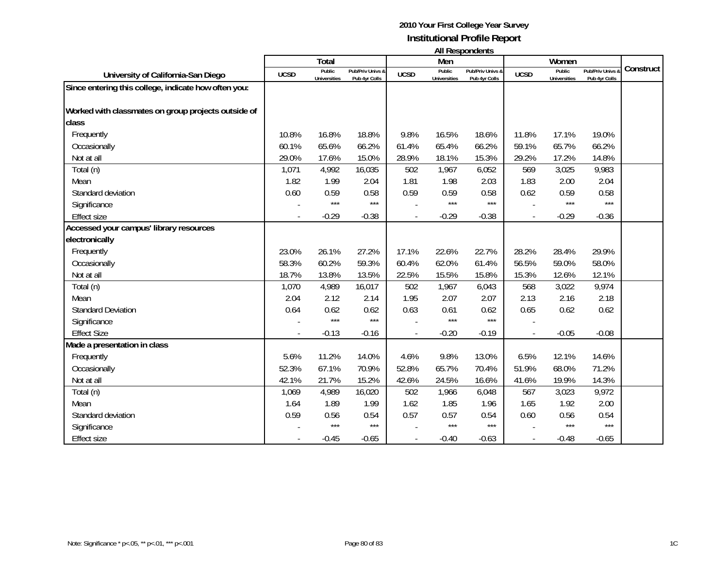# 2010 Your First College Year Survey

## Institutional Profile Report

### All Respondents

| University of California-San Diego | Total | | | Men | | | Women | | | Construct |
|---|---|---|---|---|---|---|---|---|---|---|
| | UCSD | Public Universities | Pub/Priv Univs & Pub 4yr Colls | UCSD | Public Universities | Pub/Priv Univs & Pub 4yr Colls | UCSD | Public Universities | Pub/Priv Univs & Pub 4yr Colls | |
| **Since entering this college, indicate how often you:** | | | | | | | | | | |
| **Worked with classmates on group projects outside of class** | | | | | | | | | | |
| Frequently | 10.8% | 16.8% | 18.8% | 9.8% | 16.5% | 18.6% | 11.8% | 17.1% | 19.0% | |
| Occasionally | 60.1% | 65.6% | 66.2% | 61.4% | 65.4% | 66.2% | 59.1% | 65.7% | 66.2% | |
| Not at all | 29.0% | 17.6% | 15.0% | 28.9% | 18.1% | 15.3% | 29.2% | 17.2% | 14.8% | |
| Total (n) | 1,071 | 4,992 | 16,035 | 502 | 1,967 | 6,052 | 569 | 3,025 | 9,983 | |
| Mean | 1.82 | 1.99 | 2.04 | 1.81 | 1.98 | 2.03 | 1.83 | 2.00 | 2.04 | |
| Standard deviation | 0.60 | 0.59 | 0.58 | 0.59 | 0.59 | 0.58 | 0.62 | 0.59 | 0.58 | |
| Significance | - | *** | *** | - | *** | *** | - | *** | *** | |
| Effect size | - | -0.29 | -0.38 | - | -0.29 | -0.38 | - | -0.29 | -0.36 | |
| **Accessed your campus' library resources electronically** | | | | | | | | | | |
| Frequently | 23.0% | 26.1% | 27.2% | 17.1% | 22.6% | 22.7% | 28.2% | 28.4% | 29.9% | |
| Occasionally | 58.3% | 60.2% | 59.3% | 60.4% | 62.0% | 61.4% | 56.5% | 59.0% | 58.0% | |
| Not at all | 18.7% | 13.8% | 13.5% | 22.5% | 15.5% | 15.8% | 15.3% | 12.6% | 12.1% | |
| Total (n) | 1,070 | 4,989 | 16,017 | 502 | 1,967 | 6,043 | 568 | 3,022 | 9,974 | |
| Mean | 2.04 | 2.12 | 2.14 | 1.95 | 2.07 | 2.07 | 2.13 | 2.16 | 2.18 | |
| Standard Deviation | 0.64 | 0.62 | 0.62 | 0.63 | 0.61 | 0.62 | 0.65 | 0.62 | 0.62 | |
| Significance | - | *** | *** | - | *** | *** | - | | | |
| Effect Size | - | -0.13 | -0.16 | - | -0.20 | -0.19 | - | -0.05 | -0.08 | |
| **Made a presentation in class** | | | | | | | | | | |
| Frequently | 5.6% | 11.2% | 14.0% | 4.6% | 9.8% | 13.0% | 6.5% | 12.1% | 14.6% | |
| Occasionally | 52.3% | 67.1% | 70.9% | 52.8% | 65.7% | 70.4% | 51.9% | 68.0% | 71.2% | |
| Not at all | 42.1% | 21.7% | 15.2% | 42.6% | 24.5% | 16.6% | 41.6% | 19.9% | 14.3% | |
| Total (n) | 1,069 | 4,989 | 16,020 | 502 | 1,966 | 6,048 | 567 | 3,023 | 9,972 | |
| Mean | 1.64 | 1.89 | 1.99 | 1.62 | 1.85 | 1.96 | 1.65 | 1.92 | 2.00 | |
| Standard deviation | 0.59 | 0.56 | 0.54 | 0.57 | 0.57 | 0.54 | 0.60 | 0.56 | 0.54 | |
| Significance | - | *** | *** | - | *** | *** | - | *** | *** | |
| Effect size | - | -0.45 | -0.65 | - | -0.40 | -0.63 | - | -0.48 | -0.65 | |

Note: Significance * p<.05, ** p<.01, *** p<.001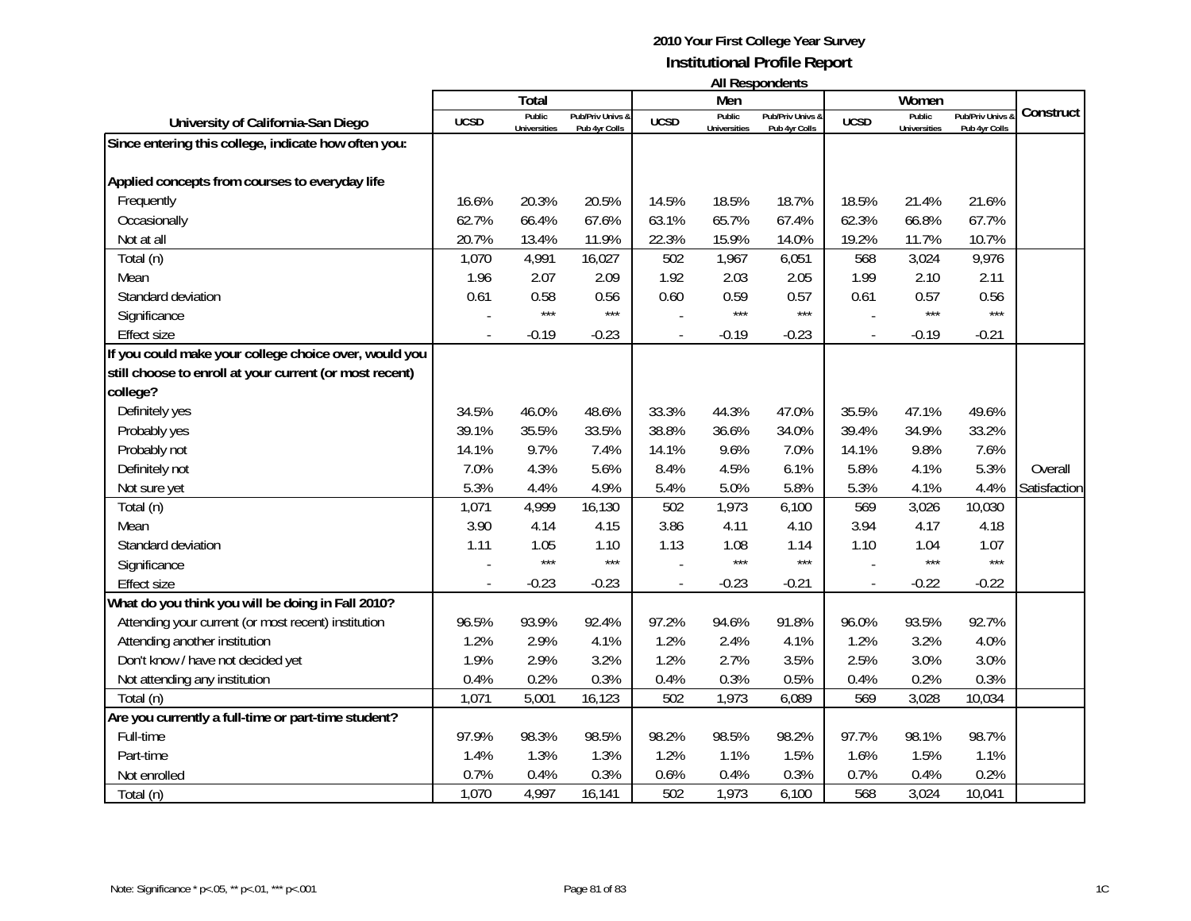**2010 Your First College Year Survey**

**Institutional Profile Report**

**All Respondents**

| University of California-San Diego | Total | | | Men | | | Women | | | Construct |
|---|---|---|---|---|---|---|---|---|---|---|
| | UCSD | Public Universities | Pub/Priv Univs & Pub 4yr Colls | UCSD | Public Universities | Pub/Priv Univs & Pub 4yr Colls | UCSD | Public Universities | Pub/Priv Univs & Pub 4yr Colls | |
| **Since entering this college, indicate how often you:** | | | | | | | | | | |
| **Applied concepts from courses to everyday life** | | | | | | | | | | |
| Frequently | 16.6% | 20.3% | 20.5% | 14.5% | 18.5% | 18.7% | 18.5% | 21.4% | 21.6% | |
| Occasionally | 62.7% | 66.4% | 67.6% | 63.1% | 65.7% | 67.4% | 62.3% | 66.8% | 67.7% | |
| Not at all | 20.7% | 13.4% | 11.9% | 22.3% | 15.9% | 14.0% | 19.2% | 11.7% | 10.7% | |
| Total (n) | 1,070 | 4,991 | 16,027 | 502 | 1,967 | 6,051 | 568 | 3,024 | 9,976 | |
| Mean | 1.96 | 2.07 | 2.09 | 1.92 | 2.03 | 2.05 | 1.99 | 2.10 | 2.11 | |
| Standard deviation | 0.61 | 0.58 | 0.56 | 0.60 | 0.59 | 0.57 | 0.61 | 0.57 | 0.56 | |
| Significance | - | *** | *** | - | *** | *** | - | *** | *** | |
| Effect size | - | -0.19 | -0.23 | - | -0.19 | -0.23 | - | -0.19 | -0.21 | |
| **If you could make your college choice over, would you still choose to enroll at your current (or most recent) college?** | | | | | | | | | | |
| Definitely yes | 34.5% | 46.0% | 48.6% | 33.3% | 44.3% | 47.0% | 35.5% | 47.1% | 49.6% | |
| Probably yes | 39.1% | 35.5% | 33.5% | 38.8% | 36.6% | 34.0% | 39.4% | 34.9% | 33.2% | |
| Probably not | 14.1% | 9.7% | 7.4% | 14.1% | 9.6% | 7.0% | 14.1% | 9.8% | 7.6% | |
| Definitely not | 7.0% | 4.3% | 5.6% | 8.4% | 4.5% | 6.1% | 5.8% | 4.1% | 5.3% | Overall |
| Not sure yet | 5.3% | 4.4% | 4.9% | 5.4% | 5.0% | 5.8% | 5.3% | 4.1% | 4.4% | Satisfaction |
| Total (n) | 1,071 | 4,999 | 16,130 | 502 | 1,973 | 6,100 | 569 | 3,026 | 10,030 | |
| Mean | 3.90 | 4.14 | 4.15 | 3.86 | 4.11 | 4.10 | 3.94 | 4.17 | 4.18 | |
| Standard deviation | 1.11 | 1.05 | 1.10 | 1.13 | 1.08 | 1.14 | 1.10 | 1.04 | 1.07 | |
| Significance | - | *** | *** | - | *** | *** | - | *** | *** | |
| Effect size | - | -0.23 | -0.23 | - | -0.23 | -0.21 | - | -0.22 | -0.22 | |
| **What do you think you will be doing in Fall 2010?** | | | | | | | | | | |
| Attending your current (or most recent) institution | 96.5% | 93.9% | 92.4% | 97.2% | 94.6% | 91.8% | 96.0% | 93.5% | 92.7% | |
| Attending another institution | 1.2% | 2.9% | 4.1% | 1.2% | 2.4% | 4.1% | 1.2% | 3.2% | 4.0% | |
| Don't know / have not decided yet | 1.9% | 2.9% | 3.2% | 1.2% | 2.7% | 3.5% | 2.5% | 3.0% | 3.0% | |
| Not attending any institution | 0.4% | 0.2% | 0.3% | 0.4% | 0.3% | 0.5% | 0.4% | 0.2% | 0.3% | |
| Total (n) | 1,071 | 5,001 | 16,123 | 502 | 1,973 | 6,089 | 569 | 3,028 | 10,034 | |
| **Are you currently a full-time or part-time student?** | | | | | | | | | | |
| Full-time | 97.9% | 98.3% | 98.5% | 98.2% | 98.5% | 98.2% | 97.7% | 98.1% | 98.7% | |
| Part-time | 1.4% | 1.3% | 1.3% | 1.2% | 1.1% | 1.5% | 1.6% | 1.5% | 1.1% | |
| Not enrolled | 0.7% | 0.4% | 0.3% | 0.6% | 0.4% | 0.3% | 0.7% | 0.4% | 0.2% | |
| Total (n) | 1,070 | 4,997 | 16,141 | 502 | 1,973 | 6,100 | 568 | 3,024 | 10,041 | |

Note: Significance * p<.05, ** p<.01, *** p<.001

1C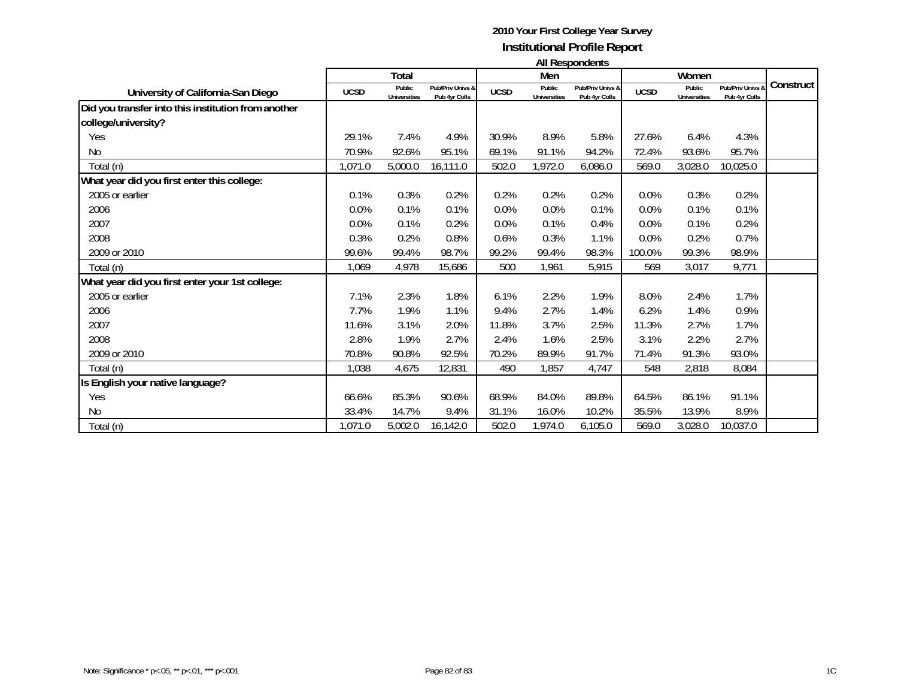# 2010 Your First College Year Survey

## Institutional Profile Report

### All Respondents

| University of California-San Diego | Total | | | Men | | | Women | | | Construct |
|---|---|---|---|---|---|---|---|---|---|---|
| | UCSD | Public Universities | Pub/Priv Univs & Pub 4yr Colls | UCSD | Public Universities | Pub/Priv Univs & Pub 4yr Colls | UCSD | Public Universities | Pub/Priv Univs & Pub 4yr Colls | |
| **Did you transfer into this institution from another college/university?** | | | | | | | | | | |
| Yes | 29.1% | 7.4% | 4.9% | 30.9% | 8.9% | 5.8% | 27.6% | 6.4% | 4.3% | |
| No | 70.9% | 92.6% | 95.1% | 69.1% | 91.1% | 94.2% | 72.4% | 93.6% | 95.7% | |
| Total (n) | 1,071.0 | 5,000.0 | 16,111.0 | 502.0 | 1,972.0 | 6,086.0 | 569.0 | 3,028.0 | 10,025.0 | |
| **What year did you first enter this college:** | | | | | | | | | | |
| 2005 or earlier | 0.1% | 0.3% | 0.2% | 0.2% | 0.2% | 0.2% | 0.0% | 0.3% | 0.2% | |
| 2006 | 0.0% | 0.1% | 0.1% | 0.0% | 0.0% | 0.1% | 0.0% | 0.1% | 0.1% | |
| 2007 | 0.0% | 0.1% | 0.2% | 0.0% | 0.1% | 0.4% | 0.0% | 0.1% | 0.2% | |
| 2008 | 0.3% | 0.2% | 0.8% | 0.6% | 0.3% | 1.1% | 0.0% | 0.2% | 0.7% | |
| 2009 or 2010 | 99.6% | 99.4% | 98.7% | 99.2% | 99.4% | 98.3% | 100.0% | 99.3% | 98.9% | |
| Total (n) | 1,069 | 4,978 | 15,686 | 500 | 1,961 | 5,915 | 569 | 3,017 | 9,771 | |
| **What year did you first enter your 1st college:** | | | | | | | | | | |
| 2005 or earlier | 7.1% | 2.3% | 1.8% | 6.1% | 2.2% | 1.9% | 8.0% | 2.4% | 1.7% | |
| 2006 | 7.7% | 1.9% | 1.1% | 9.4% | 2.7% | 1.4% | 6.2% | 1.4% | 0.9% | |
| 2007 | 11.6% | 3.1% | 2.0% | 11.8% | 3.7% | 2.5% | 11.3% | 2.7% | 1.7% | |
| 2008 | 2.8% | 1.9% | 2.7% | 2.4% | 1.6% | 2.5% | 3.1% | 2.2% | 2.7% | |
| 2009 or 2010 | 70.8% | 90.8% | 92.5% | 70.2% | 89.9% | 91.7% | 71.4% | 91.3% | 93.0% | |
| Total (n) | 1,038 | 4,675 | 12,831 | 490 | 1,857 | 4,747 | 548 | 2,818 | 8,084 | |
| **Is English your native language?** | | | | | | | | | | |
| Yes | 66.6% | 85.3% | 90.6% | 68.9% | 84.0% | 89.8% | 64.5% | 86.1% | 91.1% | |
| No | 33.4% | 14.7% | 9.4% | 31.1% | 16.0% | 10.2% | 35.5% | 13.9% | 8.9% | |
| Total (n) | 1,071.0 | 5,002.0 | 16,142.0 | 502.0 | 1,974.0 | 6,105.0 | 569.0 | 3,028.0 | 10,037.0 | |

Note: Significance * p<.05, ** p<.01, *** p<.001

1C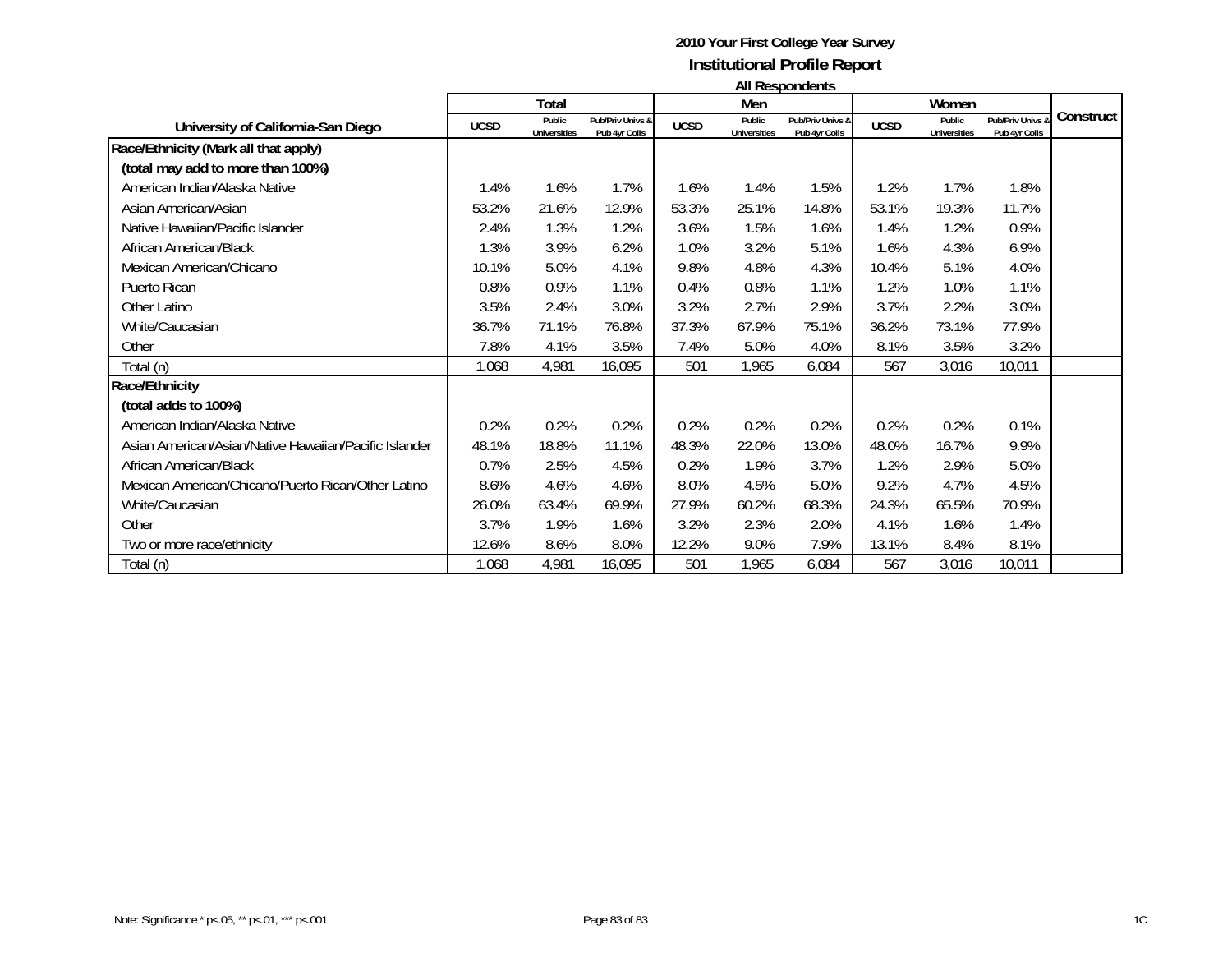# 2010 Your First College Year Survey

## Institutional Profile Report

### All Respondents

| University of California-San Diego | Total | | | Men | | | Women | | | Construct |
|---|---|---|---|---|---|---|---|---|---|---|
| | UCSD | Public Universities | Pub/Priv Univs & Pub 4yr Colls | UCSD | Public Universities | Pub/Priv Univs & Pub 4yr Colls | UCSD | Public Universities | Pub/Priv Univs & Pub 4yr Colls | |
| **Race/Ethnicity (Mark all that apply)** | | | | | | | | | | |
| **(total may add to more than 100%)** | | | | | | | | | | |
| American Indian/Alaska Native | 1.4% | 1.6% | 1.7% | 1.6% | 1.4% | 1.5% | 1.2% | 1.7% | 1.8% | |
| Asian American/Asian | 53.2% | 21.6% | 12.9% | 53.3% | 25.1% | 14.8% | 53.1% | 19.3% | 11.7% | |
| Native Hawaiian/Pacific Islander | 2.4% | 1.3% | 1.2% | 3.6% | 1.5% | 1.6% | 1.4% | 1.2% | 0.9% | |
| African American/Black | 1.3% | 3.9% | 6.2% | 1.0% | 3.2% | 5.1% | 1.6% | 4.3% | 6.9% | |
| Mexican American/Chicano | 10.1% | 5.0% | 4.1% | 9.8% | 4.8% | 4.3% | 10.4% | 5.1% | 4.0% | |
| Puerto Rican | 0.8% | 0.9% | 1.1% | 0.4% | 0.8% | 1.1% | 1.2% | 1.0% | 1.1% | |
| Other Latino | 3.5% | 2.4% | 3.0% | 3.2% | 2.7% | 2.9% | 3.7% | 2.2% | 3.0% | |
| White/Caucasian | 36.7% | 71.1% | 76.8% | 37.3% | 67.9% | 75.1% | 36.2% | 73.1% | 77.9% | |
| Other | 7.8% | 4.1% | 3.5% | 7.4% | 5.0% | 4.0% | 8.1% | 3.5% | 3.2% | |
| Total (n) | 1,068 | 4,981 | 16,095 | 501 | 1,965 | 6,084 | 567 | 3,016 | 10,011 | |
| **Race/Ethnicity** | | | | | | | | | | |
| **(total adds to 100%)** | | | | | | | | | | |
| American Indian/Alaska Native | 0.2% | 0.2% | 0.2% | 0.2% | 0.2% | 0.2% | 0.2% | 0.2% | 0.1% | |
| Asian American/Asian/Native Hawaiian/Pacific Islander | 48.1% | 18.8% | 11.1% | 48.3% | 22.0% | 13.0% | 48.0% | 16.7% | 9.9% | |
| African American/Black | 0.7% | 2.5% | 4.5% | 0.2% | 1.9% | 3.7% | 1.2% | 2.9% | 5.0% | |
| Mexican American/Chicano/Puerto Rican/Other Latino | 8.6% | 4.6% | 4.6% | 8.0% | 4.5% | 5.0% | 9.2% | 4.7% | 4.5% | |
| White/Caucasian | 26.0% | 63.4% | 69.9% | 27.9% | 60.2% | 68.3% | 24.3% | 65.5% | 70.9% | |
| Other | 3.7% | 1.9% | 1.6% | 3.2% | 2.3% | 2.0% | 4.1% | 1.6% | 1.4% | |
| Two or more race/ethnicity | 12.6% | 8.6% | 8.0% | 12.2% | 9.0% | 7.9% | 13.1% | 8.4% | 8.1% | |
| Total (n) | 1,068 | 4,981 | 16,095 | 501 | 1,965 | 6,084 | 567 | 3,016 | 10,011 | |

Note: Significance * p<.05, ** p<.01, *** p<.001

1C